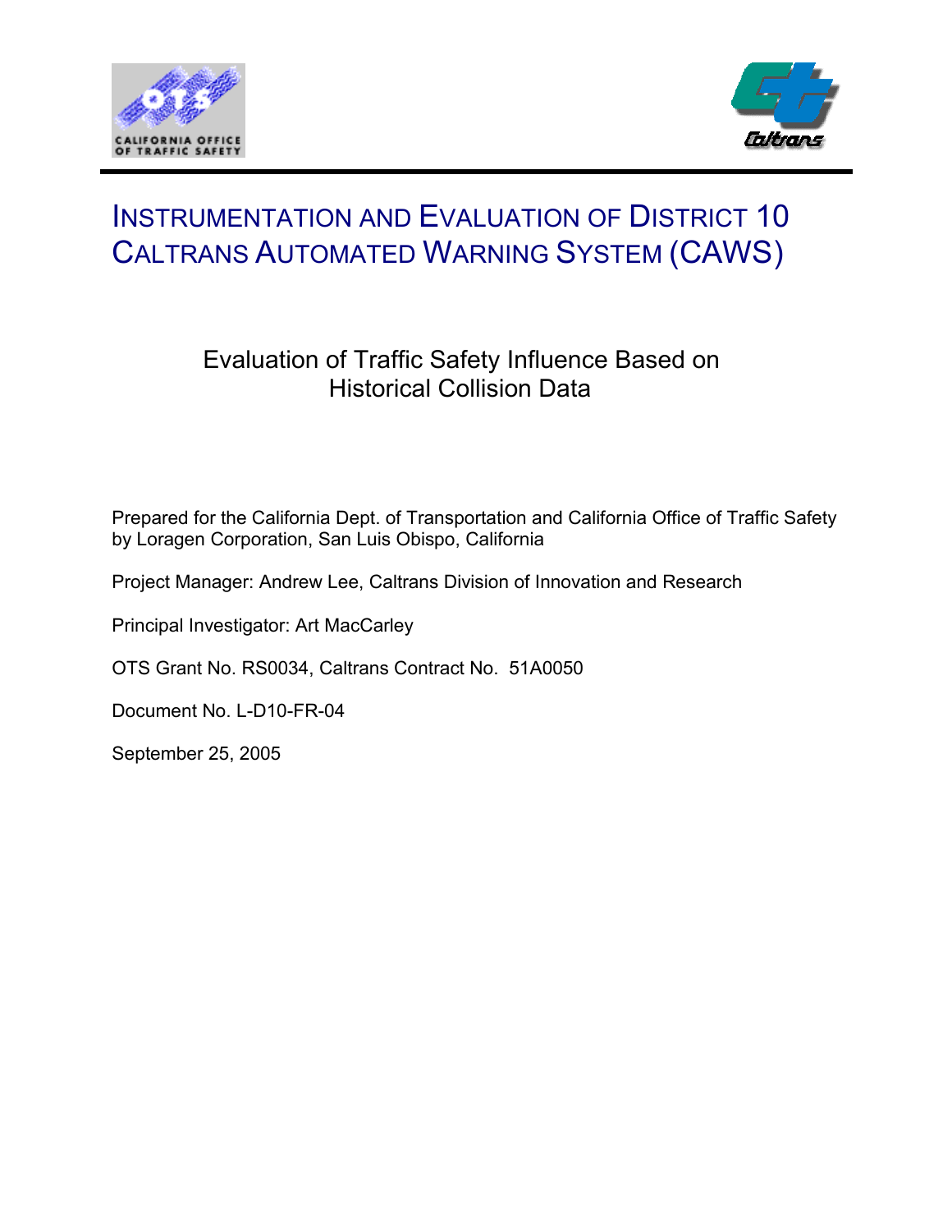# INSTRUMENTATION AND EVALUATION OF DISTRICT 10 CALTRANS AUTOMATED WARNING SYSTEM (CAWS)

## Evaluation of Traffic Safety Influence Based on Historical Collision Data

Prepared for the California Dept. of Transportation and California Office of Traffic Safety by Loragen Corporation, San Luis Obispo, California

Project Manager: Andrew Lee, Caltrans Division of Innovation and Research

Principal Investigator: Art MacCarley

OTS Grant No. RS0034, Caltrans Contract No. 51A0050

Document No. L-D10-FR-04

September 25, 2005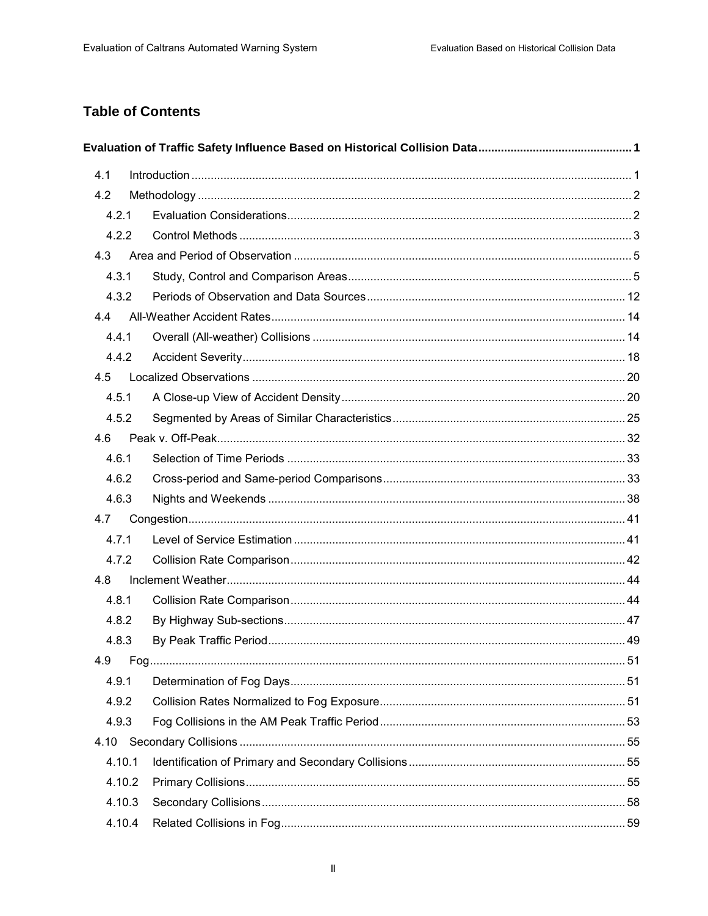## Table of Contents

**Evaluation of Traffic Safety Influence Based on Historical Collision Data ... 1**

- 4.1 Introduction ... 1
- 4.2 Methodology ... 2
  - 4.2.1 Evaluation Considerations ... 2
  - 4.2.2 Control Methods ... 3
- 4.3 Area and Period of Observation ... 5
  - 4.3.1 Study, Control and Comparison Areas ... 5
  - 4.3.2 Periods of Observation and Data Sources ... 12
- 4.4 All-Weather Accident Rates ... 14
  - 4.4.1 Overall (All-weather) Collisions ... 14
  - 4.4.2 Accident Severity ... 18
- 4.5 Localized Observations ... 20
  - 4.5.1 A Close-up View of Accident Density ... 20
  - 4.5.2 Segmented by Areas of Similar Characteristics ... 25
- 4.6 Peak v. Off-Peak ... 32
  - 4.6.1 Selection of Time Periods ... 33
  - 4.6.2 Cross-period and Same-period Comparisons ... 33
  - 4.6.3 Nights and Weekends ... 38
- 4.7 Congestion ... 41
  - 4.7.1 Level of Service Estimation ... 41
  - 4.7.2 Collision Rate Comparison ... 42
- 4.8 Inclement Weather ... 44
  - 4.8.1 Collision Rate Comparison ... 44
  - 4.8.2 By Highway Sub-sections ... 47
  - 4.8.3 By Peak Traffic Period ... 49
- 4.9 Fog ... 51
  - 4.9.1 Determination of Fog Days ... 51
  - 4.9.2 Collision Rates Normalized to Fog Exposure ... 51
  - 4.9.3 Fog Collisions in the AM Peak Traffic Period ... 53
- 4.10 Secondary Collisions ... 55
  - 4.10.1 Identification of Primary and Secondary Collisions ... 55
  - 4.10.2 Primary Collisions ... 55
  - 4.10.3 Secondary Collisions ... 58
  - 4.10.4 Related Collisions in Fog ... 59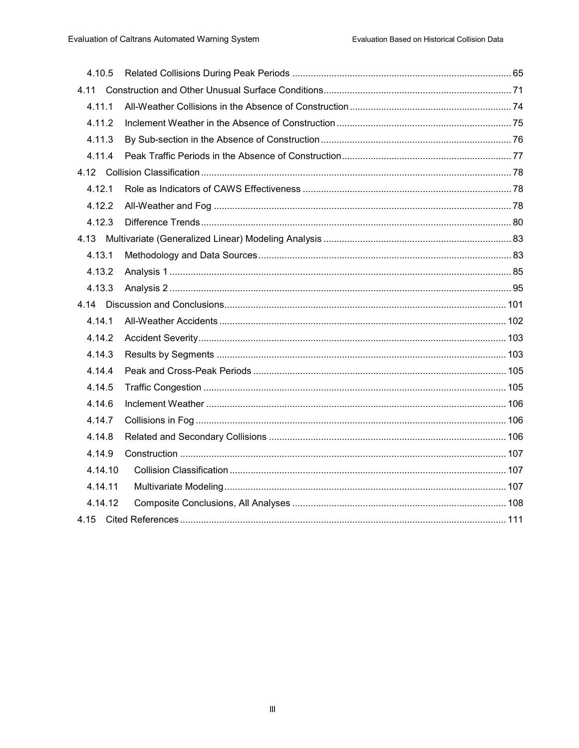4.10.5 Related Collisions During Peak Periods ..... 65

4.11 Construction and Other Unusual Surface Conditions ..... 71

4.11.1 All-Weather Collisions in the Absence of Construction ..... 74

4.11.2 Inclement Weather in the Absence of Construction ..... 75

4.11.3 By Sub-section in the Absence of Construction ..... 76

4.11.4 Peak Traffic Periods in the Absence of Construction ..... 77

4.12 Collision Classification ..... 78

4.12.1 Role as Indicators of CAWS Effectiveness ..... 78

4.12.2 All-Weather and Fog ..... 78

4.12.3 Difference Trends ..... 80

4.13 Multivariate (Generalized Linear) Modeling Analysis ..... 83

4.13.1 Methodology and Data Sources ..... 83

4.13.2 Analysis 1 ..... 85

4.13.3 Analysis 2 ..... 95

4.14 Discussion and Conclusions ..... 101

4.14.1 All-Weather Accidents ..... 102

4.14.2 Accident Severity ..... 103

4.14.3 Results by Segments ..... 103

4.14.4 Peak and Cross-Peak Periods ..... 105

4.14.5 Traffic Congestion ..... 105

4.14.6 Inclement Weather ..... 106

4.14.7 Collisions in Fog ..... 106

4.14.8 Related and Secondary Collisions ..... 106

4.14.9 Construction ..... 107

4.14.10 Collision Classification ..... 107

4.14.11 Multivariate Modeling ..... 107

4.14.12 Composite Conclusions, All Analyses ..... 108

4.15 Cited References ..... 111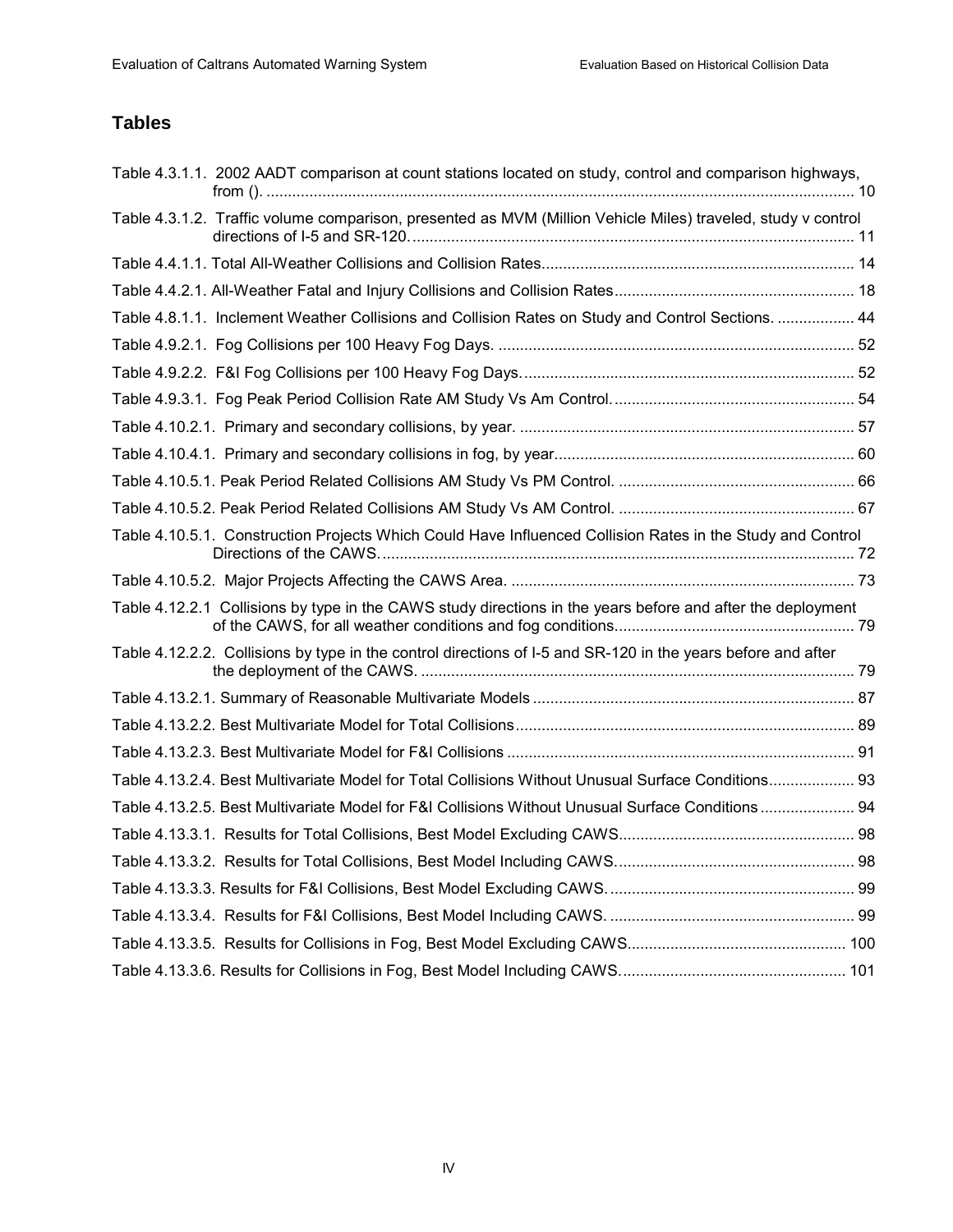## Tables

Table 4.3.1.1. 2002 AADT comparison at count stations located on study, control and comparison highways, from (). ..... 10

Table 4.3.1.2. Traffic volume comparison, presented as MVM (Million Vehicle Miles) traveled, study v control directions of I-5 and SR-120. ..... 11

Table 4.4.1.1. Total All-Weather Collisions and Collision Rates ..... 14

Table 4.4.2.1. All-Weather Fatal and Injury Collisions and Collision Rates ..... 18

Table 4.8.1.1. Inclement Weather Collisions and Collision Rates on Study and Control Sections. ..... 44

Table 4.9.2.1. Fog Collisions per 100 Heavy Fog Days. ..... 52

Table 4.9.2.2. F&I Fog Collisions per 100 Heavy Fog Days. ..... 52

Table 4.9.3.1. Fog Peak Period Collision Rate AM Study Vs Am Control. ..... 54

Table 4.10.2.1. Primary and secondary collisions, by year. ..... 57

Table 4.10.4.1. Primary and secondary collisions in fog, by year. ..... 60

Table 4.10.5.1. Peak Period Related Collisions AM Study Vs PM Control. ..... 66

Table 4.10.5.2. Peak Period Related Collisions AM Study Vs AM Control. ..... 67

Table 4.10.5.1. Construction Projects Which Could Have Influenced Collision Rates in the Study and Control Directions of the CAWS. ..... 72

Table 4.10.5.2. Major Projects Affecting the CAWS Area. ..... 73

Table 4.12.2.1 Collisions by type in the CAWS study directions in the years before and after the deployment of the CAWS, for all weather conditions and fog conditions. ..... 79

Table 4.12.2.2. Collisions by type in the control directions of I-5 and SR-120 in the years before and after the deployment of the CAWS. ..... 79

Table 4.13.2.1. Summary of Reasonable Multivariate Models ..... 87

Table 4.13.2.2. Best Multivariate Model for Total Collisions ..... 89

Table 4.13.2.3. Best Multivariate Model for F&I Collisions ..... 91

Table 4.13.2.4. Best Multivariate Model for Total Collisions Without Unusual Surface Conditions ..... 93

Table 4.13.2.5. Best Multivariate Model for F&I Collisions Without Unusual Surface Conditions ..... 94

Table 4.13.3.1. Results for Total Collisions, Best Model Excluding CAWS ..... 98

Table 4.13.3.2. Results for Total Collisions, Best Model Including CAWS. ..... 98

Table 4.13.3.3. Results for F&I Collisions, Best Model Excluding CAWS. ..... 99

Table 4.13.3.4. Results for F&I Collisions, Best Model Including CAWS. ..... 99

Table 4.13.3.5. Results for Collisions in Fog, Best Model Excluding CAWS ..... 100

Table 4.13.3.6. Results for Collisions in Fog, Best Model Including CAWS. ..... 101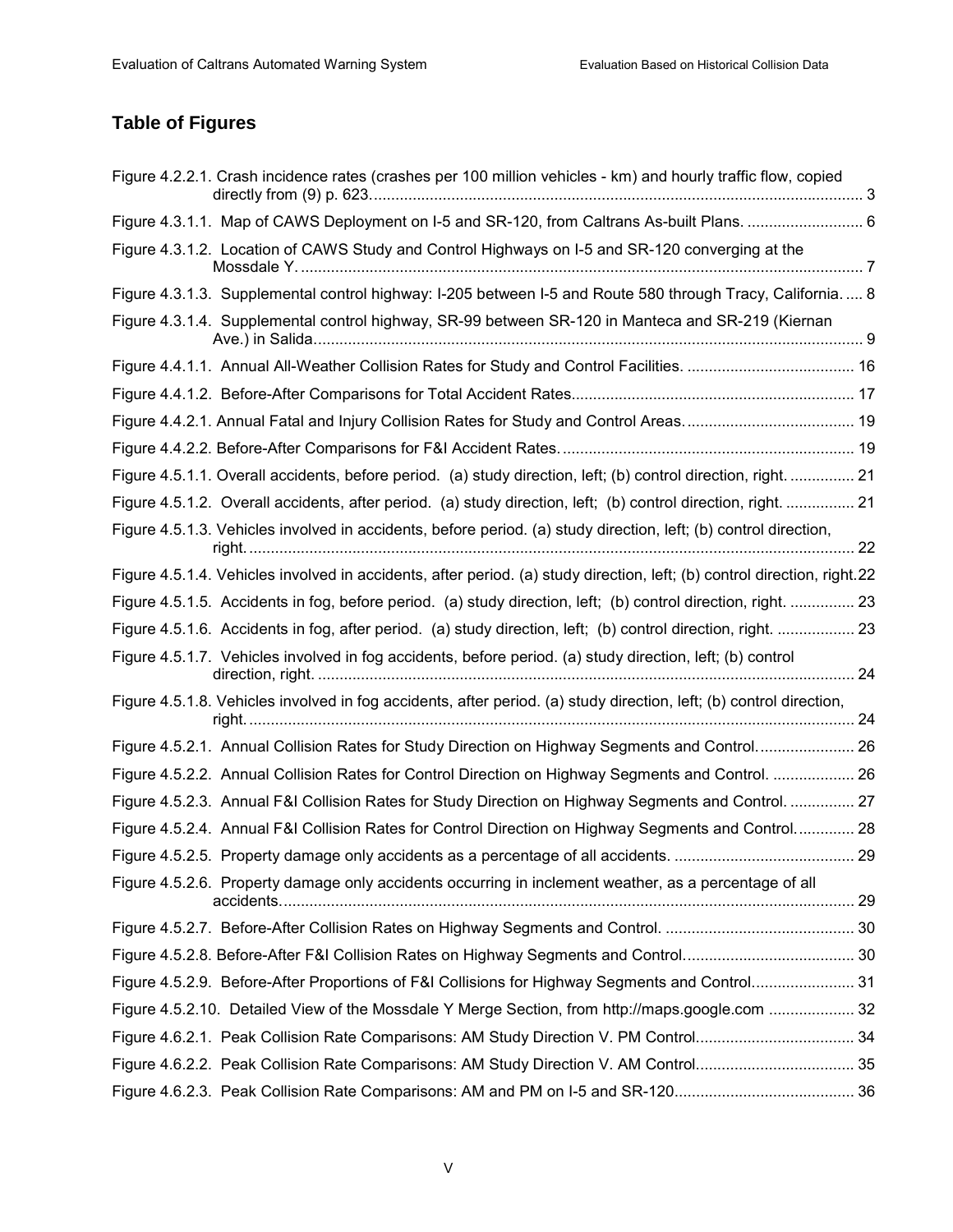## Table of Figures

Figure 4.2.2.1. Crash incidence rates (crashes per 100 million vehicles - km) and hourly traffic flow, copied directly from (9) p. 623. .......... 3

Figure 4.3.1.1. Map of CAWS Deployment on I-5 and SR-120, from Caltrans As-built Plans. .......... 6

Figure 4.3.1.2. Location of CAWS Study and Control Highways on I-5 and SR-120 converging at the Mossdale Y. .......... 7

Figure 4.3.1.3. Supplemental control highway: I-205 between I-5 and Route 580 through Tracy, California. .... 8

Figure 4.3.1.4. Supplemental control highway, SR-99 between SR-120 in Manteca and SR-219 (Kiernan Ave.) in Salida. .......... 9

Figure 4.4.1.1. Annual All-Weather Collision Rates for Study and Control Facilities. .......... 16

Figure 4.4.1.2. Before-After Comparisons for Total Accident Rates. .......... 17

Figure 4.4.2.1. Annual Fatal and Injury Collision Rates for Study and Control Areas. .......... 19

Figure 4.4.2.2. Before-After Comparisons for F&I Accident Rates. .......... 19

Figure 4.5.1.1. Overall accidents, before period. (a) study direction, left; (b) control direction, right. .......... 21

Figure 4.5.1.2. Overall accidents, after period. (a) study direction, left; (b) control direction, right. .......... 21

Figure 4.5.1.3. Vehicles involved in accidents, before period. (a) study direction, left; (b) control direction, right. .......... 22

Figure 4.5.1.4. Vehicles involved in accidents, after period. (a) study direction, left; (b) control direction, right. 22

Figure 4.5.1.5. Accidents in fog, before period. (a) study direction, left; (b) control direction, right. .......... 23

Figure 4.5.1.6. Accidents in fog, after period. (a) study direction, left; (b) control direction, right. .......... 23

Figure 4.5.1.7. Vehicles involved in fog accidents, before period. (a) study direction, left; (b) control direction, right. .......... 24

Figure 4.5.1.8. Vehicles involved in fog accidents, after period. (a) study direction, left; (b) control direction, right. .......... 24

Figure 4.5.2.1. Annual Collision Rates for Study Direction on Highway Segments and Control. .......... 26

Figure 4.5.2.2. Annual Collision Rates for Control Direction on Highway Segments and Control. .......... 26

Figure 4.5.2.3. Annual F&I Collision Rates for Study Direction on Highway Segments and Control. .......... 27

Figure 4.5.2.4. Annual F&I Collision Rates for Control Direction on Highway Segments and Control. .......... 28

Figure 4.5.2.5. Property damage only accidents as a percentage of all accidents. .......... 29

Figure 4.5.2.6. Property damage only accidents occurring in inclement weather, as a percentage of all accidents. .......... 29

Figure 4.5.2.7. Before-After Collision Rates on Highway Segments and Control. .......... 30

Figure 4.5.2.8. Before-After F&I Collision Rates on Highway Segments and Control. .......... 30

Figure 4.5.2.9. Before-After Proportions of F&I Collisions for Highway Segments and Control. .......... 31

Figure 4.5.2.10. Detailed View of the Mossdale Y Merge Section, from http://maps.google.com .......... 32

Figure 4.6.2.1. Peak Collision Rate Comparisons: AM Study Direction V. PM Control. .......... 34

Figure 4.6.2.2. Peak Collision Rate Comparisons: AM Study Direction V. AM Control. .......... 35

Figure 4.6.2.3. Peak Collision Rate Comparisons: AM and PM on I-5 and SR-120. .......... 36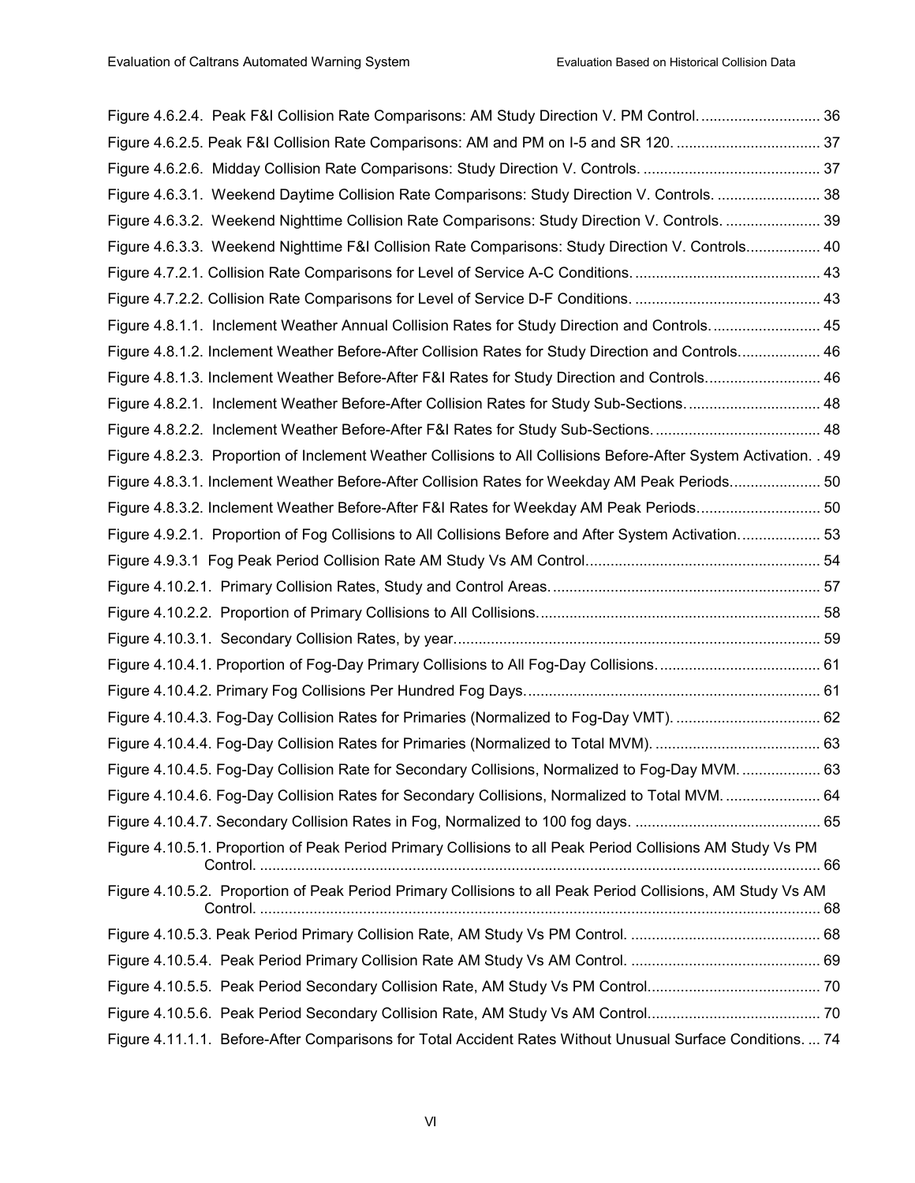Figure 4.6.2.4. Peak F&I Collision Rate Comparisons: AM Study Direction V. PM Control. ............................ 36

Figure 4.6.2.5. Peak F&I Collision Rate Comparisons: AM and PM on I-5 and SR 120. .................................. 37

Figure 4.6.2.6. Midday Collision Rate Comparisons: Study Direction V. Controls. .......................................... 37

Figure 4.6.3.1. Weekend Daytime Collision Rate Comparisons: Study Direction V. Controls. ........................ 38

Figure 4.6.3.2. Weekend Nighttime Collision Rate Comparisons: Study Direction V. Controls. ...................... 39

Figure 4.6.3.3. Weekend Nighttime F&I Collision Rate Comparisons: Study Direction V. Controls................. 40

Figure 4.7.2.1. Collision Rate Comparisons for Level of Service A-C Conditions. ............................................ 43

Figure 4.7.2.2. Collision Rate Comparisons for Level of Service D-F Conditions. ............................................ 43

Figure 4.8.1.1. Inclement Weather Annual Collision Rates for Study Direction and Controls. ......................... 45

Figure 4.8.1.2. Inclement Weather Before-After Collision Rates for Study Direction and Controls................... 46

Figure 4.8.1.3. Inclement Weather Before-After F&I Rates for Study Direction and Controls........................... 46

Figure 4.8.2.1. Inclement Weather Before-After Collision Rates for Study Sub-Sections. ............................... 48

Figure 4.8.2.2. Inclement Weather Before-After F&I Rates for Study Sub-Sections. ....................................... 48

Figure 4.8.2.3. Proportion of Inclement Weather Collisions to All Collisions Before-After System Activation. . 49

Figure 4.8.3.1. Inclement Weather Before-After Collision Rates for Weekday AM Peak Periods..................... 50

Figure 4.8.3.2. Inclement Weather Before-After F&I Rates for Weekday AM Peak Periods............................. 50

Figure 4.9.2.1. Proportion of Fog Collisions to All Collisions Before and After System Activation................... 53

Figure 4.9.3.1 Fog Peak Period Collision Rate AM Study Vs AM Control........................................................ 54

Figure 4.10.2.1. Primary Collision Rates, Study and Control Areas................................................................ 57

Figure 4.10.2.2. Proportion of Primary Collisions to All Collisions.................................................................... 58

Figure 4.10.3.1. Secondary Collision Rates, by year....................................................................................... 59

Figure 4.10.4.1. Proportion of Fog-Day Primary Collisions to All Fog-Day Collisions....................................... 61

Figure 4.10.4.2. Primary Fog Collisions Per Hundred Fog Days...................................................................... 61

Figure 4.10.4.3. Fog-Day Collision Rates for Primaries (Normalized to Fog-Day VMT). .................................. 62

Figure 4.10.4.4. Fog-Day Collision Rates for Primaries (Normalized to Total MVM). ....................................... 63

Figure 4.10.4.5. Fog-Day Collision Rate for Secondary Collisions, Normalized to Fog-Day MVM. .................. 63

Figure 4.10.4.6. Fog-Day Collision Rates for Secondary Collisions, Normalized to Total MVM. ...................... 64

Figure 4.10.4.7. Secondary Collision Rates in Fog, Normalized to 100 fog days. ............................................ 65

Figure 4.10.5.1. Proportion of Peak Period Primary Collisions to all Peak Period Collisions AM Study Vs PM Control. ....................................................................................................................................... 66

Figure 4.10.5.2. Proportion of Peak Period Primary Collisions to all Peak Period Collisions, AM Study Vs AM Control. ....................................................................................................................................... 68

Figure 4.10.5.3. Peak Period Primary Collision Rate, AM Study Vs PM Control. ............................................. 68

Figure 4.10.5.4. Peak Period Primary Collision Rate AM Study Vs AM Control. ............................................. 69

Figure 4.10.5.5. Peak Period Secondary Collision Rate, AM Study Vs PM Control.......................................... 70

Figure 4.10.5.6. Peak Period Secondary Collision Rate, AM Study Vs AM Control.......................................... 70

Figure 4.11.1.1. Before-After Comparisons for Total Accident Rates Without Unusual Surface Conditions. ... 74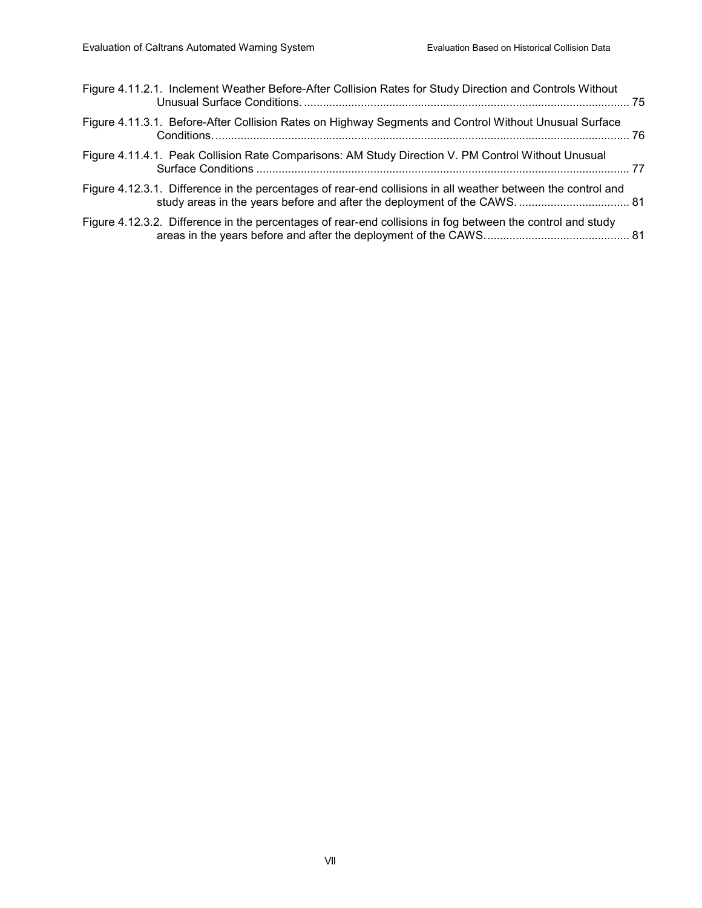Figure 4.11.2.1. Inclement Weather Before-After Collision Rates for Study Direction and Controls Without Unusual Surface Conditions. ....................................................................................................... 75

Figure 4.11.3.1. Before-After Collision Rates on Highway Segments and Control Without Unusual Surface Conditions. ................................................................................................................................ 76

Figure 4.11.4.1. Peak Collision Rate Comparisons: AM Study Direction V. PM Control Without Unusual Surface Conditions .................................................................................................................... 77

Figure 4.12.3.1. Difference in the percentages of rear-end collisions in all weather between the control and study areas in the years before and after the deployment of the CAWS. .................................. 81

Figure 4.12.3.2. Difference in the percentages of rear-end collisions in fog between the control and study areas in the years before and after the deployment of the CAWS. ............................................ 81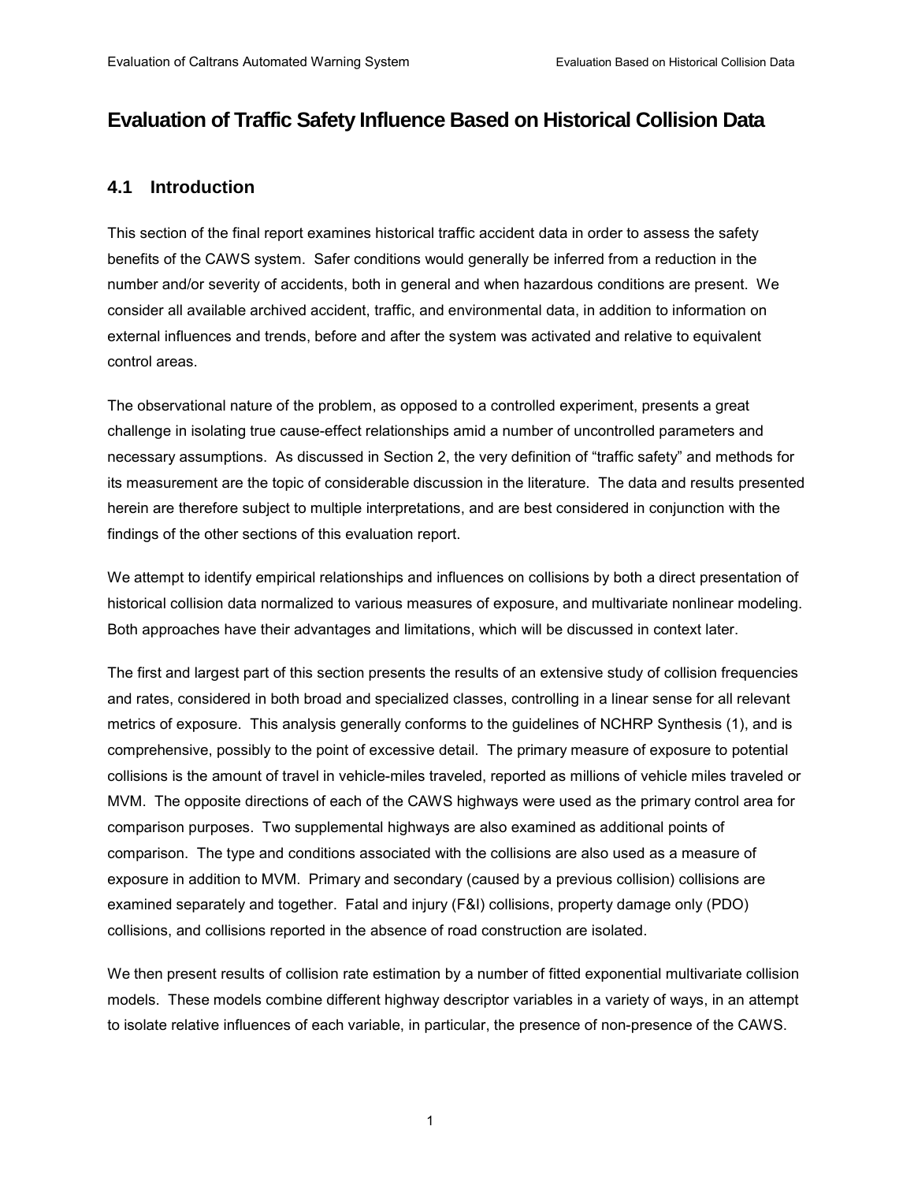# Evaluation of Traffic Safety Influence Based on Historical Collision Data

## 4.1 Introduction

This section of the final report examines historical traffic accident data in order to assess the safety benefits of the CAWS system. Safer conditions would generally be inferred from a reduction in the number and/or severity of accidents, both in general and when hazardous conditions are present. We consider all available archived accident, traffic, and environmental data, in addition to information on external influences and trends, before and after the system was activated and relative to equivalent control areas.

The observational nature of the problem, as opposed to a controlled experiment, presents a great challenge in isolating true cause-effect relationships amid a number of uncontrolled parameters and necessary assumptions. As discussed in Section 2, the very definition of "traffic safety" and methods for its measurement are the topic of considerable discussion in the literature. The data and results presented herein are therefore subject to multiple interpretations, and are best considered in conjunction with the findings of the other sections of this evaluation report.

We attempt to identify empirical relationships and influences on collisions by both a direct presentation of historical collision data normalized to various measures of exposure, and multivariate nonlinear modeling. Both approaches have their advantages and limitations, which will be discussed in context later.

The first and largest part of this section presents the results of an extensive study of collision frequencies and rates, considered in both broad and specialized classes, controlling in a linear sense for all relevant metrics of exposure. This analysis generally conforms to the guidelines of NCHRP Synthesis (1), and is comprehensive, possibly to the point of excessive detail. The primary measure of exposure to potential collisions is the amount of travel in vehicle-miles traveled, reported as millions of vehicle miles traveled or MVM. The opposite directions of each of the CAWS highways were used as the primary control area for comparison purposes. Two supplemental highways are also examined as additional points of comparison. The type and conditions associated with the collisions are also used as a measure of exposure in addition to MVM. Primary and secondary (caused by a previous collision) collisions are examined separately and together. Fatal and injury (F&I) collisions, property damage only (PDO) collisions, and collisions reported in the absence of road construction are isolated.

We then present results of collision rate estimation by a number of fitted exponential multivariate collision models. These models combine different highway descriptor variables in a variety of ways, in an attempt to isolate relative influences of each variable, in particular, the presence of non-presence of the CAWS.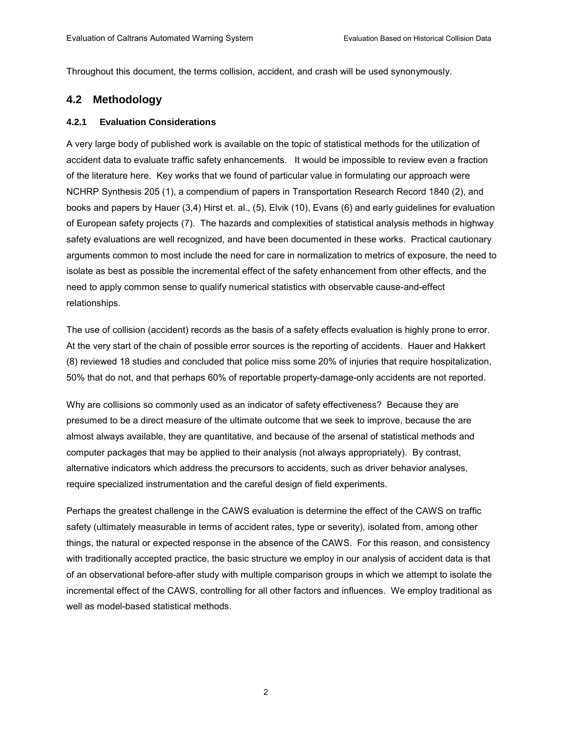Throughout this document, the terms collision, accident, and crash will be used synonymously.

## 4.2 Methodology

### 4.2.1 Evaluation Considerations

A very large body of published work is available on the topic of statistical methods for the utilization of accident data to evaluate traffic safety enhancements. It would be impossible to review even a fraction of the literature here. Key works that we found of particular value in formulating our approach were NCHRP Synthesis 205 (1), a compendium of papers in Transportation Research Record 1840 (2), and books and papers by Hauer (3,4) Hirst et. al., (5), Elvik (10), Evans (6) and early guidelines for evaluation of European safety projects (7). The hazards and complexities of statistical analysis methods in highway safety evaluations are well recognized, and have been documented in these works. Practical cautionary arguments common to most include the need for care in normalization to metrics of exposure, the need to isolate as best as possible the incremental effect of the safety enhancement from other effects, and the need to apply common sense to qualify numerical statistics with observable cause-and-effect relationships.

The use of collision (accident) records as the basis of a safety effects evaluation is highly prone to error. At the very start of the chain of possible error sources is the reporting of accidents. Hauer and Hakkert (8) reviewed 18 studies and concluded that police miss some 20% of injuries that require hospitalization, 50% that do not, and that perhaps 60% of reportable property-damage-only accidents are not reported.

Why are collisions so commonly used as an indicator of safety effectiveness? Because they are presumed to be a direct measure of the ultimate outcome that we seek to improve, because the are almost always available, they are quantitative, and because of the arsenal of statistical methods and computer packages that may be applied to their analysis (not always appropriately). By contrast, alternative indicators which address the precursors to accidents, such as driver behavior analyses, require specialized instrumentation and the careful design of field experiments.

Perhaps the greatest challenge in the CAWS evaluation is determine the effect of the CAWS on traffic safety (ultimately measurable in terms of accident rates, type or severity), isolated from, among other things, the natural or expected response in the absence of the CAWS. For this reason, and consistency with traditionally accepted practice, the basic structure we employ in our analysis of accident data is that of an observational before-after study with multiple comparison groups in which we attempt to isolate the incremental effect of the CAWS, controlling for all other factors and influences. We employ traditional as well as model-based statistical methods.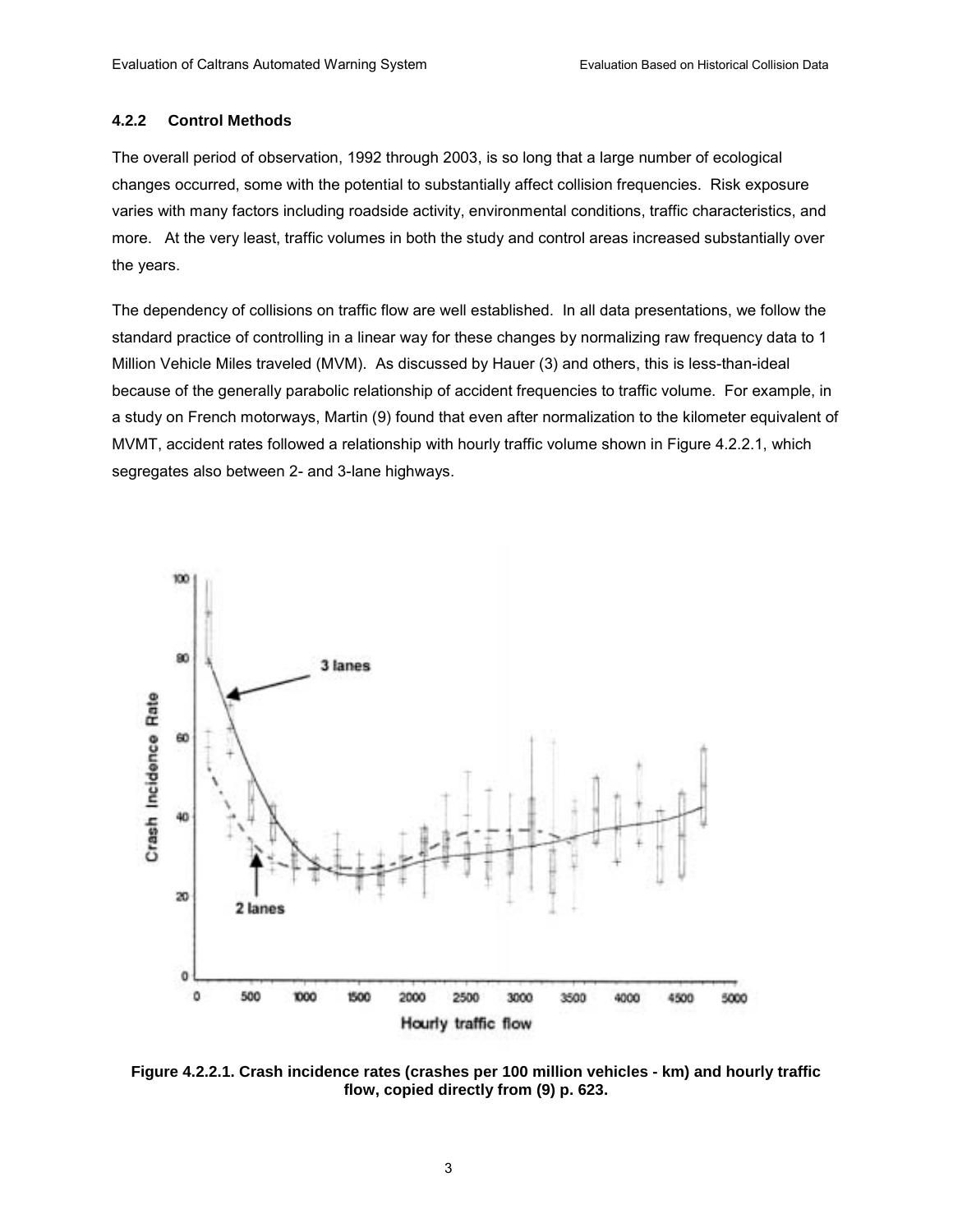### 4.2.2 Control Methods

The overall period of observation, 1992 through 2003, is so long that a large number of ecological changes occurred, some with the potential to substantially affect collision frequencies. Risk exposure varies with many factors including roadside activity, environmental conditions, traffic characteristics, and more. At the very least, traffic volumes in both the study and control areas increased substantially over the years.

The dependency of collisions on traffic flow are well established. In all data presentations, we follow the standard practice of controlling in a linear way for these changes by normalizing raw frequency data to 1 Million Vehicle Miles traveled (MVM). As discussed by Hauer (3) and others, this is less-than-ideal because of the generally parabolic relationship of accident frequencies to traffic volume. For example, in a study on French motorways, Martin (9) found that even after normalization to the kilometer equivalent of MVMT, accident rates followed a relationship with hourly traffic volume shown in Figure 4.2.2.1, which segregates also between 2- and 3-lane highways.

**Figure 4.2.2.1. Crash incidence rates (crashes per 100 million vehicles - km) and hourly traffic flow, copied directly from (9) p. 623.**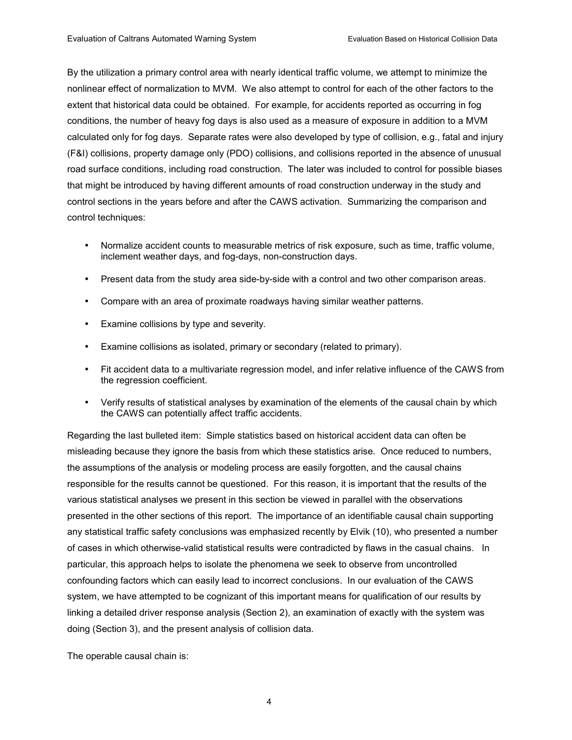By the utilization a primary control area with nearly identical traffic volume, we attempt to minimize the nonlinear effect of normalization to MVM. We also attempt to control for each of the other factors to the extent that historical data could be obtained. For example, for accidents reported as occurring in fog conditions, the number of heavy fog days is also used as a measure of exposure in addition to a MVM calculated only for fog days. Separate rates were also developed by type of collision, e.g., fatal and injury (F&I) collisions, property damage only (PDO) collisions, and collisions reported in the absence of unusual road surface conditions, including road construction. The later was included to control for possible biases that might be introduced by having different amounts of road construction underway in the study and control sections in the years before and after the CAWS activation. Summarizing the comparison and control techniques:

- Normalize accident counts to measurable metrics of risk exposure, such as time, traffic volume, inclement weather days, and fog-days, non-construction days.
- Present data from the study area side-by-side with a control and two other comparison areas.
- Compare with an area of proximate roadways having similar weather patterns.
- Examine collisions by type and severity.
- Examine collisions as isolated, primary or secondary (related to primary).
- Fit accident data to a multivariate regression model, and infer relative influence of the CAWS from the regression coefficient.
- Verify results of statistical analyses by examination of the elements of the causal chain by which the CAWS can potentially affect traffic accidents.

Regarding the last bulleted item: Simple statistics based on historical accident data can often be misleading because they ignore the basis from which these statistics arise. Once reduced to numbers, the assumptions of the analysis or modeling process are easily forgotten, and the causal chains responsible for the results cannot be questioned. For this reason, it is important that the results of the various statistical analyses we present in this section be viewed in parallel with the observations presented in the other sections of this report. The importance of an identifiable causal chain supporting any statistical traffic safety conclusions was emphasized recently by Elvik (10), who presented a number of cases in which otherwise-valid statistical results were contradicted by flaws in the casual chains. In particular, this approach helps to isolate the phenomena we seek to observe from uncontrolled confounding factors which can easily lead to incorrect conclusions. In our evaluation of the CAWS system, we have attempted to be cognizant of this important means for qualification of our results by linking a detailed driver response analysis (Section 2), an examination of exactly with the system was doing (Section 3), and the present analysis of collision data.

The operable causal chain is: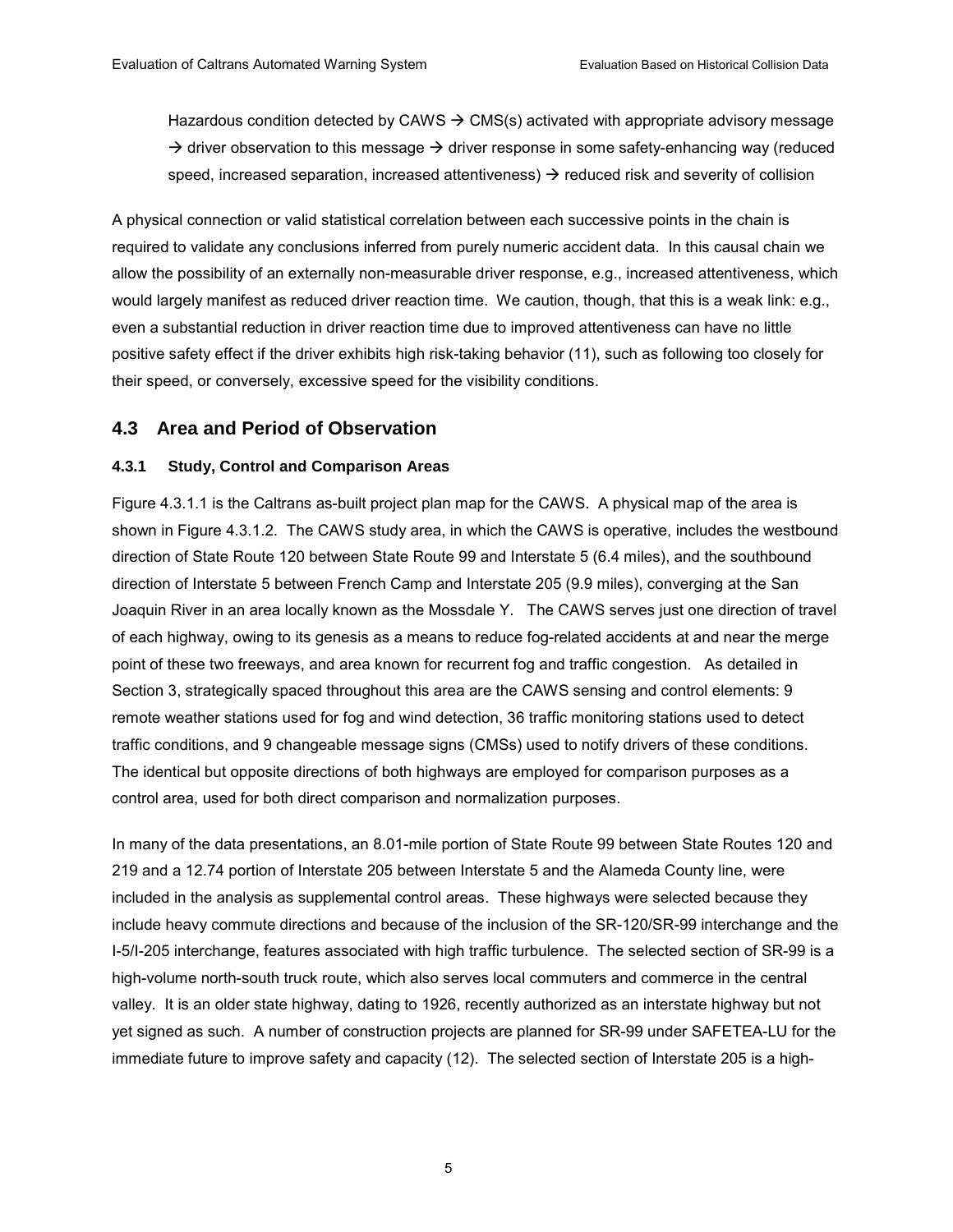Hazardous condition detected by CAWS → CMS(s) activated with appropriate advisory message → driver observation to this message → driver response in some safety-enhancing way (reduced speed, increased separation, increased attentiveness) → reduced risk and severity of collision

A physical connection or valid statistical correlation between each successive points in the chain is required to validate any conclusions inferred from purely numeric accident data. In this causal chain we allow the possibility of an externally non-measurable driver response, e.g., increased attentiveness, which would largely manifest as reduced driver reaction time. We caution, though, that this is a weak link: e.g., even a substantial reduction in driver reaction time due to improved attentiveness can have no little positive safety effect if the driver exhibits high risk-taking behavior (11), such as following too closely for their speed, or conversely, excessive speed for the visibility conditions.

## 4.3 Area and Period of Observation

### 4.3.1 Study, Control and Comparison Areas

Figure 4.3.1.1 is the Caltrans as-built project plan map for the CAWS. A physical map of the area is shown in Figure 4.3.1.2. The CAWS study area, in which the CAWS is operative, includes the westbound direction of State Route 120 between State Route 99 and Interstate 5 (6.4 miles), and the southbound direction of Interstate 5 between French Camp and Interstate 205 (9.9 miles), converging at the San Joaquin River in an area locally known as the Mossdale Y. The CAWS serves just one direction of travel of each highway, owing to its genesis as a means to reduce fog-related accidents at and near the merge point of these two freeways, and area known for recurrent fog and traffic congestion. As detailed in Section 3, strategically spaced throughout this area are the CAWS sensing and control elements: 9 remote weather stations used for fog and wind detection, 36 traffic monitoring stations used to detect traffic conditions, and 9 changeable message signs (CMSs) used to notify drivers of these conditions. The identical but opposite directions of both highways are employed for comparison purposes as a control area, used for both direct comparison and normalization purposes.

In many of the data presentations, an 8.01-mile portion of State Route 99 between State Routes 120 and 219 and a 12.74 portion of Interstate 205 between Interstate 5 and the Alameda County line, were included in the analysis as supplemental control areas. These highways were selected because they include heavy commute directions and because of the inclusion of the SR-120/SR-99 interchange and the I-5/I-205 interchange, features associated with high traffic turbulence. The selected section of SR-99 is a high-volume north-south truck route, which also serves local commuters and commerce in the central valley. It is an older state highway, dating to 1926, recently authorized as an interstate highway but not yet signed as such. A number of construction projects are planned for SR-99 under SAFETEA-LU for the immediate future to improve safety and capacity (12). The selected section of Interstate 205 is a high-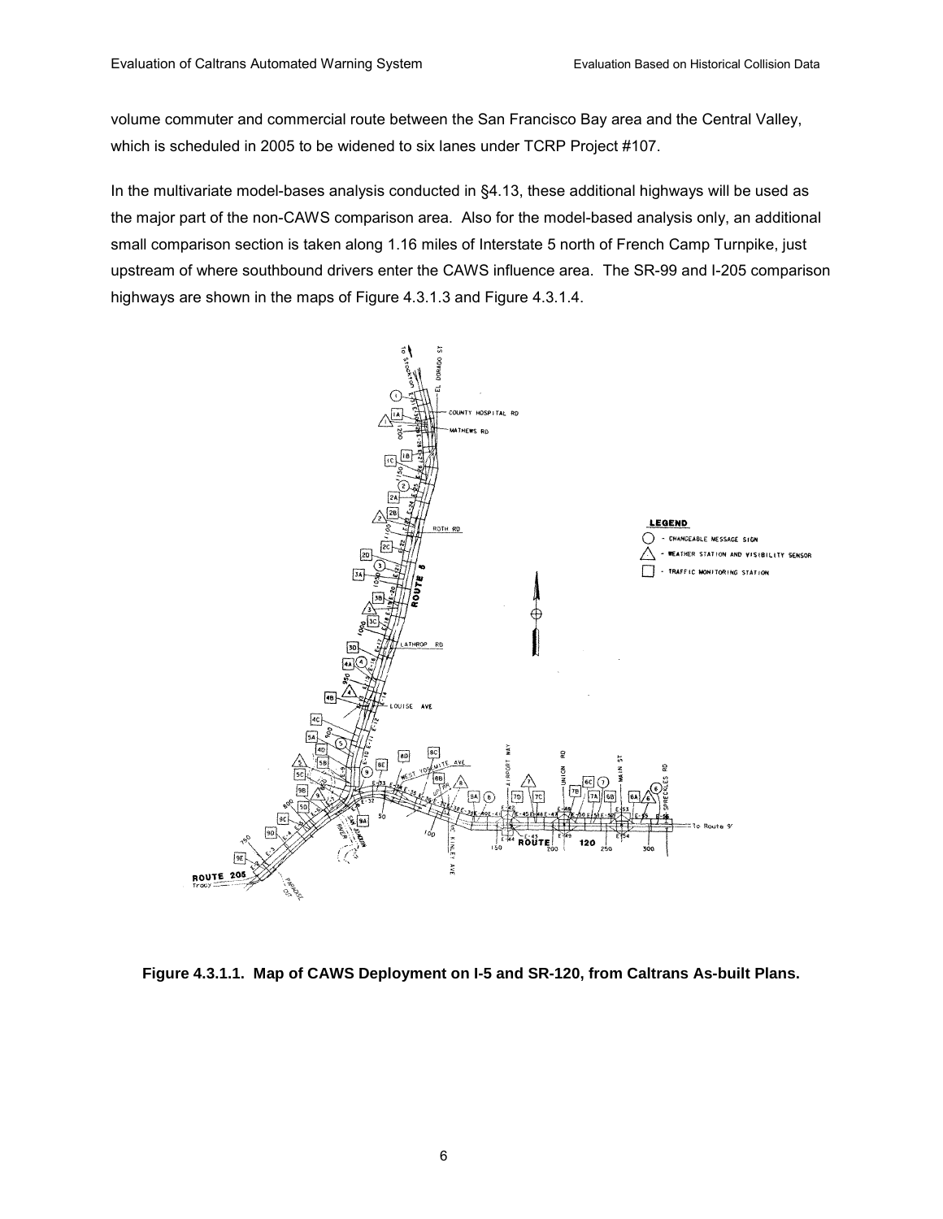volume commuter and commercial route between the San Francisco Bay area and the Central Valley, which is scheduled in 2005 to be widened to six lanes under TCRP Project #107.

In the multivariate model-bases analysis conducted in §4.13, these additional highways will be used as the major part of the non-CAWS comparison area. Also for the model-based analysis only, an additional small comparison section is taken along 1.16 miles of Interstate 5 north of French Camp Turnpike, just upstream of where southbound drivers enter the CAWS influence area. The SR-99 and I-205 comparison highways are shown in the maps of Figure 4.3.1.3 and Figure 4.3.1.4.

**Figure 4.3.1.1. Map of CAWS Deployment on I-5 and SR-120, from Caltrans As-built Plans.**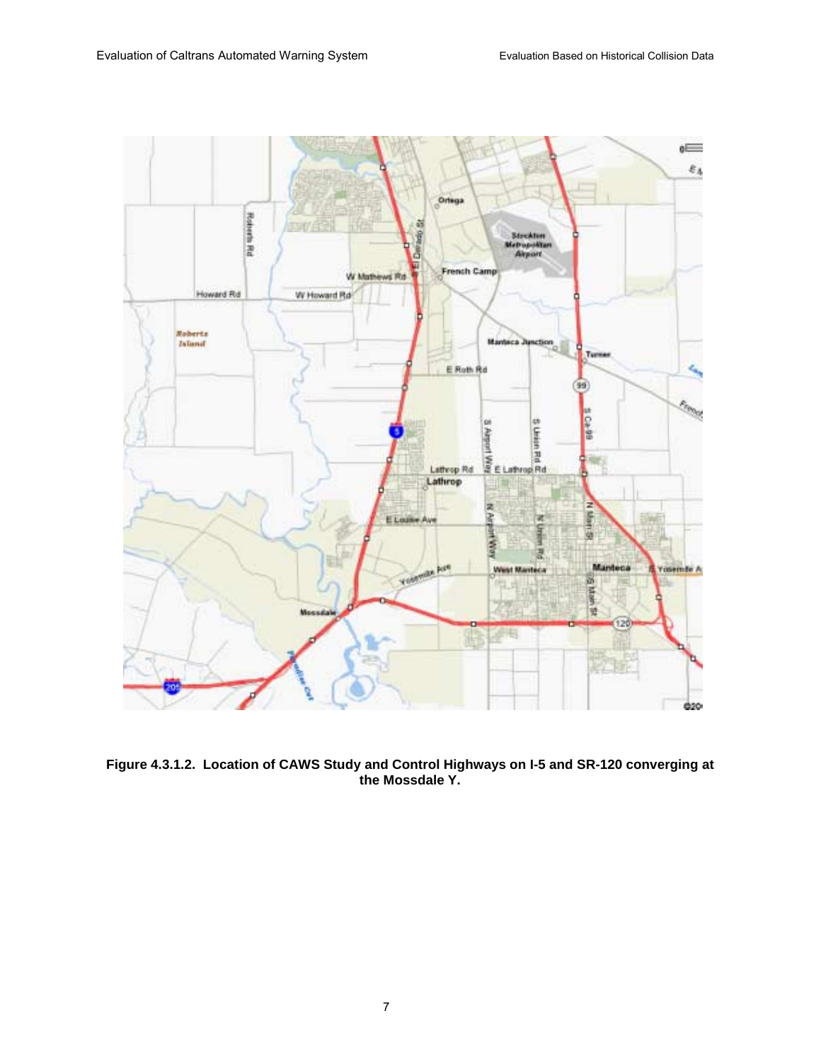**Figure 4.3.1.2. Location of CAWS Study and Control Highways on I-5 and SR-120 converging at the Mossdale Y.**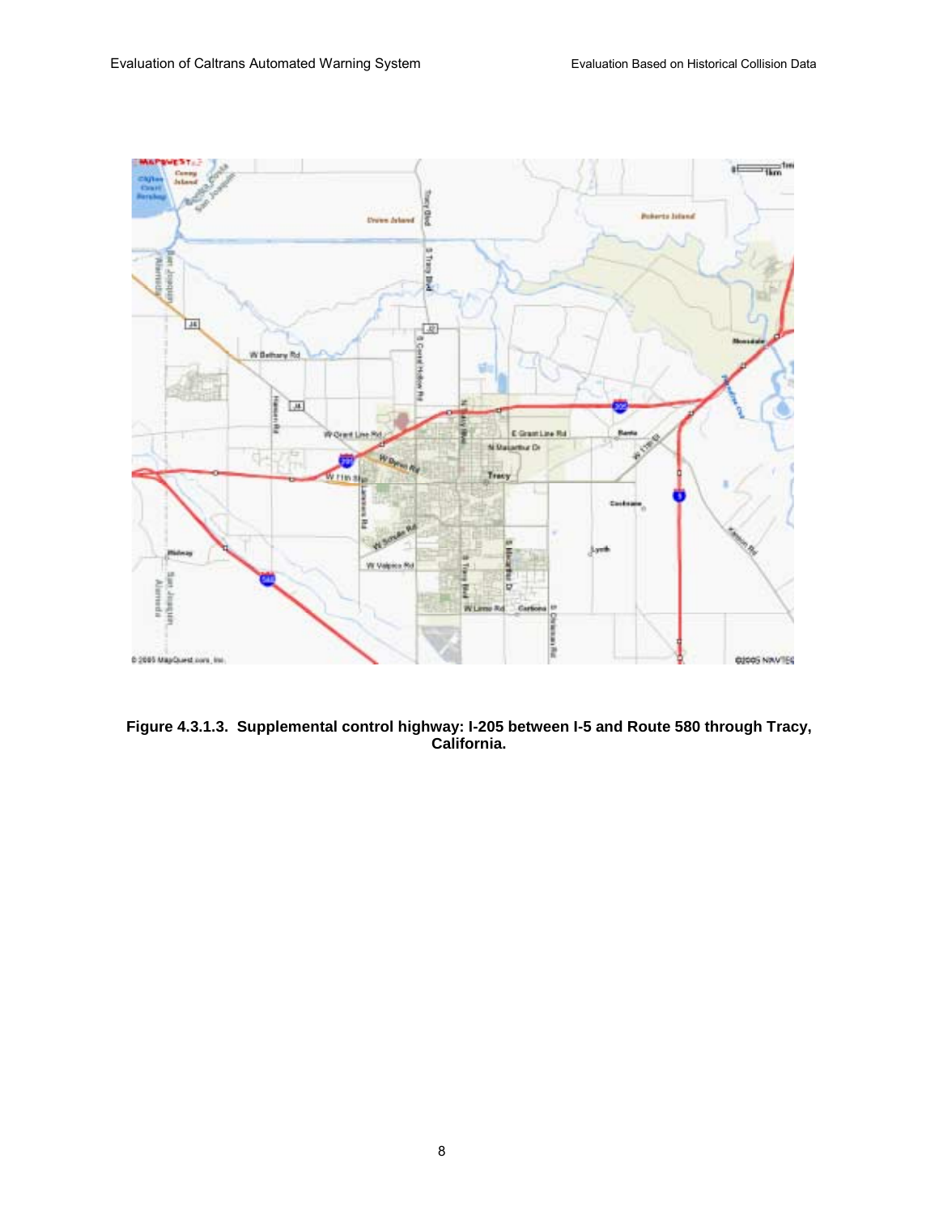**Figure 4.3.1.3. Supplemental control highway: I-205 between I-5 and Route 580 through Tracy, California.**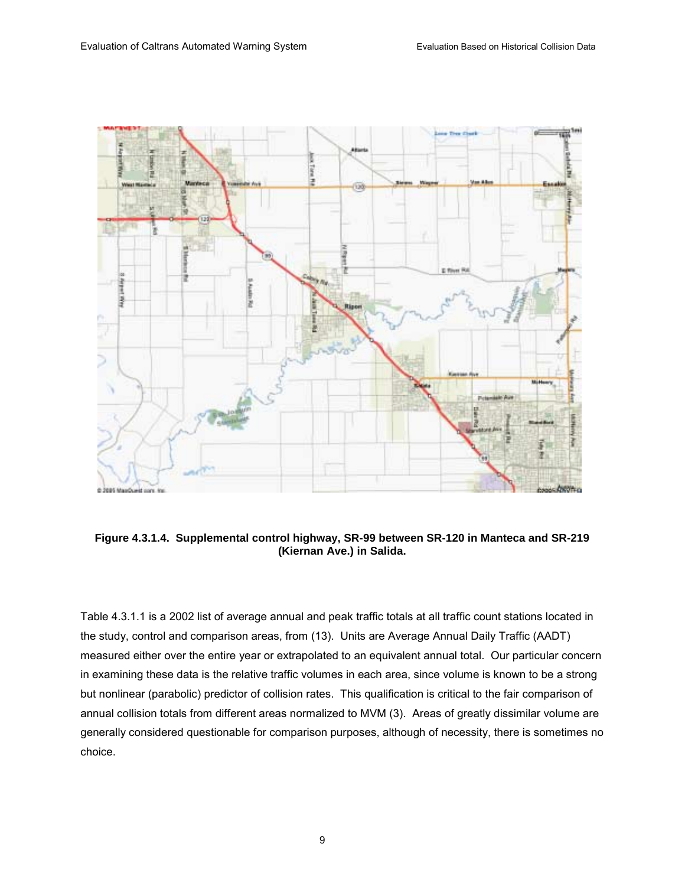**Figure 4.3.1.4. Supplemental control highway, SR-99 between SR-120 in Manteca and SR-219 (Kiernan Ave.) in Salida.**

Table 4.3.1.1 is a 2002 list of average annual and peak traffic totals at all traffic count stations located in the study, control and comparison areas, from (13). Units are Average Annual Daily Traffic (AADT) measured either over the entire year or extrapolated to an equivalent annual total. Our particular concern in examining these data is the relative traffic volumes in each area, since volume is known to be a strong but nonlinear (parabolic) predictor of collision rates. This qualification is critical to the fair comparison of annual collision totals from different areas normalized to MVM (3). Areas of greatly dissimilar volume are generally considered questionable for comparison purposes, although of necessity, there is sometimes no choice.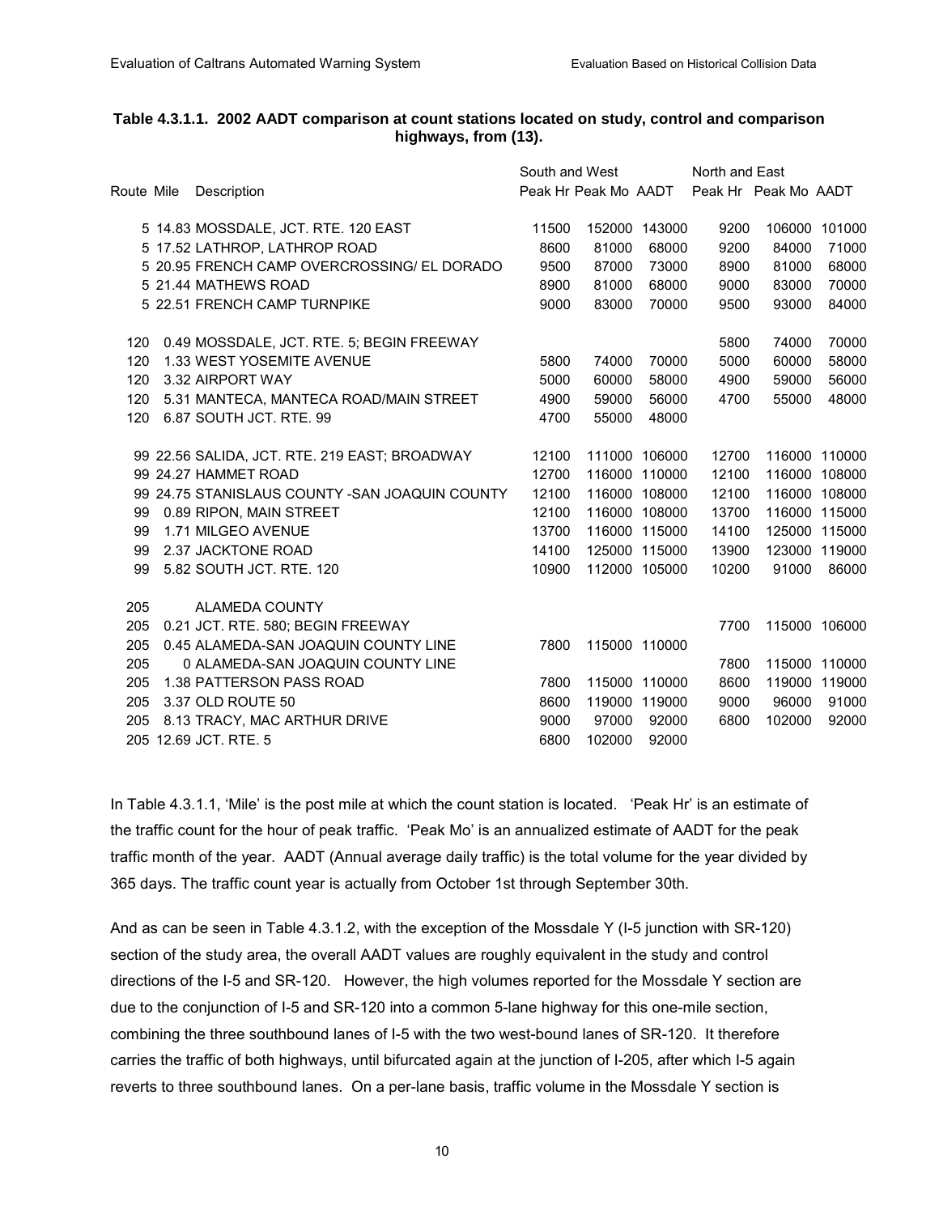**Table 4.3.1.1. 2002 AADT comparison at count stations located on study, control and comparison highways, from (13).**

| Route | Mile | Description | South and West | | | North and East | | |
|---|---|---|---|---|---|---|---|---|
| | | | Peak Hr | Peak Mo | AADT | Peak Hr | Peak Mo | AADT |
| 5 | 14.83 | MOSSDALE, JCT. RTE. 120 EAST | 11500 | 152000 | 143000 | 9200 | 106000 | 101000 |
| 5 | 17.52 | LATHROP, LATHROP ROAD | 8600 | 81000 | 68000 | 9200 | 84000 | 71000 |
| 5 | 20.95 | FRENCH CAMP OVERCROSSING/ EL DORADO | 9500 | 87000 | 73000 | 8900 | 81000 | 68000 |
| 5 | 21.44 | MATHEWS ROAD | 8900 | 81000 | 68000 | 9000 | 83000 | 70000 |
| 5 | 22.51 | FRENCH CAMP TURNPIKE | 9000 | 83000 | 70000 | 9500 | 93000 | 84000 |
| 120 | 0.49 | MOSSDALE, JCT. RTE. 5; BEGIN FREEWAY | | | | 5800 | 74000 | 70000 |
| 120 | 1.33 | WEST YOSEMITE AVENUE | 5800 | 74000 | 70000 | 5000 | 60000 | 58000 |
| 120 | 3.32 | AIRPORT WAY | 5000 | 60000 | 58000 | 4900 | 59000 | 56000 |
| 120 | 5.31 | MANTECA, MANTECA ROAD/MAIN STREET | 4900 | 59000 | 56000 | 4700 | 55000 | 48000 |
| 120 | 6.87 | SOUTH JCT. RTE. 99 | 4700 | 55000 | 48000 | | | |
| 99 | 22.56 | SALIDA, JCT. RTE. 219 EAST; BROADWAY | 12100 | 111000 | 106000 | 12700 | 116000 | 110000 |
| 99 | 24.27 | HAMMET ROAD | 12700 | 116000 | 110000 | 12100 | 116000 | 108000 |
| 99 | 24.75 | STANISLAUS COUNTY -SAN JOAQUIN COUNTY | 12100 | 116000 | 108000 | 12100 | 116000 | 108000 |
| 99 | 0.89 | RIPON, MAIN STREET | 12100 | 116000 | 108000 | 13700 | 116000 | 115000 |
| 99 | 1.71 | MILGEO AVENUE | 13700 | 116000 | 115000 | 14100 | 125000 | 115000 |
| 99 | 2.37 | JACKTONE ROAD | 14100 | 125000 | 115000 | 13900 | 123000 | 119000 |
| 99 | 5.82 | SOUTH JCT. RTE. 120 | 10900 | 112000 | 105000 | 10200 | 91000 | 86000 |
| 205 | | ALAMEDA COUNTY | | | | | | |
| 205 | 0.21 | JCT. RTE. 580; BEGIN FREEWAY | | | | 7700 | 115000 | 106000 |
| 205 | 0.45 | ALAMEDA-SAN JOAQUIN COUNTY LINE | 7800 | 115000 | 110000 | | | |
| 205 | 0 | ALAMEDA-SAN JOAQUIN COUNTY LINE | | | | 7800 | 115000 | 110000 |
| 205 | 1.38 | PATTERSON PASS ROAD | 7800 | 115000 | 110000 | 8600 | 119000 | 119000 |
| 205 | 3.37 | OLD ROUTE 50 | 8600 | 119000 | 119000 | 9000 | 96000 | 91000 |
| 205 | 8.13 | TRACY, MAC ARTHUR DRIVE | 9000 | 97000 | 92000 | 6800 | 102000 | 92000 |
| 205 | 12.69 | JCT. RTE. 5 | 6800 | 102000 | 92000 | | | |

In Table 4.3.1.1, 'Mile' is the post mile at which the count station is located. 'Peak Hr' is an estimate of the traffic count for the hour of peak traffic. 'Peak Mo' is an annualized estimate of AADT for the peak traffic month of the year. AADT (Annual average daily traffic) is the total volume for the year divided by 365 days. The traffic count year is actually from October 1st through September 30th.

And as can be seen in Table 4.3.1.2, with the exception of the Mossdale Y (I-5 junction with SR-120) section of the study area, the overall AADT values are roughly equivalent in the study and control directions of the I-5 and SR-120. However, the high volumes reported for the Mossdale Y section are due to the conjunction of I-5 and SR-120 into a common 5-lane highway for this one-mile section, combining the three southbound lanes of I-5 with the two west-bound lanes of SR-120. It therefore carries the traffic of both highways, until bifurcated again at the junction of I-205, after which I-5 again reverts to three southbound lanes. On a per-lane basis, traffic volume in the Mossdale Y section is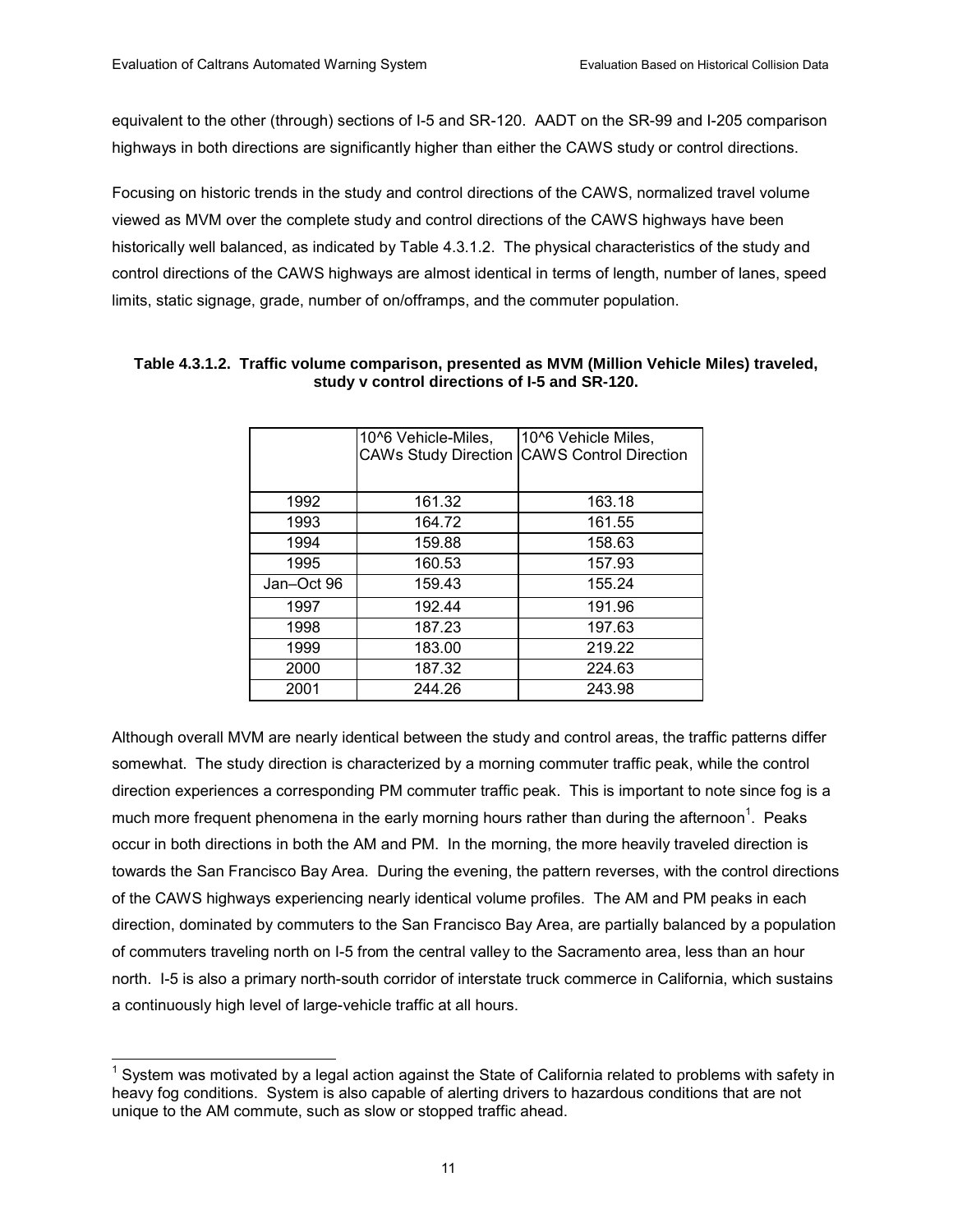equivalent to the other (through) sections of I-5 and SR-120. AADT on the SR-99 and I-205 comparison highways in both directions are significantly higher than either the CAWS study or control directions.

Focusing on historic trends in the study and control directions of the CAWS, normalized travel volume viewed as MVM over the complete study and control directions of the CAWS highways have been historically well balanced, as indicated by Table 4.3.1.2. The physical characteristics of the study and control directions of the CAWS highways are almost identical in terms of length, number of lanes, speed limits, static signage, grade, number of on/offramps, and the commuter population.

**Table 4.3.1.2. Traffic volume comparison, presented as MVM (Million Vehicle Miles) traveled, study v control directions of I-5 and SR-120.**

| | 10^6 Vehicle-Miles, CAWs Study Direction | 10^6 Vehicle Miles, CAWS Control Direction |
|---|---|---|
| 1992 | 161.32 | 163.18 |
| 1993 | 164.72 | 161.55 |
| 1994 | 159.88 | 158.63 |
| 1995 | 160.53 | 157.93 |
| Jan–Oct 96 | 159.43 | 155.24 |
| 1997 | 192.44 | 191.96 |
| 1998 | 187.23 | 197.63 |
| 1999 | 183.00 | 219.22 |
| 2000 | 187.32 | 224.63 |
| 2001 | 244.26 | 243.98 |

Although overall MVM are nearly identical between the study and control areas, the traffic patterns differ somewhat. The study direction is characterized by a morning commuter traffic peak, while the control direction experiences a corresponding PM commuter traffic peak. This is important to note since fog is a much more frequent phenomena in the early morning hours rather than during the afternoon[1]. Peaks occur in both directions in both the AM and PM. In the morning, the more heavily traveled direction is towards the San Francisco Bay Area. During the evening, the pattern reverses, with the control directions of the CAWS highways experiencing nearly identical volume profiles. The AM and PM peaks in each direction, dominated by commuters to the San Francisco Bay Area, are partially balanced by a population of commuters traveling north on I-5 from the central valley to the Sacramento area, less than an hour north. I-5 is also a primary north-south corridor of interstate truck commerce in California, which sustains a continuously high level of large-vehicle traffic at all hours.

[1] System was motivated by a legal action against the State of California related to problems with safety in heavy fog conditions. System is also capable of alerting drivers to hazardous conditions that are not unique to the AM commute, such as slow or stopped traffic ahead.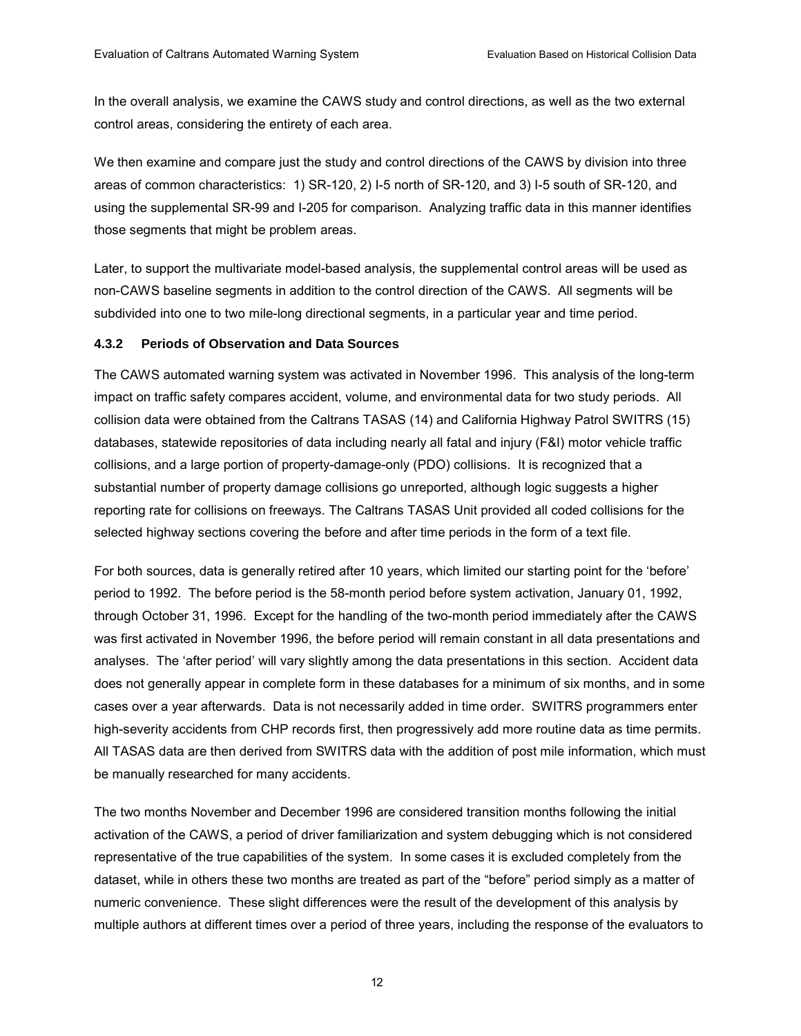In the overall analysis, we examine the CAWS study and control directions, as well as the two external control areas, considering the entirety of each area.

We then examine and compare just the study and control directions of the CAWS by division into three areas of common characteristics: 1) SR-120, 2) I-5 north of SR-120, and 3) I-5 south of SR-120, and using the supplemental SR-99 and I-205 for comparison. Analyzing traffic data in this manner identifies those segments that might be problem areas.

Later, to support the multivariate model-based analysis, the supplemental control areas will be used as non-CAWS baseline segments in addition to the control direction of the CAWS. All segments will be subdivided into one to two mile-long directional segments, in a particular year and time period.

### 4.3.2 Periods of Observation and Data Sources

The CAWS automated warning system was activated in November 1996. This analysis of the long-term impact on traffic safety compares accident, volume, and environmental data for two study periods. All collision data were obtained from the Caltrans TASAS (14) and California Highway Patrol SWITRS (15) databases, statewide repositories of data including nearly all fatal and injury (F&I) motor vehicle traffic collisions, and a large portion of property-damage-only (PDO) collisions. It is recognized that a substantial number of property damage collisions go unreported, although logic suggests a higher reporting rate for collisions on freeways. The Caltrans TASAS Unit provided all coded collisions for the selected highway sections covering the before and after time periods in the form of a text file.

For both sources, data is generally retired after 10 years, which limited our starting point for the 'before' period to 1992. The before period is the 58-month period before system activation, January 01, 1992, through October 31, 1996. Except for the handling of the two-month period immediately after the CAWS was first activated in November 1996, the before period will remain constant in all data presentations and analyses. The 'after period' will vary slightly among the data presentations in this section. Accident data does not generally appear in complete form in these databases for a minimum of six months, and in some cases over a year afterwards. Data is not necessarily added in time order. SWITRS programmers enter high-severity accidents from CHP records first, then progressively add more routine data as time permits. All TASAS data are then derived from SWITRS data with the addition of post mile information, which must be manually researched for many accidents.

The two months November and December 1996 are considered transition months following the initial activation of the CAWS, a period of driver familiarization and system debugging which is not considered representative of the true capabilities of the system. In some cases it is excluded completely from the dataset, while in others these two months are treated as part of the "before" period simply as a matter of numeric convenience. These slight differences were the result of the development of this analysis by multiple authors at different times over a period of three years, including the response of the evaluators to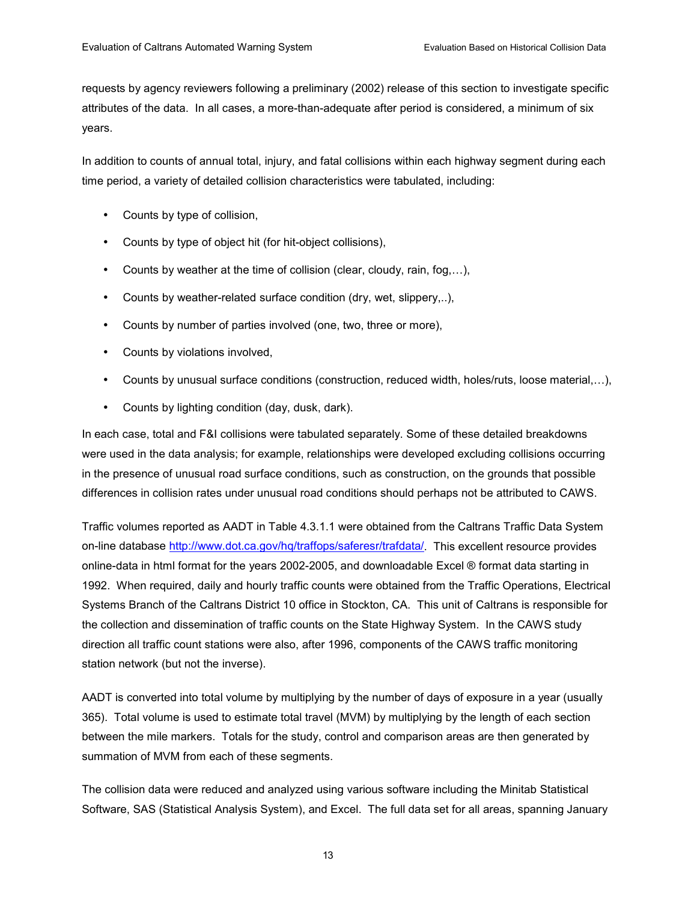requests by agency reviewers following a preliminary (2002) release of this section to investigate specific attributes of the data. In all cases, a more-than-adequate after period is considered, a minimum of six years.

In addition to counts of annual total, injury, and fatal collisions within each highway segment during each time period, a variety of detailed collision characteristics were tabulated, including:

- Counts by type of collision,
- Counts by type of object hit (for hit-object collisions),
- Counts by weather at the time of collision (clear, cloudy, rain, fog,…),
- Counts by weather-related surface condition (dry, wet, slippery,..),
- Counts by number of parties involved (one, two, three or more),
- Counts by violations involved,
- Counts by unusual surface conditions (construction, reduced width, holes/ruts, loose material,…),
- Counts by lighting condition (day, dusk, dark).

In each case, total and F&I collisions were tabulated separately. Some of these detailed breakdowns were used in the data analysis; for example, relationships were developed excluding collisions occurring in the presence of unusual road surface conditions, such as construction, on the grounds that possible differences in collision rates under unusual road conditions should perhaps not be attributed to CAWS.

Traffic volumes reported as AADT in Table 4.3.1.1 were obtained from the Caltrans Traffic Data System on-line database http://www.dot.ca.gov/hq/traffops/saferesr/trafdata/. This excellent resource provides online-data in html format for the years 2002-2005, and downloadable Excel ® format data starting in 1992. When required, daily and hourly traffic counts were obtained from the Traffic Operations, Electrical Systems Branch of the Caltrans District 10 office in Stockton, CA. This unit of Caltrans is responsible for the collection and dissemination of traffic counts on the State Highway System. In the CAWS study direction all traffic count stations were also, after 1996, components of the CAWS traffic monitoring station network (but not the inverse).

AADT is converted into total volume by multiplying by the number of days of exposure in a year (usually 365). Total volume is used to estimate total travel (MVM) by multiplying by the length of each section between the mile markers. Totals for the study, control and comparison areas are then generated by summation of MVM from each of these segments.

The collision data were reduced and analyzed using various software including the Minitab Statistical Software, SAS (Statistical Analysis System), and Excel. The full data set for all areas, spanning January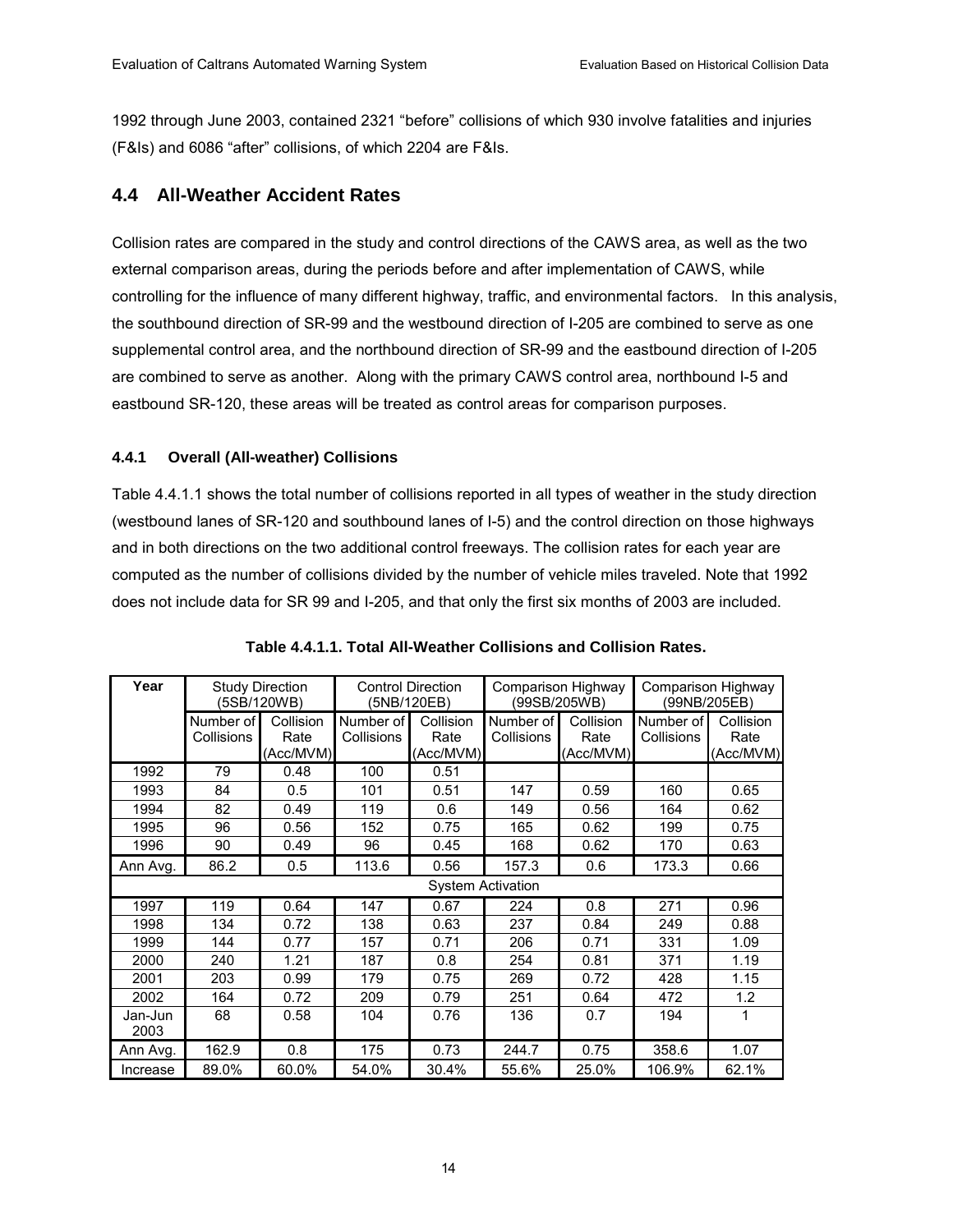1992 through June 2003, contained 2321 "before" collisions of which 930 involve fatalities and injuries (F&Is) and 6086 "after" collisions, of which 2204 are F&Is.

## 4.4 All-Weather Accident Rates

Collision rates are compared in the study and control directions of the CAWS area, as well as the two external comparison areas, during the periods before and after implementation of CAWS, while controlling for the influence of many different highway, traffic, and environmental factors. In this analysis, the southbound direction of SR-99 and the westbound direction of I-205 are combined to serve as one supplemental control area, and the northbound direction of SR-99 and the eastbound direction of I-205 are combined to serve as another. Along with the primary CAWS control area, northbound I-5 and eastbound SR-120, these areas will be treated as control areas for comparison purposes.

### 4.4.1 Overall (All-weather) Collisions

Table 4.4.1.1 shows the total number of collisions reported in all types of weather in the study direction (westbound lanes of SR-120 and southbound lanes of I-5) and the control direction on those highways and in both directions on the two additional control freeways. The collision rates for each year are computed as the number of collisions divided by the number of vehicle miles traveled. Note that 1992 does not include data for SR 99 and I-205, and that only the first six months of 2003 are included.

**Table 4.4.1.1. Total All-Weather Collisions and Collision Rates.**

| Year | Study Direction (5SB/120WB) | | Control Direction (5NB/120EB) | | Comparison Highway (99SB/205WB) | | Comparison Highway (99NB/205EB) | |
|---|---|---|---|---|---|---|---|---|
| | Number of Collisions | Collision Rate (Acc/MVM) | Number of Collisions | Collision Rate (Acc/MVM) | Number of Collisions | Collision Rate (Acc/MVM) | Number of Collisions | Collision Rate (Acc/MVM) |
| 1992 | 79 | 0.48 | 100 | 0.51 | | | | |
| 1993 | 84 | 0.5 | 101 | 0.51 | 147 | 0.59 | 160 | 0.65 |
| 1994 | 82 | 0.49 | 119 | 0.6 | 149 | 0.56 | 164 | 0.62 |
| 1995 | 96 | 0.56 | 152 | 0.75 | 165 | 0.62 | 199 | 0.75 |
| 1996 | 90 | 0.49 | 96 | 0.45 | 168 | 0.62 | 170 | 0.63 |
| Ann Avg. | 86.2 | 0.5 | 113.6 | 0.56 | 157.3 | 0.6 | 173.3 | 0.66 |
| System Activation | | | | | | | | |
| 1997 | 119 | 0.64 | 147 | 0.67 | 224 | 0.8 | 271 | 0.96 |
| 1998 | 134 | 0.72 | 138 | 0.63 | 237 | 0.84 | 249 | 0.88 |
| 1999 | 144 | 0.77 | 157 | 0.71 | 206 | 0.71 | 331 | 1.09 |
| 2000 | 240 | 1.21 | 187 | 0.8 | 254 | 0.81 | 371 | 1.19 |
| 2001 | 203 | 0.99 | 179 | 0.75 | 269 | 0.72 | 428 | 1.15 |
| 2002 | 164 | 0.72 | 209 | 0.79 | 251 | 0.64 | 472 | 1.2 |
| Jan-Jun 2003 | 68 | 0.58 | 104 | 0.76 | 136 | 0.7 | 194 | 1 |
| Ann Avg. | 162.9 | 0.8 | 175 | 0.73 | 244.7 | 0.75 | 358.6 | 1.07 |
| Increase | 89.0% | 60.0% | 54.0% | 30.4% | 55.6% | 25.0% | 106.9% | 62.1% |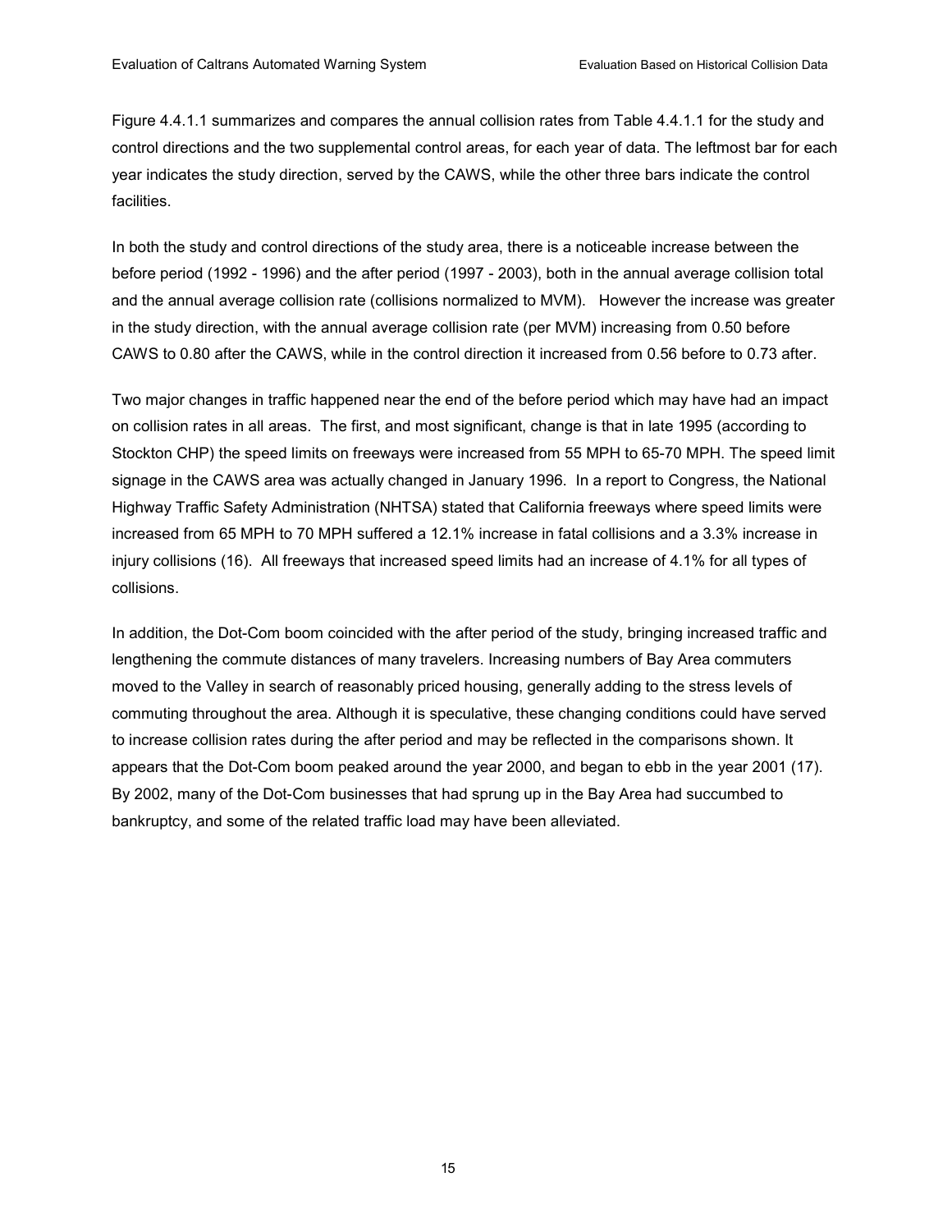Figure 4.4.1.1 summarizes and compares the annual collision rates from Table 4.4.1.1 for the study and control directions and the two supplemental control areas, for each year of data. The leftmost bar for each year indicates the study direction, served by the CAWS, while the other three bars indicate the control facilities.

In both the study and control directions of the study area, there is a noticeable increase between the before period (1992 - 1996) and the after period (1997 - 2003), both in the annual average collision total and the annual average collision rate (collisions normalized to MVM). However the increase was greater in the study direction, with the annual average collision rate (per MVM) increasing from 0.50 before CAWS to 0.80 after the CAWS, while in the control direction it increased from 0.56 before to 0.73 after.

Two major changes in traffic happened near the end of the before period which may have had an impact on collision rates in all areas. The first, and most significant, change is that in late 1995 (according to Stockton CHP) the speed limits on freeways were increased from 55 MPH to 65-70 MPH. The speed limit signage in the CAWS area was actually changed in January 1996. In a report to Congress, the National Highway Traffic Safety Administration (NHTSA) stated that California freeways where speed limits were increased from 65 MPH to 70 MPH suffered a 12.1% increase in fatal collisions and a 3.3% increase in injury collisions (16). All freeways that increased speed limits had an increase of 4.1% for all types of collisions.

In addition, the Dot-Com boom coincided with the after period of the study, bringing increased traffic and lengthening the commute distances of many travelers. Increasing numbers of Bay Area commuters moved to the Valley in search of reasonably priced housing, generally adding to the stress levels of commuting throughout the area. Although it is speculative, these changing conditions could have served to increase collision rates during the after period and may be reflected in the comparisons shown. It appears that the Dot-Com boom peaked around the year 2000, and began to ebb in the year 2001 (17). By 2002, many of the Dot-Com businesses that had sprung up in the Bay Area had succumbed to bankruptcy, and some of the related traffic load may have been alleviated.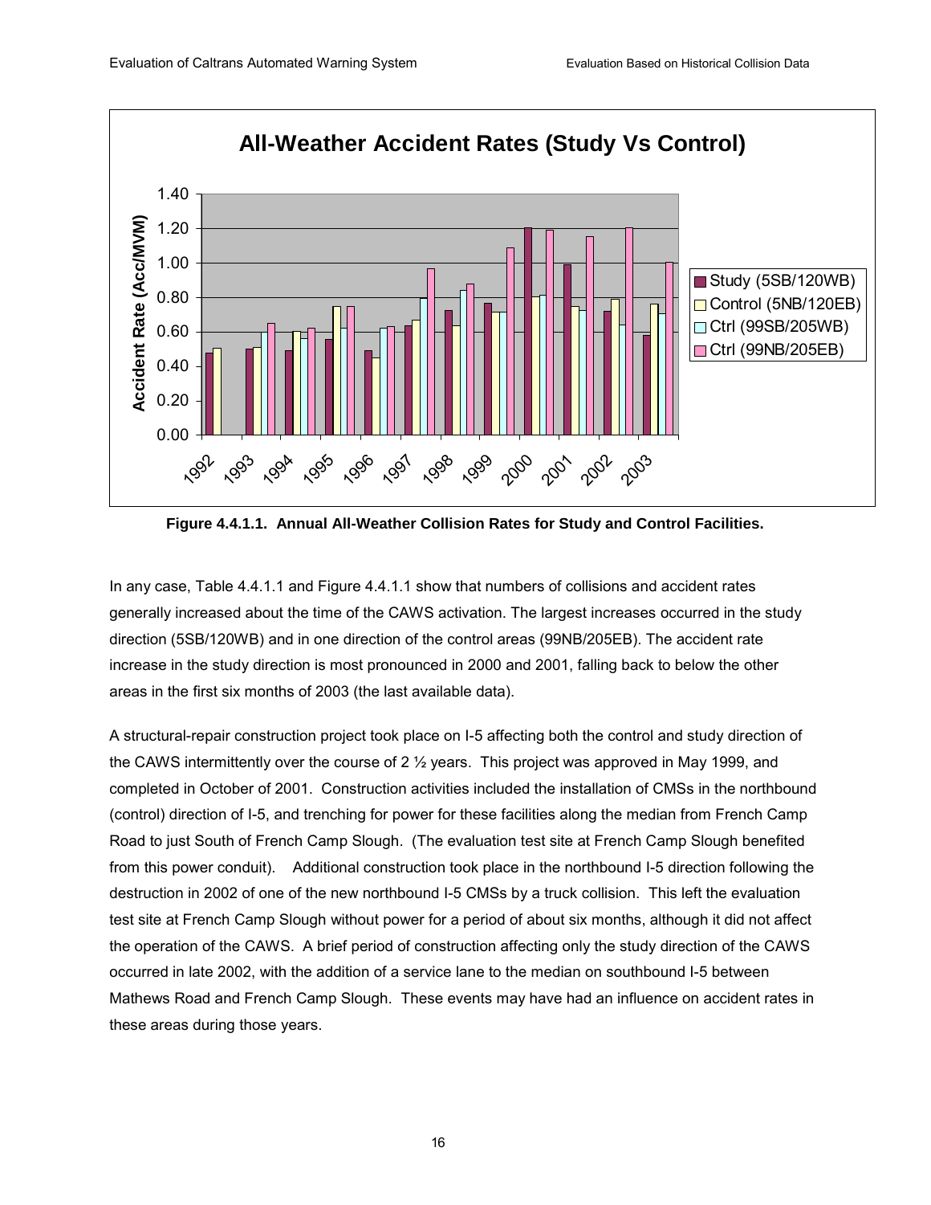**Figure 4.4.1.1. Annual All-Weather Collision Rates for Study and Control Facilities.**

In any case, Table 4.4.1.1 and Figure 4.4.1.1 show that numbers of collisions and accident rates generally increased about the time of the CAWS activation. The largest increases occurred in the study direction (5SB/120WB) and in one direction of the control areas (99NB/205EB). The accident rate increase in the study direction is most pronounced in 2000 and 2001, falling back to below the other areas in the first six months of 2003 (the last available data).

A structural-repair construction project took place on I-5 affecting both the control and study direction of the CAWS intermittently over the course of 2 ½ years. This project was approved in May 1999, and completed in October of 2001. Construction activities included the installation of CMSs in the northbound (control) direction of I-5, and trenching for power for these facilities along the median from French Camp Road to just South of French Camp Slough. (The evaluation test site at French Camp Slough benefited from this power conduit). Additional construction took place in the northbound I-5 direction following the destruction in 2002 of one of the new northbound I-5 CMSs by a truck collision. This left the evaluation test site at French Camp Slough without power for a period of about six months, although it did not affect the operation of the CAWS. A brief period of construction affecting only the study direction of the CAWS occurred in late 2002, with the addition of a service lane to the median on southbound I-5 between Mathews Road and French Camp Slough. These events may have had an influence on accident rates in these areas during those years.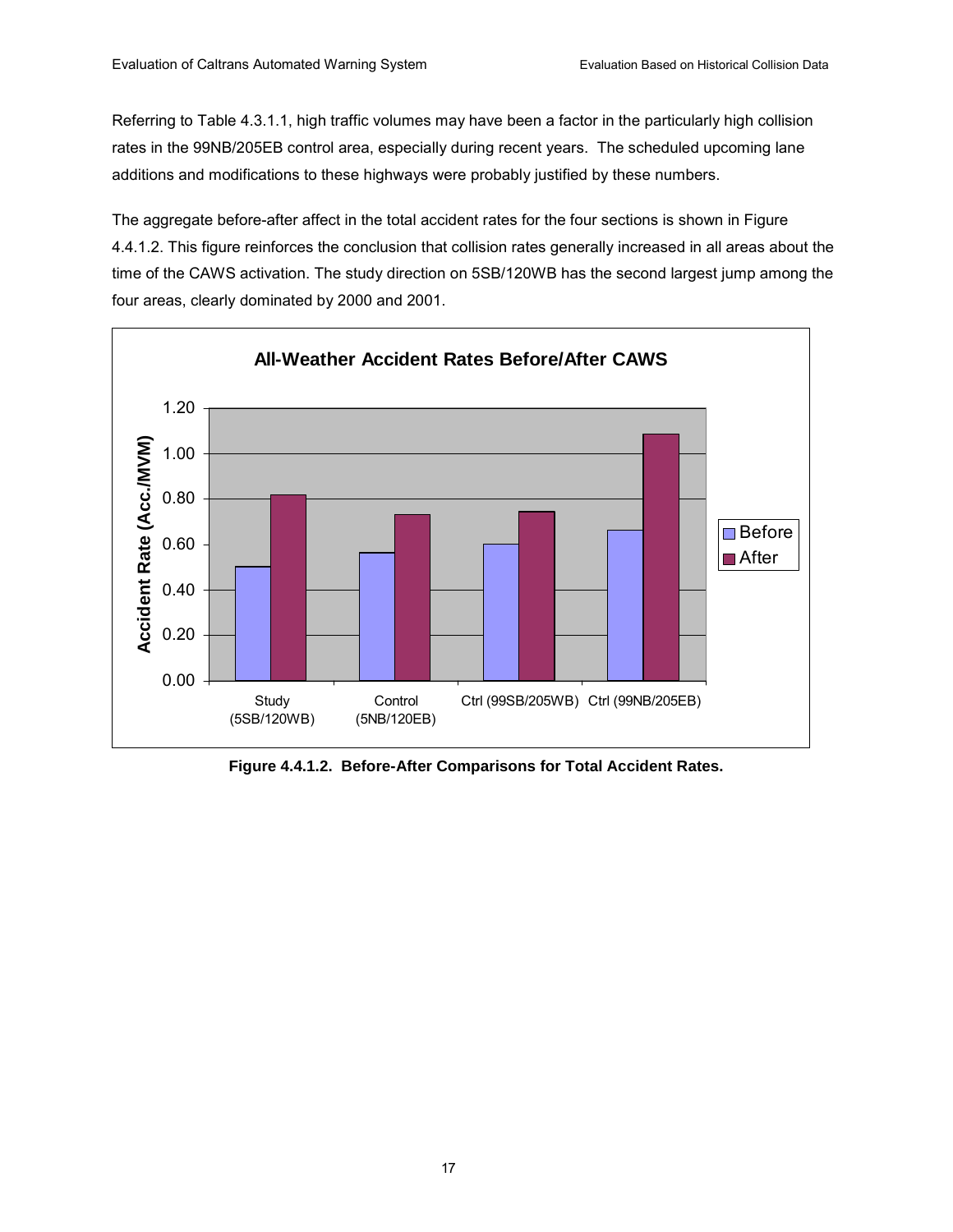Referring to Table 4.3.1.1, high traffic volumes may have been a factor in the particularly high collision rates in the 99NB/205EB control area, especially during recent years. The scheduled upcoming lane additions and modifications to these highways were probably justified by these numbers.

The aggregate before-after affect in the total accident rates for the four sections is shown in Figure 4.4.1.2. This figure reinforces the conclusion that collision rates generally increased in all areas about the time of the CAWS activation. The study direction on 5SB/120WB has the second largest jump among the four areas, clearly dominated by 2000 and 2001.

**Figure 4.4.1.2. Before-After Comparisons for Total Accident Rates.**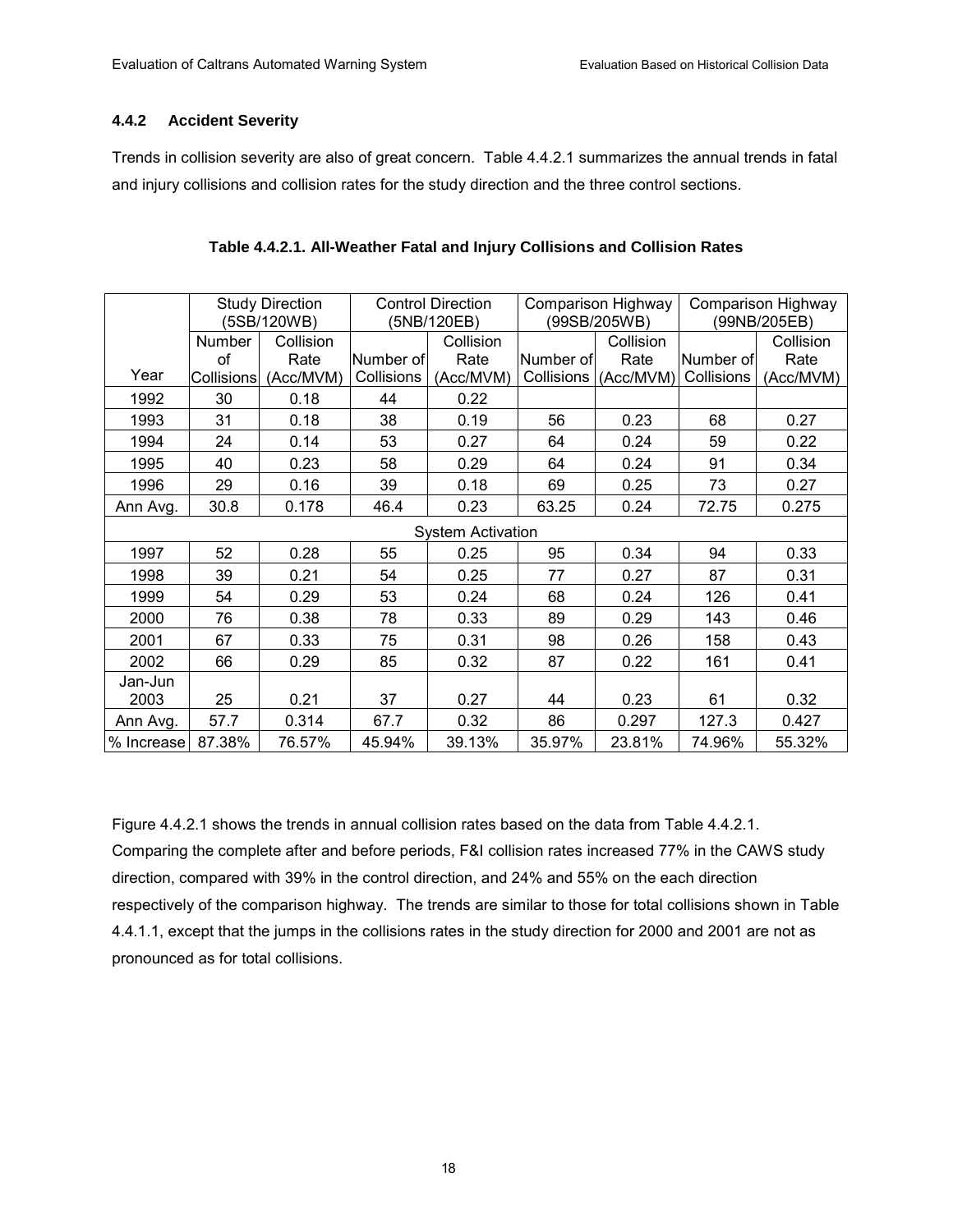### 4.4.2 Accident Severity

Trends in collision severity are also of great concern. Table 4.4.2.1 summarizes the annual trends in fatal and injury collisions and collision rates for the study direction and the three control sections.

**Table 4.4.2.1. All-Weather Fatal and Injury Collisions and Collision Rates**

| | Study Direction (5SB/120WB) | | Control Direction (5NB/120EB) | | Comparison Highway (99SB/205WB) | | Comparison Highway (99NB/205EB) | |
|---|---|---|---|---|---|---|---|---|
| Year | Number of Collisions | Collision Rate (Acc/MVM) | Number of Collisions | Collision Rate (Acc/MVM) | Number of Collisions | Collision Rate (Acc/MVM) | Number of Collisions | Collision Rate (Acc/MVM) |
| 1992 | 30 | 0.18 | 44 | 0.22 | | | | |
| 1993 | 31 | 0.18 | 38 | 0.19 | 56 | 0.23 | 68 | 0.27 |
| 1994 | 24 | 0.14 | 53 | 0.27 | 64 | 0.24 | 59 | 0.22 |
| 1995 | 40 | 0.23 | 58 | 0.29 | 64 | 0.24 | 91 | 0.34 |
| 1996 | 29 | 0.16 | 39 | 0.18 | 69 | 0.25 | 73 | 0.27 |
| Ann Avg. | 30.8 | 0.178 | 46.4 | 0.23 | 63.25 | 0.24 | 72.75 | 0.275 |
| System Activation | | | | | | | | |
| 1997 | 52 | 0.28 | 55 | 0.25 | 95 | 0.34 | 94 | 0.33 |
| 1998 | 39 | 0.21 | 54 | 0.25 | 77 | 0.27 | 87 | 0.31 |
| 1999 | 54 | 0.29 | 53 | 0.24 | 68 | 0.24 | 126 | 0.41 |
| 2000 | 76 | 0.38 | 78 | 0.33 | 89 | 0.29 | 143 | 0.46 |
| 2001 | 67 | 0.33 | 75 | 0.31 | 98 | 0.26 | 158 | 0.43 |
| 2002 | 66 | 0.29 | 85 | 0.32 | 87 | 0.22 | 161 | 0.41 |
| Jan-Jun 2003 | 25 | 0.21 | 37 | 0.27 | 44 | 0.23 | 61 | 0.32 |
| Ann Avg. | 57.7 | 0.314 | 67.7 | 0.32 | 86 | 0.297 | 127.3 | 0.427 |
| % Increase | 87.38% | 76.57% | 45.94% | 39.13% | 35.97% | 23.81% | 74.96% | 55.32% |

Figure 4.4.2.1 shows the trends in annual collision rates based on the data from Table 4.4.2.1. Comparing the complete after and before periods, F&I collision rates increased 77% in the CAWS study direction, compared with 39% in the control direction, and 24% and 55% on the each direction respectively of the comparison highway. The trends are similar to those for total collisions shown in Table 4.4.1.1, except that the jumps in the collisions rates in the study direction for 2000 and 2001 are not as pronounced as for total collisions.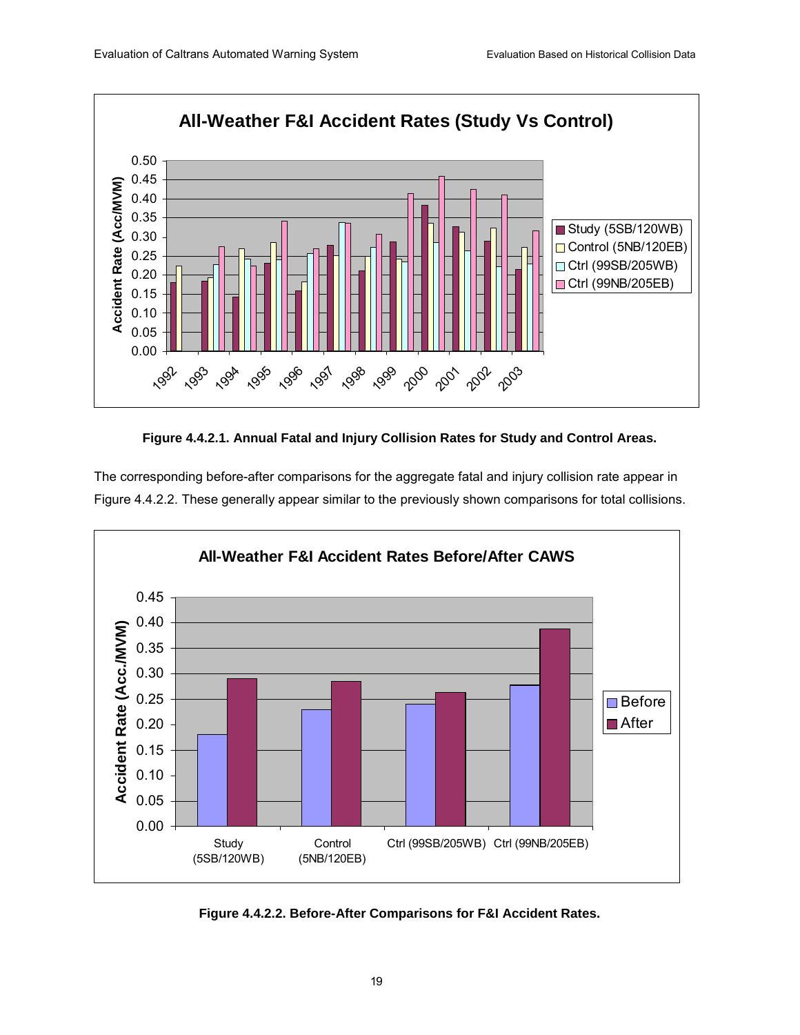Figure 4.4.2.1. Annual Fatal and Injury Collision Rates for Study and Control Areas.

The corresponding before-after comparisons for the aggregate fatal and injury collision rate appear in Figure 4.4.2.2. These generally appear similar to the previously shown comparisons for total collisions.

Figure 4.4.2.2. Before-After Comparisons for F&I Accident Rates.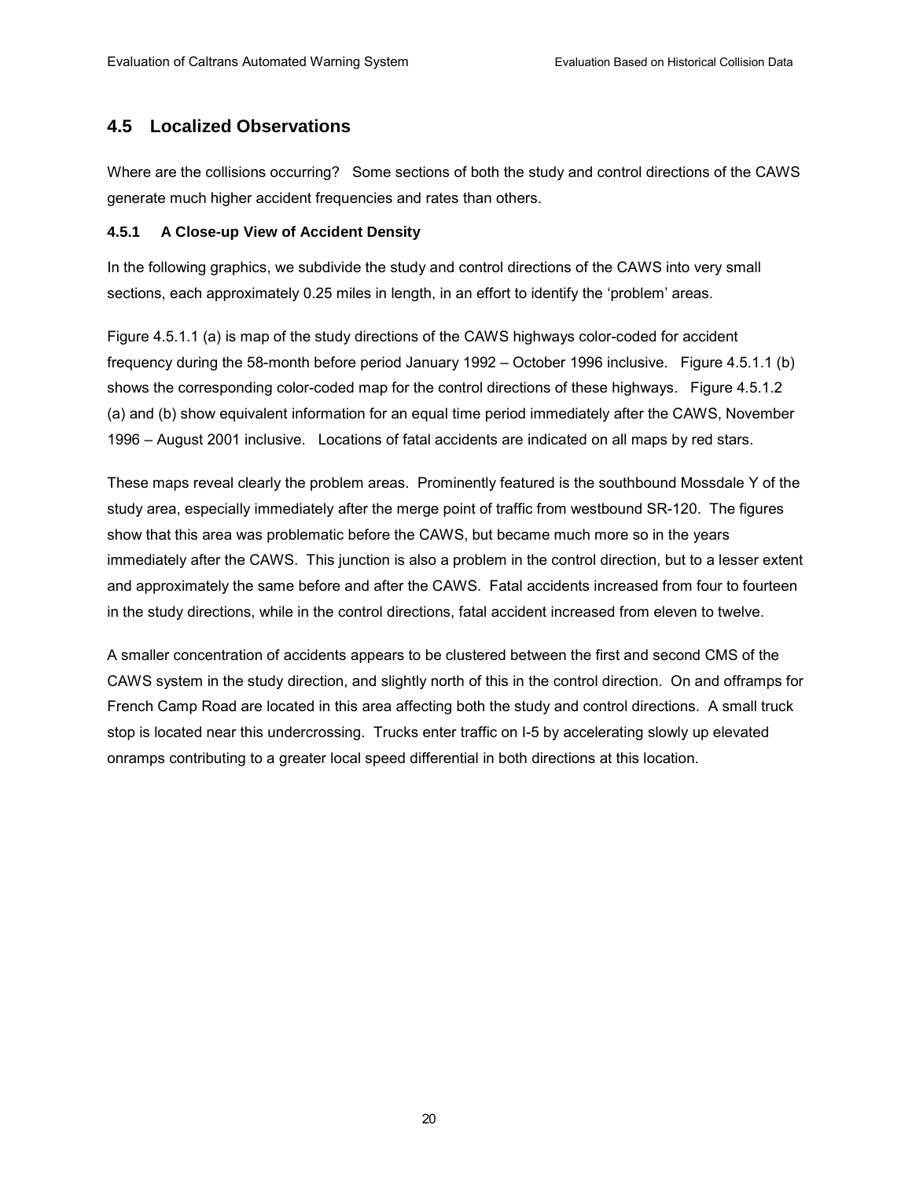## 4.5 Localized Observations

Where are the collisions occurring? Some sections of both the study and control directions of the CAWS generate much higher accident frequencies and rates than others.

### 4.5.1 A Close-up View of Accident Density

In the following graphics, we subdivide the study and control directions of the CAWS into very small sections, each approximately 0.25 miles in length, in an effort to identify the 'problem' areas.

Figure 4.5.1.1 (a) is map of the study directions of the CAWS highways color-coded for accident frequency during the 58-month before period January 1992 – October 1996 inclusive. Figure 4.5.1.1 (b) shows the corresponding color-coded map for the control directions of these highways. Figure 4.5.1.2 (a) and (b) show equivalent information for an equal time period immediately after the CAWS, November 1996 – August 2001 inclusive. Locations of fatal accidents are indicated on all maps by red stars.

These maps reveal clearly the problem areas. Prominently featured is the southbound Mossdale Y of the study area, especially immediately after the merge point of traffic from westbound SR-120. The figures show that this area was problematic before the CAWS, but became much more so in the years immediately after the CAWS. This junction is also a problem in the control direction, but to a lesser extent and approximately the same before and after the CAWS. Fatal accidents increased from four to fourteen in the study directions, while in the control directions, fatal accident increased from eleven to twelve.

A smaller concentration of accidents appears to be clustered between the first and second CMS of the CAWS system in the study direction, and slightly north of this in the control direction. On and offramps for French Camp Road are located in this area affecting both the study and control directions. A small truck stop is located near this undercrossing. Trucks enter traffic on I-5 by accelerating slowly up elevated onramps contributing to a greater local speed differential in both directions at this location.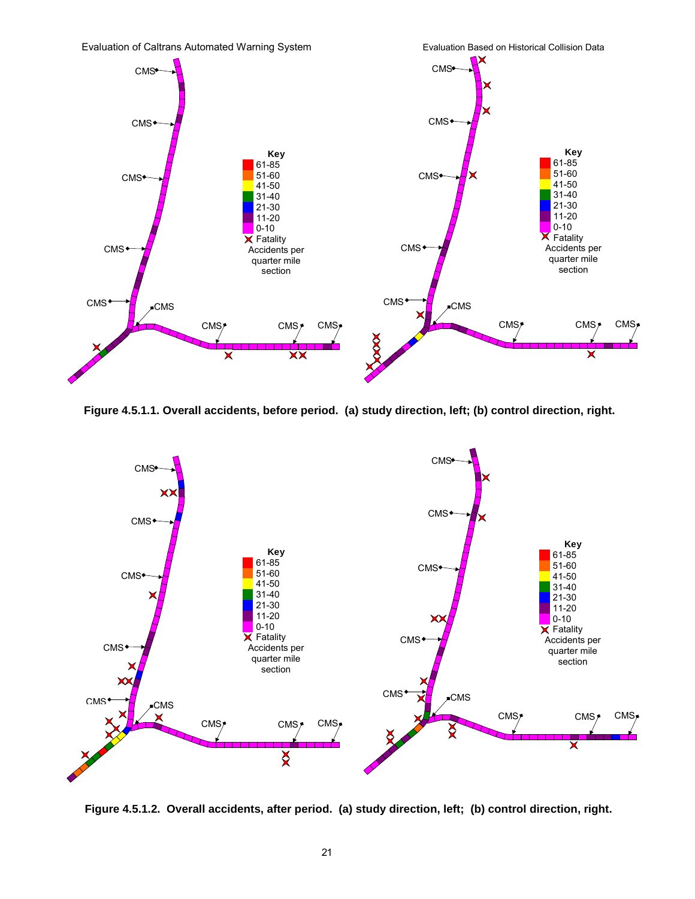Evaluation of Caltrans Automated Warning System

Evaluation Based on Historical Collision Data

**Figure 4.5.1.1. Overall accidents, before period. (a) study direction, left; (b) control direction, right.**

**Figure 4.5.1.2. Overall accidents, after period. (a) study direction, left; (b) control direction, right.**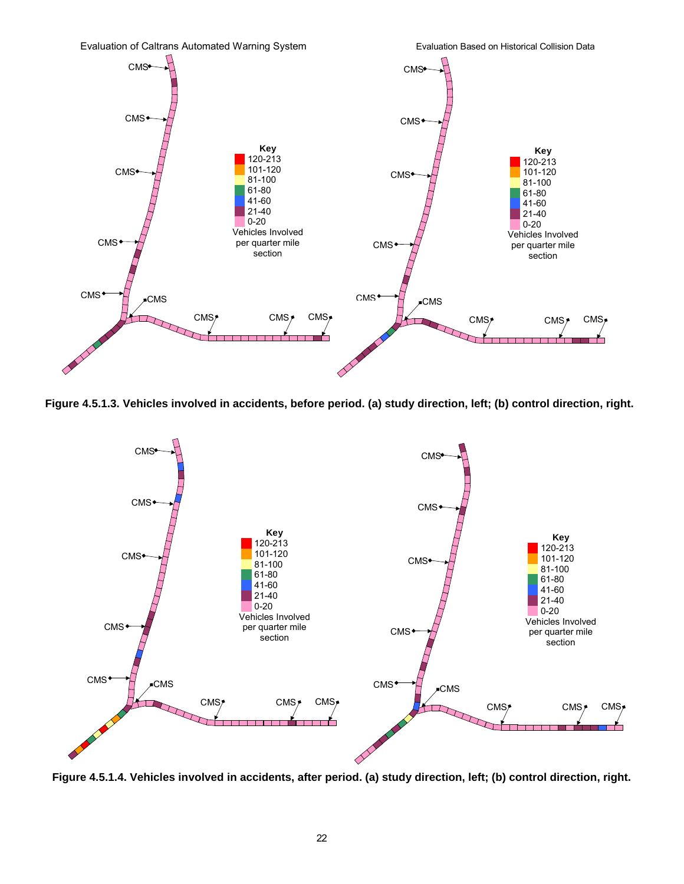Evaluation of Caltrans Automated Warning System

Evaluation Based on Historical Collision Data

Figure 4.5.1.3. Vehicles involved in accidents, before period. (a) study direction, left; (b) control direction, right.

Figure 4.5.1.4. Vehicles involved in accidents, after period. (a) study direction, left; (b) control direction, right.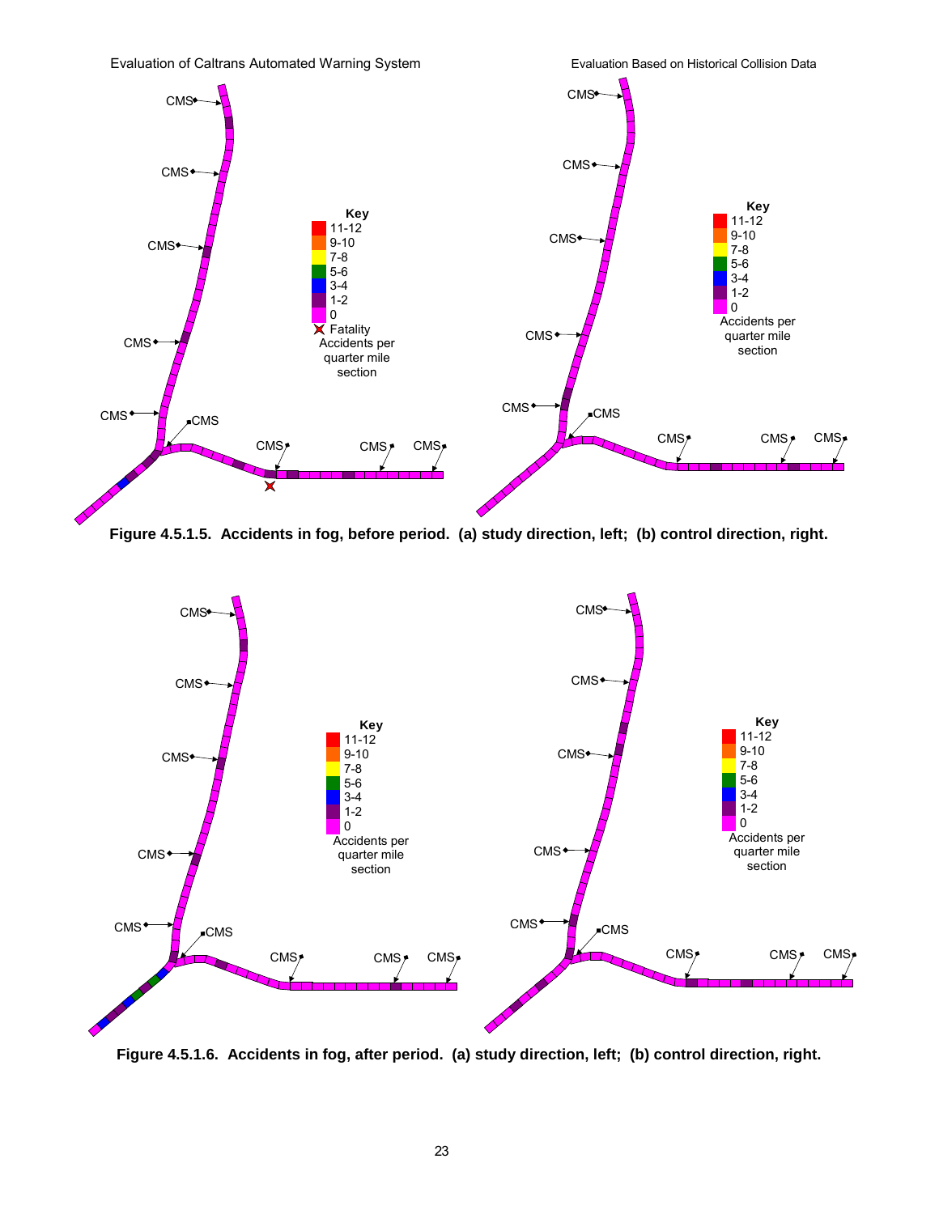Evaluation of Caltrans Automated Warning System

Evaluation Based on Historical Collision Data

CMS CMS CMS CMS CMS CMS CMS CMS CMS

Key
11-12
9-10
7-8
5-6
3-4
1-2
0
Fatality
Accidents per quarter mile section

CMS CMS CMS CMS CMS CMS CMS CMS CMS

Key
11-12
9-10
7-8
5-6
3-4
1-2
0
Accidents per quarter mile section

**Figure 4.5.1.5. Accidents in fog, before period. (a) study direction, left; (b) control direction, right.**

CMS CMS CMS CMS CMS CMS CMS CMS CMS

Key
11-12
9-10
7-8
5-6
3-4
1-2
0
Accidents per quarter mile section

CMS CMS CMS CMS CMS CMS CMS CMS CMS

Key
11-12
9-10
7-8
5-6
3-4
1-2
0
Accidents per quarter mile section

**Figure 4.5.1.6. Accidents in fog, after period. (a) study direction, left; (b) control direction, right.**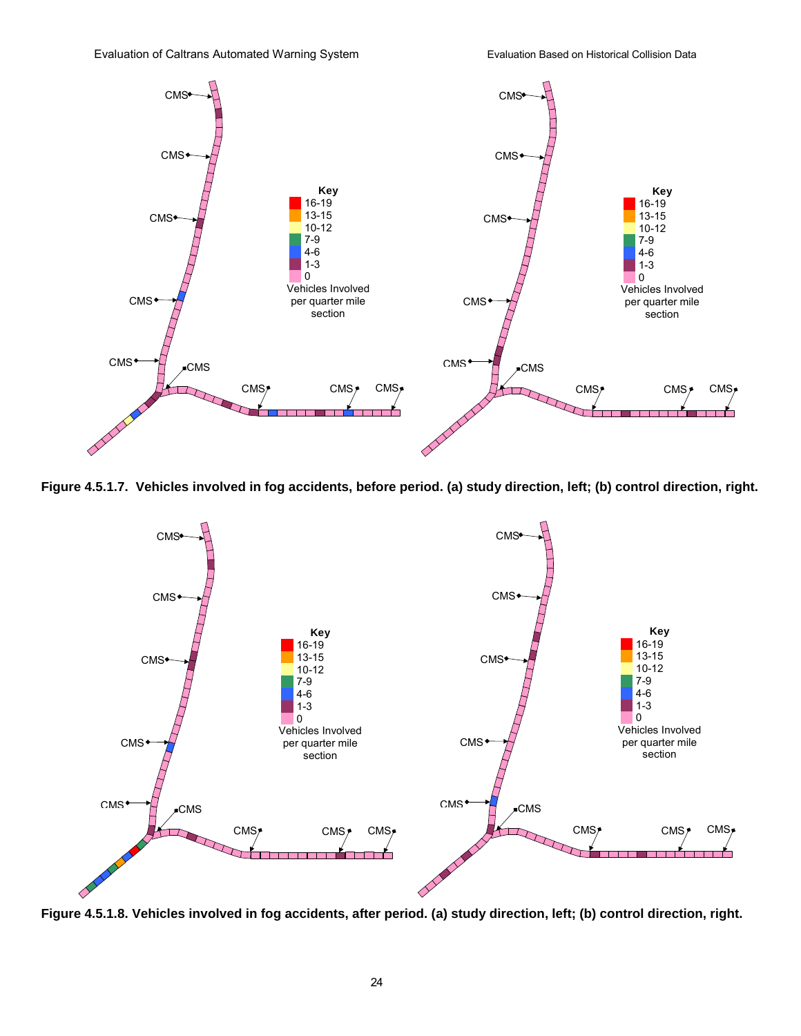Figure 4.5.1.7. Vehicles involved in fog accidents, before period. (a) study direction, left; (b) control direction, right.

Figure 4.5.1.8. Vehicles involved in fog accidents, after period. (a) study direction, left; (b) control direction, right.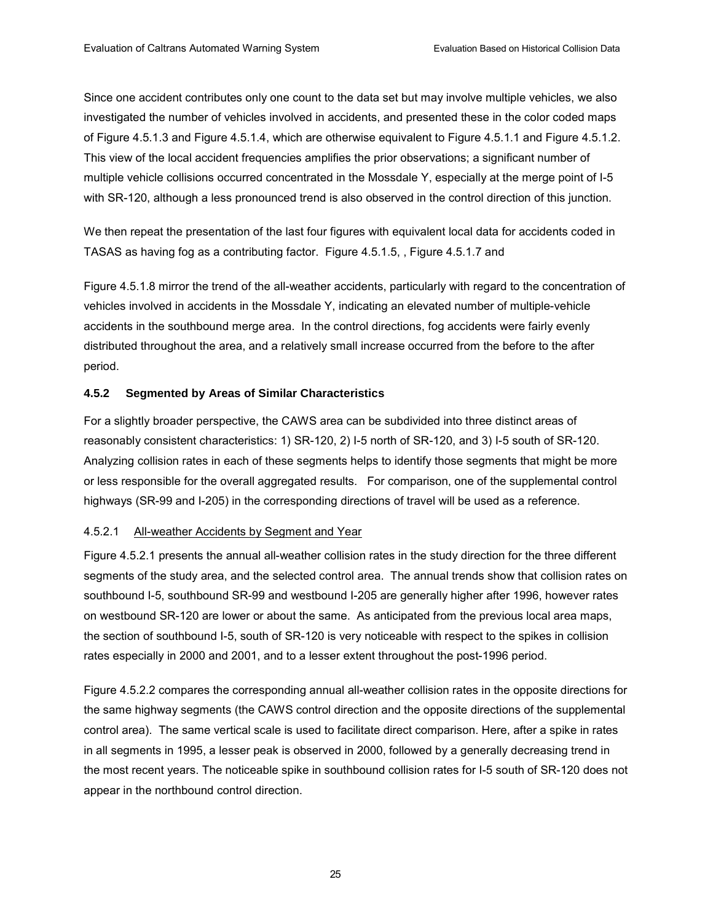Since one accident contributes only one count to the data set but may involve multiple vehicles, we also investigated the number of vehicles involved in accidents, and presented these in the color coded maps of Figure 4.5.1.3 and Figure 4.5.1.4, which are otherwise equivalent to Figure 4.5.1.1 and Figure 4.5.1.2. This view of the local accident frequencies amplifies the prior observations; a significant number of multiple vehicle collisions occurred concentrated in the Mossdale Y, especially at the merge point of I-5 with SR-120, although a less pronounced trend is also observed in the control direction of this junction.

We then repeat the presentation of the last four figures with equivalent local data for accidents coded in TASAS as having fog as a contributing factor. Figure 4.5.1.5, , Figure 4.5.1.7 and

Figure 4.5.1.8 mirror the trend of the all-weather accidents, particularly with regard to the concentration of vehicles involved in accidents in the Mossdale Y, indicating an elevated number of multiple-vehicle accidents in the southbound merge area. In the control directions, fog accidents were fairly evenly distributed throughout the area, and a relatively small increase occurred from the before to the after period.

### 4.5.2 Segmented by Areas of Similar Characteristics

For a slightly broader perspective, the CAWS area can be subdivided into three distinct areas of reasonably consistent characteristics: 1) SR-120, 2) I-5 north of SR-120, and 3) I-5 south of SR-120. Analyzing collision rates in each of these segments helps to identify those segments that might be more or less responsible for the overall aggregated results. For comparison, one of the supplemental control highways (SR-99 and I-205) in the corresponding directions of travel will be used as a reference.

#### 4.5.2.1 All-weather Accidents by Segment and Year

Figure 4.5.2.1 presents the annual all-weather collision rates in the study direction for the three different segments of the study area, and the selected control area. The annual trends show that collision rates on southbound I-5, southbound SR-99 and westbound I-205 are generally higher after 1996, however rates on westbound SR-120 are lower or about the same. As anticipated from the previous local area maps, the section of southbound I-5, south of SR-120 is very noticeable with respect to the spikes in collision rates especially in 2000 and 2001, and to a lesser extent throughout the post-1996 period.

Figure 4.5.2.2 compares the corresponding annual all-weather collision rates in the opposite directions for the same highway segments (the CAWS control direction and the opposite directions of the supplemental control area). The same vertical scale is used to facilitate direct comparison. Here, after a spike in rates in all segments in 1995, a lesser peak is observed in 2000, followed by a generally decreasing trend in the most recent years. The noticeable spike in southbound collision rates for I-5 south of SR-120 does not appear in the northbound control direction.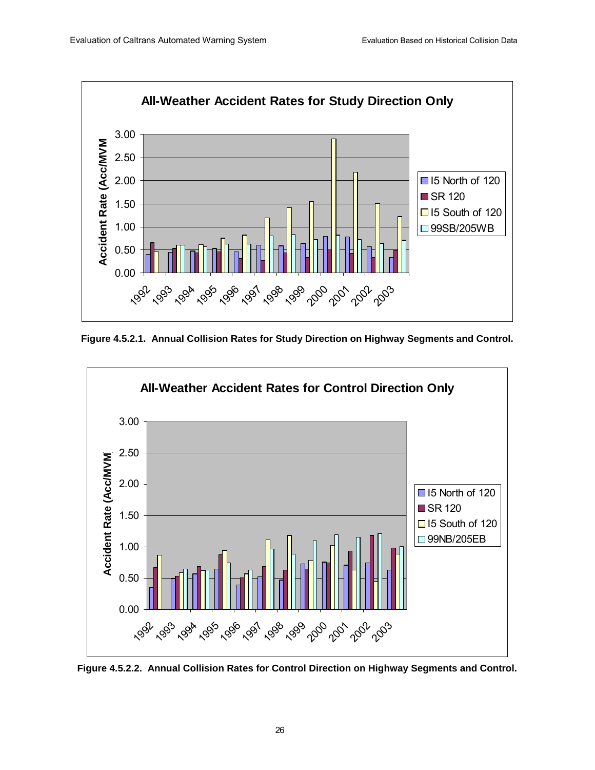Figure 4.5.2.1. Annual Collision Rates for Study Direction on Highway Segments and Control.

Figure 4.5.2.2. Annual Collision Rates for Control Direction on Highway Segments and Control.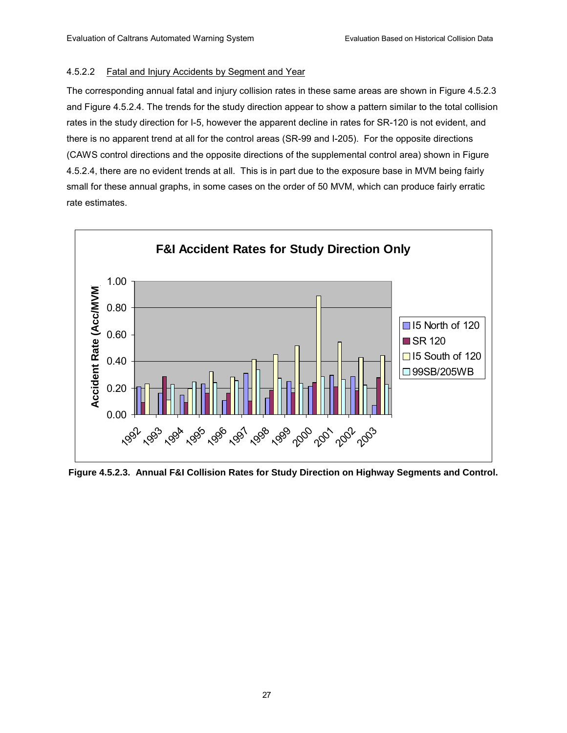#### 4.5.2.2 Fatal and Injury Accidents by Segment and Year

The corresponding annual fatal and injury collision rates in these same areas are shown in Figure 4.5.2.3 and Figure 4.5.2.4. The trends for the study direction appear to show a pattern similar to the total collision rates in the study direction for I-5, however the apparent decline in rates for SR-120 is not evident, and there is no apparent trend at all for the control areas (SR-99 and I-205). For the opposite directions (CAWS control directions and the opposite directions of the supplemental control area) shown in Figure 4.5.2.4, there are no evident trends at all. This is in part due to the exposure base in MVM being fairly small for these annual graphs, in some cases on the order of 50 MVM, which can produce fairly erratic rate estimates.

**Figure 4.5.2.3. Annual F&I Collision Rates for Study Direction on Highway Segments and Control.**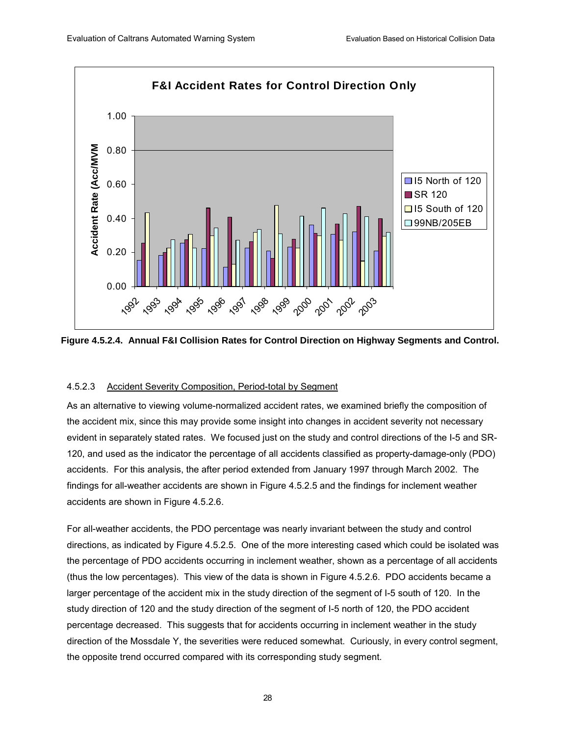**Figure 4.5.2.4. Annual F&I Collision Rates for Control Direction on Highway Segments and Control.**

4.5.2.3 Accident Severity Composition, Period-total by Segment

As an alternative to viewing volume-normalized accident rates, we examined briefly the composition of the accident mix, since this may provide some insight into changes in accident severity not necessary evident in separately stated rates. We focused just on the study and control directions of the I-5 and SR-120, and used as the indicator the percentage of all accidents classified as property-damage-only (PDO) accidents. For this analysis, the after period extended from January 1997 through March 2002. The findings for all-weather accidents are shown in Figure 4.5.2.5 and the findings for inclement weather accidents are shown in Figure 4.5.2.6.

For all-weather accidents, the PDO percentage was nearly invariant between the study and control directions, as indicated by Figure 4.5.2.5. One of the more interesting cased which could be isolated was the percentage of PDO accidents occurring in inclement weather, shown as a percentage of all accidents (thus the low percentages). This view of the data is shown in Figure 4.5.2.6. PDO accidents became a larger percentage of the accident mix in the study direction of the segment of I-5 south of 120. In the study direction of 120 and the study direction of the segment of I-5 north of 120, the PDO accident percentage decreased. This suggests that for accidents occurring in inclement weather in the study direction of the Mossdale Y, the severities were reduced somewhat. Curiously, in every control segment, the opposite trend occurred compared with its corresponding study segment.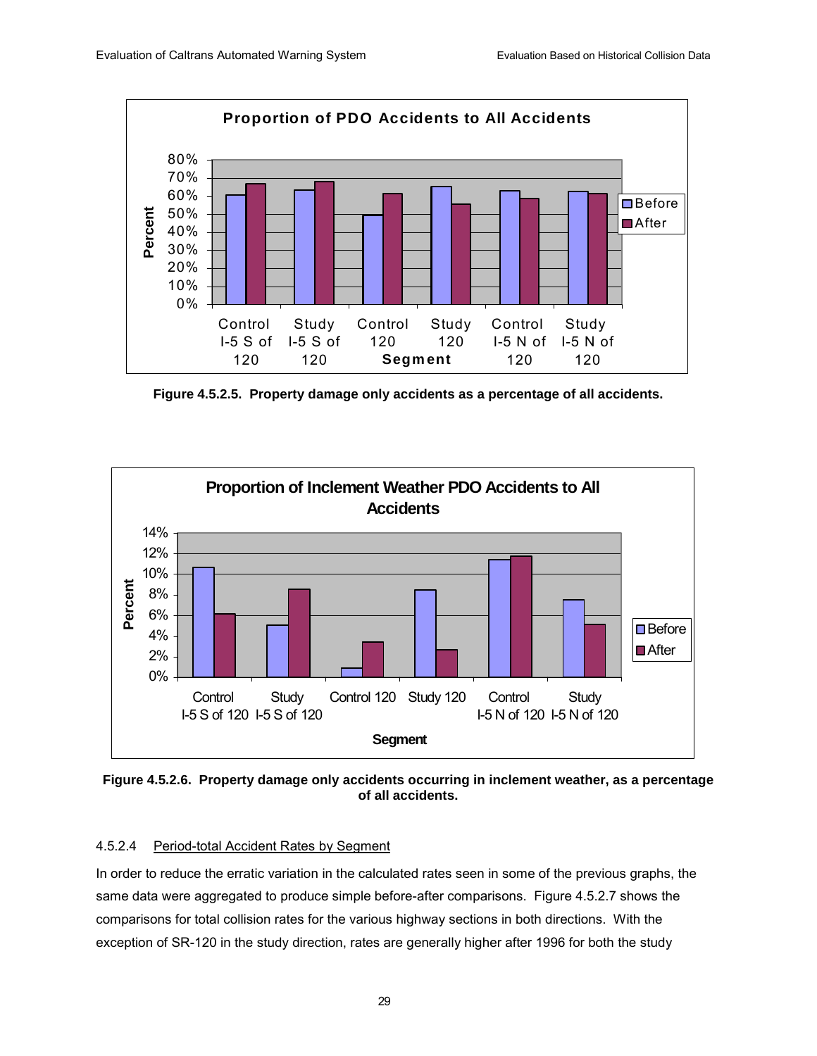Figure 4.5.2.5. Property damage only accidents as a percentage of all accidents.

Figure 4.5.2.6. Property damage only accidents occurring in inclement weather, as a percentage of all accidents.

#### 4.5.2.4 Period-total Accident Rates by Segment

In order to reduce the erratic variation in the calculated rates seen in some of the previous graphs, the same data were aggregated to produce simple before-after comparisons. Figure 4.5.2.7 shows the comparisons for total collision rates for the various highway sections in both directions. With the exception of SR-120 in the study direction, rates are generally higher after 1996 for both the study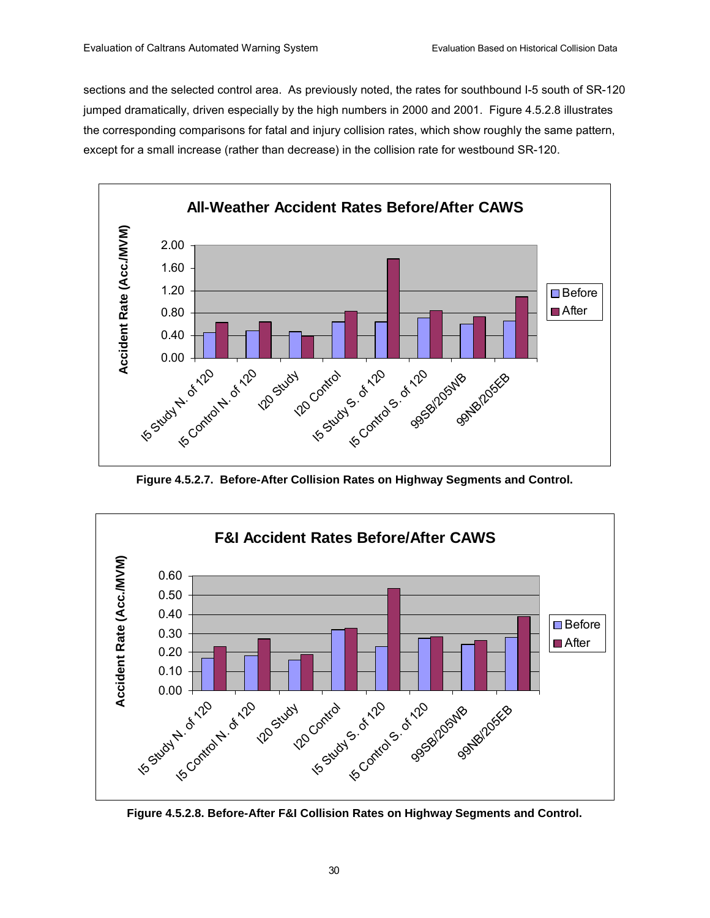sections and the selected control area. As previously noted, the rates for southbound I-5 south of SR-120 jumped dramatically, driven especially by the high numbers in 2000 and 2001. Figure 4.5.2.8 illustrates the corresponding comparisons for fatal and injury collision rates, which show roughly the same pattern, except for a small increase (rather than decrease) in the collision rate for westbound SR-120.

**Figure 4.5.2.7. Before-After Collision Rates on Highway Segments and Control.**

**Figure 4.5.2.8. Before-After F&I Collision Rates on Highway Segments and Control.**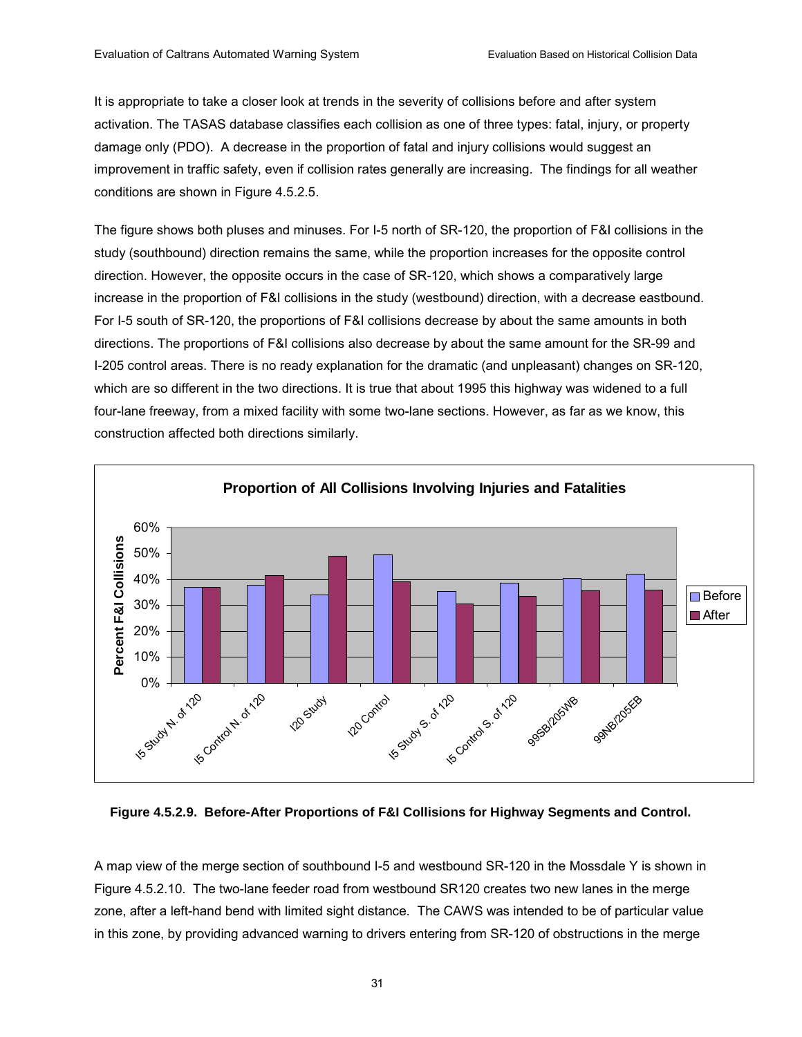It is appropriate to take a closer look at trends in the severity of collisions before and after system activation. The TASAS database classifies each collision as one of three types: fatal, injury, or property damage only (PDO). A decrease in the proportion of fatal and injury collisions would suggest an improvement in traffic safety, even if collision rates generally are increasing. The findings for all weather conditions are shown in Figure 4.5.2.5.

The figure shows both pluses and minuses. For I-5 north of SR-120, the proportion of F&I collisions in the study (southbound) direction remains the same, while the proportion increases for the opposite control direction. However, the opposite occurs in the case of SR-120, which shows a comparatively large increase in the proportion of F&I collisions in the study (westbound) direction, with a decrease eastbound. For I-5 south of SR-120, the proportions of F&I collisions decrease by about the same amounts in both directions. The proportions of F&I collisions also decrease by about the same amount for the SR-99 and I-205 control areas. There is no ready explanation for the dramatic (and unpleasant) changes on SR-120, which are so different in the two directions. It is true that about 1995 this highway was widened to a full four-lane freeway, from a mixed facility with some two-lane sections. However, as far as we know, this construction affected both directions similarly.

**Figure 4.5.2.9. Before-After Proportions of F&I Collisions for Highway Segments and Control.**

A map view of the merge section of southbound I-5 and westbound SR-120 in the Mossdale Y is shown in Figure 4.5.2.10. The two-lane feeder road from westbound SR120 creates two new lanes in the merge zone, after a left-hand bend with limited sight distance. The CAWS was intended to be of particular value in this zone, by providing advanced warning to drivers entering from SR-120 of obstructions in the merge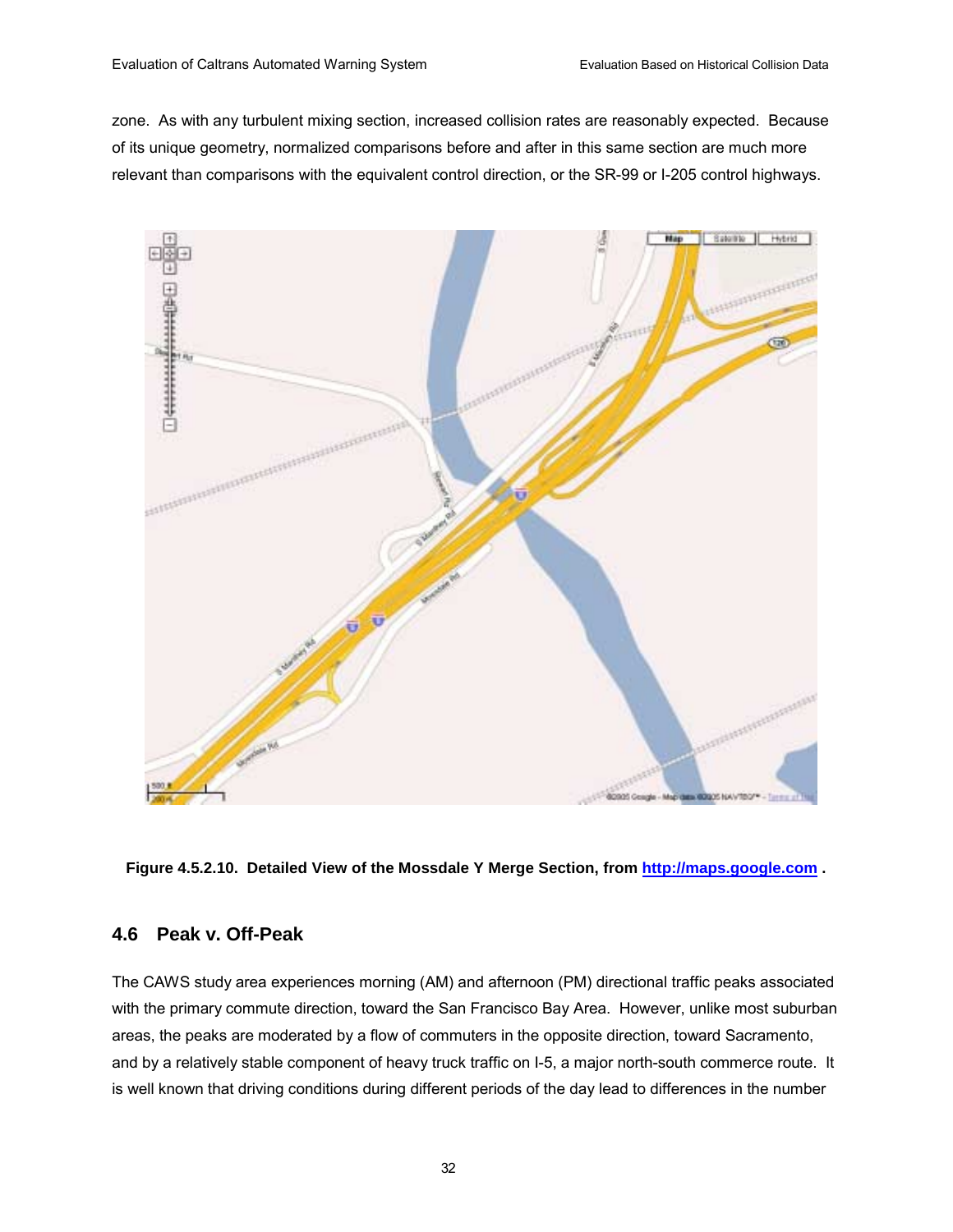zone. As with any turbulent mixing section, increased collision rates are reasonably expected. Because of its unique geometry, normalized comparisons before and after in this same section are much more relevant than comparisons with the equivalent control direction, or the SR-99 or I-205 control highways.

**Figure 4.5.2.10. Detailed View of the Mossdale Y Merge Section, from http://maps.google.com .**

## 4.6 Peak v. Off-Peak

The CAWS study area experiences morning (AM) and afternoon (PM) directional traffic peaks associated with the primary commute direction, toward the San Francisco Bay Area. However, unlike most suburban areas, the peaks are moderated by a flow of commuters in the opposite direction, toward Sacramento, and by a relatively stable component of heavy truck traffic on I-5, a major north-south commerce route. It is well known that driving conditions during different periods of the day lead to differences in the number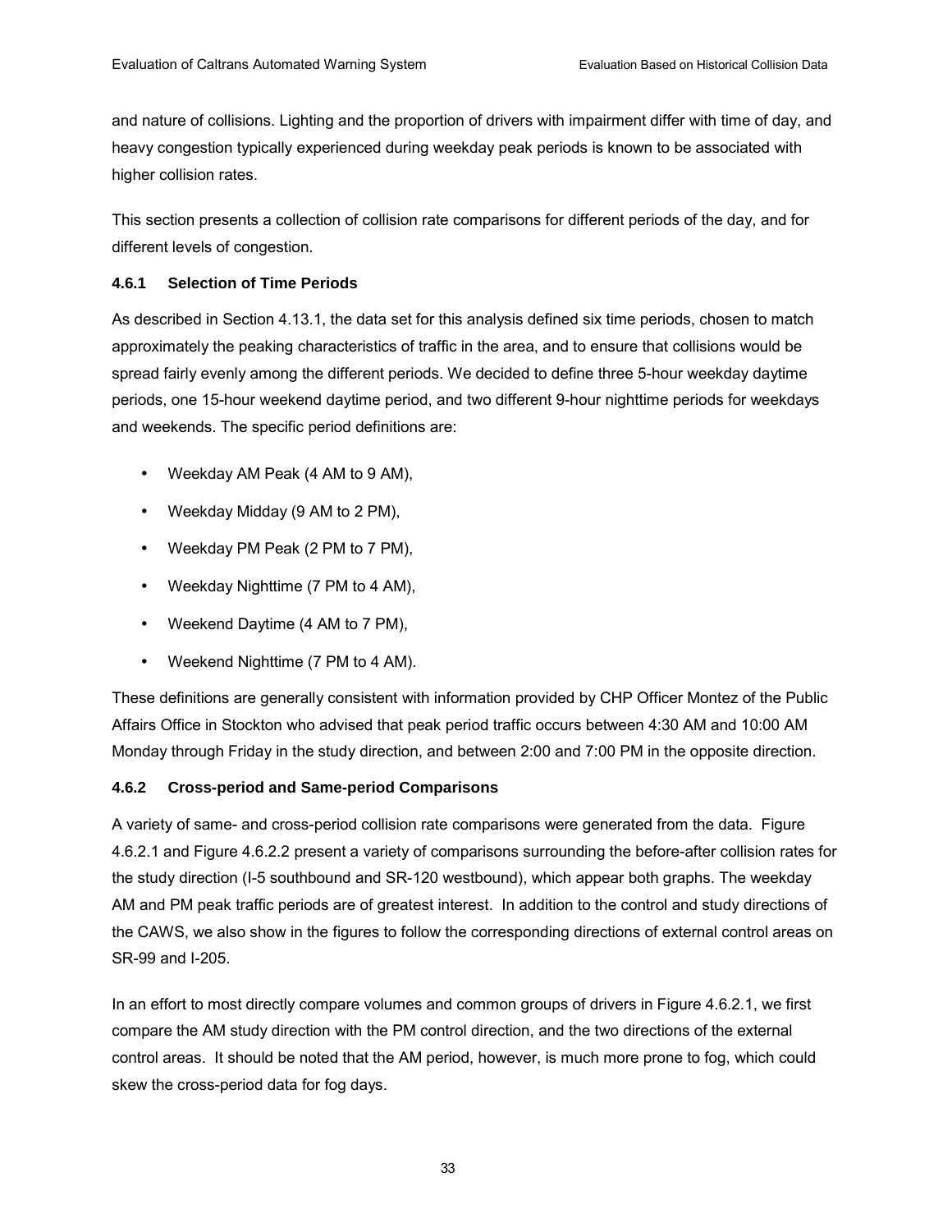and nature of collisions. Lighting and the proportion of drivers with impairment differ with time of day, and heavy congestion typically experienced during weekday peak periods is known to be associated with higher collision rates.

This section presents a collection of collision rate comparisons for different periods of the day, and for different levels of congestion.

### 4.6.1 Selection of Time Periods

As described in Section 4.13.1, the data set for this analysis defined six time periods, chosen to match approximately the peaking characteristics of traffic in the area, and to ensure that collisions would be spread fairly evenly among the different periods. We decided to define three 5-hour weekday daytime periods, one 15-hour weekend daytime period, and two different 9-hour nighttime periods for weekdays and weekends. The specific period definitions are:

- Weekday AM Peak (4 AM to 9 AM),
- Weekday Midday (9 AM to 2 PM),
- Weekday PM Peak (2 PM to 7 PM),
- Weekday Nighttime (7 PM to 4 AM),
- Weekend Daytime (4 AM to 7 PM),
- Weekend Nighttime (7 PM to 4 AM).

These definitions are generally consistent with information provided by CHP Officer Montez of the Public Affairs Office in Stockton who advised that peak period traffic occurs between 4:30 AM and 10:00 AM Monday through Friday in the study direction, and between 2:00 and 7:00 PM in the opposite direction.

### 4.6.2 Cross-period and Same-period Comparisons

A variety of same- and cross-period collision rate comparisons were generated from the data. Figure 4.6.2.1 and Figure 4.6.2.2 present a variety of comparisons surrounding the before-after collision rates for the study direction (I-5 southbound and SR-120 westbound), which appear both graphs. The weekday AM and PM peak traffic periods are of greatest interest. In addition to the control and study directions of the CAWS, we also show in the figures to follow the corresponding directions of external control areas on SR-99 and I-205.

In an effort to most directly compare volumes and common groups of drivers in Figure 4.6.2.1, we first compare the AM study direction with the PM control direction, and the two directions of the external control areas. It should be noted that the AM period, however, is much more prone to fog, which could skew the cross-period data for fog days.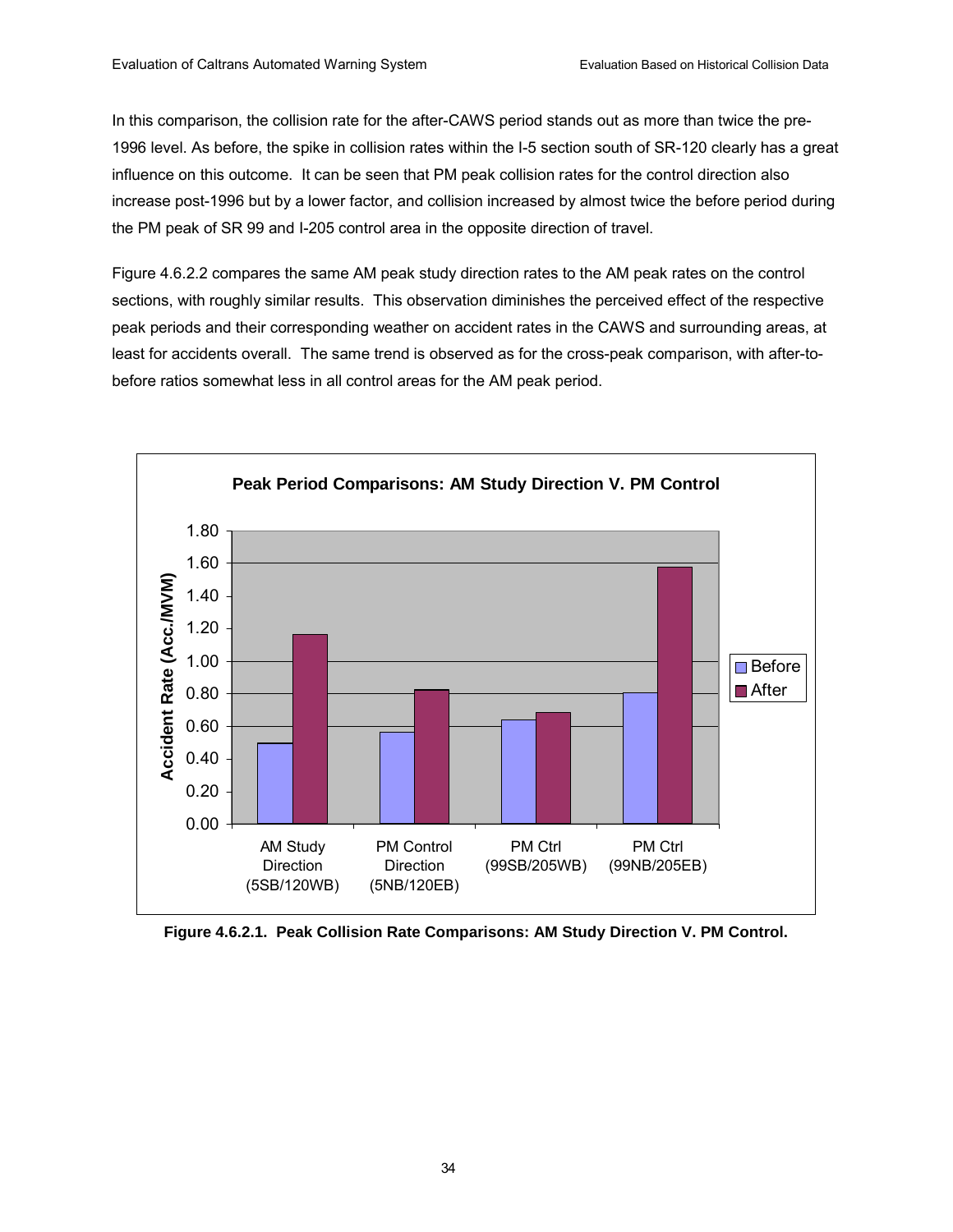In this comparison, the collision rate for the after-CAWS period stands out as more than twice the pre-1996 level. As before, the spike in collision rates within the I-5 section south of SR-120 clearly has a great influence on this outcome. It can be seen that PM peak collision rates for the control direction also increase post-1996 but by a lower factor, and collision increased by almost twice the before period during the PM peak of SR 99 and I-205 control area in the opposite direction of travel.

Figure 4.6.2.2 compares the same AM peak study direction rates to the AM peak rates on the control sections, with roughly similar results. This observation diminishes the perceived effect of the respective peak periods and their corresponding weather on accident rates in the CAWS and surrounding areas, at least for accidents overall. The same trend is observed as for the cross-peak comparison, with after-to-before ratios somewhat less in all control areas for the AM peak period.

**Figure 4.6.2.1. Peak Collision Rate Comparisons: AM Study Direction V. PM Control.**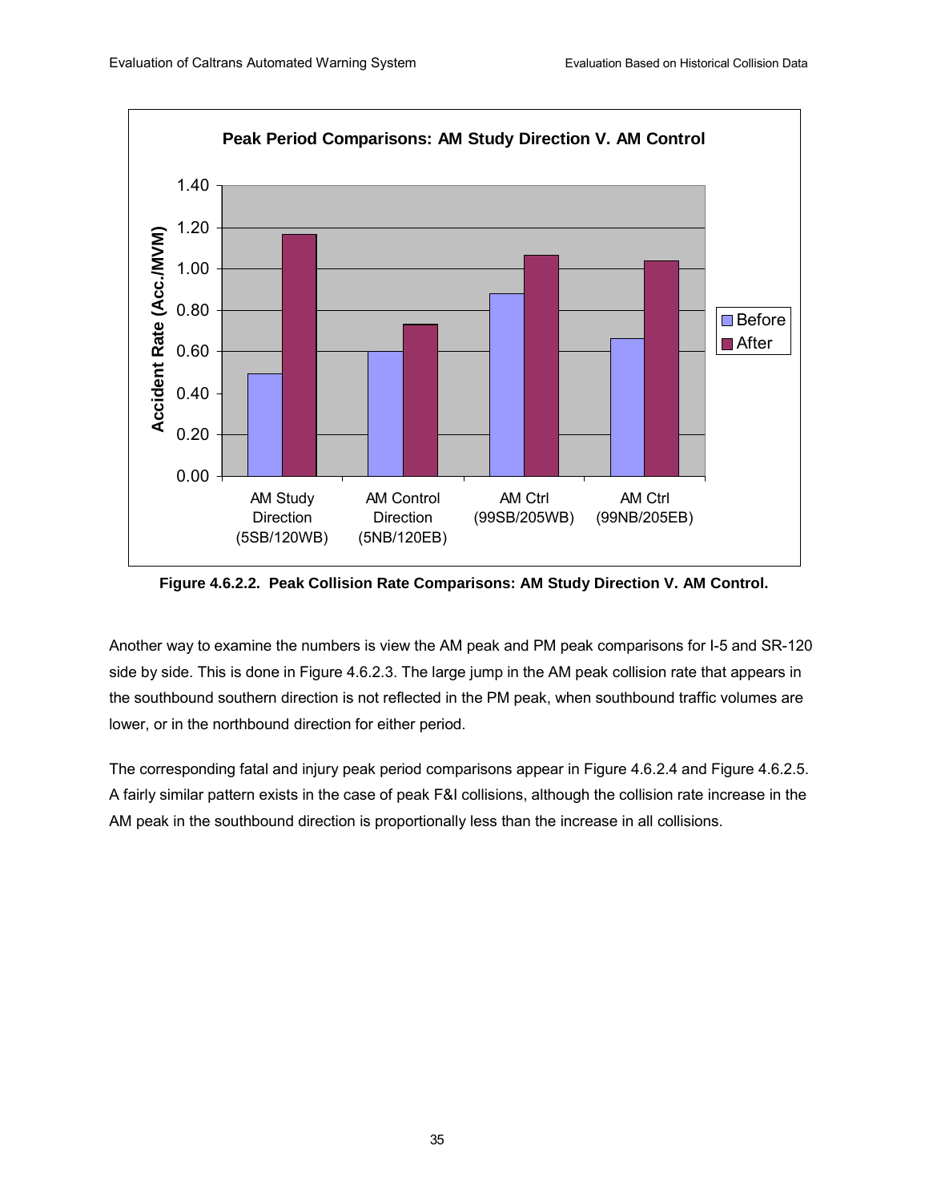**Peak Period Comparisons: AM Study Direction V. AM Control**

**Figure 4.6.2.2. Peak Collision Rate Comparisons: AM Study Direction V. AM Control.**

Another way to examine the numbers is view the AM peak and PM peak comparisons for I-5 and SR-120 side by side. This is done in Figure 4.6.2.3. The large jump in the AM peak collision rate that appears in the southbound southern direction is not reflected in the PM peak, when southbound traffic volumes are lower, or in the northbound direction for either period.

The corresponding fatal and injury peak period comparisons appear in Figure 4.6.2.4 and Figure 4.6.2.5. A fairly similar pattern exists in the case of peak F&I collisions, although the collision rate increase in the AM peak in the southbound direction is proportionally less than the increase in all collisions.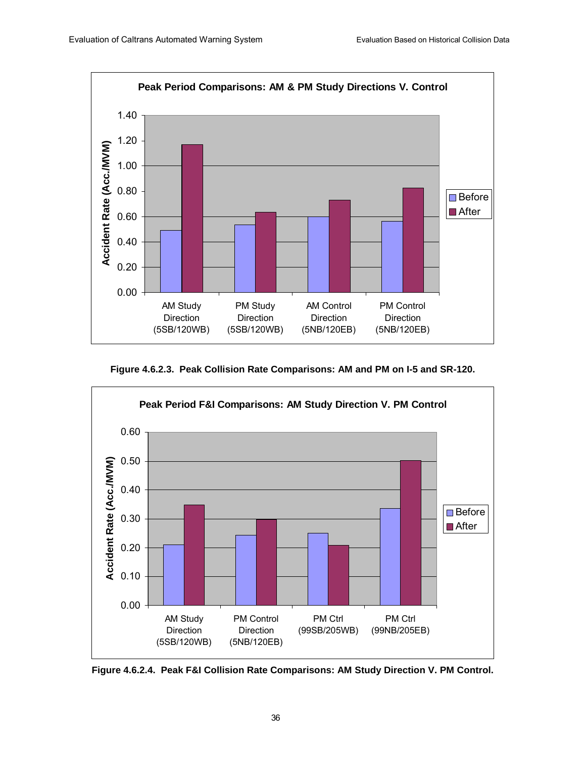**Peak Period Comparisons: AM & PM Study Directions V. Control**

Figure 4.6.2.3. Peak Collision Rate Comparisons: AM and PM on I-5 and SR-120.

**Peak Period F&I Comparisons: AM Study Direction V. PM Control**

Figure 4.6.2.4. Peak F&I Collision Rate Comparisons: AM Study Direction V. PM Control.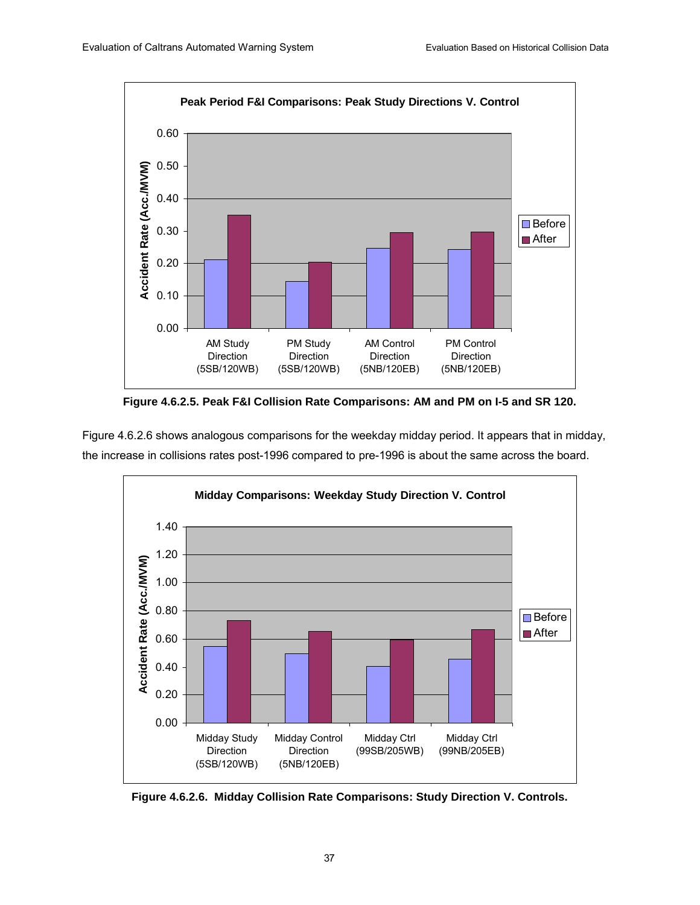**Peak Period F&I Comparisons: Peak Study Directions V. Control**

**Figure 4.6.2.5. Peak F&I Collision Rate Comparisons: AM and PM on I-5 and SR 120.**

Figure 4.6.2.6 shows analogous comparisons for the weekday midday period. It appears that in midday, the increase in collisions rates post-1996 compared to pre-1996 is about the same across the board.

**Midday Comparisons: Weekday Study Direction V. Control**

**Figure 4.6.2.6. Midday Collision Rate Comparisons: Study Direction V. Controls.**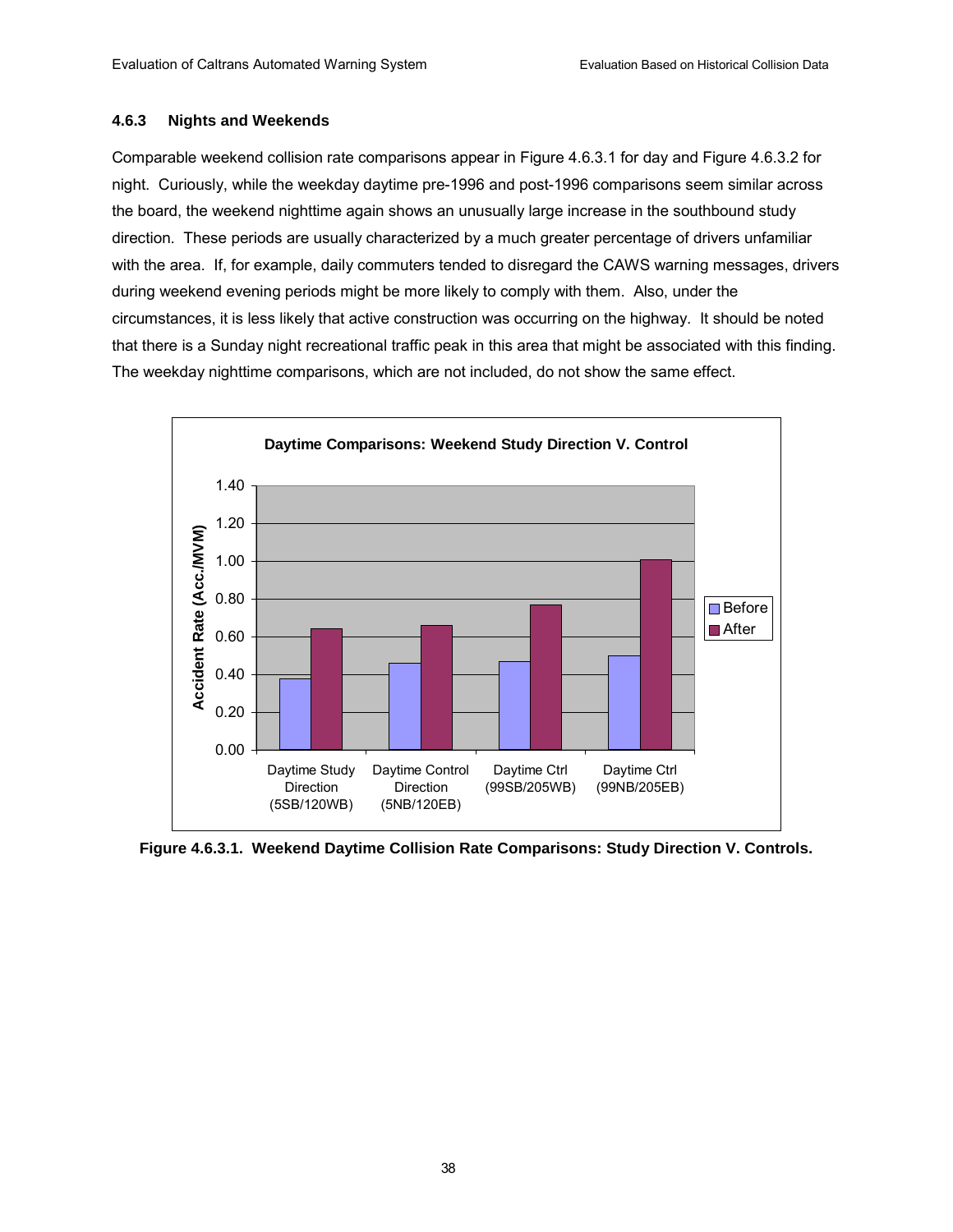### 4.6.3 Nights and Weekends

Comparable weekend collision rate comparisons appear in Figure 4.6.3.1 for day and Figure 4.6.3.2 for night. Curiously, while the weekday daytime pre-1996 and post-1996 comparisons seem similar across the board, the weekend nighttime again shows an unusually large increase in the southbound study direction. These periods are usually characterized by a much greater percentage of drivers unfamiliar with the area. If, for example, daily commuters tended to disregard the CAWS warning messages, drivers during weekend evening periods might be more likely to comply with them. Also, under the circumstances, it is less likely that active construction was occurring on the highway. It should be noted that there is a Sunday night recreational traffic peak in this area that might be associated with this finding. The weekday nighttime comparisons, which are not included, do not show the same effect.

**Daytime Comparisons: Weekend Study Direction V. Control**

| | Daytime Study Direction (5SB/120WB) | Daytime Control Direction (5NB/120EB) | Daytime Ctrl (99SB/205WB) | Daytime Ctrl (99NB/205EB) |
|---|---|---|---|---|
| Before | 0.38 | 0.46 | 0.47 | 0.50 |
| After | 0.64 | 0.66 | 0.77 | 1.01 |

Y-axis: Accident Rate (Acc./MVM)

**Figure 4.6.3.1. Weekend Daytime Collision Rate Comparisons: Study Direction V. Controls.**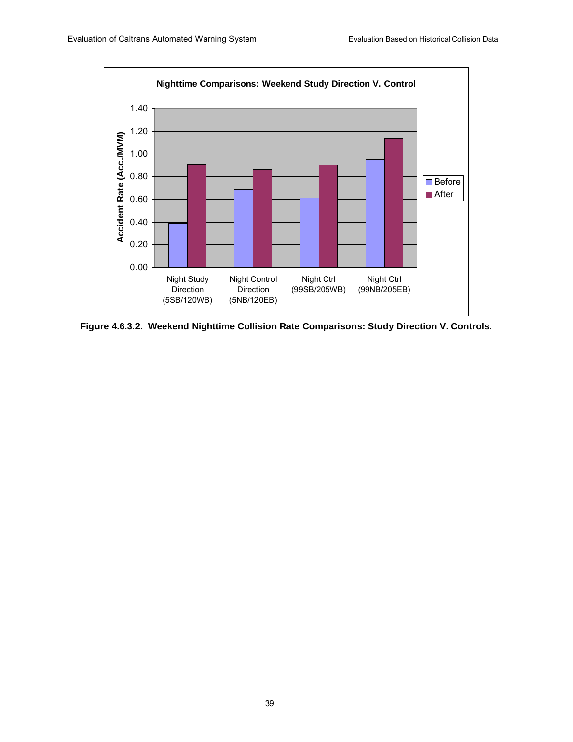**Nighttime Comparisons: Weekend Study Direction V. Control**

Accident Rate (Acc./MVM)

Night Study Direction (5SB/120WB) | Night Control Direction (5NB/120EB) | Night Ctrl (99SB/205WB) | Night Ctrl (99NB/205EB)

Before | After

**Figure 4.6.3.2. Weekend Nighttime Collision Rate Comparisons: Study Direction V. Controls.**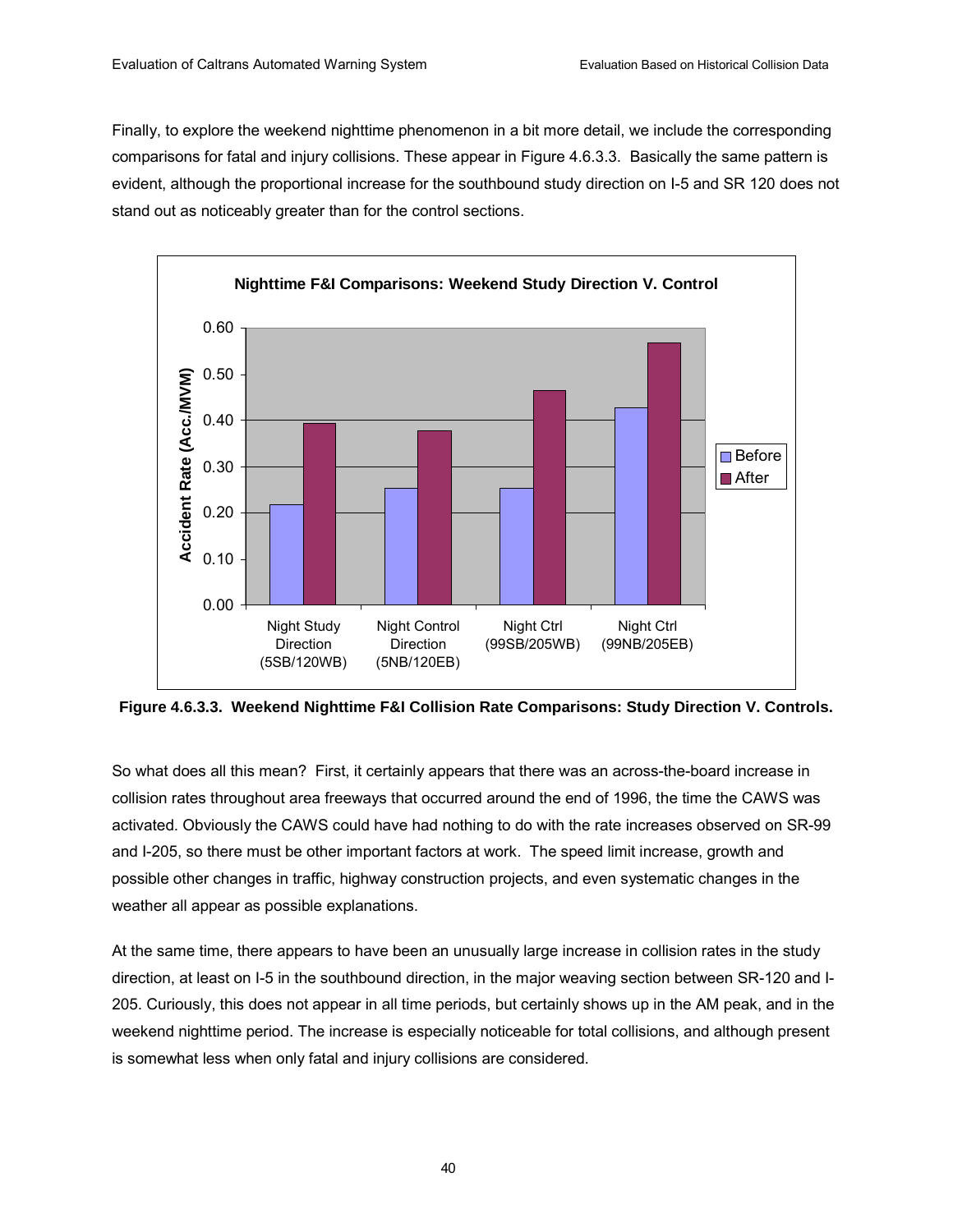Finally, to explore the weekend nighttime phenomenon in a bit more detail, we include the corresponding comparisons for fatal and injury collisions. These appear in Figure 4.6.3.3. Basically the same pattern is evident, although the proportional increase for the southbound study direction on I-5 and SR 120 does not stand out as noticeably greater than for the control sections.

**Figure 4.6.3.3. Weekend Nighttime F&I Collision Rate Comparisons: Study Direction V. Controls.**

So what does all this mean? First, it certainly appears that there was an across-the-board increase in collision rates throughout area freeways that occurred around the end of 1996, the time the CAWS was activated. Obviously the CAWS could have had nothing to do with the rate increases observed on SR-99 and I-205, so there must be other important factors at work. The speed limit increase, growth and possible other changes in traffic, highway construction projects, and even systematic changes in the weather all appear as possible explanations.

At the same time, there appears to have been an unusually large increase in collision rates in the study direction, at least on I-5 in the southbound direction, in the major weaving section between SR-120 and I-205. Curiously, this does not appear in all time periods, but certainly shows up in the AM peak, and in the weekend nighttime period. The increase is especially noticeable for total collisions, and although present is somewhat less when only fatal and injury collisions are considered.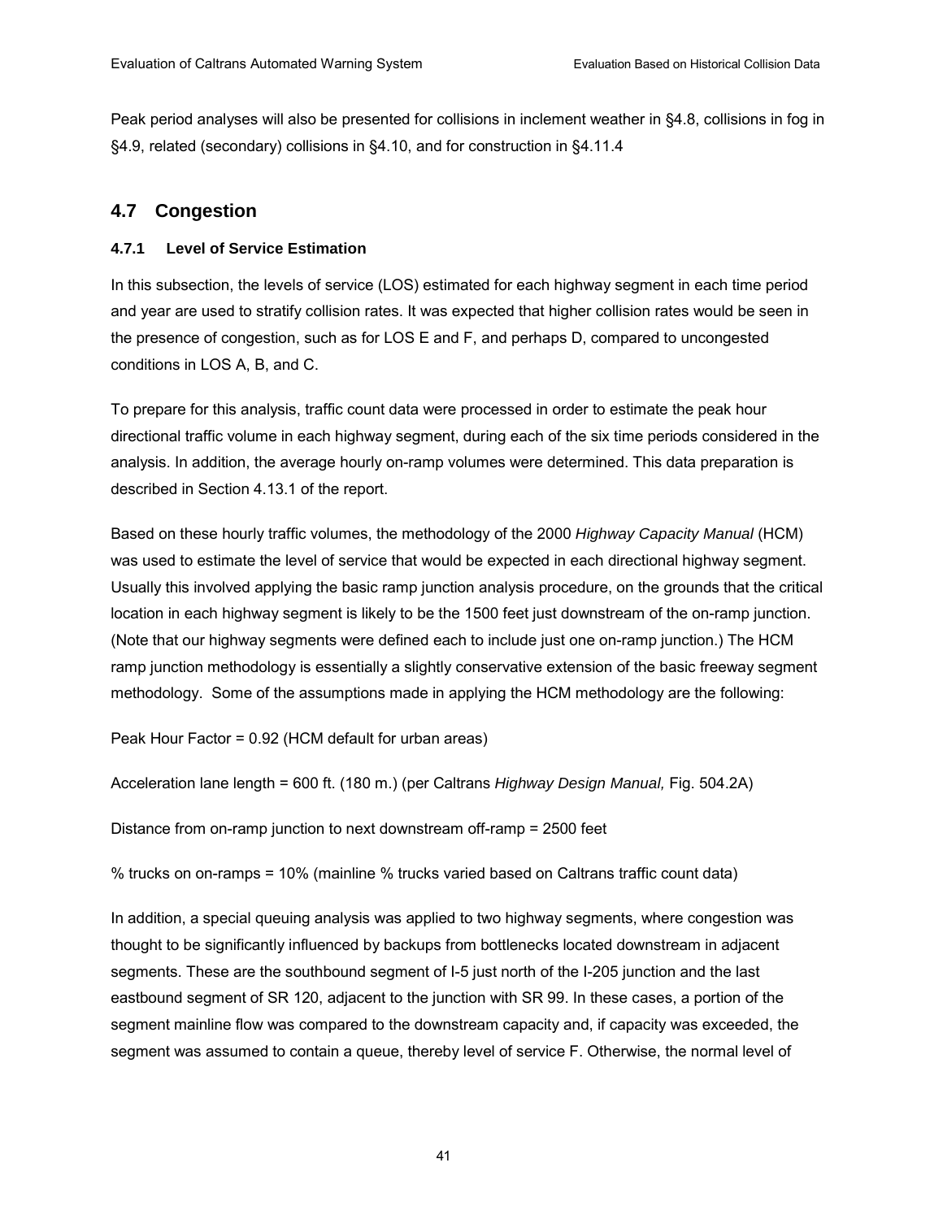Peak period analyses will also be presented for collisions in inclement weather in §4.8, collisions in fog in §4.9, related (secondary) collisions in §4.10, and for construction in §4.11.4

## 4.7 Congestion

### 4.7.1 Level of Service Estimation

In this subsection, the levels of service (LOS) estimated for each highway segment in each time period and year are used to stratify collision rates. It was expected that higher collision rates would be seen in the presence of congestion, such as for LOS E and F, and perhaps D, compared to uncongested conditions in LOS A, B, and C.

To prepare for this analysis, traffic count data were processed in order to estimate the peak hour directional traffic volume in each highway segment, during each of the six time periods considered in the analysis. In addition, the average hourly on-ramp volumes were determined. This data preparation is described in Section 4.13.1 of the report.

Based on these hourly traffic volumes, the methodology of the 2000 *Highway Capacity Manual* (HCM) was used to estimate the level of service that would be expected in each directional highway segment. Usually this involved applying the basic ramp junction analysis procedure, on the grounds that the critical location in each highway segment is likely to be the 1500 feet just downstream of the on-ramp junction. (Note that our highway segments were defined each to include just one on-ramp junction.) The HCM ramp junction methodology is essentially a slightly conservative extension of the basic freeway segment methodology. Some of the assumptions made in applying the HCM methodology are the following:

Peak Hour Factor = 0.92 (HCM default for urban areas)

Acceleration lane length = 600 ft. (180 m.) (per Caltrans *Highway Design Manual,* Fig. 504.2A)

Distance from on-ramp junction to next downstream off-ramp = 2500 feet

% trucks on on-ramps = 10% (mainline % trucks varied based on Caltrans traffic count data)

In addition, a special queuing analysis was applied to two highway segments, where congestion was thought to be significantly influenced by backups from bottlenecks located downstream in adjacent segments. These are the southbound segment of I-5 just north of the I-205 junction and the last eastbound segment of SR 120, adjacent to the junction with SR 99. In these cases, a portion of the segment mainline flow was compared to the downstream capacity and, if capacity was exceeded, the segment was assumed to contain a queue, thereby level of service F. Otherwise, the normal level of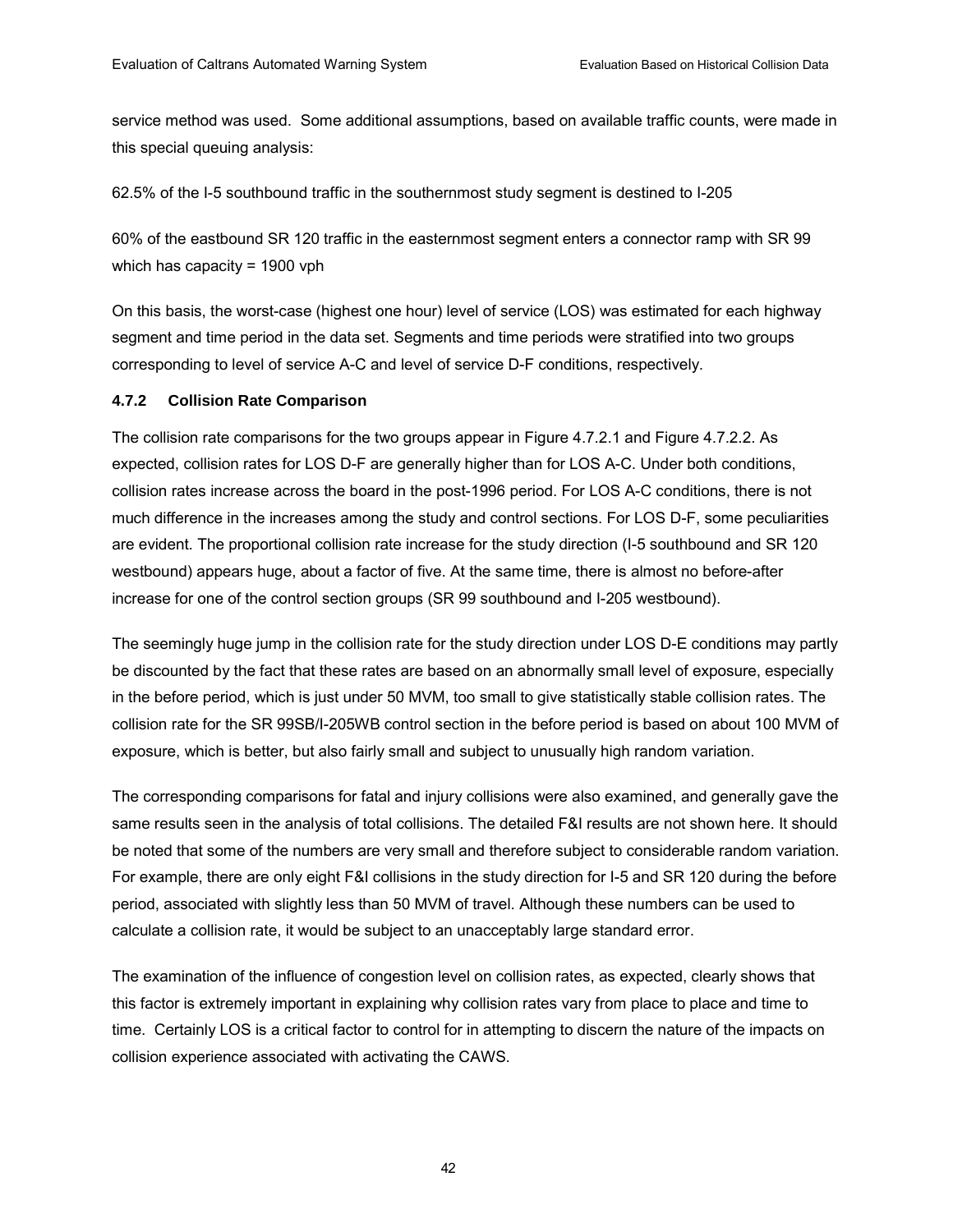service method was used. Some additional assumptions, based on available traffic counts, were made in this special queuing analysis:

62.5% of the I-5 southbound traffic in the southernmost study segment is destined to I-205

60% of the eastbound SR 120 traffic in the easternmost segment enters a connector ramp with SR 99 which has capacity = 1900 vph

On this basis, the worst-case (highest one hour) level of service (LOS) was estimated for each highway segment and time period in the data set. Segments and time periods were stratified into two groups corresponding to level of service A-C and level of service D-F conditions, respectively.

### 4.7.2 Collision Rate Comparison

The collision rate comparisons for the two groups appear in Figure 4.7.2.1 and Figure 4.7.2.2. As expected, collision rates for LOS D-F are generally higher than for LOS A-C. Under both conditions, collision rates increase across the board in the post-1996 period. For LOS A-C conditions, there is not much difference in the increases among the study and control sections. For LOS D-F, some peculiarities are evident. The proportional collision rate increase for the study direction (I-5 southbound and SR 120 westbound) appears huge, about a factor of five. At the same time, there is almost no before-after increase for one of the control section groups (SR 99 southbound and I-205 westbound).

The seemingly huge jump in the collision rate for the study direction under LOS D-E conditions may partly be discounted by the fact that these rates are based on an abnormally small level of exposure, especially in the before period, which is just under 50 MVM, too small to give statistically stable collision rates. The collision rate for the SR 99SB/I-205WB control section in the before period is based on about 100 MVM of exposure, which is better, but also fairly small and subject to unusually high random variation.

The corresponding comparisons for fatal and injury collisions were also examined, and generally gave the same results seen in the analysis of total collisions. The detailed F&I results are not shown here. It should be noted that some of the numbers are very small and therefore subject to considerable random variation. For example, there are only eight F&I collisions in the study direction for I-5 and SR 120 during the before period, associated with slightly less than 50 MVM of travel. Although these numbers can be used to calculate a collision rate, it would be subject to an unacceptably large standard error.

The examination of the influence of congestion level on collision rates, as expected, clearly shows that this factor is extremely important in explaining why collision rates vary from place to place and time to time. Certainly LOS is a critical factor to control for in attempting to discern the nature of the impacts on collision experience associated with activating the CAWS.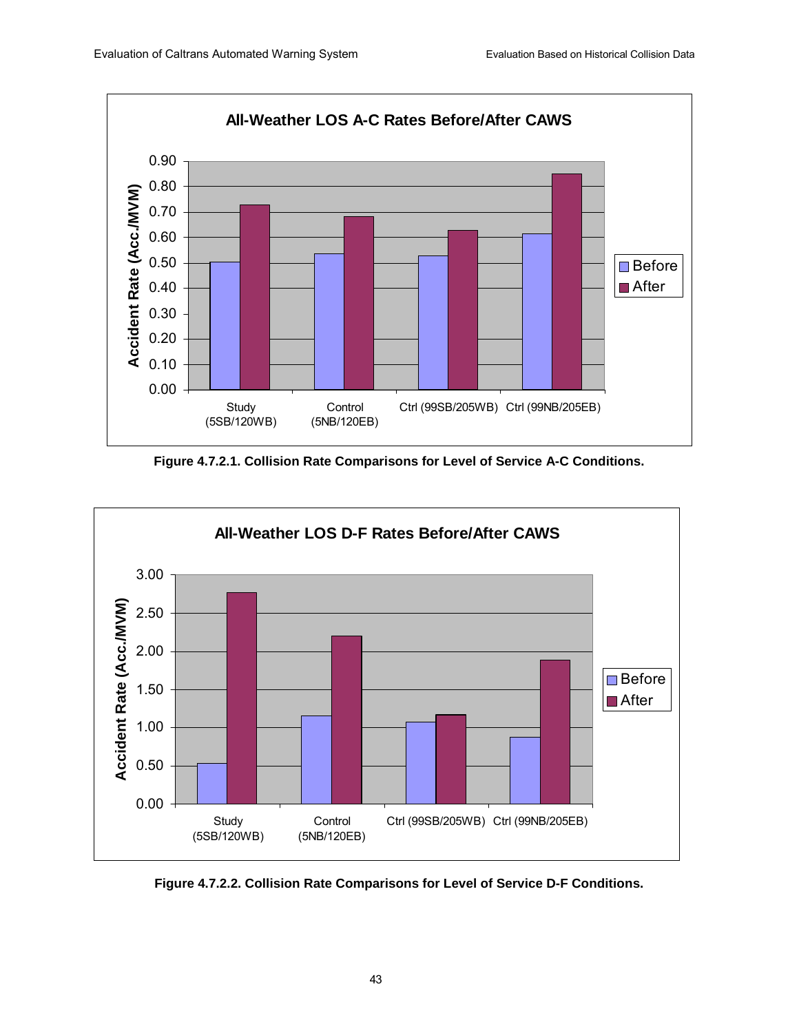**All-Weather LOS A-C Rates Before/After CAWS**

Figure 4.7.2.1. Collision Rate Comparisons for Level of Service A-C Conditions.

**All-Weather LOS D-F Rates Before/After CAWS**

Figure 4.7.2.2. Collision Rate Comparisons for Level of Service D-F Conditions.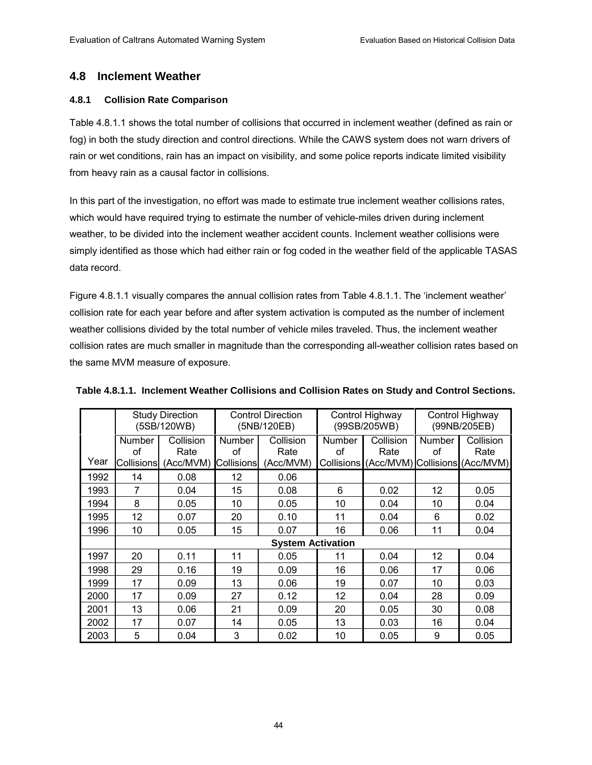## 4.8 Inclement Weather

### 4.8.1 Collision Rate Comparison

Table 4.8.1.1 shows the total number of collisions that occurred in inclement weather (defined as rain or fog) in both the study direction and control directions. While the CAWS system does not warn drivers of rain or wet conditions, rain has an impact on visibility, and some police reports indicate limited visibility from heavy rain as a causal factor in collisions.

In this part of the investigation, no effort was made to estimate true inclement weather collisions rates, which would have required trying to estimate the number of vehicle-miles driven during inclement weather, to be divided into the inclement weather accident counts. Inclement weather collisions were simply identified as those which had either rain or fog coded in the weather field of the applicable TASAS data record.

Figure 4.8.1.1 visually compares the annual collision rates from Table 4.8.1.1. The 'inclement weather' collision rate for each year before and after system activation is computed as the number of inclement weather collisions divided by the total number of vehicle miles traveled. Thus, the inclement weather collision rates are much smaller in magnitude than the corresponding all-weather collision rates based on the same MVM measure of exposure.

**Table 4.8.1.1. Inclement Weather Collisions and Collision Rates on Study and Control Sections.**

| | Study Direction (5SB/120WB) | | Control Direction (5NB/120EB) | | Control Highway (99SB/205WB) | | Control Highway (99NB/205EB) | |
|---|---|---|---|---|---|---|---|---|
| Year | Number of Collisions | Collision Rate (Acc/MVM) | Number of Collisions | Collision Rate (Acc/MVM) | Number of Collisions | Collision Rate (Acc/MVM) | Number of Collisions | Collision Rate (Acc/MVM) |
| 1992 | 14 | 0.08 | 12 | 0.06 | | | | |
| 1993 | 7 | 0.04 | 15 | 0.08 | 6 | 0.02 | 12 | 0.05 |
| 1994 | 8 | 0.05 | 10 | 0.05 | 10 | 0.04 | 10 | 0.04 |
| 1995 | 12 | 0.07 | 20 | 0.10 | 11 | 0.04 | 6 | 0.02 |
| 1996 | 10 | 0.05 | 15 | 0.07 | 16 | 0.06 | 11 | 0.04 |
| | **System Activation** | | | | | | | |
| 1997 | 20 | 0.11 | 11 | 0.05 | 11 | 0.04 | 12 | 0.04 |
| 1998 | 29 | 0.16 | 19 | 0.09 | 16 | 0.06 | 17 | 0.06 |
| 1999 | 17 | 0.09 | 13 | 0.06 | 19 | 0.07 | 10 | 0.03 |
| 2000 | 17 | 0.09 | 27 | 0.12 | 12 | 0.04 | 28 | 0.09 |
| 2001 | 13 | 0.06 | 21 | 0.09 | 20 | 0.05 | 30 | 0.08 |
| 2002 | 17 | 0.07 | 14 | 0.05 | 13 | 0.03 | 16 | 0.04 |
| 2003 | 5 | 0.04 | 3 | 0.02 | 10 | 0.05 | 9 | 0.05 |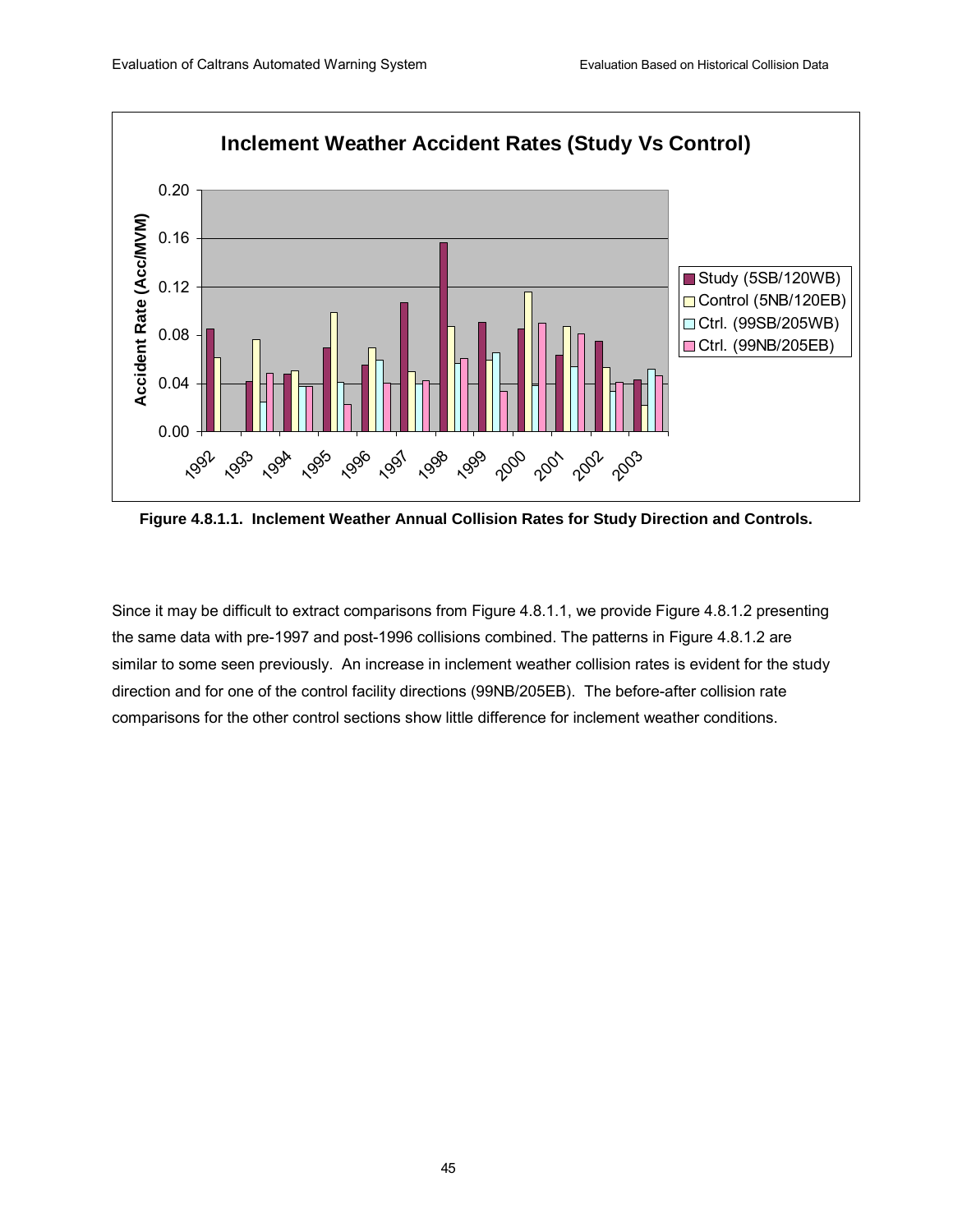Figure 4.8.1.1. Inclement Weather Annual Collision Rates for Study Direction and Controls.

Since it may be difficult to extract comparisons from Figure 4.8.1.1, we provide Figure 4.8.1.2 presenting the same data with pre-1997 and post-1996 collisions combined. The patterns in Figure 4.8.1.2 are similar to some seen previously. An increase in inclement weather collision rates is evident for the study direction and for one of the control facility directions (99NB/205EB). The before-after collision rate comparisons for the other control sections show little difference for inclement weather conditions.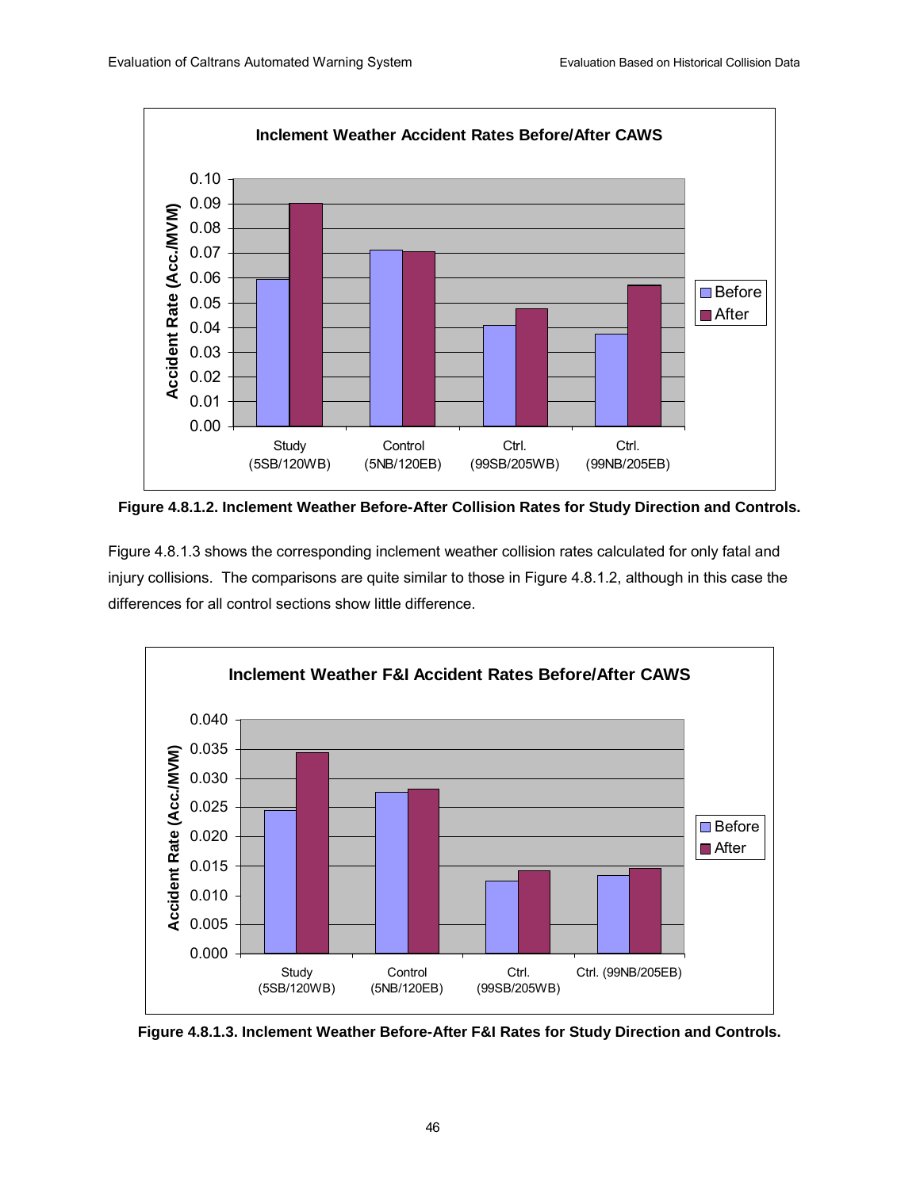Figure 4.8.1.2. Inclement Weather Before-After Collision Rates for Study Direction and Controls.

Figure 4.8.1.3 shows the corresponding inclement weather collision rates calculated for only fatal and injury collisions. The comparisons are quite similar to those in Figure 4.8.1.2, although in this case the differences for all control sections show little difference.

Figure 4.8.1.3. Inclement Weather Before-After F&I Rates for Study Direction and Controls.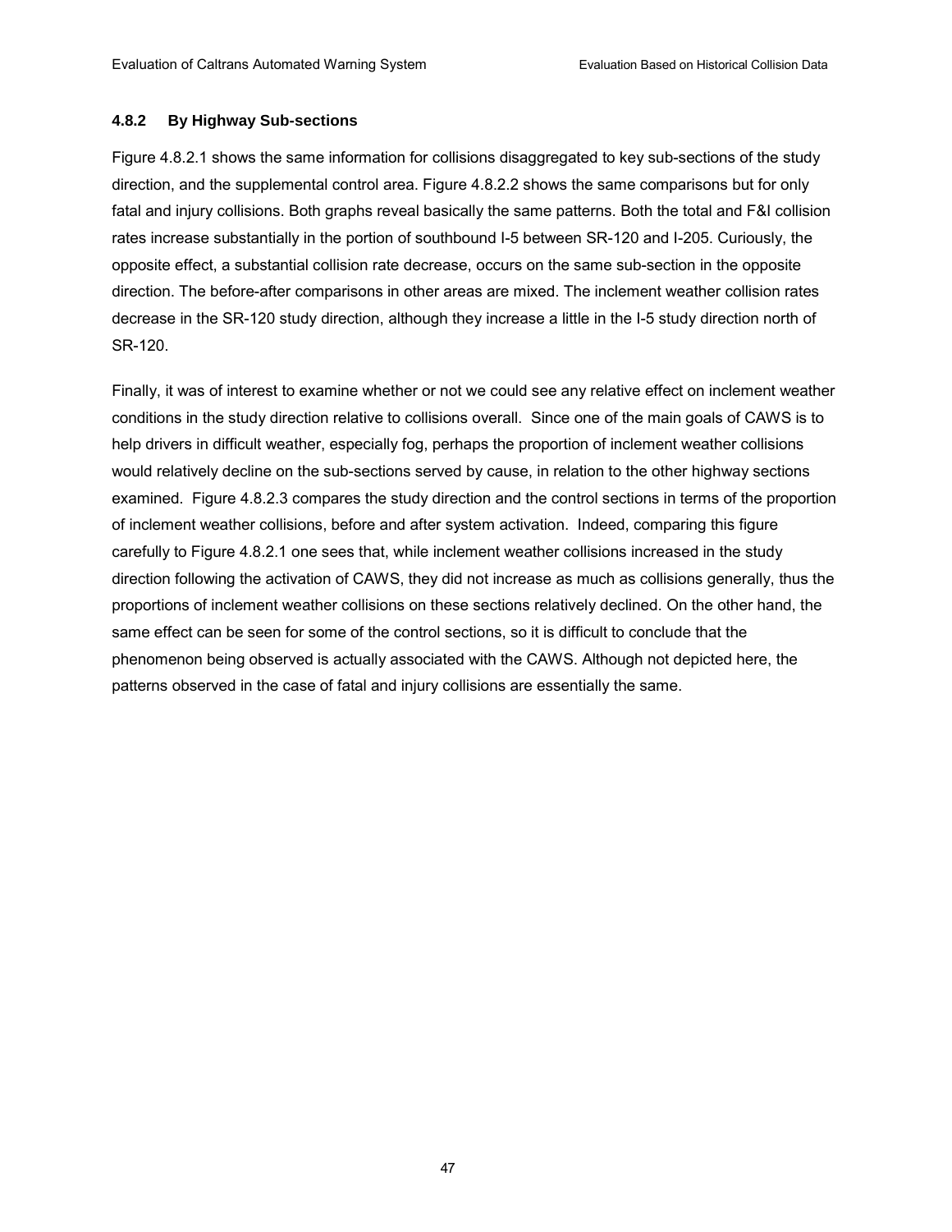### 4.8.2 By Highway Sub-sections

Figure 4.8.2.1 shows the same information for collisions disaggregated to key sub-sections of the study direction, and the supplemental control area. Figure 4.8.2.2 shows the same comparisons but for only fatal and injury collisions. Both graphs reveal basically the same patterns. Both the total and F&I collision rates increase substantially in the portion of southbound I-5 between SR-120 and I-205. Curiously, the opposite effect, a substantial collision rate decrease, occurs on the same sub-section in the opposite direction. The before-after comparisons in other areas are mixed. The inclement weather collision rates decrease in the SR-120 study direction, although they increase a little in the I-5 study direction north of SR-120.

Finally, it was of interest to examine whether or not we could see any relative effect on inclement weather conditions in the study direction relative to collisions overall. Since one of the main goals of CAWS is to help drivers in difficult weather, especially fog, perhaps the proportion of inclement weather collisions would relatively decline on the sub-sections served by cause, in relation to the other highway sections examined. Figure 4.8.2.3 compares the study direction and the control sections in terms of the proportion of inclement weather collisions, before and after system activation. Indeed, comparing this figure carefully to Figure 4.8.2.1 one sees that, while inclement weather collisions increased in the study direction following the activation of CAWS, they did not increase as much as collisions generally, thus the proportions of inclement weather collisions on these sections relatively declined. On the other hand, the same effect can be seen for some of the control sections, so it is difficult to conclude that the phenomenon being observed is actually associated with the CAWS. Although not depicted here, the patterns observed in the case of fatal and injury collisions are essentially the same.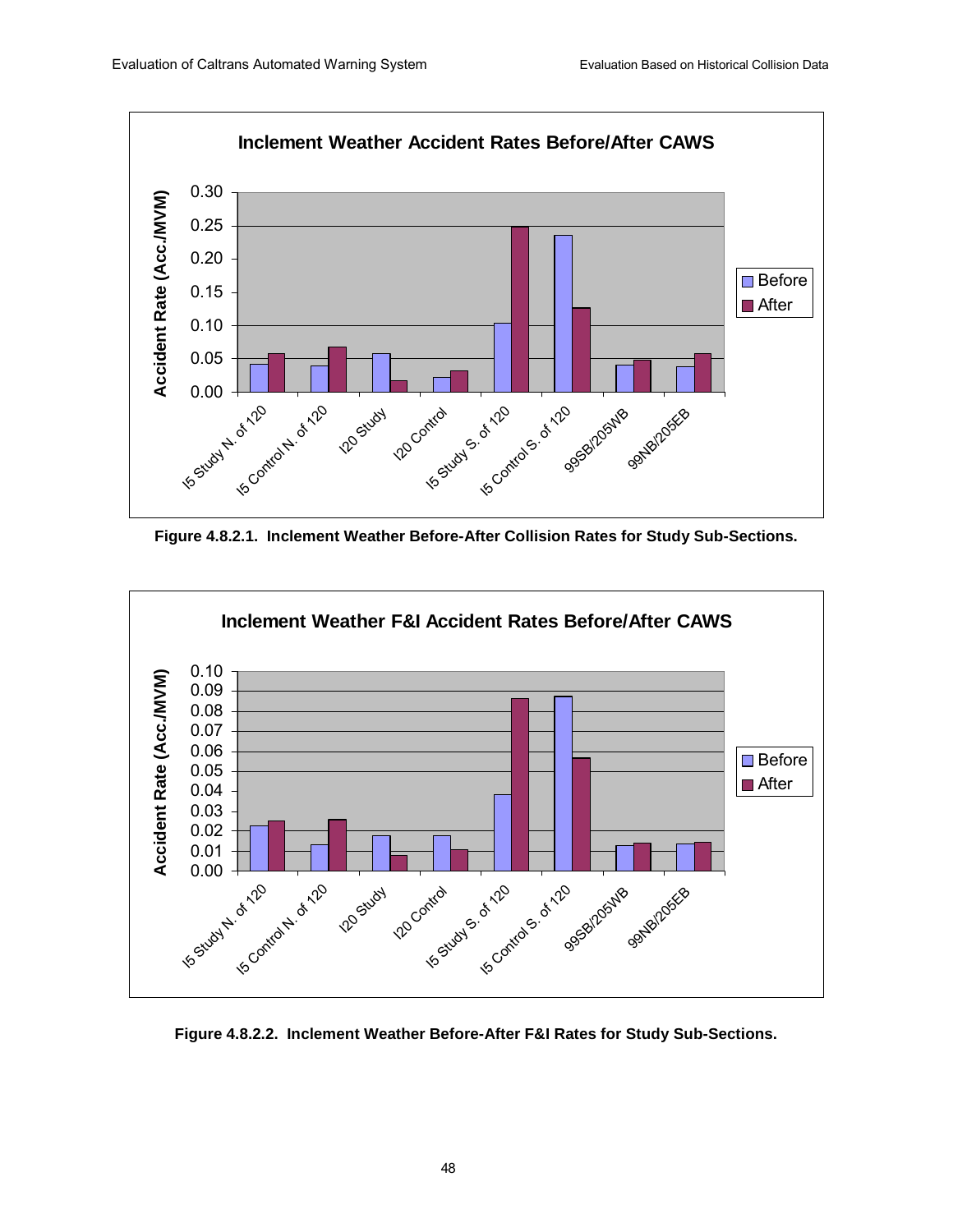Figure 4.8.2.1. Inclement Weather Before-After Collision Rates for Study Sub-Sections.

Figure 4.8.2.2. Inclement Weather Before-After F&I Rates for Study Sub-Sections.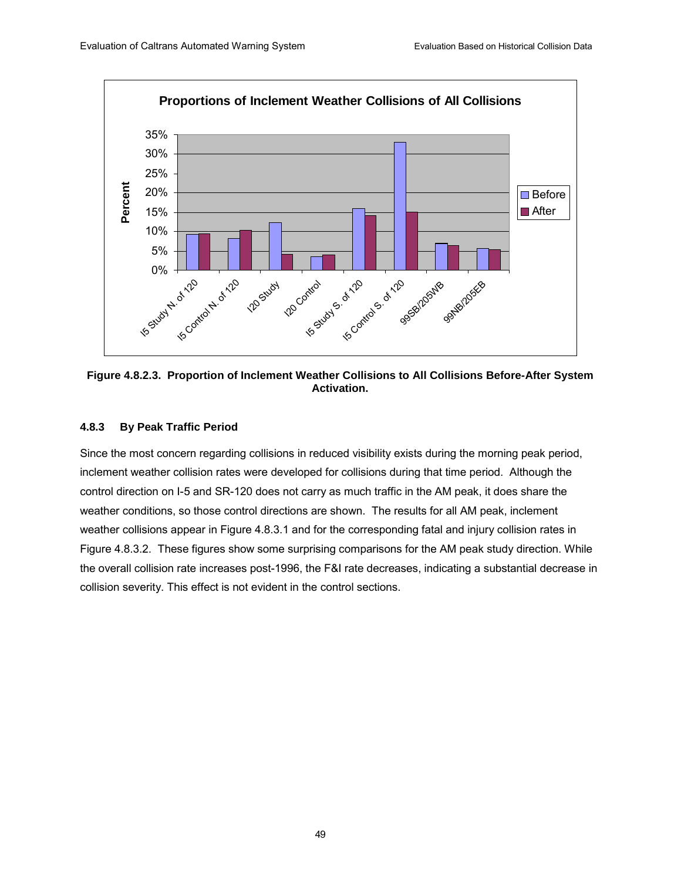**Figure 4.8.2.3. Proportion of Inclement Weather Collisions to All Collisions Before-After System Activation.**

### 4.8.3 By Peak Traffic Period

Since the most concern regarding collisions in reduced visibility exists during the morning peak period, inclement weather collision rates were developed for collisions during that time period. Although the control direction on I-5 and SR-120 does not carry as much traffic in the AM peak, it does share the weather conditions, so those control directions are shown. The results for all AM peak, inclement weather collisions appear in Figure 4.8.3.1 and for the corresponding fatal and injury collision rates in Figure 4.8.3.2. These figures show some surprising comparisons for the AM peak study direction. While the overall collision rate increases post-1996, the F&I rate decreases, indicating a substantial decrease in collision severity. This effect is not evident in the control sections.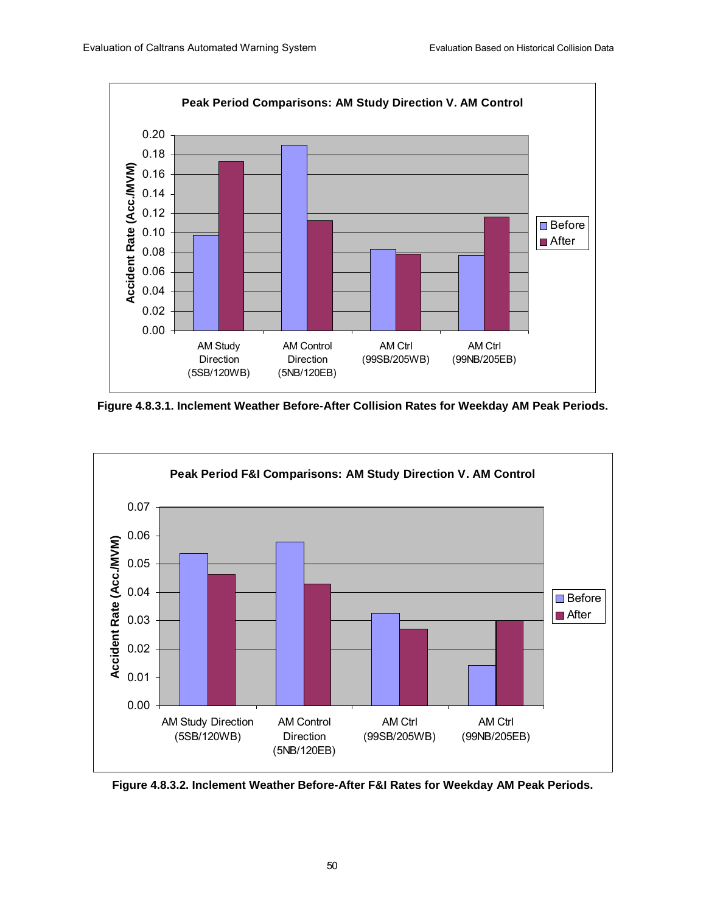Figure 4.8.3.1. Inclement Weather Before-After Collision Rates for Weekday AM Peak Periods.

Figure 4.8.3.2. Inclement Weather Before-After F&I Rates for Weekday AM Peak Periods.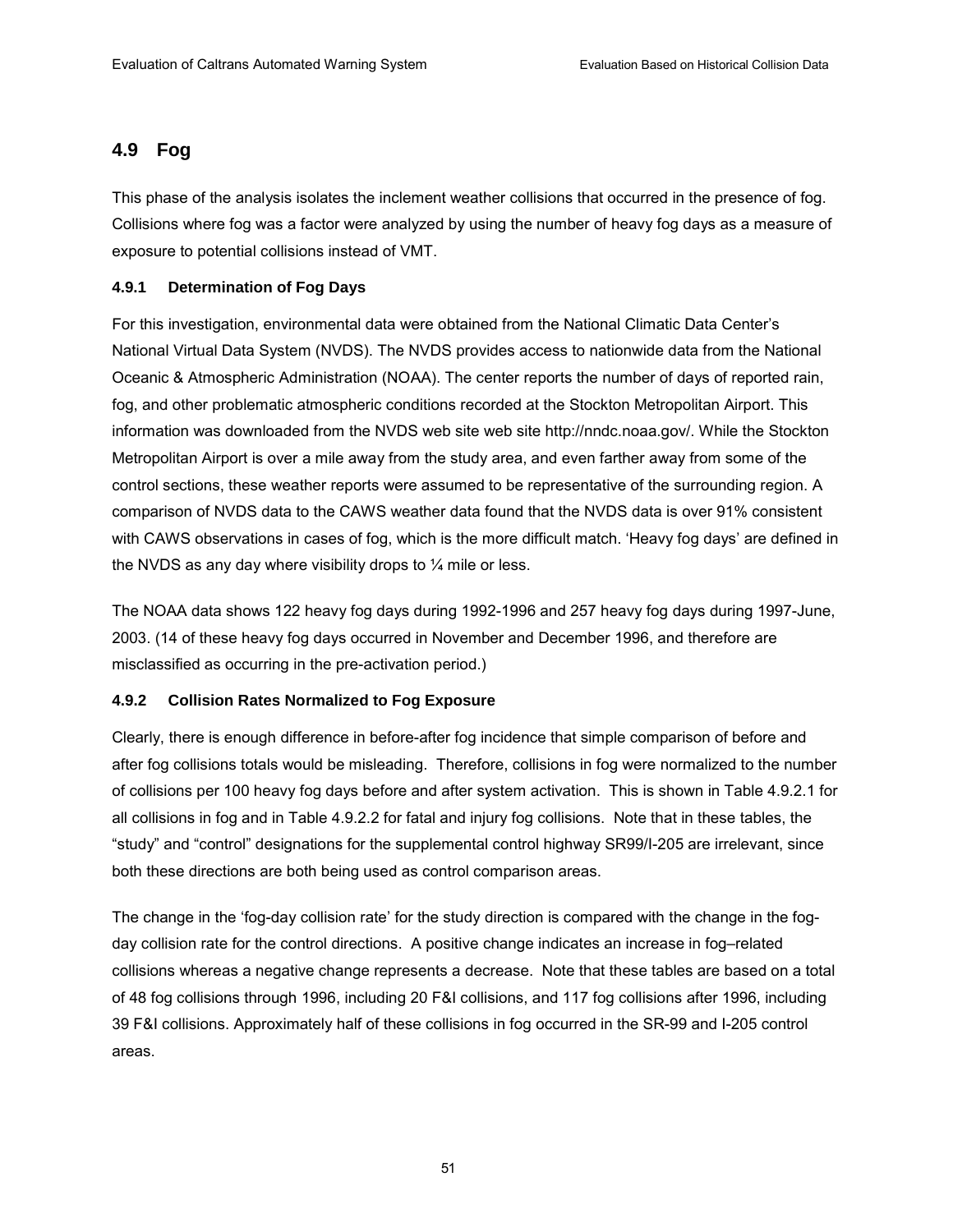## 4.9 Fog

This phase of the analysis isolates the inclement weather collisions that occurred in the presence of fog. Collisions where fog was a factor were analyzed by using the number of heavy fog days as a measure of exposure to potential collisions instead of VMT.

### 4.9.1 Determination of Fog Days

For this investigation, environmental data were obtained from the National Climatic Data Center's National Virtual Data System (NVDS). The NVDS provides access to nationwide data from the National Oceanic & Atmospheric Administration (NOAA). The center reports the number of days of reported rain, fog, and other problematic atmospheric conditions recorded at the Stockton Metropolitan Airport. This information was downloaded from the NVDS web site web site http://nndc.noaa.gov/. While the Stockton Metropolitan Airport is over a mile away from the study area, and even farther away from some of the control sections, these weather reports were assumed to be representative of the surrounding region. A comparison of NVDS data to the CAWS weather data found that the NVDS data is over 91% consistent with CAWS observations in cases of fog, which is the more difficult match. 'Heavy fog days' are defined in the NVDS as any day where visibility drops to ¼ mile or less.

The NOAA data shows 122 heavy fog days during 1992-1996 and 257 heavy fog days during 1997-June, 2003. (14 of these heavy fog days occurred in November and December 1996, and therefore are misclassified as occurring in the pre-activation period.)

### 4.9.2 Collision Rates Normalized to Fog Exposure

Clearly, there is enough difference in before-after fog incidence that simple comparison of before and after fog collisions totals would be misleading. Therefore, collisions in fog were normalized to the number of collisions per 100 heavy fog days before and after system activation. This is shown in Table 4.9.2.1 for all collisions in fog and in Table 4.9.2.2 for fatal and injury fog collisions. Note that in these tables, the "study" and "control" designations for the supplemental control highway SR99/I-205 are irrelevant, since both these directions are both being used as control comparison areas.

The change in the 'fog-day collision rate' for the study direction is compared with the change in the fog-day collision rate for the control directions. A positive change indicates an increase in fog–related collisions whereas a negative change represents a decrease. Note that these tables are based on a total of 48 fog collisions through 1996, including 20 F&I collisions, and 117 fog collisions after 1996, including 39 F&I collisions. Approximately half of these collisions in fog occurred in the SR-99 and I-205 control areas.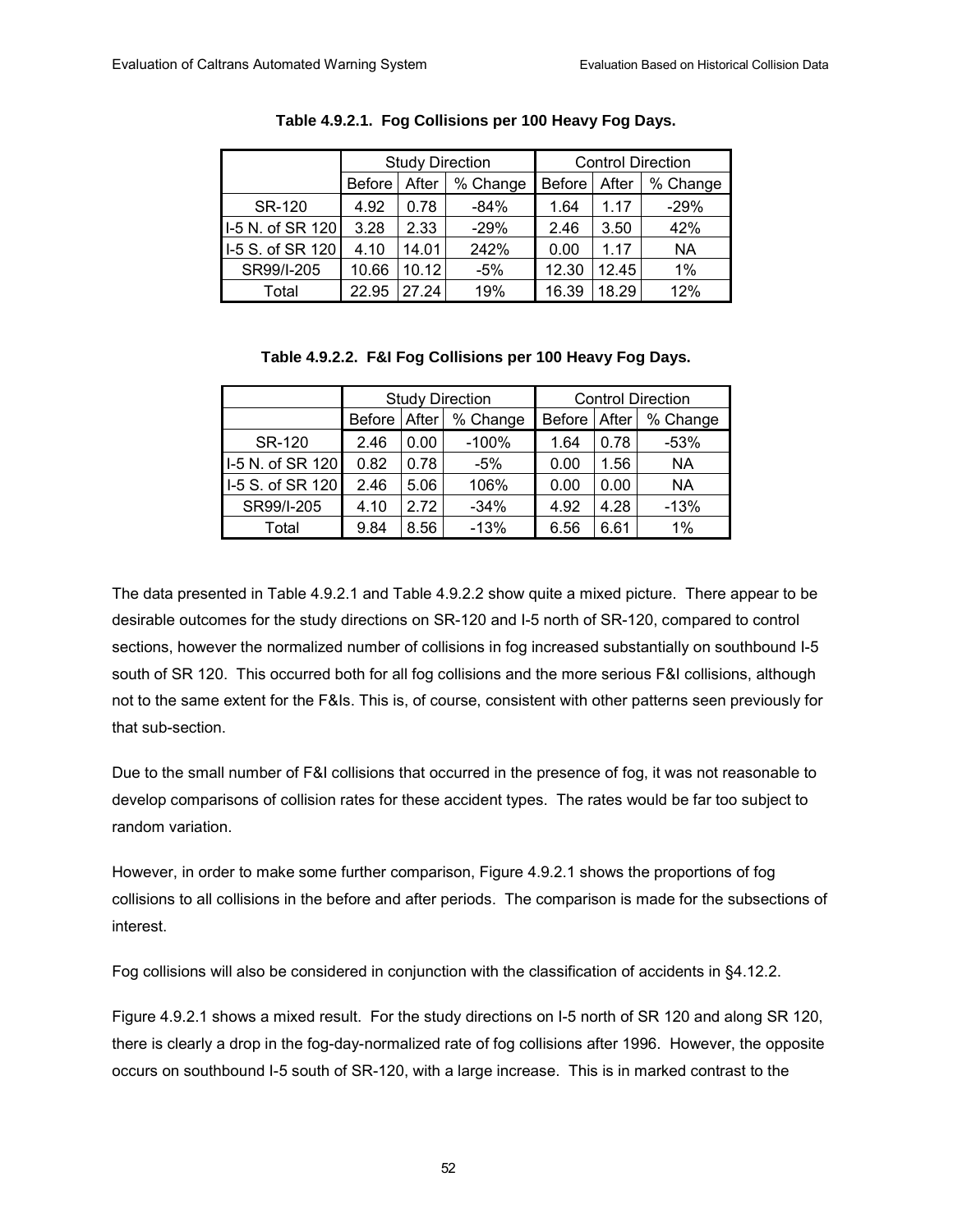**Table 4.9.2.1. Fog Collisions per 100 Heavy Fog Days.**

| | Study Direction | | | Control Direction | | |
|---|---|---|---|---|---|---|
| | Before | After | % Change | Before | After | % Change |
| SR-120 | 4.92 | 0.78 | -84% | 1.64 | 1.17 | -29% |
| I-5 N. of SR 120 | 3.28 | 2.33 | -29% | 2.46 | 3.50 | 42% |
| I-5 S. of SR 120 | 4.10 | 14.01 | 242% | 0.00 | 1.17 | NA |
| SR99/I-205 | 10.66 | 10.12 | -5% | 12.30 | 12.45 | 1% |
| Total | 22.95 | 27.24 | 19% | 16.39 | 18.29 | 12% |

**Table 4.9.2.2. F&I Fog Collisions per 100 Heavy Fog Days.**

| | Study Direction | | | Control Direction | | |
|---|---|---|---|---|---|---|
| | Before | After | % Change | Before | After | % Change |
| SR-120 | 2.46 | 0.00 | -100% | 1.64 | 0.78 | -53% |
| I-5 N. of SR 120 | 0.82 | 0.78 | -5% | 0.00 | 1.56 | NA |
| I-5 S. of SR 120 | 2.46 | 5.06 | 106% | 0.00 | 0.00 | NA |
| SR99/I-205 | 4.10 | 2.72 | -34% | 4.92 | 4.28 | -13% |
| Total | 9.84 | 8.56 | -13% | 6.56 | 6.61 | 1% |

The data presented in Table 4.9.2.1 and Table 4.9.2.2 show quite a mixed picture. There appear to be desirable outcomes for the study directions on SR-120 and I-5 north of SR-120, compared to control sections, however the normalized number of collisions in fog increased substantially on southbound I-5 south of SR 120. This occurred both for all fog collisions and the more serious F&I collisions, although not to the same extent for the F&Is. This is, of course, consistent with other patterns seen previously for that sub-section.

Due to the small number of F&I collisions that occurred in the presence of fog, it was not reasonable to develop comparisons of collision rates for these accident types. The rates would be far too subject to random variation.

However, in order to make some further comparison, Figure 4.9.2.1 shows the proportions of fog collisions to all collisions in the before and after periods. The comparison is made for the subsections of interest.

Fog collisions will also be considered in conjunction with the classification of accidents in §4.12.2.

Figure 4.9.2.1 shows a mixed result. For the study directions on I-5 north of SR 120 and along SR 120, there is clearly a drop in the fog-day-normalized rate of fog collisions after 1996. However, the opposite occurs on southbound I-5 south of SR-120, with a large increase. This is in marked contrast to the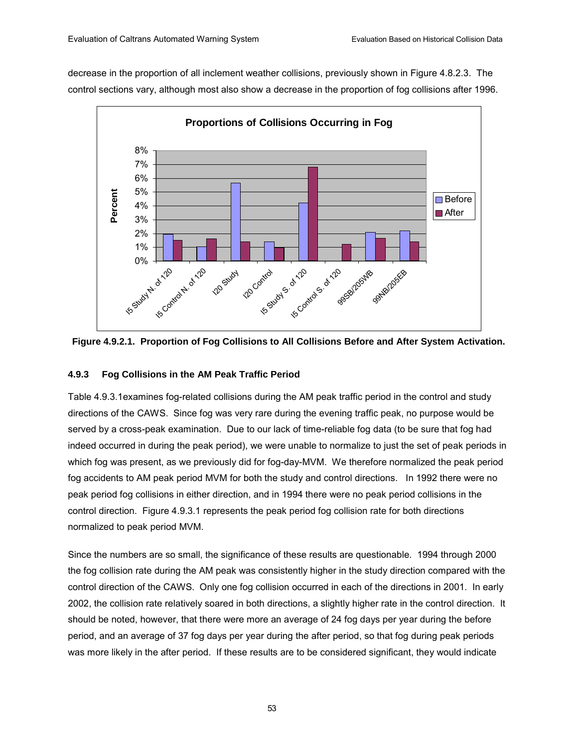decrease in the proportion of all inclement weather collisions, previously shown in Figure 4.8.2.3. The control sections vary, although most also show a decrease in the proportion of fog collisions after 1996.

Figure 4.9.2.1. Proportion of Fog Collisions to All Collisions Before and After System Activation.

### 4.9.3 Fog Collisions in the AM Peak Traffic Period

Table 4.9.3.1examines fog-related collisions during the AM peak traffic period in the control and study directions of the CAWS. Since fog was very rare during the evening traffic peak, no purpose would be served by a cross-peak examination. Due to our lack of time-reliable fog data (to be sure that fog had indeed occurred in during the peak period), we were unable to normalize to just the set of peak periods in which fog was present, as we previously did for fog-day-MVM. We therefore normalized the peak period fog accidents to AM peak period MVM for both the study and control directions. In 1992 there were no peak period fog collisions in either direction, and in 1994 there were no peak period collisions in the control direction. Figure 4.9.3.1 represents the peak period fog collision rate for both directions normalized to peak period MVM.

Since the numbers are so small, the significance of these results are questionable. 1994 through 2000 the fog collision rate during the AM peak was consistently higher in the study direction compared with the control direction of the CAWS. Only one fog collision occurred in each of the directions in 2001. In early 2002, the collision rate relatively soared in both directions, a slightly higher rate in the control direction. It should be noted, however, that there were more an average of 24 fog days per year during the before period, and an average of 37 fog days per year during the after period, so that fog during peak periods was more likely in the after period. If these results are to be considered significant, they would indicate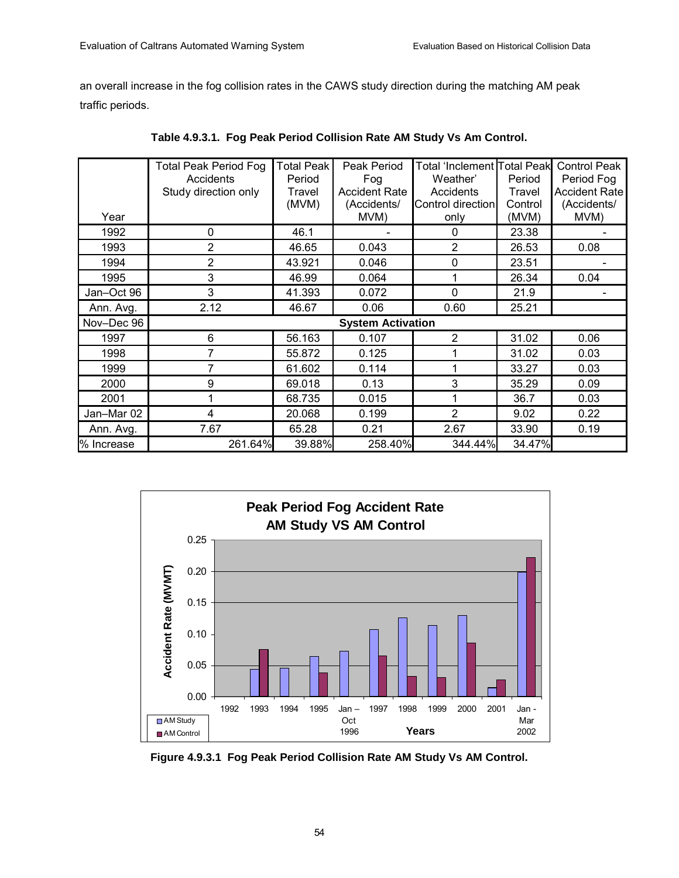an overall increase in the fog collision rates in the CAWS study direction during the matching AM peak traffic periods.

**Table 4.9.3.1. Fog Peak Period Collision Rate AM Study Vs Am Control.**

| Year | Total Peak Period Fog Accidents Study direction only | Total Peak Period Travel (MVM) | Peak Period Fog Accident Rate (Accidents/ MVM) | Total 'Inclement Weather' Accidents Control direction only | Total Peak Period Travel Control (MVM) | Control Peak Period Fog Accident Rate (Accidents/ MVM) |
|---|---|---|---|---|---|---|
| 1992 | 0 | 46.1 | - | 0 | 23.38 | - |
| 1993 | 2 | 46.65 | 0.043 | 2 | 26.53 | 0.08 |
| 1994 | 2 | 43.921 | 0.046 | 0 | 23.51 | - |
| 1995 | 3 | 46.99 | 0.064 | 1 | 26.34 | 0.04 |
| Jan–Oct 96 | 3 | 41.393 | 0.072 | 0 | 21.9 | - |
| Ann. Avg. | 2.12 | 46.67 | 0.06 | 0.60 | 25.21 | |
| Nov–Dec 96 | **System Activation** | | | | | |
| 1997 | 6 | 56.163 | 0.107 | 2 | 31.02 | 0.06 |
| 1998 | 7 | 55.872 | 0.125 | 1 | 31.02 | 0.03 |
| 1999 | 7 | 61.602 | 0.114 | 1 | 33.27 | 0.03 |
| 2000 | 9 | 69.018 | 0.13 | 3 | 35.29 | 0.09 |
| 2001 | 1 | 68.735 | 0.015 | 1 | 36.7 | 0.03 |
| Jan–Mar 02 | 4 | 20.068 | 0.199 | 2 | 9.02 | 0.22 |
| Ann. Avg. | 7.67 | 65.28 | 0.21 | 2.67 | 33.90 | 0.19 |
| % Increase | 261.64% | 39.88% | 258.40% | 344.44% | 34.47% | |

**Figure 4.9.3.1 Fog Peak Period Collision Rate AM Study Vs AM Control.**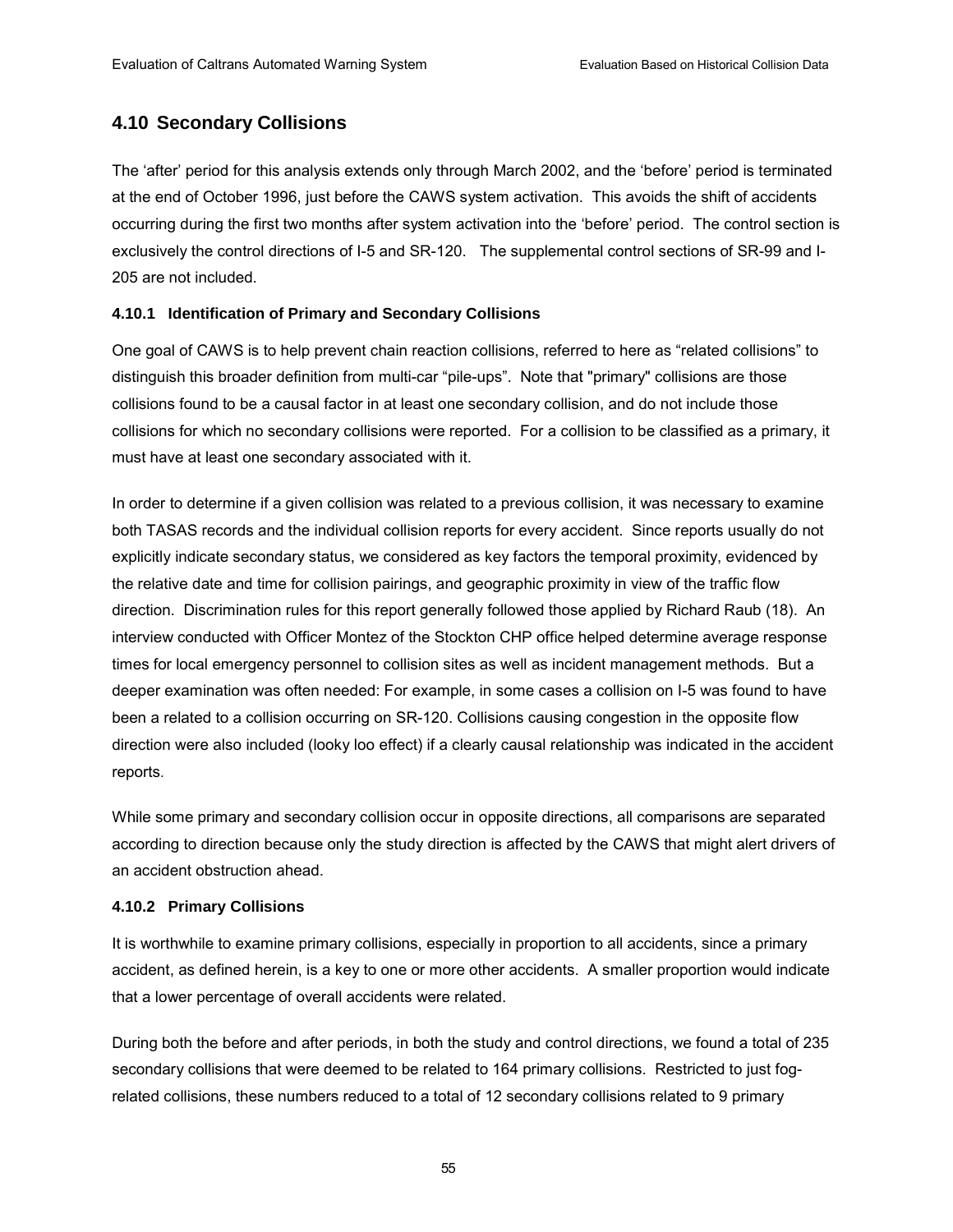## 4.10 Secondary Collisions

The 'after' period for this analysis extends only through March 2002, and the 'before' period is terminated at the end of October 1996, just before the CAWS system activation. This avoids the shift of accidents occurring during the first two months after system activation into the 'before' period. The control section is exclusively the control directions of I-5 and SR-120. The supplemental control sections of SR-99 and I-205 are not included.

### 4.10.1 Identification of Primary and Secondary Collisions

One goal of CAWS is to help prevent chain reaction collisions, referred to here as "related collisions" to distinguish this broader definition from multi-car "pile-ups". Note that "primary" collisions are those collisions found to be a causal factor in at least one secondary collision, and do not include those collisions for which no secondary collisions were reported. For a collision to be classified as a primary, it must have at least one secondary associated with it.

In order to determine if a given collision was related to a previous collision, it was necessary to examine both TASAS records and the individual collision reports for every accident. Since reports usually do not explicitly indicate secondary status, we considered as key factors the temporal proximity, evidenced by the relative date and time for collision pairings, and geographic proximity in view of the traffic flow direction. Discrimination rules for this report generally followed those applied by Richard Raub (18). An interview conducted with Officer Montez of the Stockton CHP office helped determine average response times for local emergency personnel to collision sites as well as incident management methods. But a deeper examination was often needed: For example, in some cases a collision on I-5 was found to have been a related to a collision occurring on SR-120. Collisions causing congestion in the opposite flow direction were also included (looky loo effect) if a clearly causal relationship was indicated in the accident reports.

While some primary and secondary collision occur in opposite directions, all comparisons are separated according to direction because only the study direction is affected by the CAWS that might alert drivers of an accident obstruction ahead.

### 4.10.2 Primary Collisions

It is worthwhile to examine primary collisions, especially in proportion to all accidents, since a primary accident, as defined herein, is a key to one or more other accidents. A smaller proportion would indicate that a lower percentage of overall accidents were related.

During both the before and after periods, in both the study and control directions, we found a total of 235 secondary collisions that were deemed to be related to 164 primary collisions. Restricted to just fog-related collisions, these numbers reduced to a total of 12 secondary collisions related to 9 primary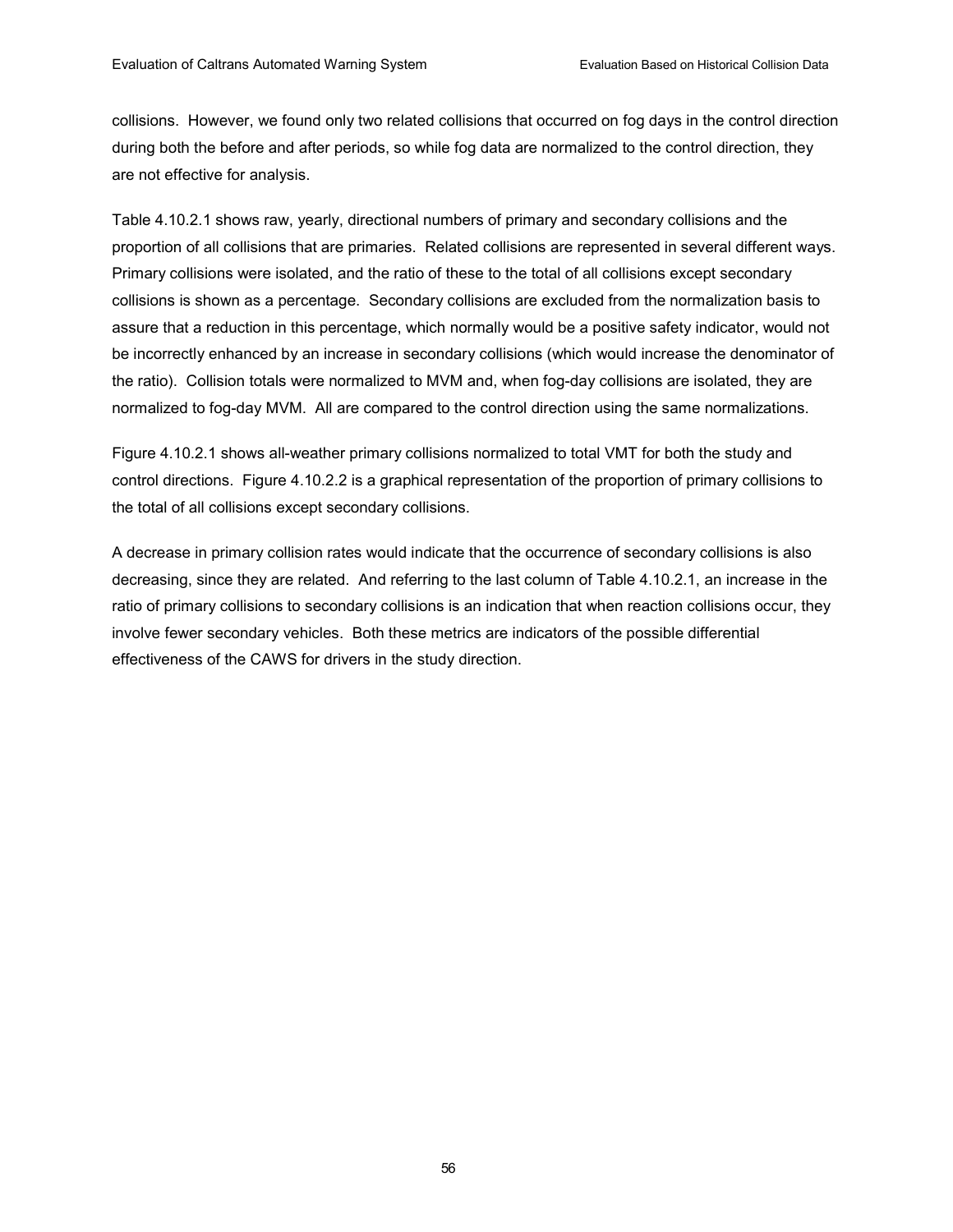collisions. However, we found only two related collisions that occurred on fog days in the control direction during both the before and after periods, so while fog data are normalized to the control direction, they are not effective for analysis.

Table 4.10.2.1 shows raw, yearly, directional numbers of primary and secondary collisions and the proportion of all collisions that are primaries. Related collisions are represented in several different ways. Primary collisions were isolated, and the ratio of these to the total of all collisions except secondary collisions is shown as a percentage. Secondary collisions are excluded from the normalization basis to assure that a reduction in this percentage, which normally would be a positive safety indicator, would not be incorrectly enhanced by an increase in secondary collisions (which would increase the denominator of the ratio). Collision totals were normalized to MVM and, when fog-day collisions are isolated, they are normalized to fog-day MVM. All are compared to the control direction using the same normalizations.

Figure 4.10.2.1 shows all-weather primary collisions normalized to total VMT for both the study and control directions. Figure 4.10.2.2 is a graphical representation of the proportion of primary collisions to the total of all collisions except secondary collisions.

A decrease in primary collision rates would indicate that the occurrence of secondary collisions is also decreasing, since they are related. And referring to the last column of Table 4.10.2.1, an increase in the ratio of primary collisions to secondary collisions is an indication that when reaction collisions occur, they involve fewer secondary vehicles. Both these metrics are indicators of the possible differential effectiveness of the CAWS for drivers in the study direction.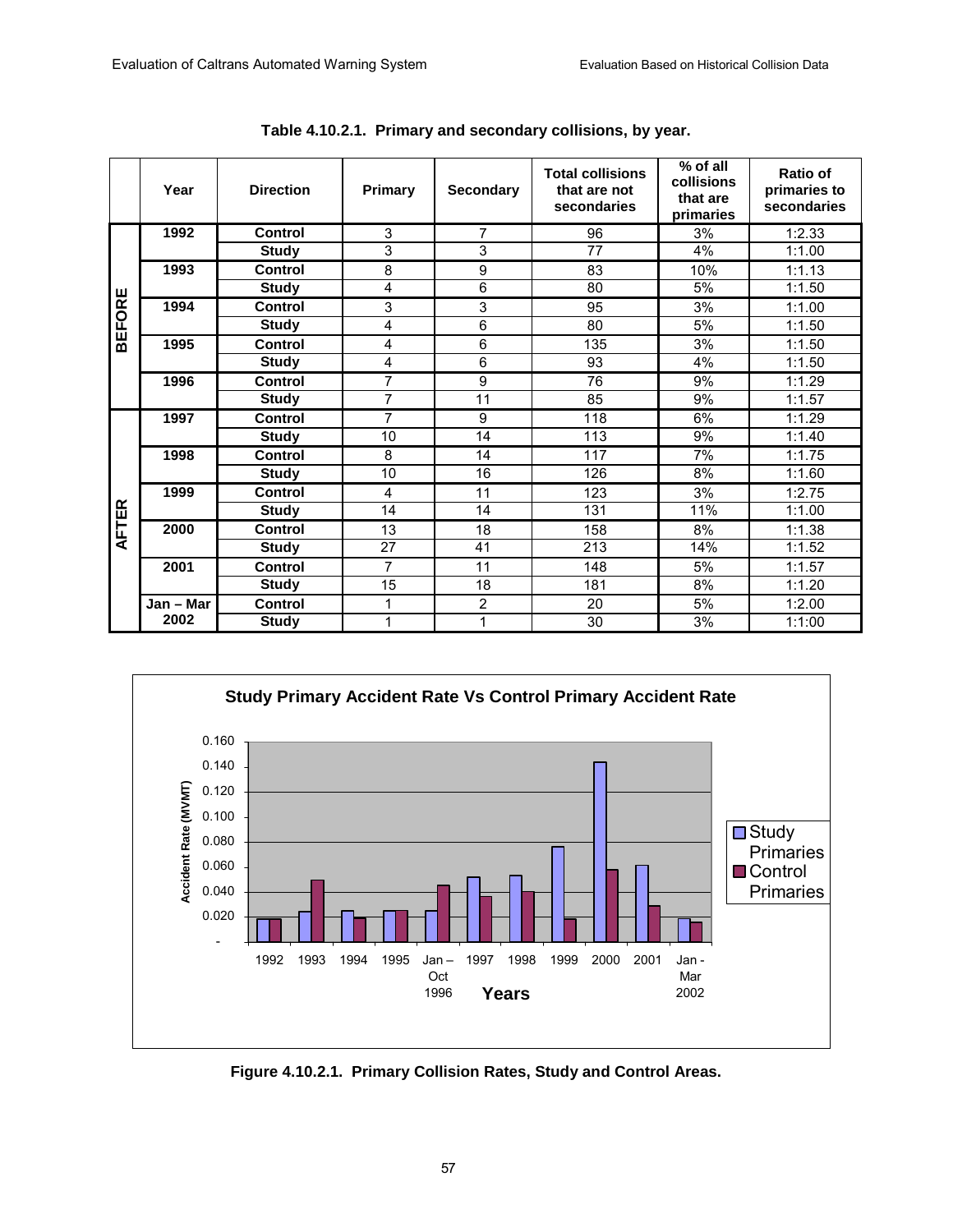Table 4.10.2.1. Primary and secondary collisions, by year.

| | Year | Direction | Primary | Secondary | Total collisions that are not secondaries | % of all collisions that are primaries | Ratio of primaries to secondaries |
|---|---|---|---|---|---|---|---|
| BEFORE | 1992 | Control | 3 | 7 | 96 | 3% | 1:2.33 |
| | | Study | 3 | 3 | 77 | 4% | 1:1.00 |
| | 1993 | Control | 8 | 9 | 83 | 10% | 1:1.13 |
| | | Study | 4 | 6 | 80 | 5% | 1:1.50 |
| | 1994 | Control | 3 | 3 | 95 | 3% | 1:1.00 |
| | | Study | 4 | 6 | 80 | 5% | 1:1.50 |
| | 1995 | Control | 4 | 6 | 135 | 3% | 1:1.50 |
| | | Study | 4 | 6 | 93 | 4% | 1:1.50 |
| | 1996 | Control | 7 | 9 | 76 | 9% | 1:1.29 |
| | | Study | 7 | 11 | 85 | 9% | 1:1.57 |
| AFTER | 1997 | Control | 7 | 9 | 118 | 6% | 1:1.29 |
| | | Study | 10 | 14 | 113 | 9% | 1:1.40 |
| | 1998 | Control | 8 | 14 | 117 | 7% | 1:1.75 |
| | | Study | 10 | 16 | 126 | 8% | 1:1.60 |
| | 1999 | Control | 4 | 11 | 123 | 3% | 1:2.75 |
| | | Study | 14 | 14 | 131 | 11% | 1:1.00 |
| | 2000 | Control | 13 | 18 | 158 | 8% | 1:1.38 |
| | | Study | 27 | 41 | 213 | 14% | 1:1.52 |
| | 2001 | Control | 7 | 11 | 148 | 5% | 1:1.57 |
| | | Study | 15 | 18 | 181 | 8% | 1:1.20 |
| | Jan – Mar 2002 | Control | 1 | 2 | 20 | 5% | 1:2.00 |
| | | Study | 1 | 1 | 30 | 3% | 1:1:00 |

Figure 4.10.2.1. Primary Collision Rates, Study and Control Areas.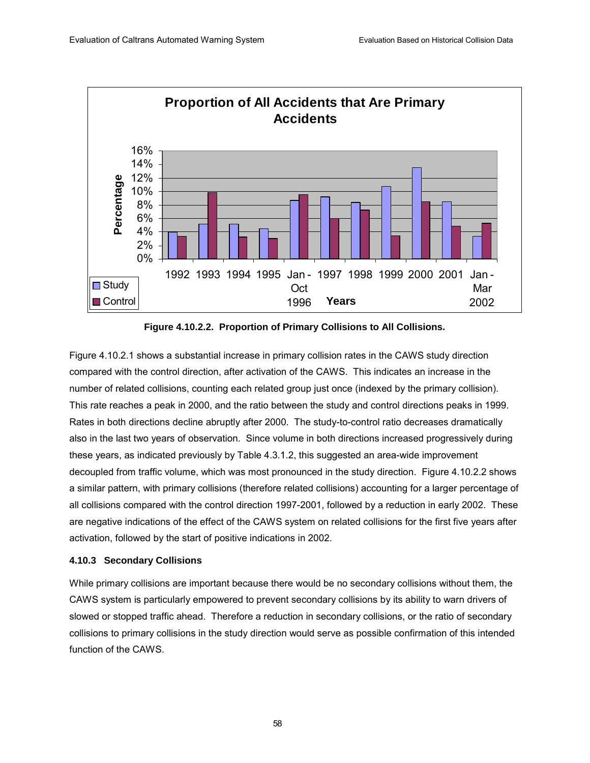**Figure 4.10.2.2. Proportion of Primary Collisions to All Collisions.**

Figure 4.10.2.1 shows a substantial increase in primary collision rates in the CAWS study direction compared with the control direction, after activation of the CAWS. This indicates an increase in the number of related collisions, counting each related group just once (indexed by the primary collision). This rate reaches a peak in 2000, and the ratio between the study and control directions peaks in 1999. Rates in both directions decline abruptly after 2000. The study-to-control ratio decreases dramatically also in the last two years of observation. Since volume in both directions increased progressively during these years, as indicated previously by Table 4.3.1.2, this suggested an area-wide improvement decoupled from traffic volume, which was most pronounced in the study direction. Figure 4.10.2.2 shows a similar pattern, with primary collisions (therefore related collisions) accounting for a larger percentage of all collisions compared with the control direction 1997-2001, followed by a reduction in early 2002. These are negative indications of the effect of the CAWS system on related collisions for the first five years after activation, followed by the start of positive indications in 2002.

### 4.10.3 Secondary Collisions

While primary collisions are important because there would be no secondary collisions without them, the CAWS system is particularly empowered to prevent secondary collisions by its ability to warn drivers of slowed or stopped traffic ahead. Therefore a reduction in secondary collisions, or the ratio of secondary collisions to primary collisions in the study direction would serve as possible confirmation of this intended function of the CAWS.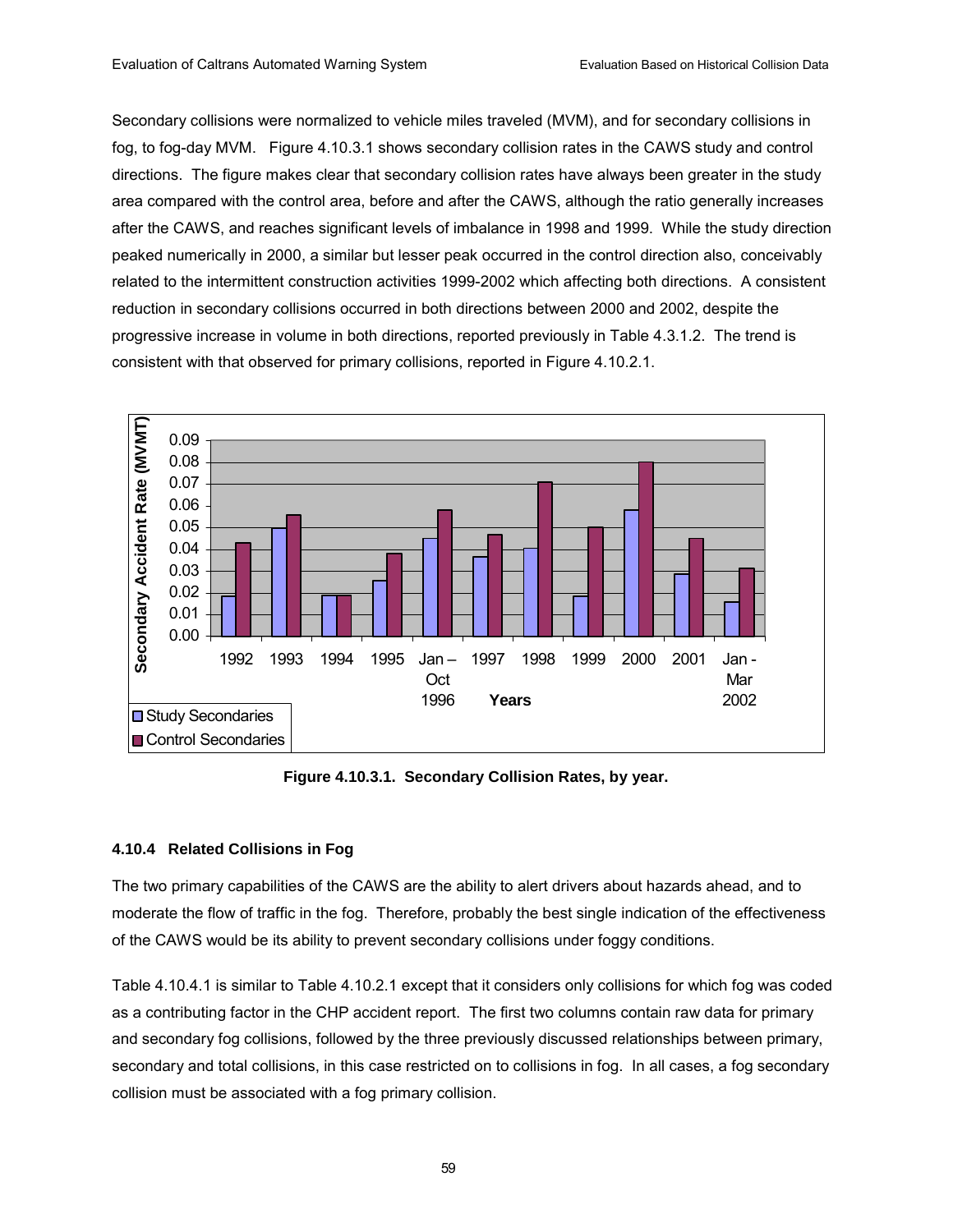Secondary collisions were normalized to vehicle miles traveled (MVM), and for secondary collisions in fog, to fog-day MVM. Figure 4.10.3.1 shows secondary collision rates in the CAWS study and control directions. The figure makes clear that secondary collision rates have always been greater in the study area compared with the control area, before and after the CAWS, although the ratio generally increases after the CAWS, and reaches significant levels of imbalance in 1998 and 1999. While the study direction peaked numerically in 2000, a similar but lesser peak occurred in the control direction also, conceivably related to the intermittent construction activities 1999-2002 which affecting both directions. A consistent reduction in secondary collisions occurred in both directions between 2000 and 2002, despite the progressive increase in volume in both directions, reported previously in Table 4.3.1.2. The trend is consistent with that observed for primary collisions, reported in Figure 4.10.2.1.

**Figure 4.10.3.1. Secondary Collision Rates, by year.**

### 4.10.4 Related Collisions in Fog

The two primary capabilities of the CAWS are the ability to alert drivers about hazards ahead, and to moderate the flow of traffic in the fog. Therefore, probably the best single indication of the effectiveness of the CAWS would be its ability to prevent secondary collisions under foggy conditions.

Table 4.10.4.1 is similar to Table 4.10.2.1 except that it considers only collisions for which fog was coded as a contributing factor in the CHP accident report. The first two columns contain raw data for primary and secondary fog collisions, followed by the three previously discussed relationships between primary, secondary and total collisions, in this case restricted on to collisions in fog. In all cases, a fog secondary collision must be associated with a fog primary collision.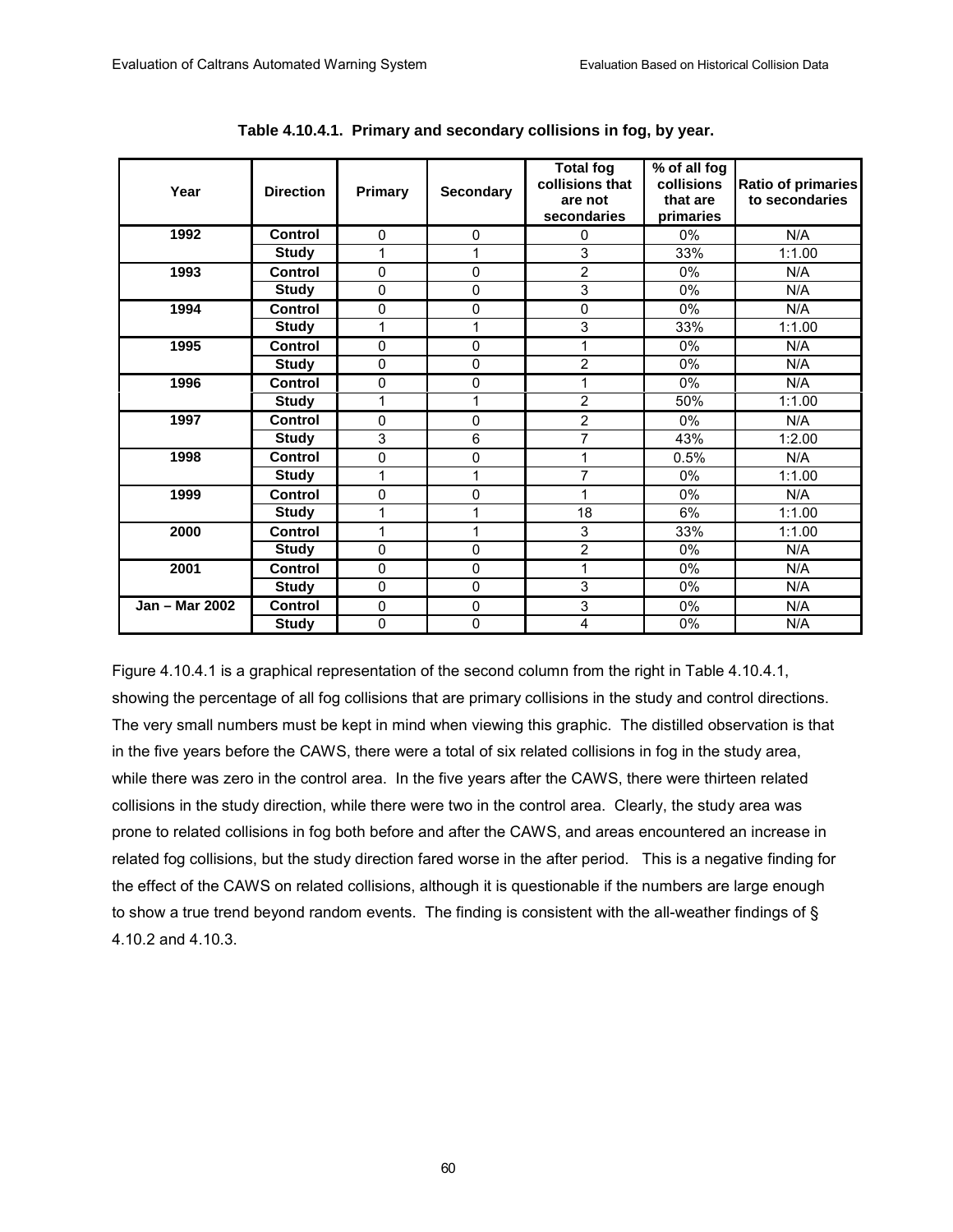**Table 4.10.4.1. Primary and secondary collisions in fog, by year.**

| Year | Direction | Primary | Secondary | Total fog collisions that are not secondaries | % of all fog collisions that are primaries | Ratio of primaries to secondaries |
|---|---|---|---|---|---|---|
| 1992 | Control | 0 | 0 | 0 | 0% | N/A |
| | Study | 1 | 1 | 3 | 33% | 1:1.00 |
| 1993 | Control | 0 | 0 | 2 | 0% | N/A |
| | Study | 0 | 0 | 3 | 0% | N/A |
| 1994 | Control | 0 | 0 | 0 | 0% | N/A |
| | Study | 1 | 1 | 3 | 33% | 1:1.00 |
| 1995 | Control | 0 | 0 | 1 | 0% | N/A |
| | Study | 0 | 0 | 2 | 0% | N/A |
| 1996 | Control | 0 | 0 | 1 | 0% | N/A |
| | Study | 1 | 1 | 2 | 50% | 1:1.00 |
| 1997 | Control | 0 | 0 | 2 | 0% | N/A |
| | Study | 3 | 6 | 7 | 43% | 1:2.00 |
| 1998 | Control | 0 | 0 | 1 | 0.5% | N/A |
| | Study | 1 | 1 | 7 | 0% | 1:1.00 |
| 1999 | Control | 0 | 0 | 1 | 0% | N/A |
| | Study | 1 | 1 | 18 | 6% | 1:1.00 |
| 2000 | Control | 1 | 1 | 3 | 33% | 1:1.00 |
| | Study | 0 | 0 | 2 | 0% | N/A |
| 2001 | Control | 0 | 0 | 1 | 0% | N/A |
| | Study | 0 | 0 | 3 | 0% | N/A |
| Jan – Mar 2002 | Control | 0 | 0 | 3 | 0% | N/A |
| | Study | 0 | 0 | 4 | 0% | N/A |

Figure 4.10.4.1 is a graphical representation of the second column from the right in Table 4.10.4.1, showing the percentage of all fog collisions that are primary collisions in the study and control directions. The very small numbers must be kept in mind when viewing this graphic. The distilled observation is that in the five years before the CAWS, there were a total of six related collisions in fog in the study area, while there was zero in the control area. In the five years after the CAWS, there were thirteen related collisions in the study direction, while there were two in the control area. Clearly, the study area was prone to related collisions in fog both before and after the CAWS, and areas encountered an increase in related fog collisions, but the study direction fared worse in the after period. This is a negative finding for the effect of the CAWS on related collisions, although it is questionable if the numbers are large enough to show a true trend beyond random events. The finding is consistent with the all-weather findings of § 4.10.2 and 4.10.3.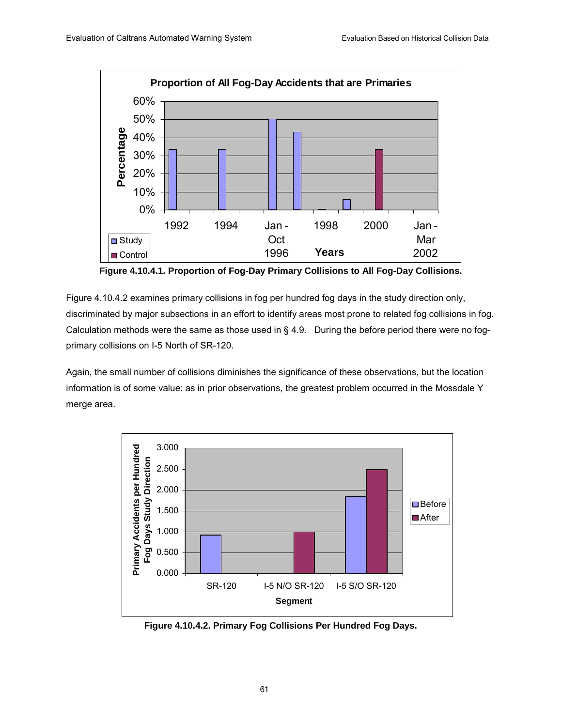Figure 4.10.4.1. Proportion of Fog-Day Primary Collisions to All Fog-Day Collisions.

Figure 4.10.4.2 examines primary collisions in fog per hundred fog days in the study direction only, discriminated by major subsections in an effort to identify areas most prone to related fog collisions in fog. Calculation methods were the same as those used in § 4.9. During the before period there were no fog-primary collisions on I-5 North of SR-120.

Again, the small number of collisions diminishes the significance of these observations, but the location information is of some value: as in prior observations, the greatest problem occurred in the Mossdale Y merge area.

Figure 4.10.4.2. Primary Fog Collisions Per Hundred Fog Days.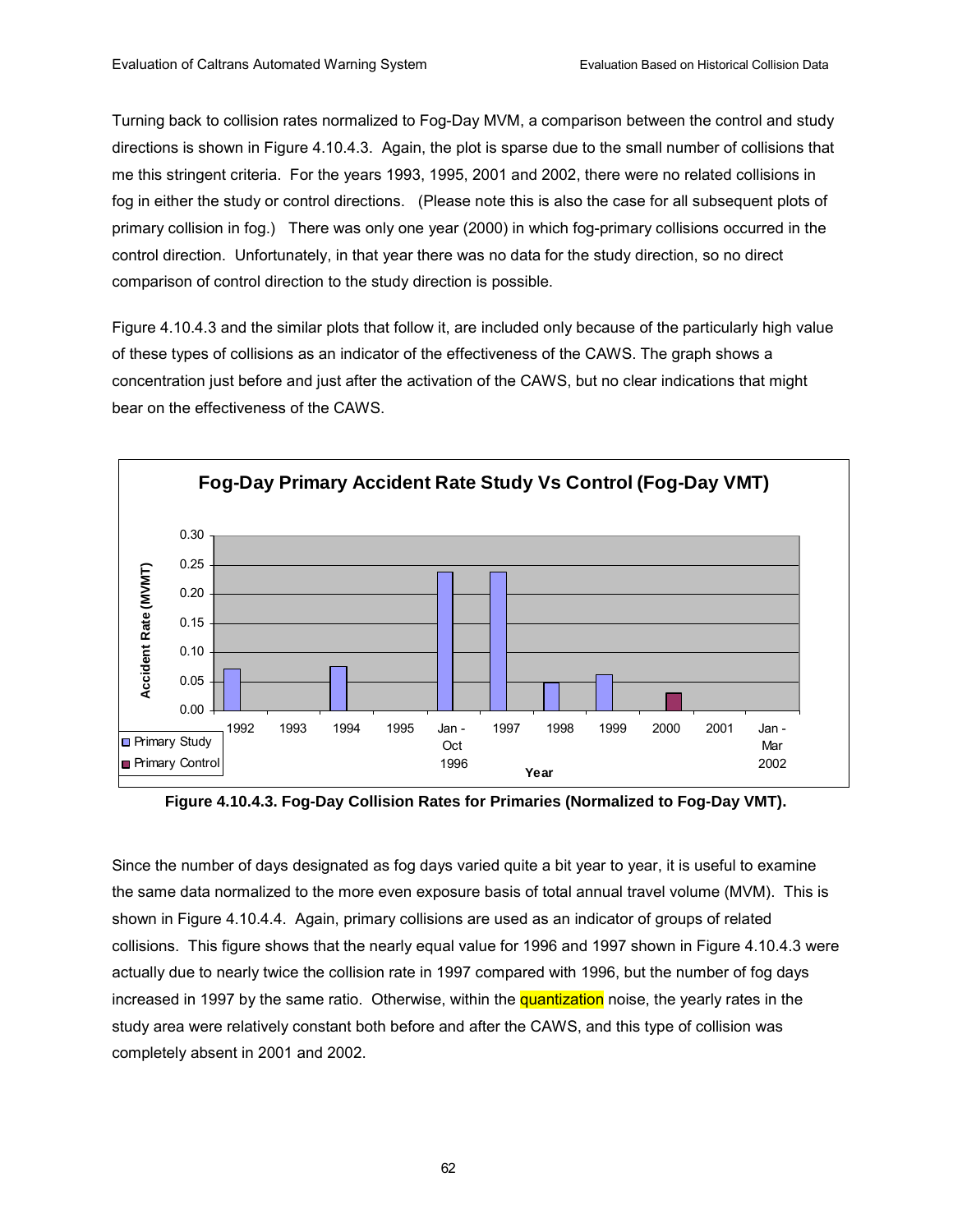Turning back to collision rates normalized to Fog-Day MVM, a comparison between the control and study directions is shown in Figure 4.10.4.3. Again, the plot is sparse due to the small number of collisions that me this stringent criteria. For the years 1993, 1995, 2001 and 2002, there were no related collisions in fog in either the study or control directions. (Please note this is also the case for all subsequent plots of primary collision in fog.) There was only one year (2000) in which fog-primary collisions occurred in the control direction. Unfortunately, in that year there was no data for the study direction, so no direct comparison of control direction to the study direction is possible.

Figure 4.10.4.3 and the similar plots that follow it, are included only because of the particularly high value of these types of collisions as an indicator of the effectiveness of the CAWS. The graph shows a concentration just before and just after the activation of the CAWS, but no clear indications that might bear on the effectiveness of the CAWS.

**Fog-Day Primary Accident Rate Study Vs Control (Fog-Day VMT)**

| Year | Primary Study | Primary Control |
|---|---|---|
| 1992 | 0.07 | |
| 1993 | | |
| 1994 | 0.075 | |
| 1995 | | |
| Jan - Oct 1996 | 0.24 | |
| 1997 | 0.24 | |
| 1998 | 0.048 | |
| 1999 | 0.06 | |
| 2000 | | 0.03 |
| 2001 | | |
| Jan - Mar 2002 | | |

**Figure 4.10.4.3. Fog-Day Collision Rates for Primaries (Normalized to Fog-Day VMT).**

Since the number of days designated as fog days varied quite a bit year to year, it is useful to examine the same data normalized to the more even exposure basis of total annual travel volume (MVM). This is shown in Figure 4.10.4.4. Again, primary collisions are used as an indicator of groups of related collisions. This figure shows that the nearly equal value for 1996 and 1997 shown in Figure 4.10.4.3 were actually due to nearly twice the collision rate in 1997 compared with 1996, but the number of fog days increased in 1997 by the same ratio. Otherwise, within the quantization noise, the yearly rates in the study area were relatively constant both before and after the CAWS, and this type of collision was completely absent in 2001 and 2002.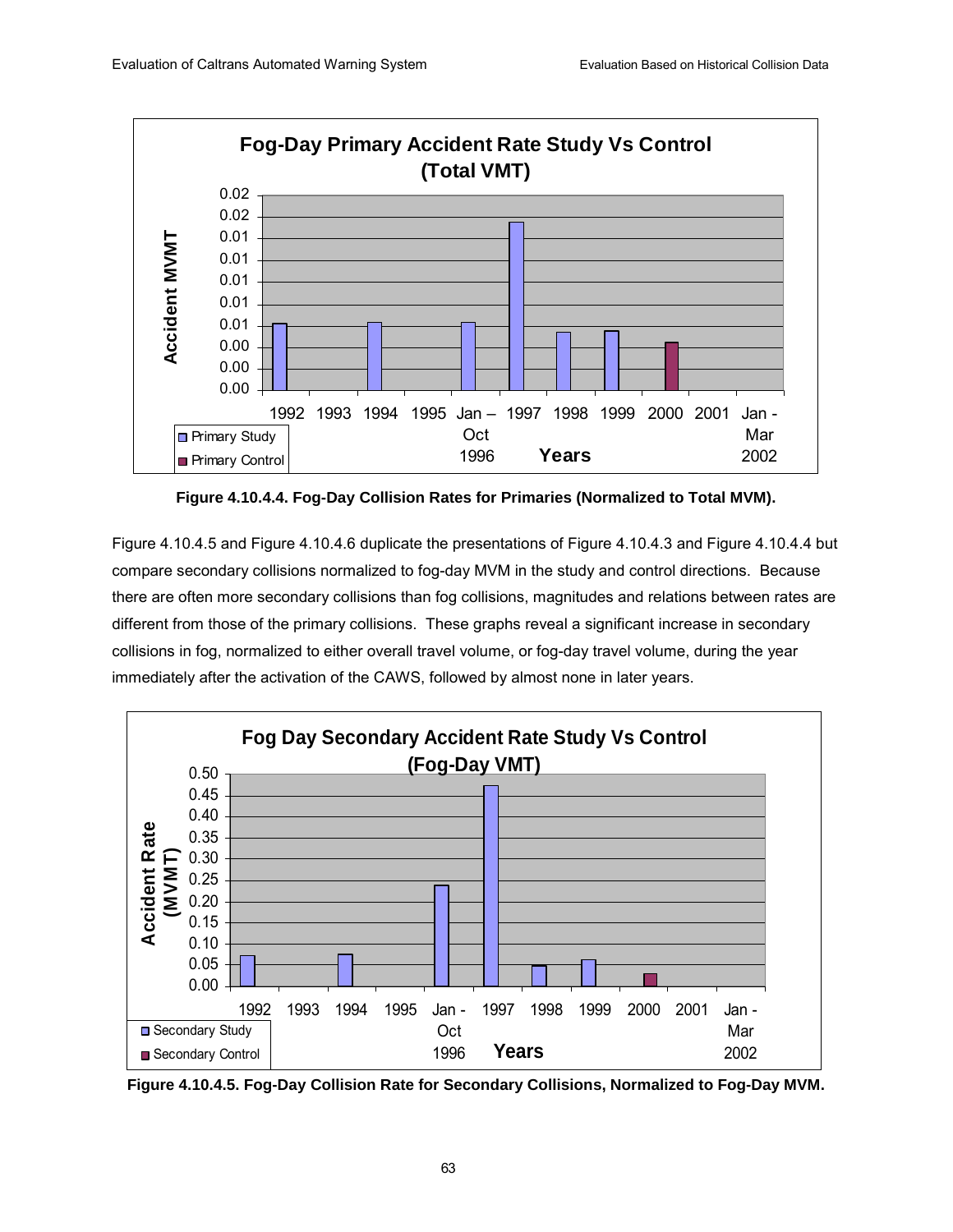Figure 4.10.4.4. Fog-Day Collision Rates for Primaries (Normalized to Total MVM).

Figure 4.10.4.5 and Figure 4.10.4.6 duplicate the presentations of Figure 4.10.4.3 and Figure 4.10.4.4 but compare secondary collisions normalized to fog-day MVM in the study and control directions. Because there are often more secondary collisions than fog collisions, magnitudes and relations between rates are different from those of the primary collisions. These graphs reveal a significant increase in secondary collisions in fog, normalized to either overall travel volume, or fog-day travel volume, during the year immediately after the activation of the CAWS, followed by almost none in later years.

Figure 4.10.4.5. Fog-Day Collision Rate for Secondary Collisions, Normalized to Fog-Day MVM.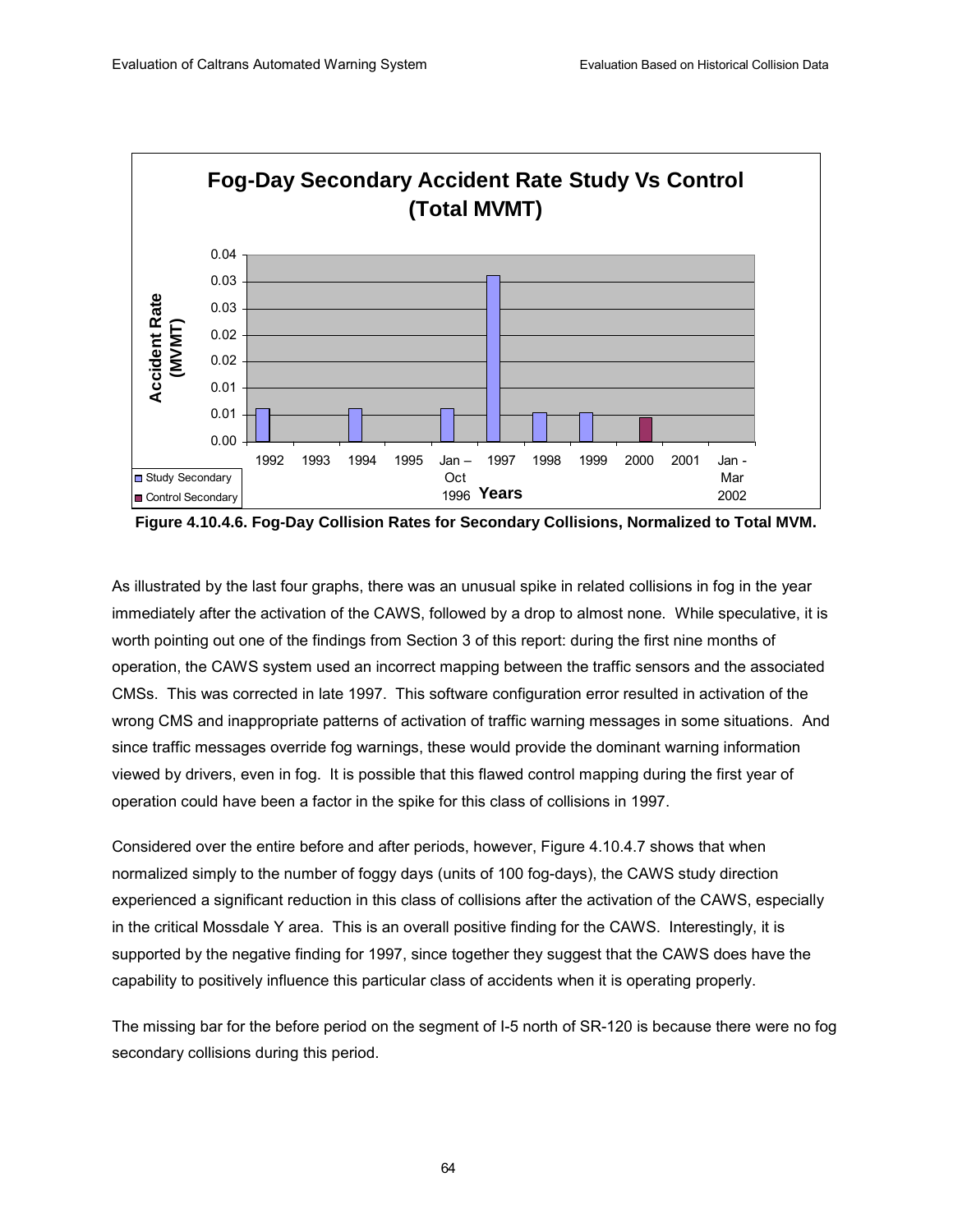**Figure 4.10.4.6. Fog-Day Collision Rates for Secondary Collisions, Normalized to Total MVM.**

As illustrated by the last four graphs, there was an unusual spike in related collisions in fog in the year immediately after the activation of the CAWS, followed by a drop to almost none. While speculative, it is worth pointing out one of the findings from Section 3 of this report: during the first nine months of operation, the CAWS system used an incorrect mapping between the traffic sensors and the associated CMSs. This was corrected in late 1997. This software configuration error resulted in activation of the wrong CMS and inappropriate patterns of activation of traffic warning messages in some situations. And since traffic messages override fog warnings, these would provide the dominant warning information viewed by drivers, even in fog. It is possible that this flawed control mapping during the first year of operation could have been a factor in the spike for this class of collisions in 1997.

Considered over the entire before and after periods, however, Figure 4.10.4.7 shows that when normalized simply to the number of foggy days (units of 100 fog-days), the CAWS study direction experienced a significant reduction in this class of collisions after the activation of the CAWS, especially in the critical Mossdale Y area. This is an overall positive finding for the CAWS. Interestingly, it is supported by the negative finding for 1997, since together they suggest that the CAWS does have the capability to positively influence this particular class of accidents when it is operating properly.

The missing bar for the before period on the segment of I-5 north of SR-120 is because there were no fog secondary collisions during this period.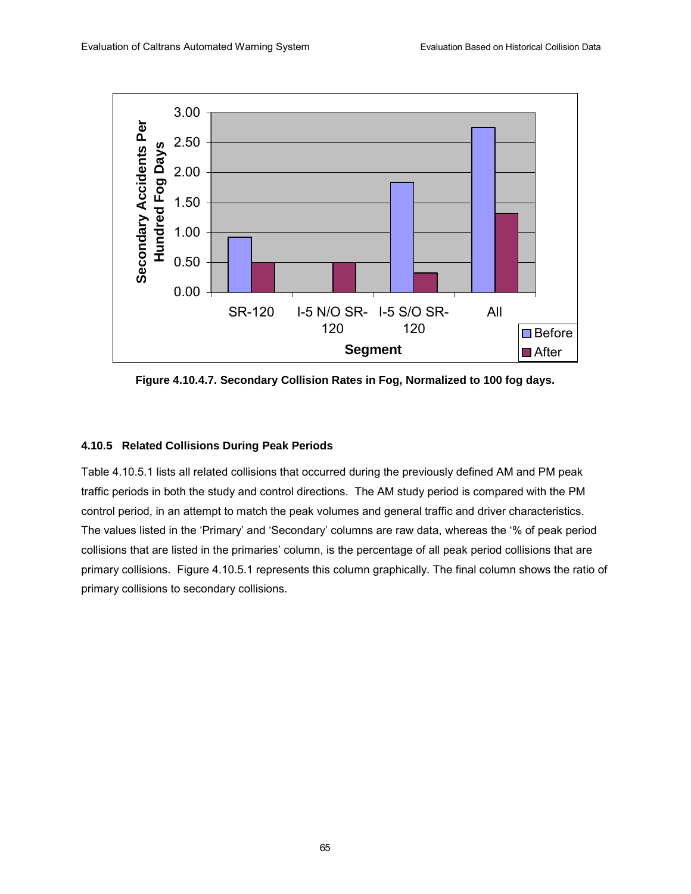**Figure 4.10.4.7. Secondary Collision Rates in Fog, Normalized to 100 fog days.**

#### 4.10.5 Related Collisions During Peak Periods

Table 4.10.5.1 lists all related collisions that occurred during the previously defined AM and PM peak traffic periods in both the study and control directions. The AM study period is compared with the PM control period, in an attempt to match the peak volumes and general traffic and driver characteristics. The values listed in the 'Primary' and 'Secondary' columns are raw data, whereas the '% of peak period collisions that are listed in the primaries' column, is the percentage of all peak period collisions that are primary collisions. Figure 4.10.5.1 represents this column graphically. The final column shows the ratio of primary collisions to secondary collisions.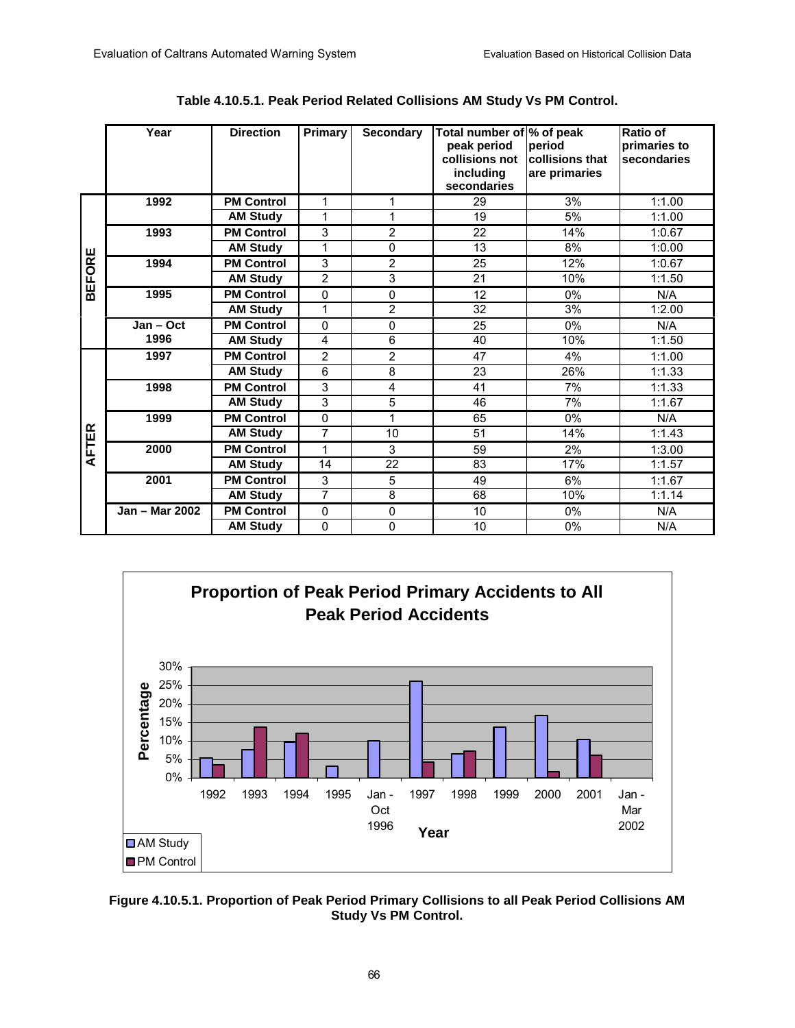**Table 4.10.5.1. Peak Period Related Collisions AM Study Vs PM Control.**

| | Year | Direction | Primary | Secondary | Total number of peak period collisions not including secondaries | % of peak period collisions that are primaries | Ratio of primaries to secondaries |
|---|---|---|---|---|---|---|---|
| BEFORE | 1992 | PM Control | 1 | 1 | 29 | 3% | 1:1.00 |
| | | AM Study | 1 | 1 | 19 | 5% | 1:1.00 |
| | 1993 | PM Control | 3 | 2 | 22 | 14% | 1:0.67 |
| | | AM Study | 1 | 0 | 13 | 8% | 1:0.00 |
| | 1994 | PM Control | 3 | 2 | 25 | 12% | 1:0.67 |
| | | AM Study | 2 | 3 | 21 | 10% | 1:1.50 |
| | 1995 | PM Control | 0 | 0 | 12 | 0% | N/A |
| | | AM Study | 1 | 2 | 32 | 3% | 1:2.00 |
| | Jan – Oct 1996 | PM Control | 0 | 0 | 25 | 0% | N/A |
| | | AM Study | 4 | 6 | 40 | 10% | 1:1.50 |
| AFTER | 1997 | PM Control | 2 | 2 | 47 | 4% | 1:1.00 |
| | | AM Study | 6 | 8 | 23 | 26% | 1:1.33 |
| | 1998 | PM Control | 3 | 4 | 41 | 7% | 1:1.33 |
| | | AM Study | 3 | 5 | 46 | 7% | 1:1.67 |
| | 1999 | PM Control | 0 | 1 | 65 | 0% | N/A |
| | | AM Study | 7 | 10 | 51 | 14% | 1:1.43 |
| | 2000 | PM Control | 1 | 3 | 59 | 2% | 1:3.00 |
| | | AM Study | 14 | 22 | 83 | 17% | 1:1.57 |
| | 2001 | PM Control | 3 | 5 | 49 | 6% | 1:1.67 |
| | | AM Study | 7 | 8 | 68 | 10% | 1:1.14 |
| | Jan – Mar 2002 | PM Control | 0 | 0 | 10 | 0% | N/A |
| | | AM Study | 0 | 0 | 10 | 0% | N/A |

**Figure 4.10.5.1. Proportion of Peak Period Primary Collisions to all Peak Period Collisions AM Study Vs PM Control.**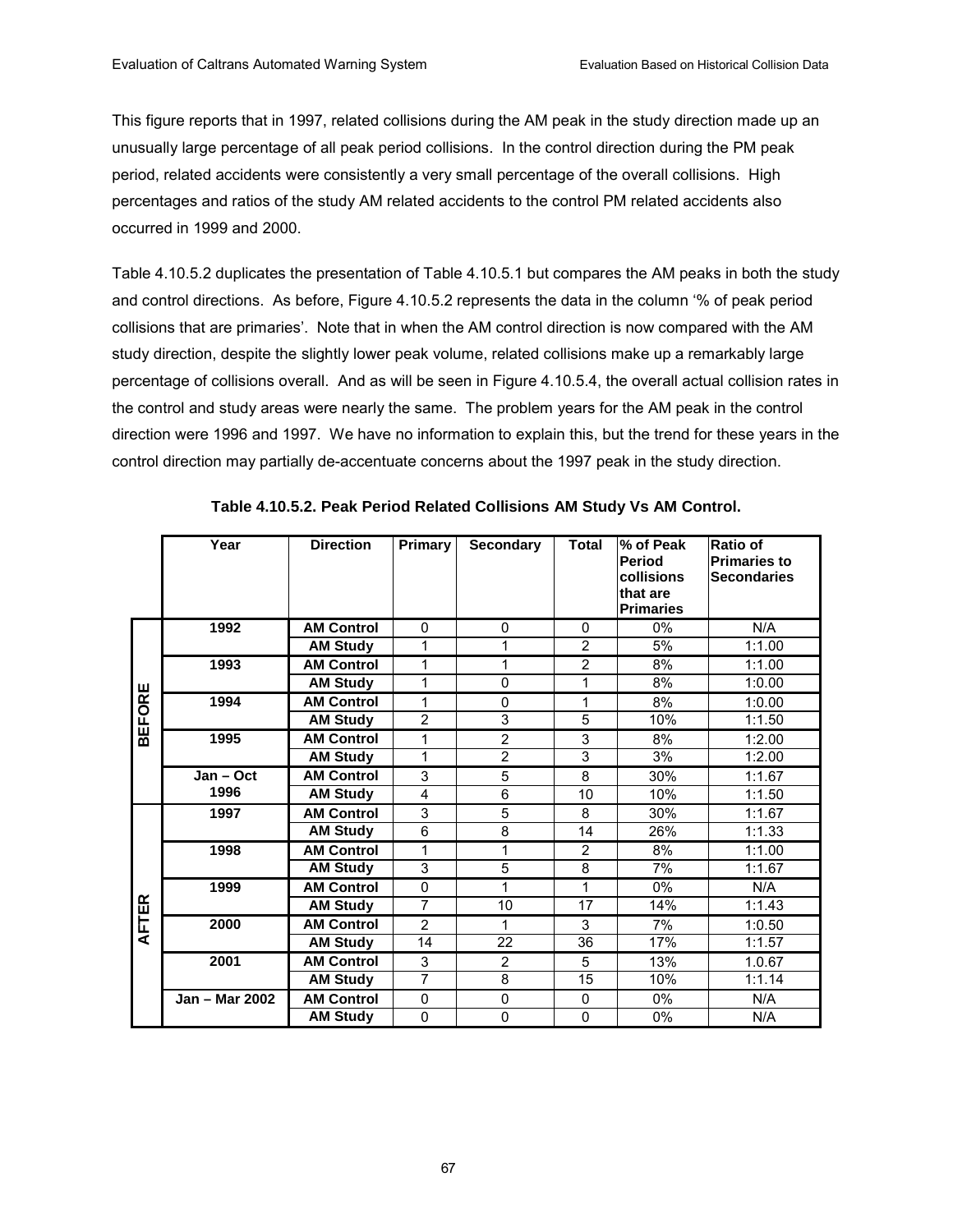This figure reports that in 1997, related collisions during the AM peak in the study direction made up an unusually large percentage of all peak period collisions. In the control direction during the PM peak period, related accidents were consistently a very small percentage of the overall collisions. High percentages and ratios of the study AM related accidents to the control PM related accidents also occurred in 1999 and 2000.

Table 4.10.5.2 duplicates the presentation of Table 4.10.5.1 but compares the AM peaks in both the study and control directions. As before, Figure 4.10.5.2 represents the data in the column '% of peak period collisions that are primaries'. Note that in when the AM control direction is now compared with the AM study direction, despite the slightly lower peak volume, related collisions make up a remarkably large percentage of collisions overall. And as will be seen in Figure 4.10.5.4, the overall actual collision rates in the control and study areas were nearly the same. The problem years for the AM peak in the control direction were 1996 and 1997. We have no information to explain this, but the trend for these years in the control direction may partially de-accentuate concerns about the 1997 peak in the study direction.

**Table 4.10.5.2. Peak Period Related Collisions AM Study Vs AM Control.**

| | Year | Direction | Primary | Secondary | Total | % of Peak Period collisions that are Primaries | Ratio of Primaries to Secondaries |
|---|---|---|---|---|---|---|---|
| BEFORE | 1992 | AM Control | 0 | 0 | 0 | 0% | N/A |
| | | AM Study | 1 | 1 | 2 | 5% | 1:1.00 |
| | 1993 | AM Control | 1 | 1 | 2 | 8% | 1:1.00 |
| | | AM Study | 1 | 0 | 1 | 8% | 1:0.00 |
| | 1994 | AM Control | 1 | 0 | 1 | 8% | 1:0.00 |
| | | AM Study | 2 | 3 | 5 | 10% | 1:1.50 |
| | 1995 | AM Control | 1 | 2 | 3 | 8% | 1:2.00 |
| | | AM Study | 1 | 2 | 3 | 3% | 1:2.00 |
| | Jan – Oct 1996 | AM Control | 3 | 5 | 8 | 30% | 1:1.67 |
| | | AM Study | 4 | 6 | 10 | 10% | 1:1.50 |
| AFTER | 1997 | AM Control | 3 | 5 | 8 | 30% | 1:1.67 |
| | | AM Study | 6 | 8 | 14 | 26% | 1:1.33 |
| | 1998 | AM Control | 1 | 1 | 2 | 8% | 1:1.00 |
| | | AM Study | 3 | 5 | 8 | 7% | 1:1.67 |
| | 1999 | AM Control | 0 | 1 | 1 | 0% | N/A |
| | | AM Study | 7 | 10 | 17 | 14% | 1:1.43 |
| | 2000 | AM Control | 2 | 1 | 3 | 7% | 1:0.50 |
| | | AM Study | 14 | 22 | 36 | 17% | 1:1.57 |
| | 2001 | AM Control | 3 | 2 | 5 | 13% | 1.0.67 |
| | | AM Study | 7 | 8 | 15 | 10% | 1:1.14 |
| | Jan – Mar 2002 | AM Control | 0 | 0 | 0 | 0% | N/A |
| | | AM Study | 0 | 0 | 0 | 0% | N/A |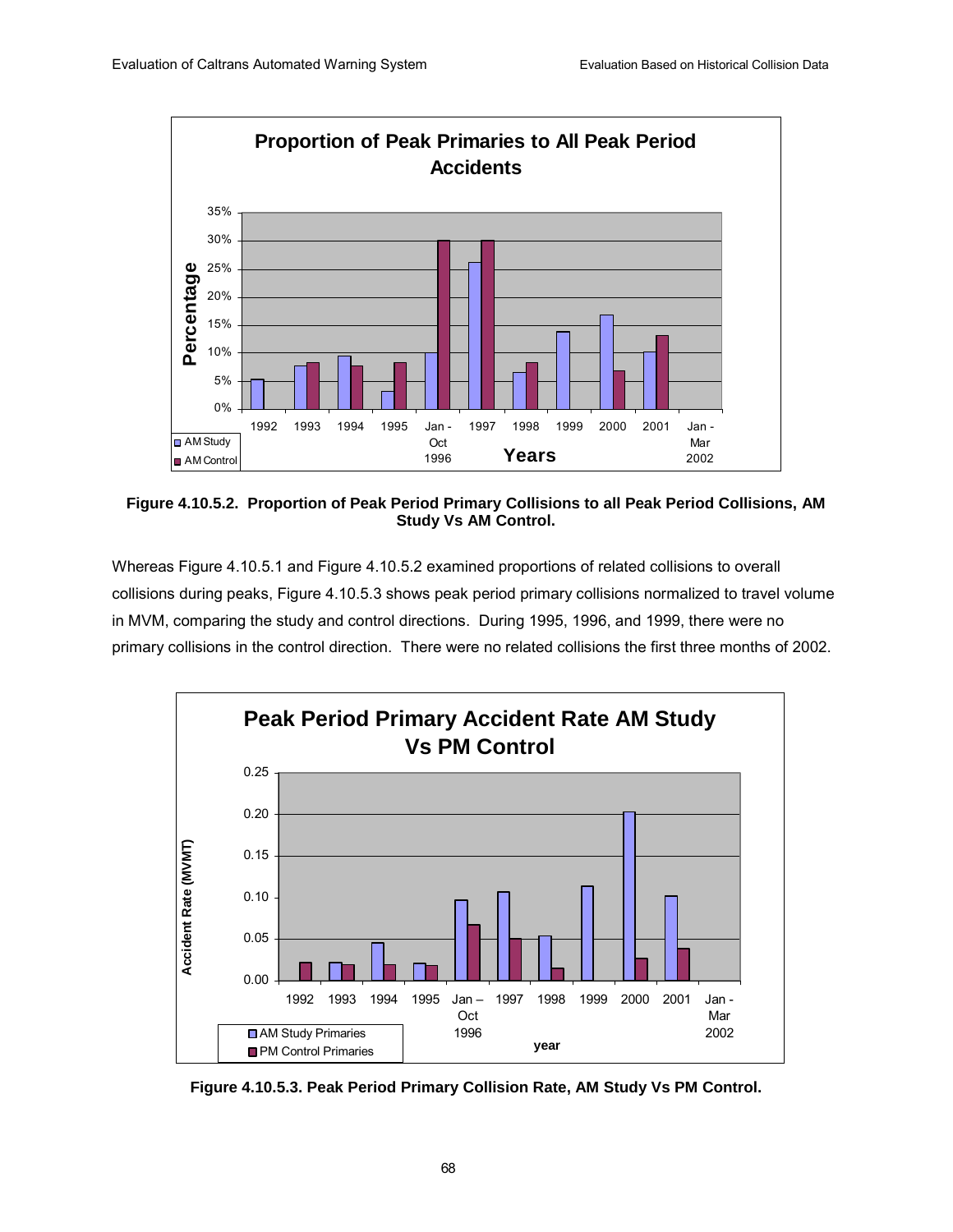**Figure 4.10.5.2. Proportion of Peak Period Primary Collisions to all Peak Period Collisions, AM Study Vs AM Control.**

Whereas Figure 4.10.5.1 and Figure 4.10.5.2 examined proportions of related collisions to overall collisions during peaks, Figure 4.10.5.3 shows peak period primary collisions normalized to travel volume in MVM, comparing the study and control directions. During 1995, 1996, and 1999, there were no primary collisions in the control direction. There were no related collisions the first three months of 2002.

**Figure 4.10.5.3. Peak Period Primary Collision Rate, AM Study Vs PM Control.**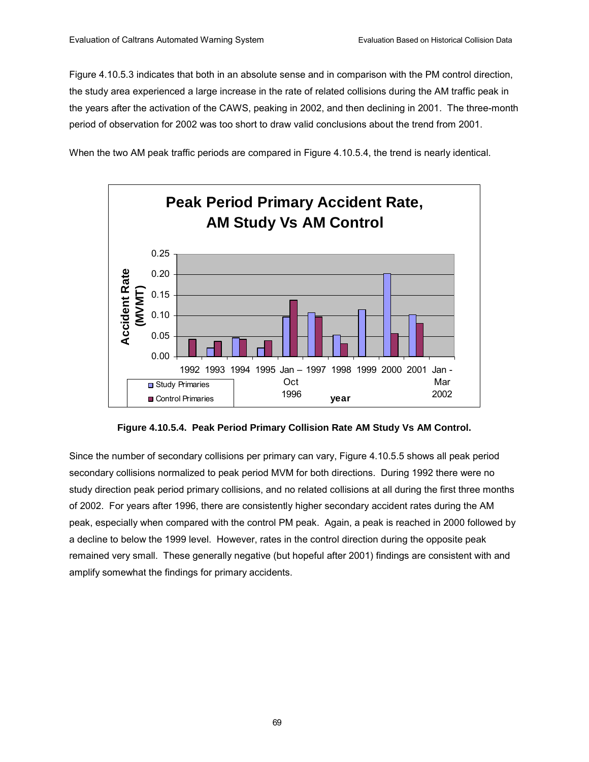Figure 4.10.5.3 indicates that both in an absolute sense and in comparison with the PM control direction, the study area experienced a large increase in the rate of related collisions during the AM traffic peak in the years after the activation of the CAWS, peaking in 2002, and then declining in 2001. The three-month period of observation for 2002 was too short to draw valid conclusions about the trend from 2001.

When the two AM peak traffic periods are compared in Figure 4.10.5.4, the trend is nearly identical.

**Figure 4.10.5.4. Peak Period Primary Collision Rate AM Study Vs AM Control.**

Since the number of secondary collisions per primary can vary, Figure 4.10.5.5 shows all peak period secondary collisions normalized to peak period MVM for both directions. During 1992 there were no study direction peak period primary collisions, and no related collisions at all during the first three months of 2002. For years after 1996, there are consistently higher secondary accident rates during the AM peak, especially when compared with the control PM peak. Again, a peak is reached in 2000 followed by a decline to below the 1999 level. However, rates in the control direction during the opposite peak remained very small. These generally negative (but hopeful after 2001) findings are consistent with and amplify somewhat the findings for primary accidents.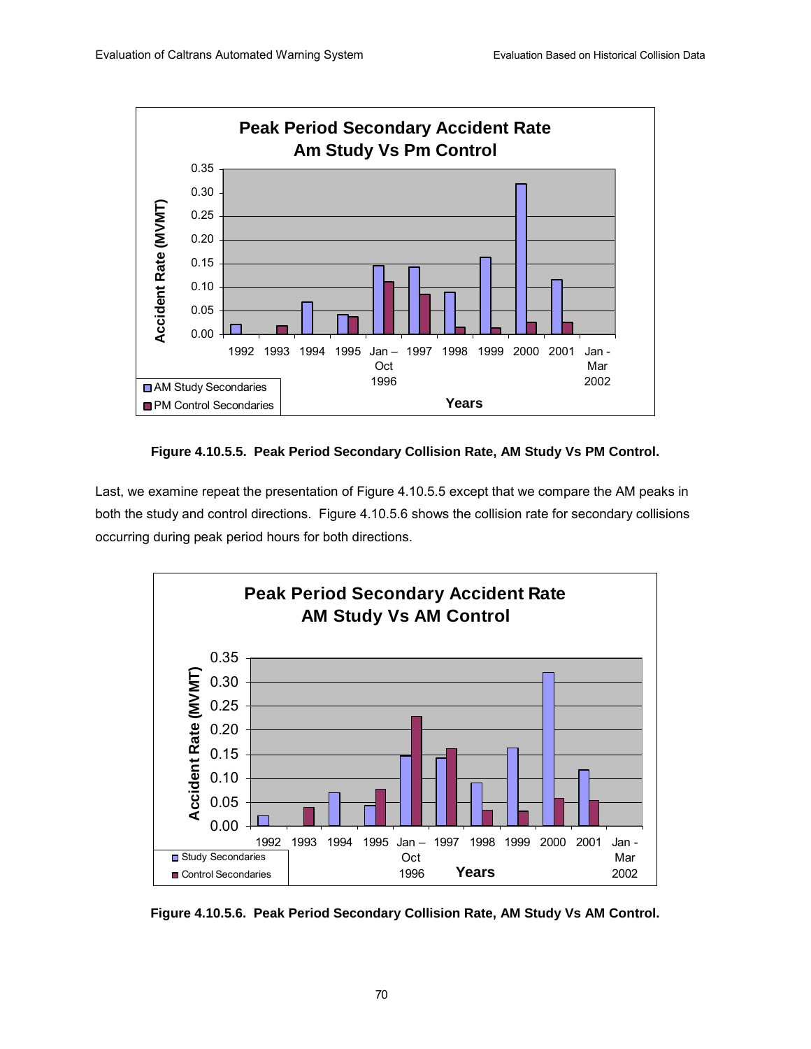Figure 4.10.5.5. Peak Period Secondary Collision Rate, AM Study Vs PM Control.

Last, we examine repeat the presentation of Figure 4.10.5.5 except that we compare the AM peaks in both the study and control directions. Figure 4.10.5.6 shows the collision rate for secondary collisions occurring during peak period hours for both directions.

Figure 4.10.5.6. Peak Period Secondary Collision Rate, AM Study Vs AM Control.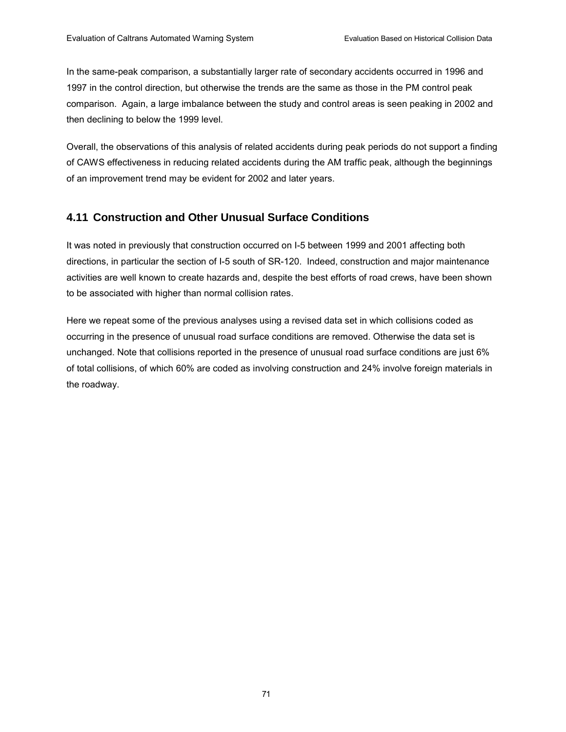In the same-peak comparison, a substantially larger rate of secondary accidents occurred in 1996 and 1997 in the control direction, but otherwise the trends are the same as those in the PM control peak comparison. Again, a large imbalance between the study and control areas is seen peaking in 2002 and then declining to below the 1999 level.

Overall, the observations of this analysis of related accidents during peak periods do not support a finding of CAWS effectiveness in reducing related accidents during the AM traffic peak, although the beginnings of an improvement trend may be evident for 2002 and later years.

## 4.11 Construction and Other Unusual Surface Conditions

It was noted in previously that construction occurred on I-5 between 1999 and 2001 affecting both directions, in particular the section of I-5 south of SR-120. Indeed, construction and major maintenance activities are well known to create hazards and, despite the best efforts of road crews, have been shown to be associated with higher than normal collision rates.

Here we repeat some of the previous analyses using a revised data set in which collisions coded as occurring in the presence of unusual road surface conditions are removed. Otherwise the data set is unchanged. Note that collisions reported in the presence of unusual road surface conditions are just 6% of total collisions, of which 60% are coded as involving construction and 24% involve foreign materials in the roadway.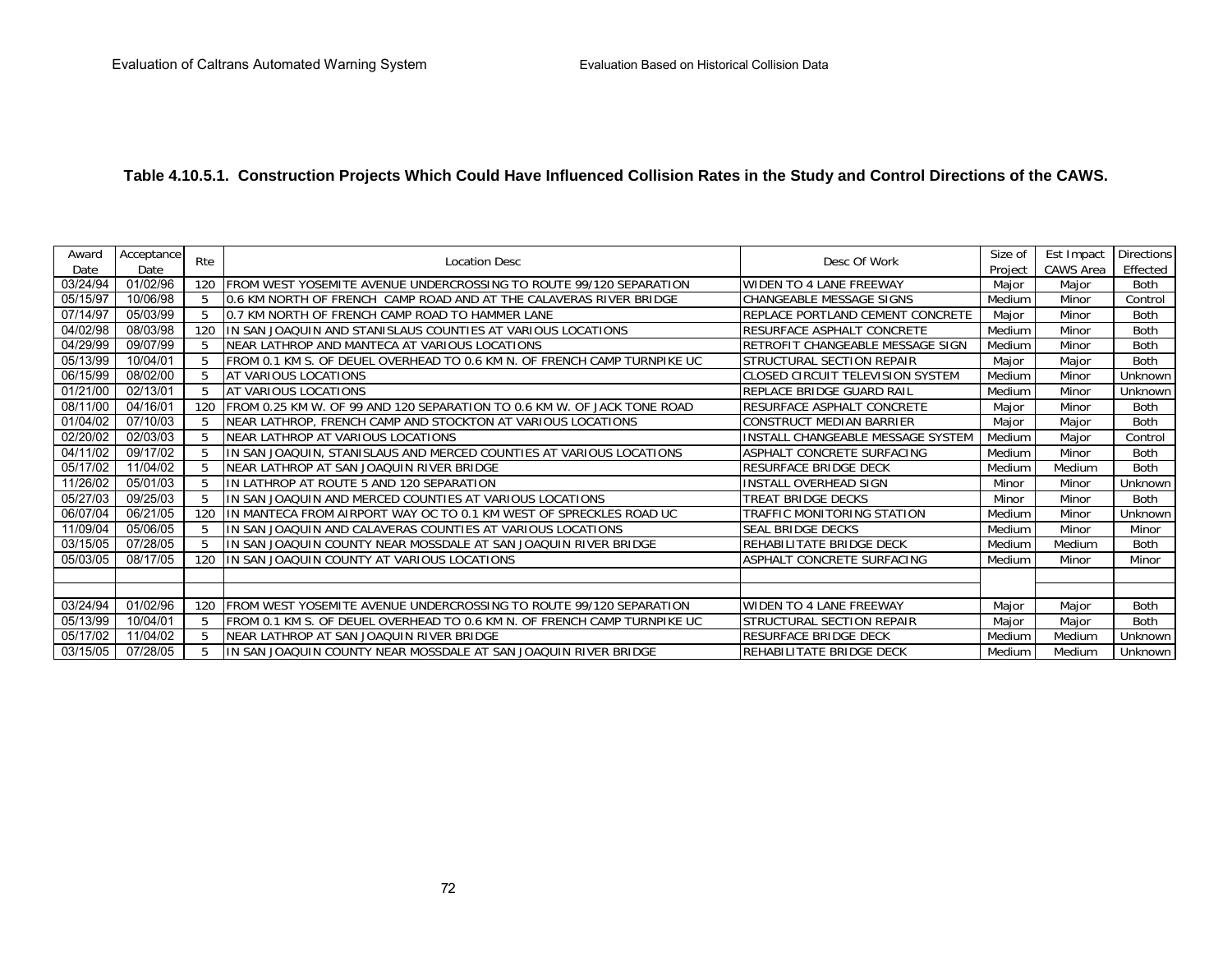**Table 4.10.5.1. Construction Projects Which Could Have Influenced Collision Rates in the Study and Control Directions of the CAWS.**

| Award Date | Acceptance Date | Rte | Location Desc | Desc Of Work | Size of Project | Est Impact CAWS Area | Directions Effected |
|---|---|---|---|---|---|---|---|
| 03/24/94 | 01/02/96 | 120 | FROM WEST YOSEMITE AVENUE UNDERCROSSING TO ROUTE 99/120 SEPARATION | WIDEN TO 4 LANE FREEWAY | Major | Major | Both |
| 05/15/97 | 10/06/98 | 5 | 0.6 KM NORTH OF FRENCH CAMP ROAD AND AT THE CALAVERAS RIVER BRIDGE | CHANGEABLE MESSAGE SIGNS | Medium | Minor | Control |
| 07/14/97 | 05/03/99 | 5 | 0.7 KM NORTH OF FRENCH CAMP ROAD TO HAMMER LANE | REPLACE PORTLAND CEMENT CONCRETE | Major | Minor | Both |
| 04/02/98 | 08/03/98 | 120 | IN SAN JOAQUIN AND STANISLAUS COUNTIES AT VARIOUS LOCATIONS | RESURFACE ASPHALT CONCRETE | Medium | Minor | Both |
| 04/29/99 | 09/07/99 | 5 | NEAR LATHROP AND MANTECA AT VARIOUS LOCATIONS | RETROFIT CHANGEABLE MESSAGE SIGN | Medium | Minor | Both |
| 05/13/99 | 10/04/01 | 5 | FROM 0.1 KM S. OF DEUEL OVERHEAD TO 0.6 KM N. OF FRENCH CAMP TURNPIKE UC | STRUCTURAL SECTION REPAIR | Major | Major | Both |
| 06/15/99 | 08/02/00 | 5 | AT VARIOUS LOCATIONS | CLOSED CIRCUIT TELEVISION SYSTEM | Medium | Minor | Unknown |
| 01/21/00 | 02/13/01 | 5 | AT VARIOUS LOCATIONS | REPLACE BRIDGE GUARD RAIL | Medium | Minor | Unknown |
| 08/11/00 | 04/16/01 | 120 | FROM 0.25 KM W. OF 99 AND 120 SEPARATION TO 0.6 KM W. OF JACK TONE ROAD | RESURFACE ASPHALT CONCRETE | Major | Minor | Both |
| 01/04/02 | 07/10/03 | 5 | NEAR LATHROP, FRENCH CAMP AND STOCKTON AT VARIOUS LOCATIONS | CONSTRUCT MEDIAN BARRIER | Major | Major | Both |
| 02/20/02 | 02/03/03 | 5 | NEAR LATHROP AT VARIOUS LOCATIONS | INSTALL CHANGEABLE MESSAGE SYSTEM | Medium | Major | Control |
| 04/11/02 | 09/17/02 | 5 | IN SAN JOAQUIN, STANISLAUS AND MERCED COUNTIES AT VARIOUS LOCATIONS | ASPHALT CONCRETE SURFACING | Medium | Minor | Both |
| 05/17/02 | 11/04/02 | 5 | NEAR LATHROP AT SAN JOAQUIN RIVER BRIDGE | RESURFACE BRIDGE DECK | Medium | Medium | Both |
| 11/26/02 | 05/01/03 | 5 | IN LATHROP AT ROUTE 5 AND 120 SEPARATION | INSTALL OVERHEAD SIGN | Minor | Minor | Unknown |
| 05/27/03 | 09/25/03 | 5 | IN SAN JOAQUIN AND MERCED COUNTIES AT VARIOUS LOCATIONS | TREAT BRIDGE DECKS | Minor | Minor | Both |
| 06/07/04 | 06/21/05 | 120 | IN MANTECA FROM AIRPORT WAY OC TO 0.1 KM WEST OF SPRECKLES ROAD UC | TRAFFIC MONITORING STATION | Medium | Minor | Unknown |
| 11/09/04 | 05/06/05 | 5 | IN SAN JOAQUIN AND CALAVERAS COUNTIES AT VARIOUS LOCATIONS | SEAL BRIDGE DECKS | Medium | Minor | Minor |
| 03/15/05 | 07/28/05 | 5 | IN SAN JOAQUIN COUNTY NEAR MOSSDALE AT SAN JOAQUIN RIVER BRIDGE | REHABILITATE BRIDGE DECK | Medium | Medium | Both |
| 05/03/05 | 08/17/05 | 120 | IN SAN JOAQUIN COUNTY AT VARIOUS LOCATIONS | ASPHALT CONCRETE SURFACING | Medium | Minor | Minor |
| | | | | | | | |
| | | | | | | | |
| 03/24/94 | 01/02/96 | 120 | FROM WEST YOSEMITE AVENUE UNDERCROSSING TO ROUTE 99/120 SEPARATION | WIDEN TO 4 LANE FREEWAY | Major | Major | Both |
| 05/13/99 | 10/04/01 | 5 | FROM 0.1 KM S. OF DEUEL OVERHEAD TO 0.6 KM N. OF FRENCH CAMP TURNPIKE UC | STRUCTURAL SECTION REPAIR | Major | Major | Both |
| 05/17/02 | 11/04/02 | 5 | NEAR LATHROP AT SAN JOAQUIN RIVER BRIDGE | RESURFACE BRIDGE DECK | Medium | Medium | Unknown |
| 03/15/05 | 07/28/05 | 5 | IN SAN JOAQUIN COUNTY NEAR MOSSDALE AT SAN JOAQUIN RIVER BRIDGE | REHABILITATE BRIDGE DECK | Medium | Medium | Unknown |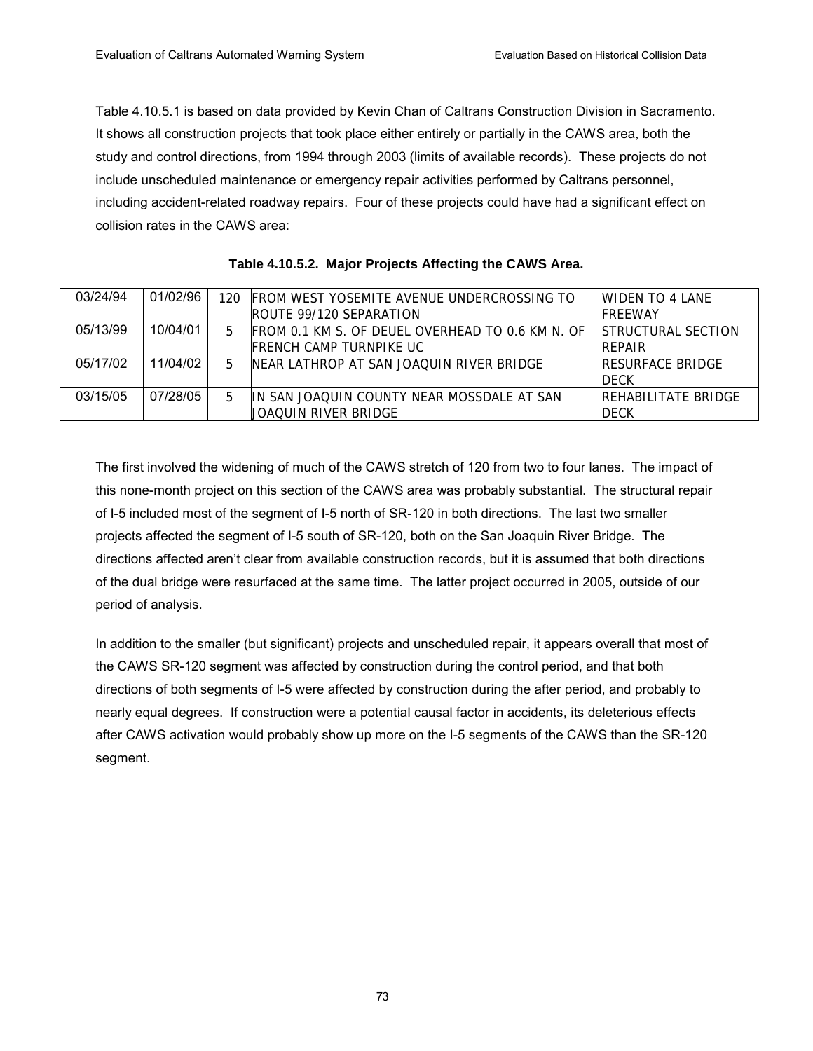Table 4.10.5.1 is based on data provided by Kevin Chan of Caltrans Construction Division in Sacramento. It shows all construction projects that took place either entirely or partially in the CAWS area, both the study and control directions, from 1994 through 2003 (limits of available records). These projects do not include unscheduled maintenance or emergency repair activities performed by Caltrans personnel, including accident-related roadway repairs. Four of these projects could have had a significant effect on collision rates in the CAWS area:

**Table 4.10.5.2. Major Projects Affecting the CAWS Area.**

| | | | | |
|---|---|---|---|---|
| 03/24/94 | 01/02/96 | 120 | FROM WEST YOSEMITE AVENUE UNDERCROSSING TO ROUTE 99/120 SEPARATION | WIDEN TO 4 LANE FREEWAY |
| 05/13/99 | 10/04/01 | 5 | FROM 0.1 KM S. OF DEUEL OVERHEAD TO 0.6 KM N. OF FRENCH CAMP TURNPIKE UC | STRUCTURAL SECTION REPAIR |
| 05/17/02 | 11/04/02 | 5 | NEAR LATHROP AT SAN JOAQUIN RIVER BRIDGE | RESURFACE BRIDGE DECK |
| 03/15/05 | 07/28/05 | 5 | IN SAN JOAQUIN COUNTY NEAR MOSSDALE AT SAN JOAQUIN RIVER BRIDGE | REHABILITATE BRIDGE DECK |

The first involved the widening of much of the CAWS stretch of 120 from two to four lanes. The impact of this none-month project on this section of the CAWS area was probably substantial. The structural repair of I-5 included most of the segment of I-5 north of SR-120 in both directions. The last two smaller projects affected the segment of I-5 south of SR-120, both on the San Joaquin River Bridge. The directions affected aren't clear from available construction records, but it is assumed that both directions of the dual bridge were resurfaced at the same time. The latter project occurred in 2005, outside of our period of analysis.

In addition to the smaller (but significant) projects and unscheduled repair, it appears overall that most of the CAWS SR-120 segment was affected by construction during the control period, and that both directions of both segments of I-5 were affected by construction during the after period, and probably to nearly equal degrees. If construction were a potential causal factor in accidents, its deleterious effects after CAWS activation would probably show up more on the I-5 segments of the CAWS than the SR-120 segment.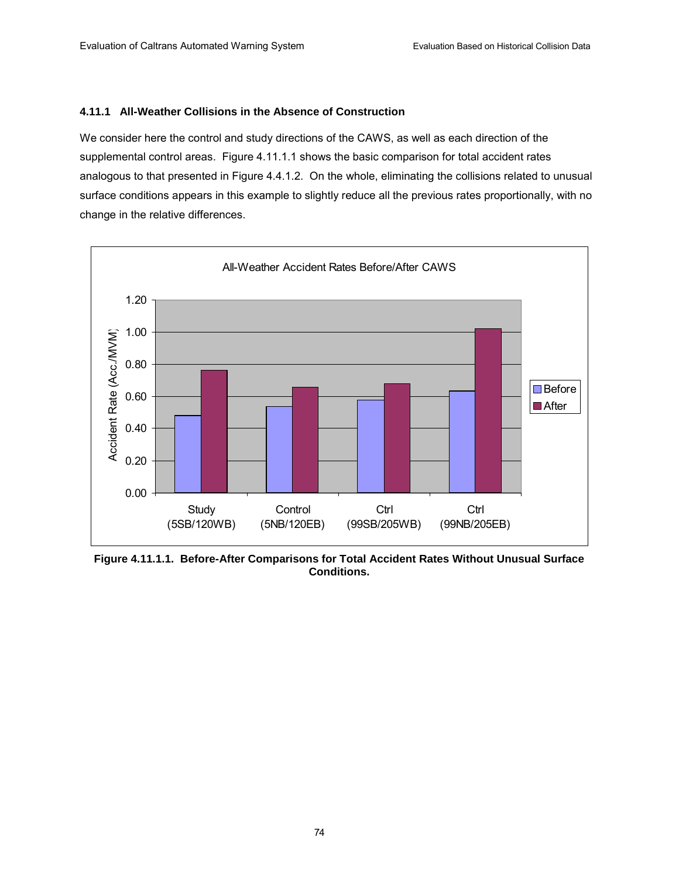### 4.11.1 All-Weather Collisions in the Absence of Construction

We consider here the control and study directions of the CAWS, as well as each direction of the supplemental control areas. Figure 4.11.1.1 shows the basic comparison for total accident rates analogous to that presented in Figure 4.4.1.2. On the whole, eliminating the collisions related to unusual surface conditions appears in this example to slightly reduce all the previous rates proportionally, with no change in the relative differences.

**Figure 4.11.1.1. Before-After Comparisons for Total Accident Rates Without Unusual Surface Conditions.**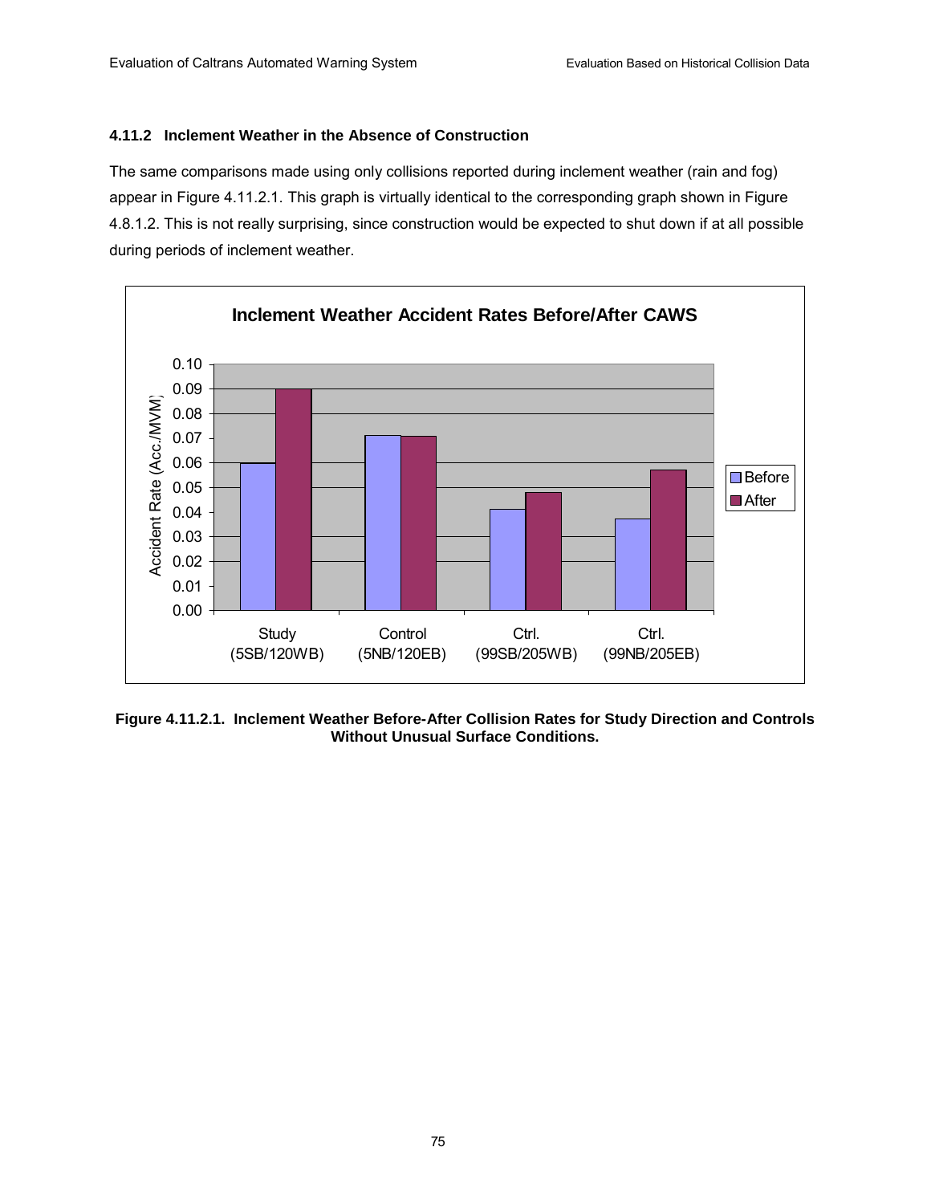### 4.11.2 Inclement Weather in the Absence of Construction

The same comparisons made using only collisions reported during inclement weather (rain and fog) appear in Figure 4.11.2.1. This graph is virtually identical to the corresponding graph shown in Figure 4.8.1.2. This is not really surprising, since construction would be expected to shut down if at all possible during periods of inclement weather.

**Figure 4.11.2.1. Inclement Weather Before-After Collision Rates for Study Direction and Controls Without Unusual Surface Conditions.**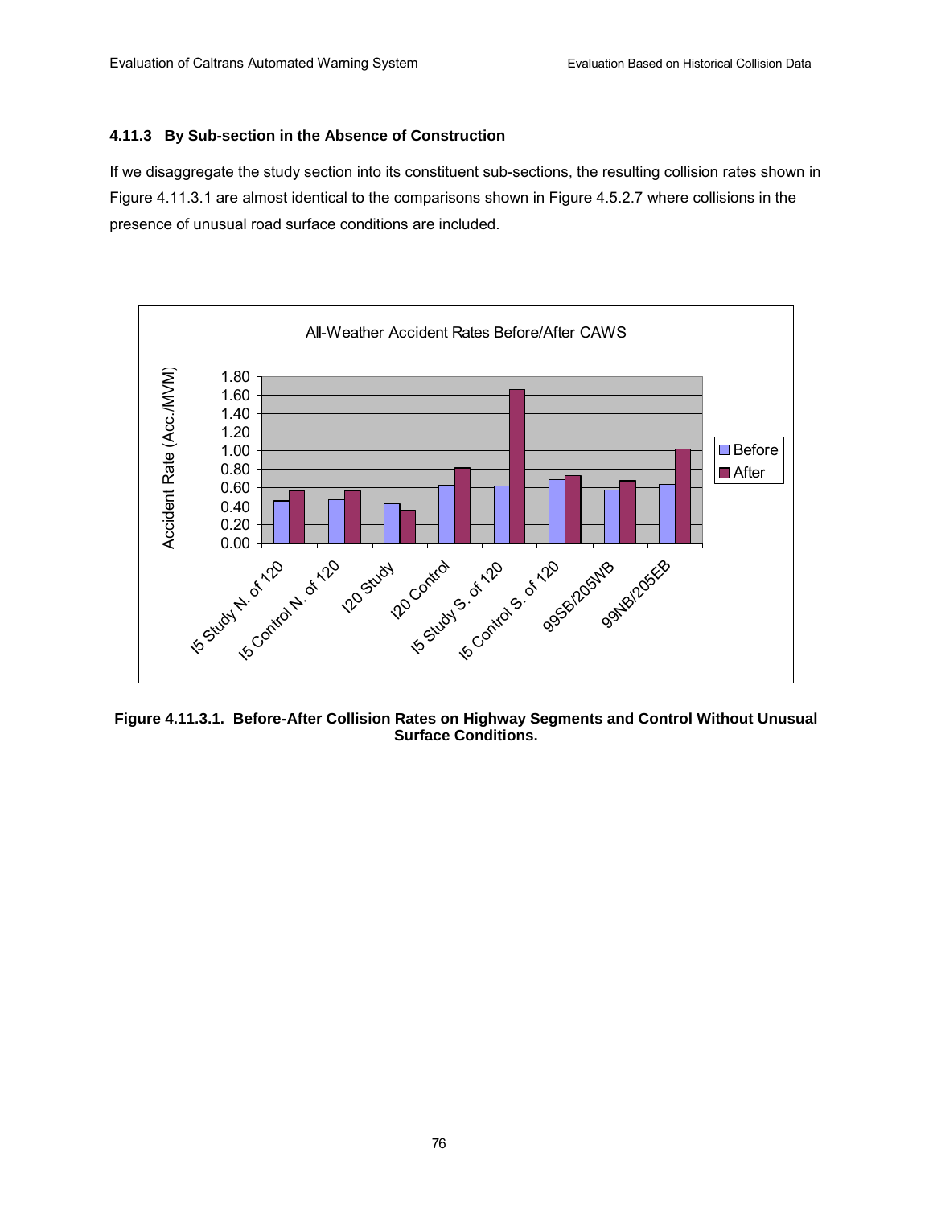### 4.11.3 By Sub-section in the Absence of Construction

If we disaggregate the study section into its constituent sub-sections, the resulting collision rates shown in Figure 4.11.3.1 are almost identical to the comparisons shown in Figure 4.5.2.7 where collisions in the presence of unusual road surface conditions are included.

**Figure 4.11.3.1. Before-After Collision Rates on Highway Segments and Control Without Unusual Surface Conditions.**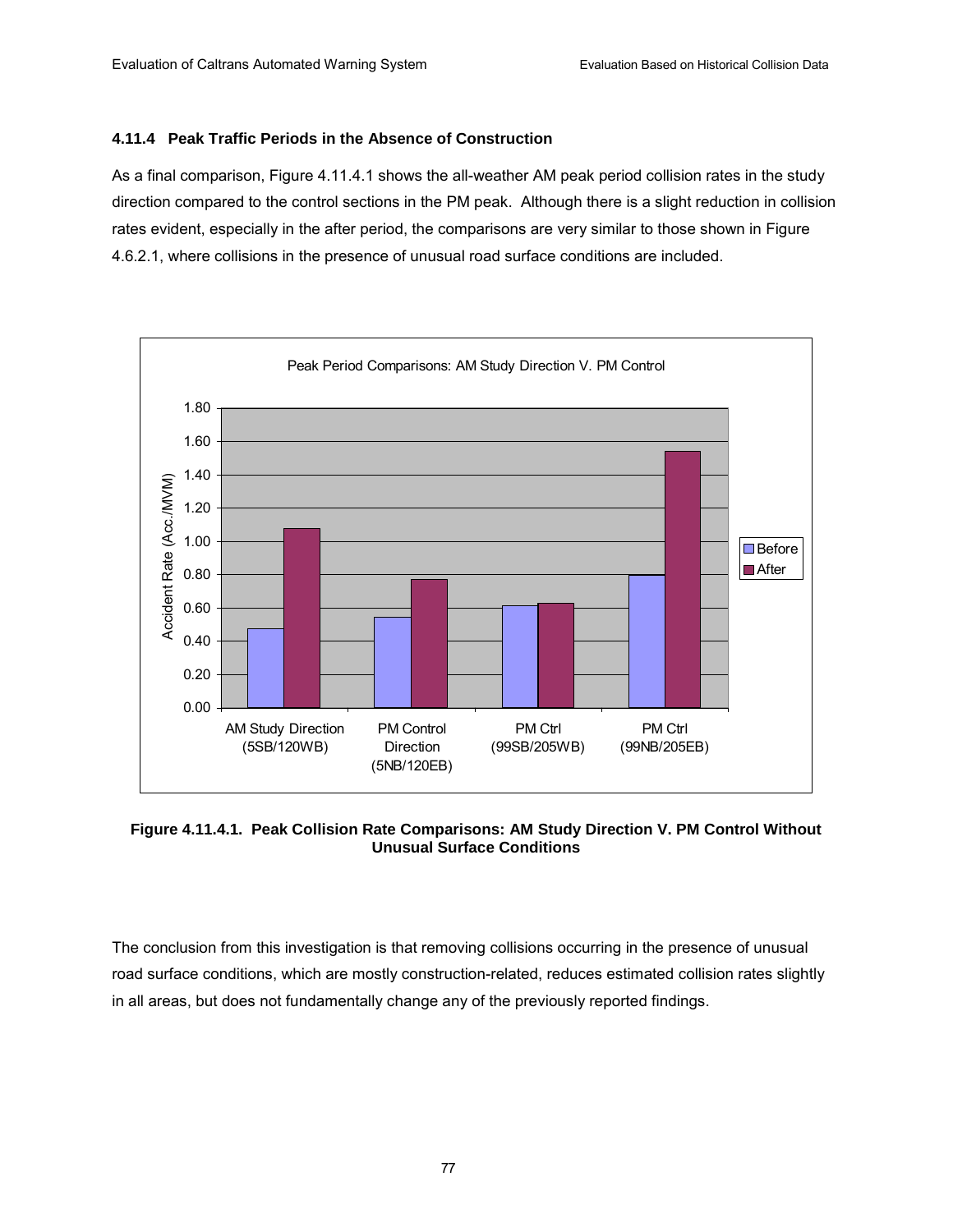### 4.11.4 Peak Traffic Periods in the Absence of Construction

As a final comparison, Figure 4.11.4.1 shows the all-weather AM peak period collision rates in the study direction compared to the control sections in the PM peak. Although there is a slight reduction in collision rates evident, especially in the after period, the comparisons are very similar to those shown in Figure 4.6.2.1, where collisions in the presence of unusual road surface conditions are included.

**Figure 4.11.4.1. Peak Collision Rate Comparisons: AM Study Direction V. PM Control Without Unusual Surface Conditions**

The conclusion from this investigation is that removing collisions occurring in the presence of unusual road surface conditions, which are mostly construction-related, reduces estimated collision rates slightly in all areas, but does not fundamentally change any of the previously reported findings.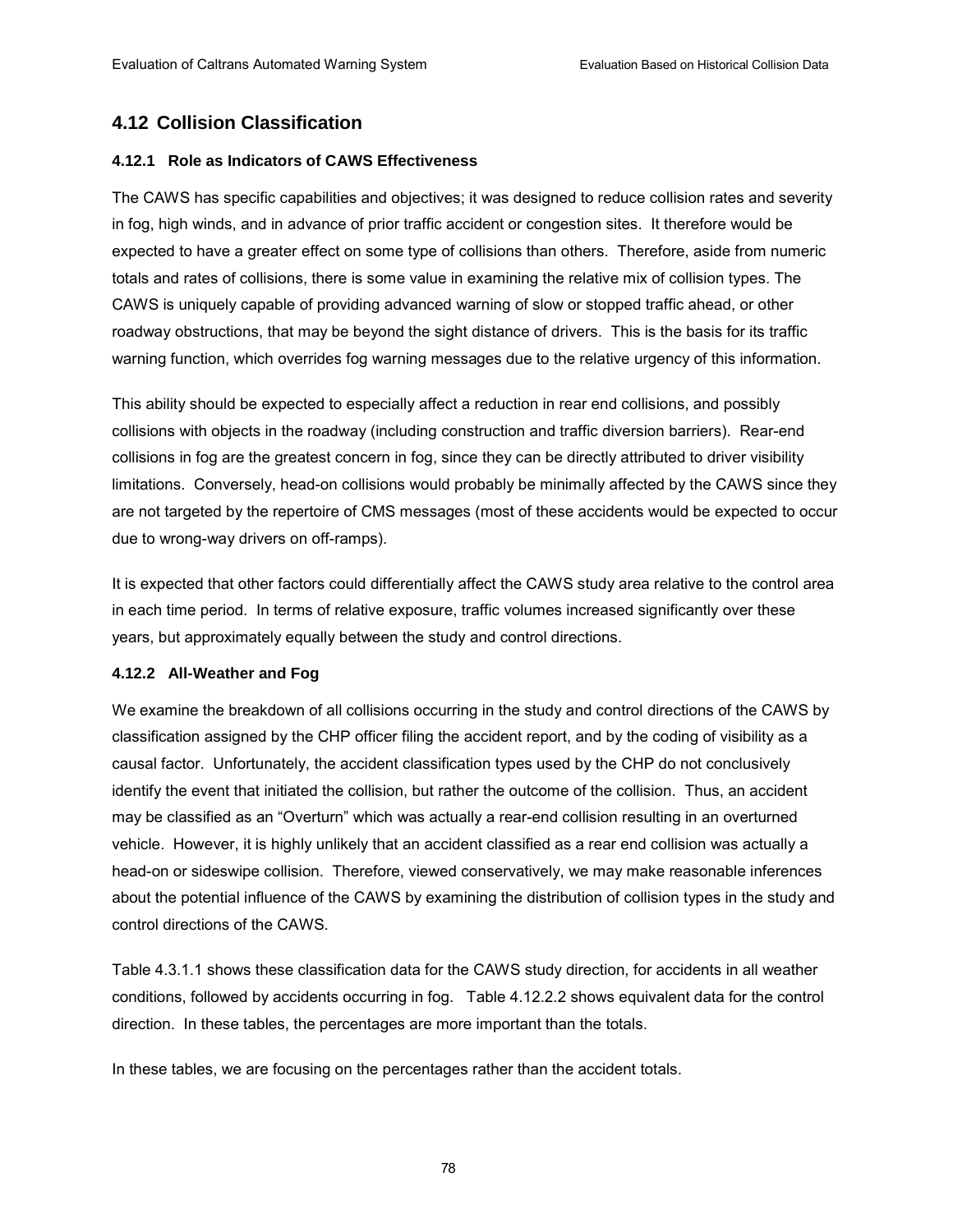## 4.12 Collision Classification

### 4.12.1 Role as Indicators of CAWS Effectiveness

The CAWS has specific capabilities and objectives; it was designed to reduce collision rates and severity in fog, high winds, and in advance of prior traffic accident or congestion sites. It therefore would be expected to have a greater effect on some type of collisions than others. Therefore, aside from numeric totals and rates of collisions, there is some value in examining the relative mix of collision types. The CAWS is uniquely capable of providing advanced warning of slow or stopped traffic ahead, or other roadway obstructions, that may be beyond the sight distance of drivers. This is the basis for its traffic warning function, which overrides fog warning messages due to the relative urgency of this information.

This ability should be expected to especially affect a reduction in rear end collisions, and possibly collisions with objects in the roadway (including construction and traffic diversion barriers). Rear-end collisions in fog are the greatest concern in fog, since they can be directly attributed to driver visibility limitations. Conversely, head-on collisions would probably be minimally affected by the CAWS since they are not targeted by the repertoire of CMS messages (most of these accidents would be expected to occur due to wrong-way drivers on off-ramps).

It is expected that other factors could differentially affect the CAWS study area relative to the control area in each time period. In terms of relative exposure, traffic volumes increased significantly over these years, but approximately equally between the study and control directions.

### 4.12.2 All-Weather and Fog

We examine the breakdown of all collisions occurring in the study and control directions of the CAWS by classification assigned by the CHP officer filing the accident report, and by the coding of visibility as a causal factor. Unfortunately, the accident classification types used by the CHP do not conclusively identify the event that initiated the collision, but rather the outcome of the collision. Thus, an accident may be classified as an "Overturn" which was actually a rear-end collision resulting in an overturned vehicle. However, it is highly unlikely that an accident classified as a rear end collision was actually a head-on or sideswipe collision. Therefore, viewed conservatively, we may make reasonable inferences about the potential influence of the CAWS by examining the distribution of collision types in the study and control directions of the CAWS.

Table 4.3.1.1 shows these classification data for the CAWS study direction, for accidents in all weather conditions, followed by accidents occurring in fog. Table 4.12.2.2 shows equivalent data for the control direction. In these tables, the percentages are more important than the totals.

In these tables, we are focusing on the percentages rather than the accident totals.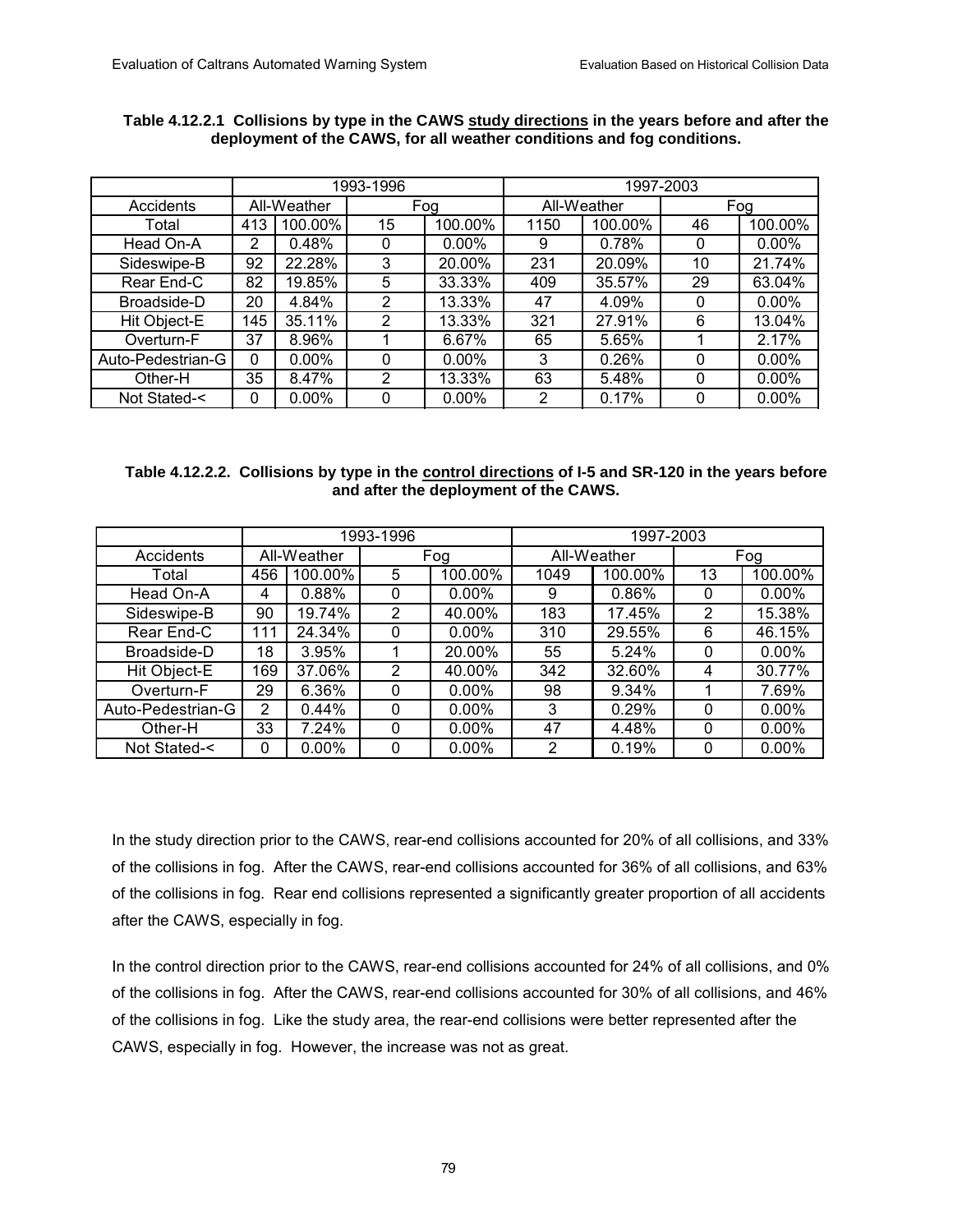**Table 4.12.2.1 Collisions by type in the CAWS study directions in the years before and after the deployment of the CAWS, for all weather conditions and fog conditions.**

| | 1993-1996 | | | | 1997-2003 | | | |
|---|---|---|---|---|---|---|---|---|
| Accidents | All-Weather | | Fog | | All-Weather | | Fog | |
| Total | 413 | 100.00% | 15 | 100.00% | 1150 | 100.00% | 46 | 100.00% |
| Head On-A | 2 | 0.48% | 0 | 0.00% | 9 | 0.78% | 0 | 0.00% |
| Sideswipe-B | 92 | 22.28% | 3 | 20.00% | 231 | 20.09% | 10 | 21.74% |
| Rear End-C | 82 | 19.85% | 5 | 33.33% | 409 | 35.57% | 29 | 63.04% |
| Broadside-D | 20 | 4.84% | 2 | 13.33% | 47 | 4.09% | 0 | 0.00% |
| Hit Object-E | 145 | 35.11% | 2 | 13.33% | 321 | 27.91% | 6 | 13.04% |
| Overturn-F | 37 | 8.96% | 1 | 6.67% | 65 | 5.65% | 1 | 2.17% |
| Auto-Pedestrian-G | 0 | 0.00% | 0 | 0.00% | 3 | 0.26% | 0 | 0.00% |
| Other-H | 35 | 8.47% | 2 | 13.33% | 63 | 5.48% | 0 | 0.00% |
| Not Stated-< | 0 | 0.00% | 0 | 0.00% | 2 | 0.17% | 0 | 0.00% |

**Table 4.12.2.2. Collisions by type in the control directions of I-5 and SR-120 in the years before and after the deployment of the CAWS.**

| | 1993-1996 | | | | 1997-2003 | | | |
|---|---|---|---|---|---|---|---|---|
| Accidents | All-Weather | | Fog | | All-Weather | | Fog | |
| Total | 456 | 100.00% | 5 | 100.00% | 1049 | 100.00% | 13 | 100.00% |
| Head On-A | 4 | 0.88% | 0 | 0.00% | 9 | 0.86% | 0 | 0.00% |
| Sideswipe-B | 90 | 19.74% | 2 | 40.00% | 183 | 17.45% | 2 | 15.38% |
| Rear End-C | 111 | 24.34% | 0 | 0.00% | 310 | 29.55% | 6 | 46.15% |
| Broadside-D | 18 | 3.95% | 1 | 20.00% | 55 | 5.24% | 0 | 0.00% |
| Hit Object-E | 169 | 37.06% | 2 | 40.00% | 342 | 32.60% | 4 | 30.77% |
| Overturn-F | 29 | 6.36% | 0 | 0.00% | 98 | 9.34% | 1 | 7.69% |
| Auto-Pedestrian-G | 2 | 0.44% | 0 | 0.00% | 3 | 0.29% | 0 | 0.00% |
| Other-H | 33 | 7.24% | 0 | 0.00% | 47 | 4.48% | 0 | 0.00% |
| Not Stated-< | 0 | 0.00% | 0 | 0.00% | 2 | 0.19% | 0 | 0.00% |

In the study direction prior to the CAWS, rear-end collisions accounted for 20% of all collisions, and 33% of the collisions in fog. After the CAWS, rear-end collisions accounted for 36% of all collisions, and 63% of the collisions in fog. Rear end collisions represented a significantly greater proportion of all accidents after the CAWS, especially in fog.

In the control direction prior to the CAWS, rear-end collisions accounted for 24% of all collisions, and 0% of the collisions in fog. After the CAWS, rear-end collisions accounted for 30% of all collisions, and 46% of the collisions in fog. Like the study area, the rear-end collisions were better represented after the CAWS, especially in fog. However, the increase was not as great.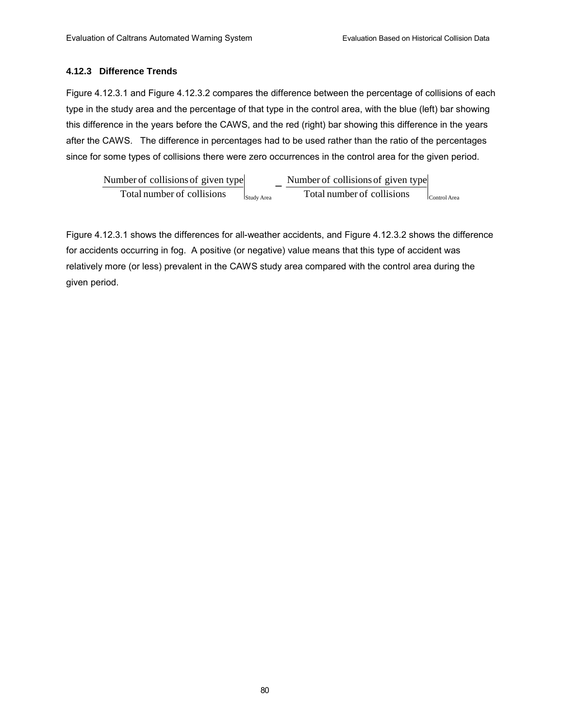### 4.12.3 Difference Trends

Figure 4.12.3.1 and Figure 4.12.3.2 compares the difference between the percentage of collisions of each type in the study area and the percentage of that type in the control area, with the blue (left) bar showing this difference in the years before the CAWS, and the red (right) bar showing this difference in the years after the CAWS. The difference in percentages had to be used rather than the ratio of the percentages since for some types of collisions there were zero occurrences in the control area for the given period.

$$\left.\frac{\text{Number of collisions of given type}}{\text{Total number of collisions}}\right|_{\text{Study Area}} - \left.\frac{\text{Number of collisions of given type}}{\text{Total number of collisions}}\right|_{\text{Control Area}}$$

Figure 4.12.3.1 shows the differences for all-weather accidents, and Figure 4.12.3.2 shows the difference for accidents occurring in fog. A positive (or negative) value means that this type of accident was relatively more (or less) prevalent in the CAWS study area compared with the control area during the given period.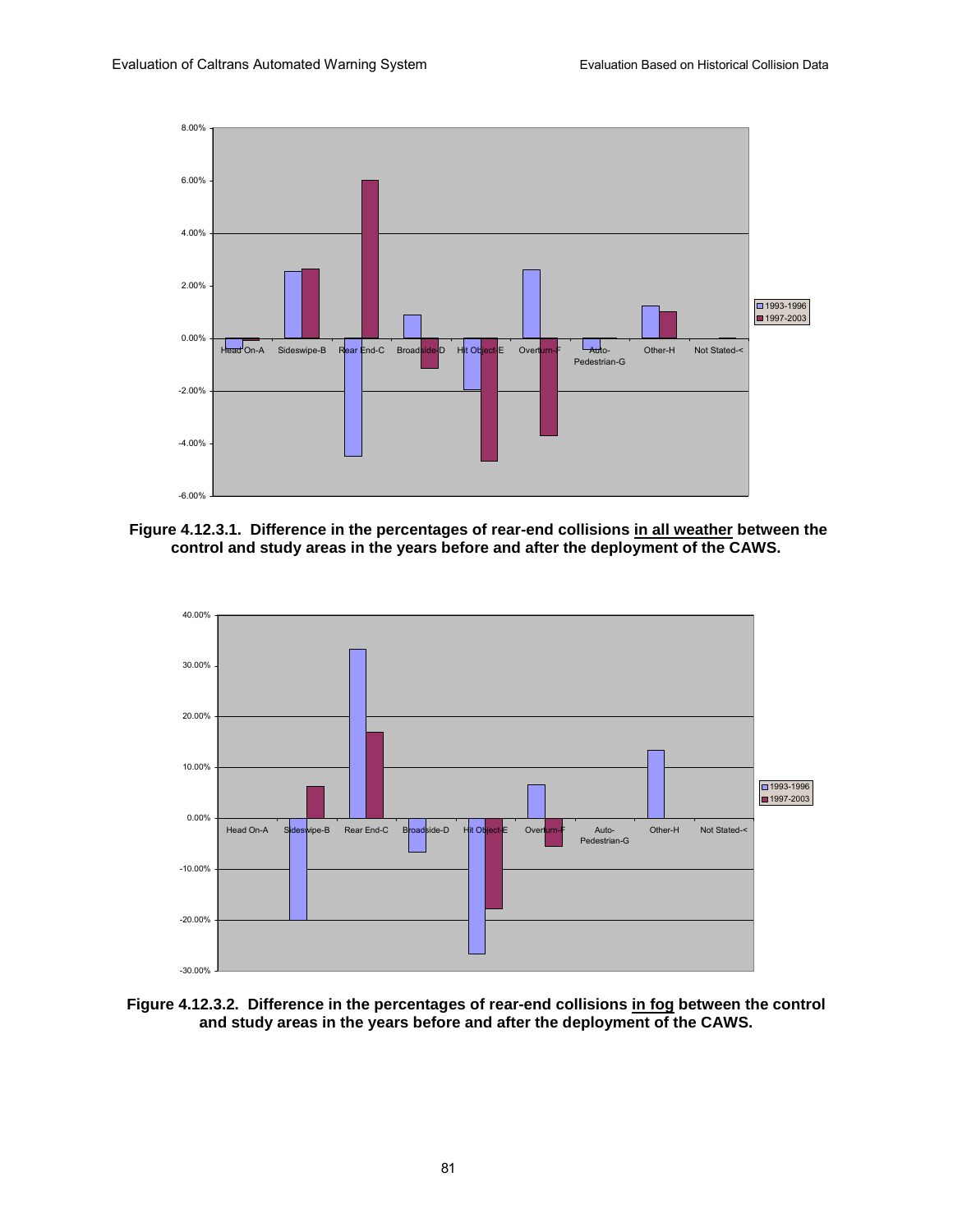**Figure 4.12.3.1. Difference in the percentages of rear-end collisions in all weather between the control and study areas in the years before and after the deployment of the CAWS.**

**Figure 4.12.3.2. Difference in the percentages of rear-end collisions in fog between the control and study areas in the years before and after the deployment of the CAWS.**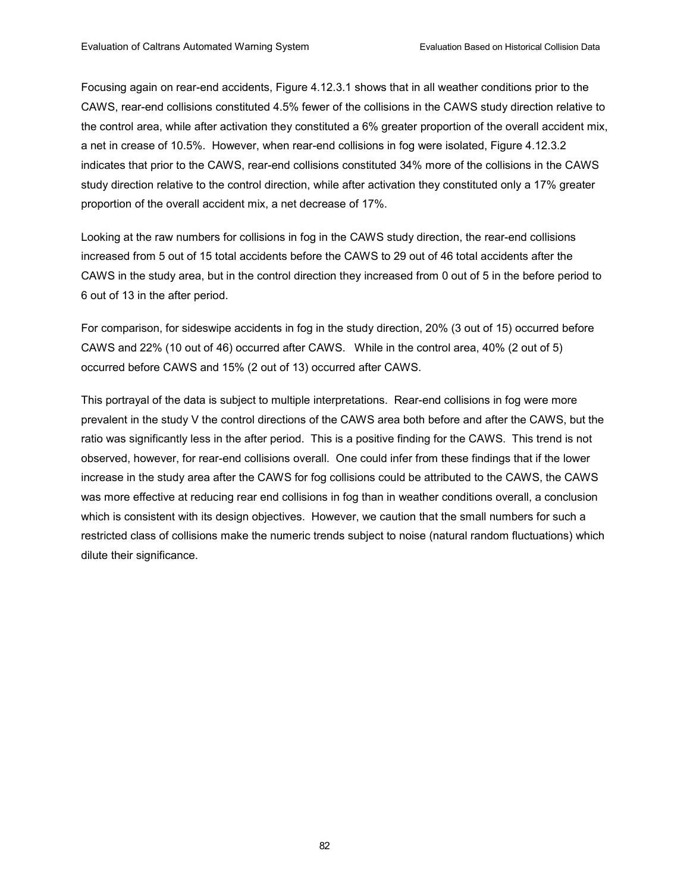Focusing again on rear-end accidents, Figure 4.12.3.1 shows that in all weather conditions prior to the CAWS, rear-end collisions constituted 4.5% fewer of the collisions in the CAWS study direction relative to the control area, while after activation they constituted a 6% greater proportion of the overall accident mix, a net in crease of 10.5%. However, when rear-end collisions in fog were isolated, Figure 4.12.3.2 indicates that prior to the CAWS, rear-end collisions constituted 34% more of the collisions in the CAWS study direction relative to the control direction, while after activation they constituted only a 17% greater proportion of the overall accident mix, a net decrease of 17%.

Looking at the raw numbers for collisions in fog in the CAWS study direction, the rear-end collisions increased from 5 out of 15 total accidents before the CAWS to 29 out of 46 total accidents after the CAWS in the study area, but in the control direction they increased from 0 out of 5 in the before period to 6 out of 13 in the after period.

For comparison, for sideswipe accidents in fog in the study direction, 20% (3 out of 15) occurred before CAWS and 22% (10 out of 46) occurred after CAWS. While in the control area, 40% (2 out of 5) occurred before CAWS and 15% (2 out of 13) occurred after CAWS.

This portrayal of the data is subject to multiple interpretations. Rear-end collisions in fog were more prevalent in the study V the control directions of the CAWS area both before and after the CAWS, but the ratio was significantly less in the after period. This is a positive finding for the CAWS. This trend is not observed, however, for rear-end collisions overall. One could infer from these findings that if the lower increase in the study area after the CAWS for fog collisions could be attributed to the CAWS, the CAWS was more effective at reducing rear end collisions in fog than in weather conditions overall, a conclusion which is consistent with its design objectives. However, we caution that the small numbers for such a restricted class of collisions make the numeric trends subject to noise (natural random fluctuations) which dilute their significance.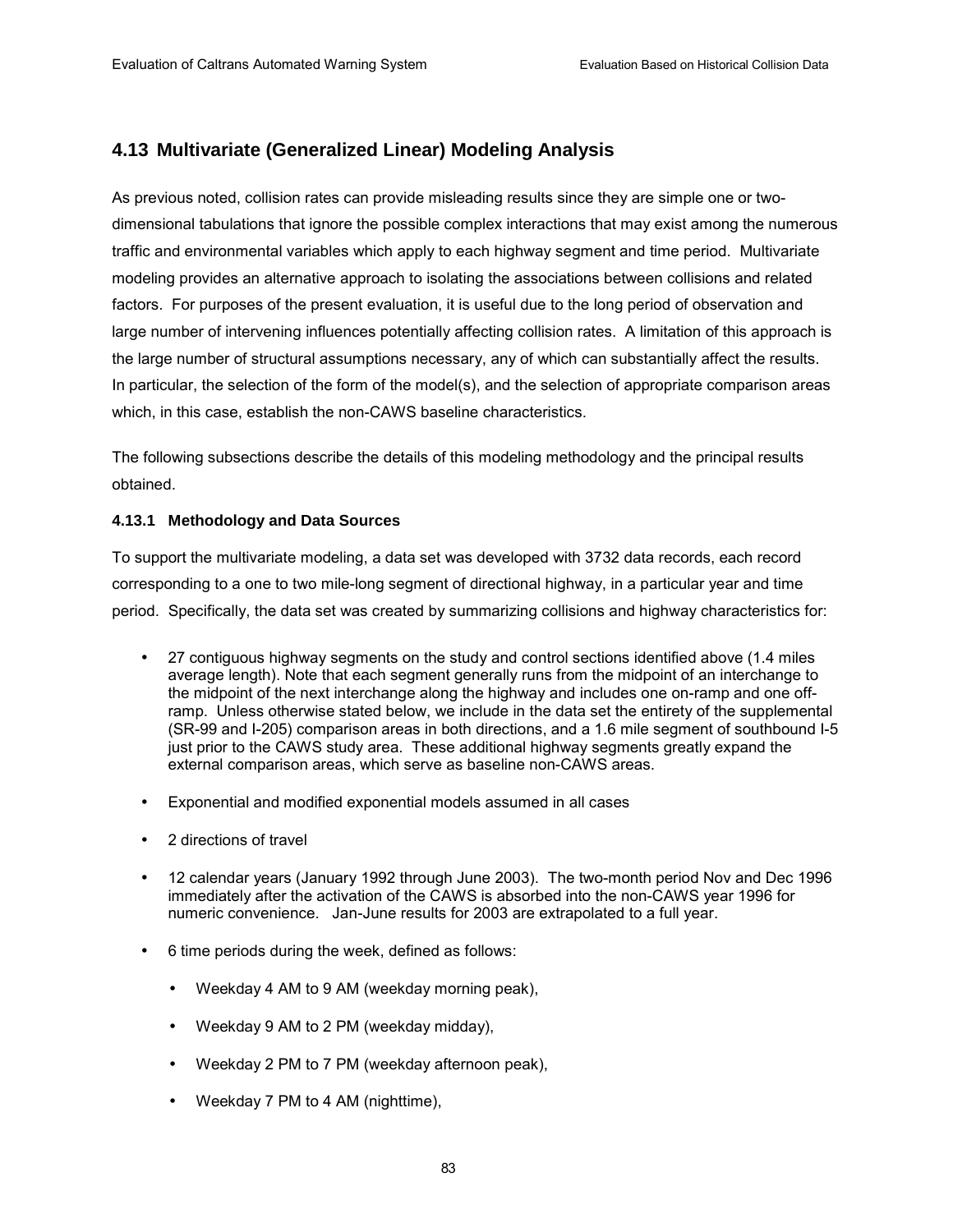## 4.13 Multivariate (Generalized Linear) Modeling Analysis

As previous noted, collision rates can provide misleading results since they are simple one or two-dimensional tabulations that ignore the possible complex interactions that may exist among the numerous traffic and environmental variables which apply to each highway segment and time period. Multivariate modeling provides an alternative approach to isolating the associations between collisions and related factors. For purposes of the present evaluation, it is useful due to the long period of observation and large number of intervening influences potentially affecting collision rates. A limitation of this approach is the large number of structural assumptions necessary, any of which can substantially affect the results. In particular, the selection of the form of the model(s), and the selection of appropriate comparison areas which, in this case, establish the non-CAWS baseline characteristics.

The following subsections describe the details of this modeling methodology and the principal results obtained.

### 4.13.1 Methodology and Data Sources

To support the multivariate modeling, a data set was developed with 3732 data records, each record corresponding to a one to two mile-long segment of directional highway, in a particular year and time period. Specifically, the data set was created by summarizing collisions and highway characteristics for:

- 27 contiguous highway segments on the study and control sections identified above (1.4 miles average length). Note that each segment generally runs from the midpoint of an interchange to the midpoint of the next interchange along the highway and includes one on-ramp and one off-ramp. Unless otherwise stated below, we include in the data set the entirety of the supplemental (SR-99 and I-205) comparison areas in both directions, and a 1.6 mile segment of southbound I-5 just prior to the CAWS study area. These additional highway segments greatly expand the external comparison areas, which serve as baseline non-CAWS areas.
- Exponential and modified exponential models assumed in all cases
- 2 directions of travel
- 12 calendar years (January 1992 through June 2003). The two-month period Nov and Dec 1996 immediately after the activation of the CAWS is absorbed into the non-CAWS year 1996 for numeric convenience. Jan-June results for 2003 are extrapolated to a full year.
- 6 time periods during the week, defined as follows:
  - Weekday 4 AM to 9 AM (weekday morning peak),
  - Weekday 9 AM to 2 PM (weekday midday),
  - Weekday 2 PM to 7 PM (weekday afternoon peak),
  - Weekday 7 PM to 4 AM (nighttime),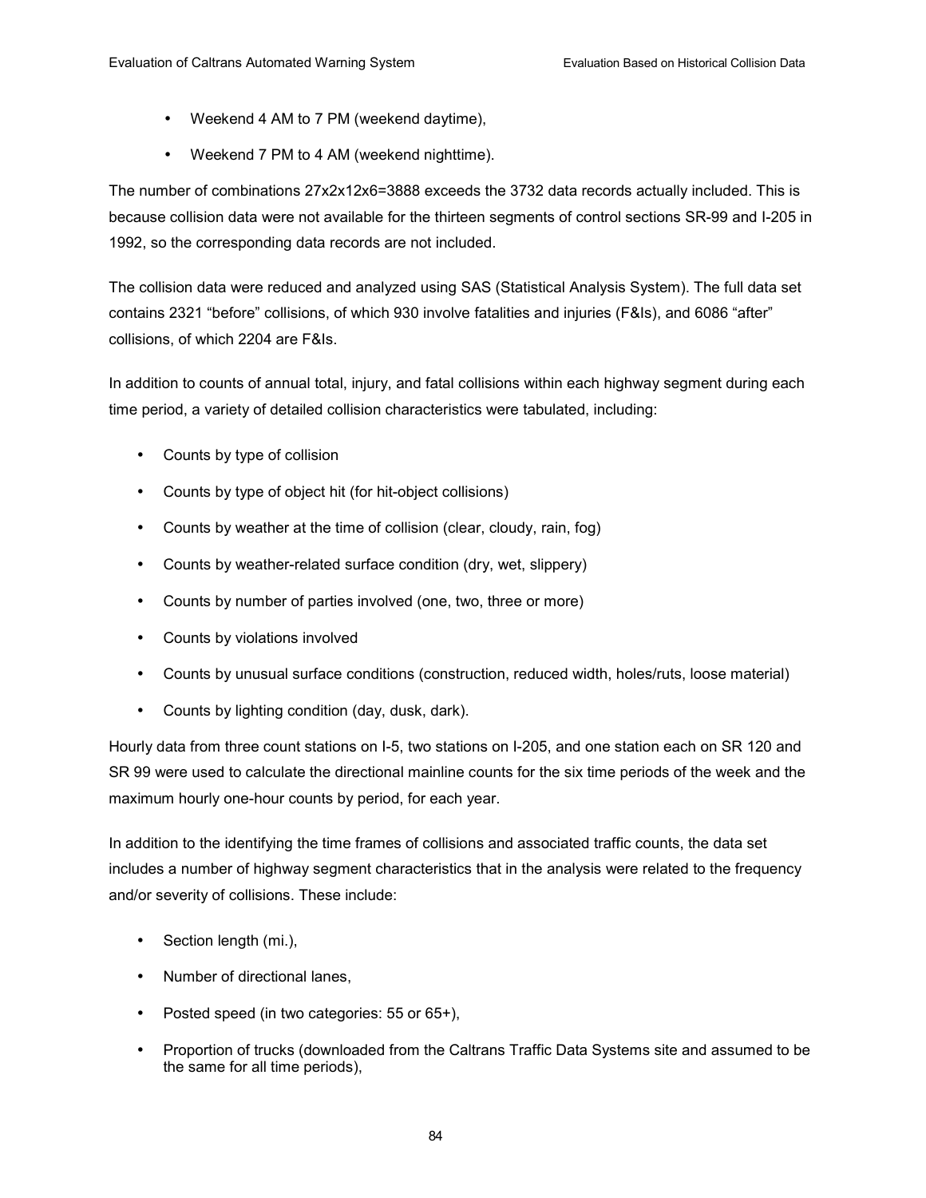- Weekend 4 AM to 7 PM (weekend daytime),
- Weekend 7 PM to 4 AM (weekend nighttime).

The number of combinations 27x2x12x6=3888 exceeds the 3732 data records actually included. This is because collision data were not available for the thirteen segments of control sections SR-99 and I-205 in 1992, so the corresponding data records are not included.

The collision data were reduced and analyzed using SAS (Statistical Analysis System). The full data set contains 2321 "before" collisions, of which 930 involve fatalities and injuries (F&Is), and 6086 "after" collisions, of which 2204 are F&Is.

In addition to counts of annual total, injury, and fatal collisions within each highway segment during each time period, a variety of detailed collision characteristics were tabulated, including:

- Counts by type of collision
- Counts by type of object hit (for hit-object collisions)
- Counts by weather at the time of collision (clear, cloudy, rain, fog)
- Counts by weather-related surface condition (dry, wet, slippery)
- Counts by number of parties involved (one, two, three or more)
- Counts by violations involved
- Counts by unusual surface conditions (construction, reduced width, holes/ruts, loose material)
- Counts by lighting condition (day, dusk, dark).

Hourly data from three count stations on I-5, two stations on I-205, and one station each on SR 120 and SR 99 were used to calculate the directional mainline counts for the six time periods of the week and the maximum hourly one-hour counts by period, for each year.

In addition to the identifying the time frames of collisions and associated traffic counts, the data set includes a number of highway segment characteristics that in the analysis were related to the frequency and/or severity of collisions. These include:

- Section length (mi.),
- Number of directional lanes,
- Posted speed (in two categories: 55 or 65+),
- Proportion of trucks (downloaded from the Caltrans Traffic Data Systems site and assumed to be the same for all time periods),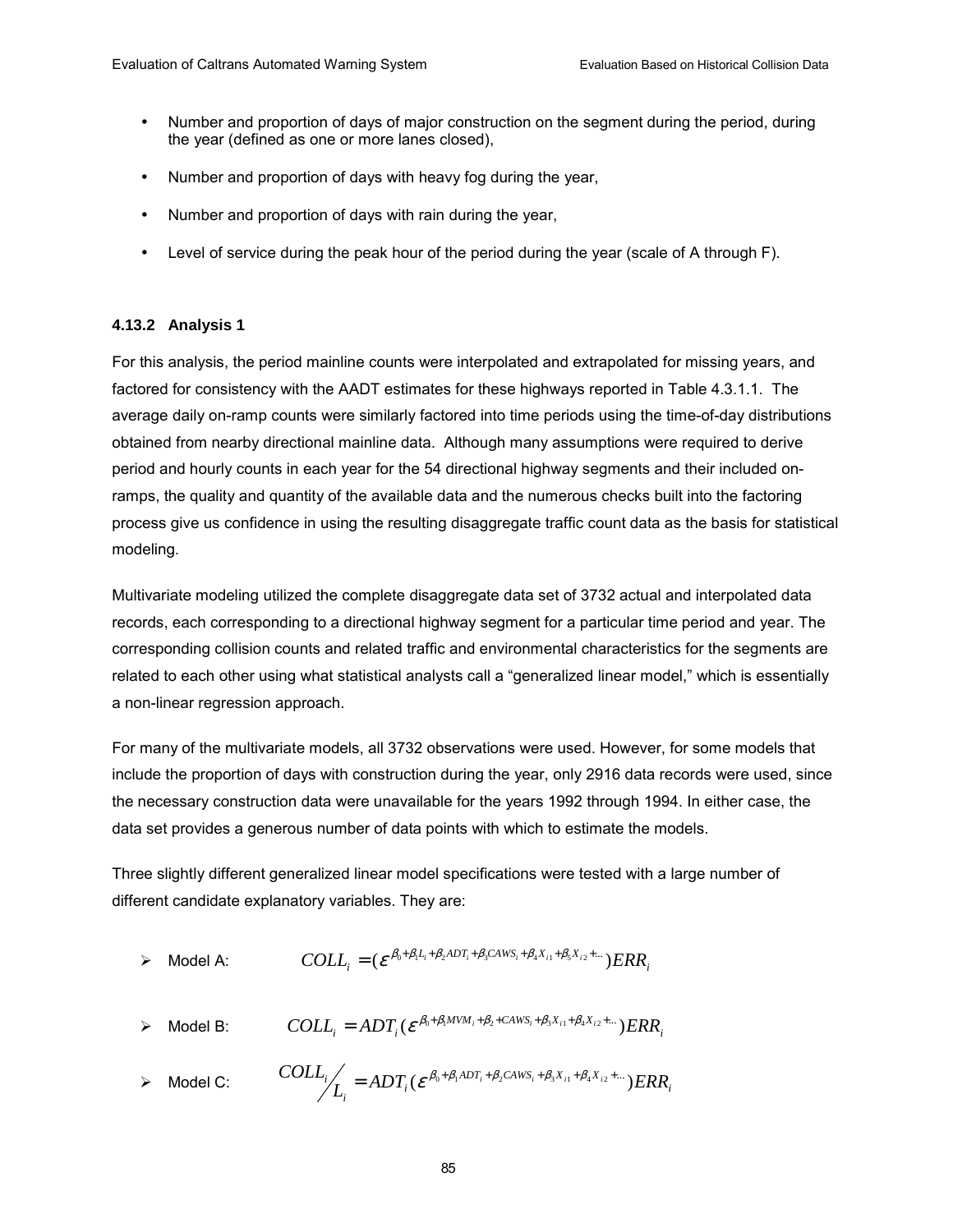- Number and proportion of days of major construction on the segment during the period, during the year (defined as one or more lanes closed),

- Number and proportion of days with heavy fog during the year,

- Number and proportion of days with rain during the year,

- Level of service during the peak hour of the period during the year (scale of A through F).

### 4.13.2 Analysis 1

For this analysis, the period mainline counts were interpolated and extrapolated for missing years, and factored for consistency with the AADT estimates for these highways reported in Table 4.3.1.1. The average daily on-ramp counts were similarly factored into time periods using the time-of-day distributions obtained from nearby directional mainline data. Although many assumptions were required to derive period and hourly counts in each year for the 54 directional highway segments and their included on-ramps, the quality and quantity of the available data and the numerous checks built into the factoring process give us confidence in using the resulting disaggregate traffic count data as the basis for statistical modeling.

Multivariate modeling utilized the complete disaggregate data set of 3732 actual and interpolated data records, each corresponding to a directional highway segment for a particular time period and year. The corresponding collision counts and related traffic and environmental characteristics for the segments are related to each other using what statistical analysts call a “generalized linear model,” which is essentially a non-linear regression approach.

For many of the multivariate models, all 3732 observations were used. However, for some models that include the proportion of days with construction during the year, only 2916 data records were used, since the necessary construction data were unavailable for the years 1992 through 1994. In either case, the data set provides a generous number of data points with which to estimate the models.

Three slightly different generalized linear model specifications were tested with a large number of different candidate explanatory variables. They are:

- Model A: $$COLL_i = (\varepsilon^{\beta_0 + \beta_1 L_i + \beta_2 ADT_i + \beta_3 CAWS_i + \beta_4 X_{i1} + \beta_5 X_{i2} + \ldots})ERR_i$$

- Model B: $$COLL_i = ADT_i(\varepsilon^{\beta_0 + \beta_1 MVM_i + \beta_2 + CAWS_i + \beta_3 X_{i1} + \beta_4 X_{i2} + \ldots})ERR_i$$

- Model C: $$COLL_i / L_i = ADT_i(\varepsilon^{\beta_0 + \beta_1 ADT_i + \beta_2 CAWS_i + \beta_3 X_{i1} + \beta_4 X_{i2} + \ldots})ERR_i$$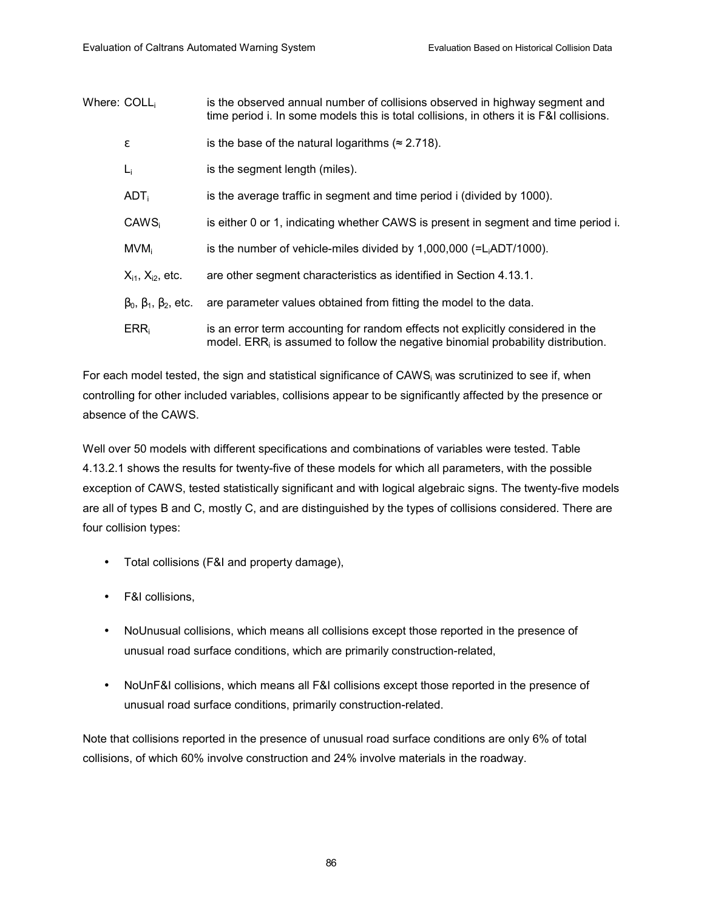Where: $COLL_i$ is the observed annual number of collisions observed in highway segment and time period i. In some models this is total collisions, in others it is F&I collisions.

$\varepsilon$ is the base of the natural logarithms ($\approx 2.718$).

$L_i$ is the segment length (miles).

$ADT_i$ is the average traffic in segment and time period i (divided by 1000).

$CAWS_i$ is either 0 or 1, indicating whether CAWS is present in segment and time period i.

$MVM_i$ is the number of vehicle-miles divided by 1,000,000 ($=L_i ADT/1000$).

$X_{i1}$, $X_{i2}$, etc. are other segment characteristics as identified in Section 4.13.1.

$\beta_0$, $\beta_1$, $\beta_2$, etc. are parameter values obtained from fitting the model to the data.

$ERR_i$ is an error term accounting for random effects not explicitly considered in the model. $ERR_i$ is assumed to follow the negative binomial probability distribution.

For each model tested, the sign and statistical significance of $CAWS_i$ was scrutinized to see if, when controlling for other included variables, collisions appear to be significantly affected by the presence or absence of the CAWS.

Well over 50 models with different specifications and combinations of variables were tested. Table 4.13.2.1 shows the results for twenty-five of these models for which all parameters, with the possible exception of CAWS, tested statistically significant and with logical algebraic signs. The twenty-five models are all of types B and C, mostly C, and are distinguished by the types of collisions considered. There are four collision types:

- Total collisions (F&I and property damage),
- F&I collisions,
- NoUnusual collisions, which means all collisions except those reported in the presence of unusual road surface conditions, which are primarily construction-related,
- NoUnF&I collisions, which means all F&I collisions except those reported in the presence of unusual road surface conditions, primarily construction-related.

Note that collisions reported in the presence of unusual road surface conditions are only 6% of total collisions, of which 60% involve construction and 24% involve materials in the roadway.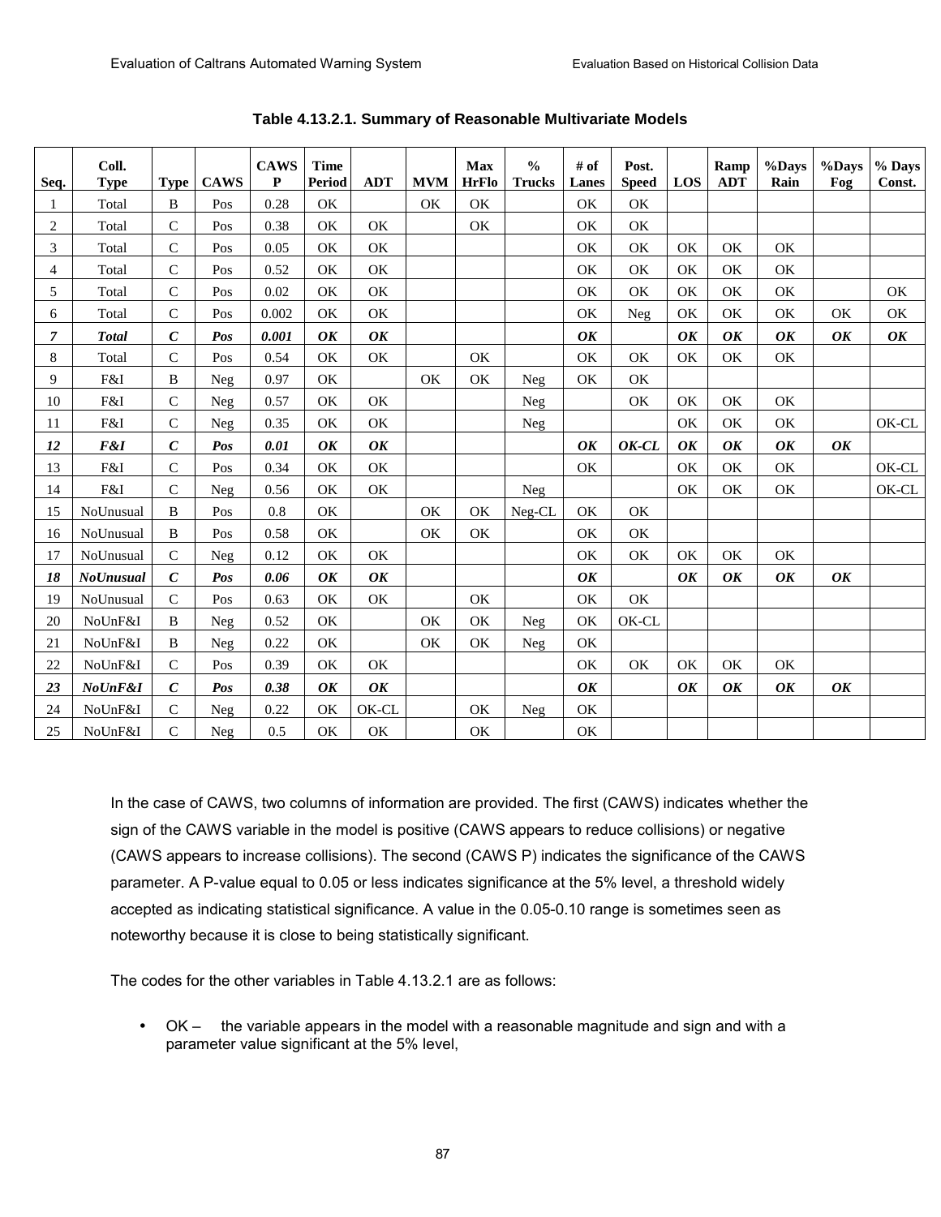**Table 4.13.2.1. Summary of Reasonable Multivariate Models**

| Seq. | Coll. Type | Type | CAWS | CAWS P | Time Period | ADT | MVM | Max HrFlo | % Trucks | # of Lanes | Post. Speed | LOS | Ramp ADT | %Days Rain | %Days Fog | % Days Const. |
|---|---|---|---|---|---|---|---|---|---|---|---|---|---|---|---|---|
| 1 | Total | B | Pos | 0.28 | OK | | OK | OK | | OK | OK | | | | | |
| 2 | Total | C | Pos | 0.38 | OK | OK | | OK | | OK | OK | | | | | |
| 3 | Total | C | Pos | 0.05 | OK | OK | | | | OK | OK | OK | OK | OK | | |
| 4 | Total | C | Pos | 0.52 | OK | OK | | | | OK | OK | OK | OK | OK | | |
| 5 | Total | C | Pos | 0.02 | OK | OK | | | | OK | OK | OK | OK | OK | | OK |
| 6 | Total | C | Pos | 0.002 | OK | OK | | | | OK | Neg | OK | OK | OK | OK | OK |
| ***7*** | ***Total*** | ***C*** | ***Pos*** | ***0.001*** | ***OK*** | ***OK*** | | | | ***OK*** | | ***OK*** | ***OK*** | ***OK*** | ***OK*** | ***OK*** |
| 8 | Total | C | Pos | 0.54 | OK | OK | | OK | | OK | OK | OK | OK | OK | | |
| 9 | F&I | B | Neg | 0.97 | OK | | OK | OK | Neg | OK | OK | | | | | |
| 10 | F&I | C | Neg | 0.57 | OK | OK | | | Neg | | OK | OK | OK | OK | | |
| 11 | F&I | C | Neg | 0.35 | OK | OK | | | Neg | | | OK | OK | OK | | OK-CL |
| ***12*** | ***F&I*** | ***C*** | ***Pos*** | ***0.01*** | ***OK*** | ***OK*** | | | | ***OK*** | ***OK-CL*** | ***OK*** | ***OK*** | ***OK*** | ***OK*** | |
| 13 | F&I | C | Pos | 0.34 | OK | OK | | | | OK | | OK | OK | OK | | OK-CL |
| 14 | F&I | C | Neg | 0.56 | OK | OK | | | Neg | | | OK | OK | OK | | OK-CL |
| 15 | NoUnusual | B | Pos | 0.8 | OK | | OK | OK | Neg-CL | OK | OK | | | | | |
| 16 | NoUnusual | B | Pos | 0.58 | OK | | OK | OK | | OK | OK | | | | | |
| 17 | NoUnusual | C | Neg | 0.12 | OK | OK | | | | OK | OK | OK | OK | OK | | |
| ***18*** | ***NoUnusual*** | ***C*** | ***Pos*** | ***0.06*** | ***OK*** | ***OK*** | | | | ***OK*** | | ***OK*** | ***OK*** | ***OK*** | ***OK*** | |
| 19 | NoUnusual | C | Pos | 0.63 | OK | OK | | OK | | OK | OK | | | | | |
| 20 | NoUnF&I | B | Neg | 0.52 | OK | | OK | OK | Neg | OK | OK-CL | | | | | |
| 21 | NoUnF&I | B | Neg | 0.22 | OK | | OK | OK | Neg | OK | | | | | | |
| 22 | NoUnF&I | C | Pos | 0.39 | OK | OK | | | | OK | OK | OK | OK | OK | | |
| ***23*** | ***NoUnF&I*** | ***C*** | ***Pos*** | ***0.38*** | ***OK*** | ***OK*** | | | | ***OK*** | | ***OK*** | ***OK*** | ***OK*** | ***OK*** | |
| 24 | NoUnF&I | C | Neg | 0.22 | OK | OK-CL | | OK | Neg | OK | | | | | | |
| 25 | NoUnF&I | C | Neg | 0.5 | OK | OK | | OK | | OK | | | | | | |

In the case of CAWS, two columns of information are provided. The first (CAWS) indicates whether the sign of the CAWS variable in the model is positive (CAWS appears to reduce collisions) or negative (CAWS appears to increase collisions). The second (CAWS P) indicates the significance of the CAWS parameter. A P-value equal to 0.05 or less indicates significance at the 5% level, a threshold widely accepted as indicating statistical significance. A value in the 0.05-0.10 range is sometimes seen as noteworthy because it is close to being statistically significant.

The codes for the other variables in Table 4.13.2.1 are as follows:

- OK – the variable appears in the model with a reasonable magnitude and sign and with a parameter value significant at the 5% level,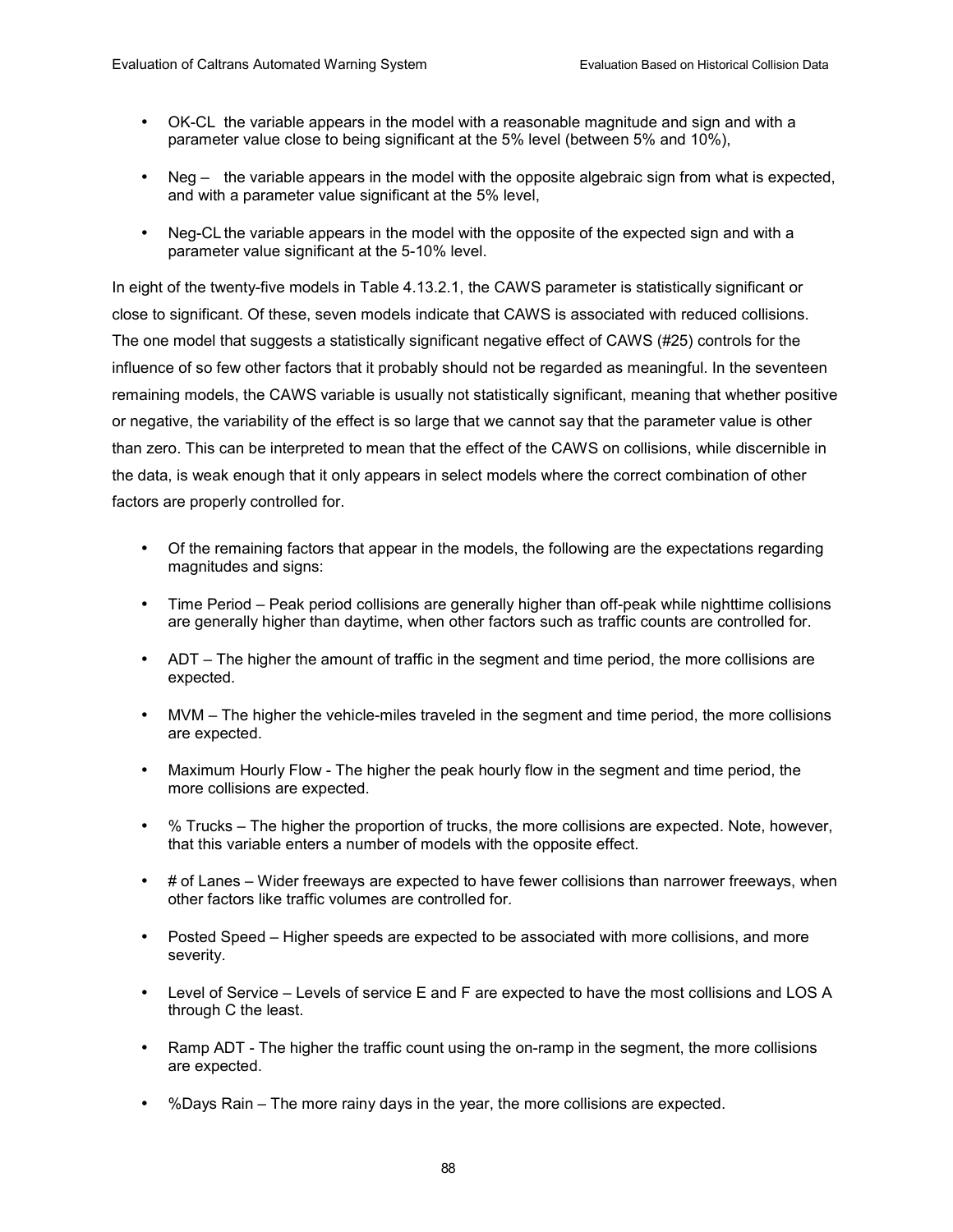- OK-CL the variable appears in the model with a reasonable magnitude and sign and with a parameter value close to being significant at the 5% level (between 5% and 10%),

- Neg – the variable appears in the model with the opposite algebraic sign from what is expected, and with a parameter value significant at the 5% level,

- Neg-CL the variable appears in the model with the opposite of the expected sign and with a parameter value significant at the 5-10% level.

In eight of the twenty-five models in Table 4.13.2.1, the CAWS parameter is statistically significant or close to significant. Of these, seven models indicate that CAWS is associated with reduced collisions. The one model that suggests a statistically significant negative effect of CAWS (#25) controls for the influence of so few other factors that it probably should not be regarded as meaningful. In the seventeen remaining models, the CAWS variable is usually not statistically significant, meaning that whether positive or negative, the variability of the effect is so large that we cannot say that the parameter value is other than zero. This can be interpreted to mean that the effect of the CAWS on collisions, while discernible in the data, is weak enough that it only appears in select models where the correct combination of other factors are properly controlled for.

- Of the remaining factors that appear in the models, the following are the expectations regarding magnitudes and signs:

- Time Period – Peak period collisions are generally higher than off-peak while nighttime collisions are generally higher than daytime, when other factors such as traffic counts are controlled for.

- ADT – The higher the amount of traffic in the segment and time period, the more collisions are expected.

- MVM – The higher the vehicle-miles traveled in the segment and time period, the more collisions are expected.

- Maximum Hourly Flow - The higher the peak hourly flow in the segment and time period, the more collisions are expected.

- % Trucks – The higher the proportion of trucks, the more collisions are expected. Note, however, that this variable enters a number of models with the opposite effect.

- # of Lanes – Wider freeways are expected to have fewer collisions than narrower freeways, when other factors like traffic volumes are controlled for.

- Posted Speed – Higher speeds are expected to be associated with more collisions, and more severity.

- Level of Service – Levels of service E and F are expected to have the most collisions and LOS A through C the least.

- Ramp ADT - The higher the traffic count using the on-ramp in the segment, the more collisions are expected.

- %Days Rain – The more rainy days in the year, the more collisions are expected.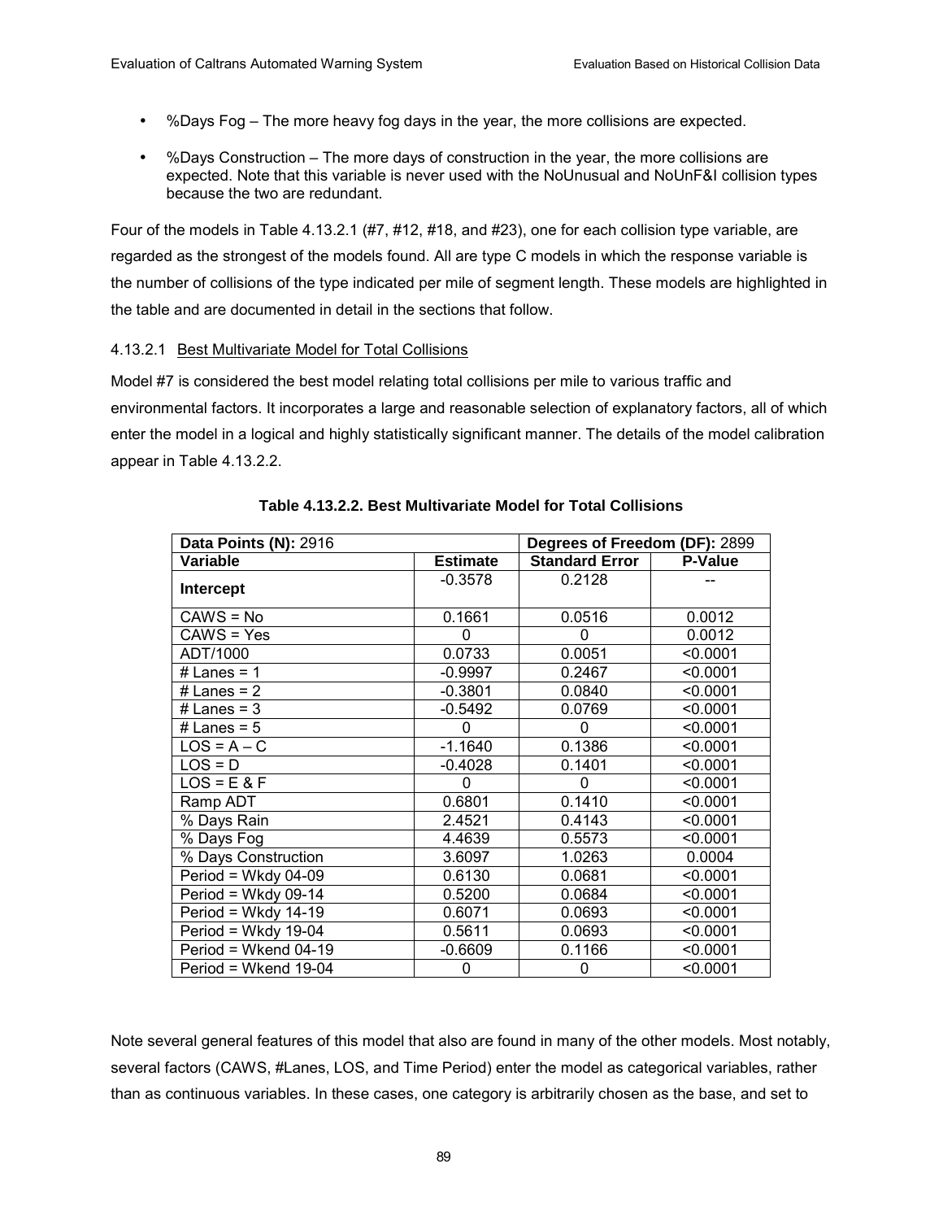- %Days Fog – The more heavy fog days in the year, the more collisions are expected.
- %Days Construction – The more days of construction in the year, the more collisions are expected. Note that this variable is never used with the NoUnusual and NoUnF&I collision types because the two are redundant.

Four of the models in Table 4.13.2.1 (#7, #12, #18, and #23), one for each collision type variable, are regarded as the strongest of the models found. All are type C models in which the response variable is the number of collisions of the type indicated per mile of segment length. These models are highlighted in the table and are documented in detail in the sections that follow.

#### 4.13.2.1 Best Multivariate Model for Total Collisions

Model #7 is considered the best model relating total collisions per mile to various traffic and environmental factors. It incorporates a large and reasonable selection of explanatory factors, all of which enter the model in a logical and highly statistically significant manner. The details of the model calibration appear in Table 4.13.2.2.

**Table 4.13.2.2. Best Multivariate Model for Total Collisions**

| **Data Points (N):** 2916 | | **Degrees of Freedom (DF):** 2899 | |
|---|---|---|---|
| **Variable** | **Estimate** | **Standard Error** | **P-Value** |
| **Intercept** | -0.3578 | 0.2128 | -- |
| CAWS = No | 0.1661 | 0.0516 | 0.0012 |
| CAWS = Yes | 0 | 0 | 0.0012 |
| ADT/1000 | 0.0733 | 0.0051 | <0.0001 |
| # Lanes = 1 | -0.9997 | 0.2467 | <0.0001 |
| # Lanes = 2 | -0.3801 | 0.0840 | <0.0001 |
| # Lanes = 3 | -0.5492 | 0.0769 | <0.0001 |
| # Lanes = 5 | 0 | 0 | <0.0001 |
| LOS = A – C | -1.1640 | 0.1386 | <0.0001 |
| LOS = D | -0.4028 | 0.1401 | <0.0001 |
| LOS = E & F | 0 | 0 | <0.0001 |
| Ramp ADT | 0.6801 | 0.1410 | <0.0001 |
| % Days Rain | 2.4521 | 0.4143 | <0.0001 |
| % Days Fog | 4.4639 | 0.5573 | <0.0001 |
| % Days Construction | 3.6097 | 1.0263 | 0.0004 |
| Period = Wkdy 04-09 | 0.6130 | 0.0681 | <0.0001 |
| Period = Wkdy 09-14 | 0.5200 | 0.0684 | <0.0001 |
| Period = Wkdy 14-19 | 0.6071 | 0.0693 | <0.0001 |
| Period = Wkdy 19-04 | 0.5611 | 0.0693 | <0.0001 |
| Period = Wkend 04-19 | -0.6609 | 0.1166 | <0.0001 |
| Period = Wkend 19-04 | 0 | 0 | <0.0001 |

Note several general features of this model that also are found in many of the other models. Most notably, several factors (CAWS, #Lanes, LOS, and Time Period) enter the model as categorical variables, rather than as continuous variables. In these cases, one category is arbitrarily chosen as the base, and set to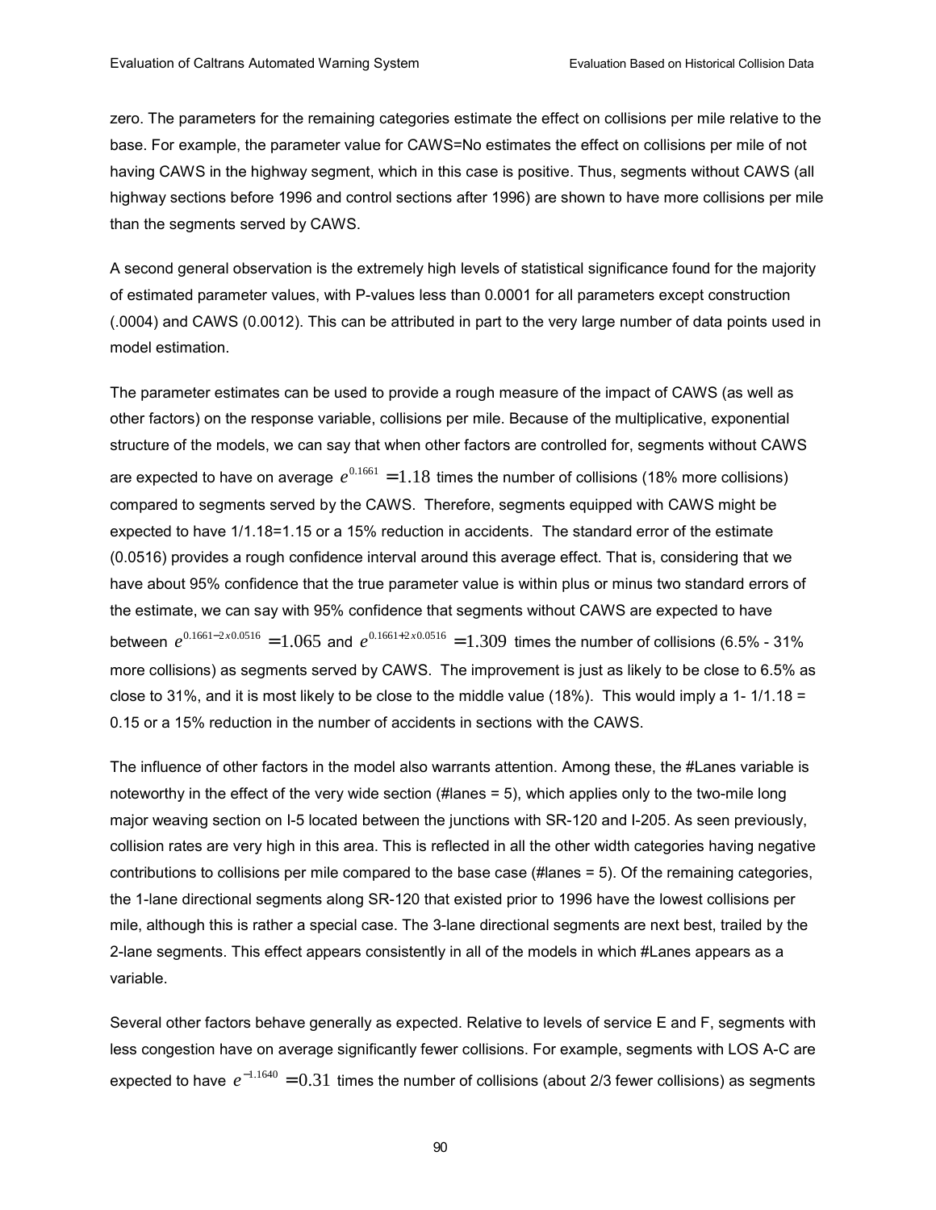zero. The parameters for the remaining categories estimate the effect on collisions per mile relative to the base. For example, the parameter value for CAWS=No estimates the effect on collisions per mile of not having CAWS in the highway segment, which in this case is positive. Thus, segments without CAWS (all highway sections before 1996 and control sections after 1996) are shown to have more collisions per mile than the segments served by CAWS.

A second general observation is the extremely high levels of statistical significance found for the majority of estimated parameter values, with P-values less than 0.0001 for all parameters except construction (.0004) and CAWS (0.0012). This can be attributed in part to the very large number of data points used in model estimation.

The parameter estimates can be used to provide a rough measure of the impact of CAWS (as well as other factors) on the response variable, collisions per mile. Because of the multiplicative, exponential structure of the models, we can say that when other factors are controlled for, segments without CAWS are expected to have on average $e^{0.1661} = 1.18$ times the number of collisions (18% more collisions) compared to segments served by the CAWS. Therefore, segments equipped with CAWS might be expected to have 1/1.18=1.15 or a 15% reduction in accidents. The standard error of the estimate (0.0516) provides a rough confidence interval around this average effect. That is, considering that we have about 95% confidence that the true parameter value is within plus or minus two standard errors of the estimate, we can say with 95% confidence that segments without CAWS are expected to have between $e^{0.1661-2x0.0516} = 1.065$ and $e^{0.1661+2x0.0516} = 1.309$ times the number of collisions (6.5% - 31% more collisions) as segments served by CAWS. The improvement is just as likely to be close to 6.5% as close to 31%, and it is most likely to be close to the middle value (18%). This would imply a 1- 1/1.18 = 0.15 or a 15% reduction in the number of accidents in sections with the CAWS.

The influence of other factors in the model also warrants attention. Among these, the #Lanes variable is noteworthy in the effect of the very wide section (#lanes = 5), which applies only to the two-mile long major weaving section on I-5 located between the junctions with SR-120 and I-205. As seen previously, collision rates are very high in this area. This is reflected in all the other width categories having negative contributions to collisions per mile compared to the base case (#lanes = 5). Of the remaining categories, the 1-lane directional segments along SR-120 that existed prior to 1996 have the lowest collisions per mile, although this is rather a special case. The 3-lane directional segments are next best, trailed by the 2-lane segments. This effect appears consistently in all of the models in which #Lanes appears as a variable.

Several other factors behave generally as expected. Relative to levels of service E and F, segments with less congestion have on average significantly fewer collisions. For example, segments with LOS A-C are expected to have $e^{-1.1640} = 0.31$ times the number of collisions (about 2/3 fewer collisions) as segments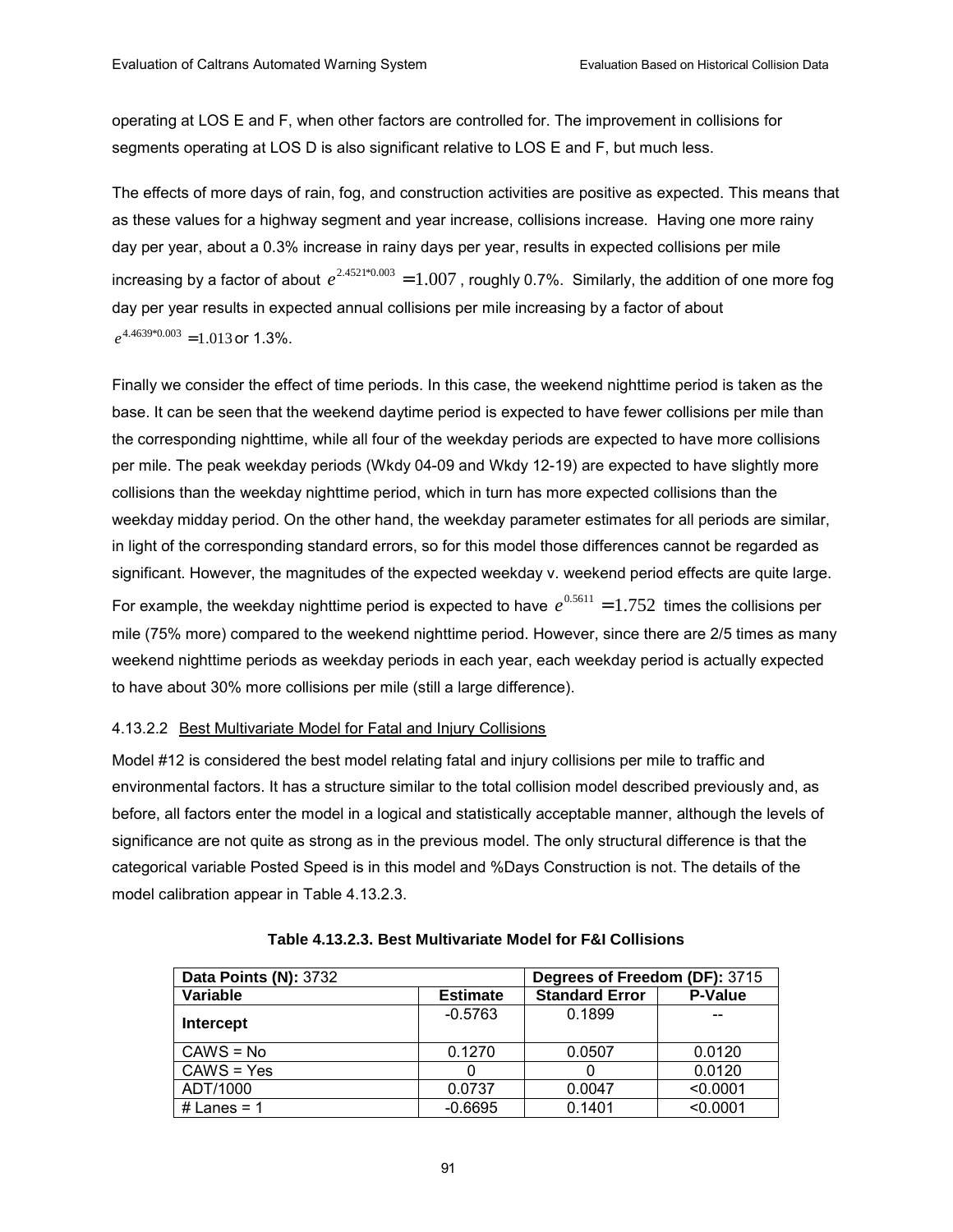operating at LOS E and F, when other factors are controlled for. The improvement in collisions for segments operating at LOS D is also significant relative to LOS E and F, but much less.

The effects of more days of rain, fog, and construction activities are positive as expected. This means that as these values for a highway segment and year increase, collisions increase. Having one more rainy day per year, about a 0.3% increase in rainy days per year, results in expected collisions per mile increasing by a factor of about $e^{2.4521*0.003} = 1.007$, roughly 0.7%. Similarly, the addition of one more fog day per year results in expected annual collisions per mile increasing by a factor of about $e^{4.4639*0.003} = 1.013$ or 1.3%.

Finally we consider the effect of time periods. In this case, the weekend nighttime period is taken as the base. It can be seen that the weekend daytime period is expected to have fewer collisions per mile than the corresponding nighttime, while all four of the weekday periods are expected to have more collisions per mile. The peak weekday periods (Wkdy 04-09 and Wkdy 12-19) are expected to have slightly more collisions than the weekday nighttime period, which in turn has more expected collisions than the weekday midday period. On the other hand, the weekday parameter estimates for all periods are similar, in light of the corresponding standard errors, so for this model those differences cannot be regarded as significant. However, the magnitudes of the expected weekday v. weekend period effects are quite large. For example, the weekday nighttime period is expected to have $e^{0.5611} = 1.752$ times the collisions per mile (75% more) compared to the weekend nighttime period. However, since there are 2/5 times as many weekend nighttime periods as weekday periods in each year, each weekday period is actually expected to have about 30% more collisions per mile (still a large difference).

#### 4.13.2.2 Best Multivariate Model for Fatal and Injury Collisions

Model #12 is considered the best model relating fatal and injury collisions per mile to traffic and environmental factors. It has a structure similar to the total collision model described previously and, as before, all factors enter the model in a logical and statistically acceptable manner, although the levels of significance are not quite as strong as in the previous model. The only structural difference is that the categorical variable Posted Speed is in this model and %Days Construction is not. The details of the model calibration appear in Table 4.13.2.3.

**Table 4.13.2.3. Best Multivariate Model for F&I Collisions**

| **Data Points (N):** 3732 | | **Degrees of Freedom (DF):** 3715 | |
|---|---|---|---|
| **Variable** | **Estimate** | **Standard Error** | **P-Value** |
| **Intercept** | -0.5763 | 0.1899 | -- |
| CAWS = No | 0.1270 | 0.0507 | 0.0120 |
| CAWS = Yes | 0 | 0 | 0.0120 |
| ADT/1000 | 0.0737 | 0.0047 | <0.0001 |
| # Lanes = 1 | -0.6695 | 0.1401 | <0.0001 |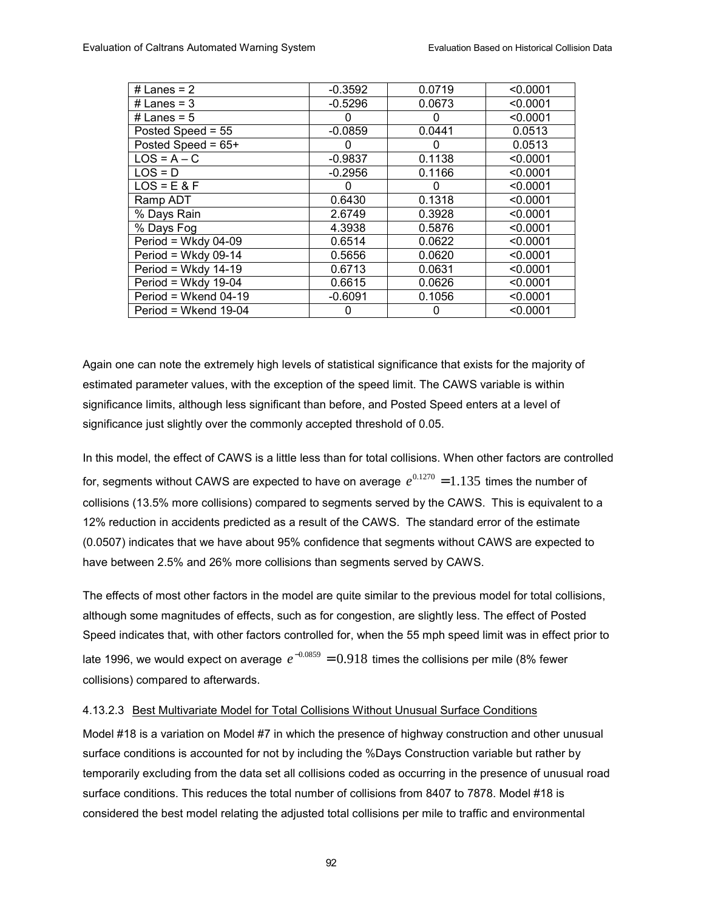| # Lanes = 2 | -0.3592 | 0.0719 | <0.0001 |
|---|---|---|---|
| # Lanes = 3 | -0.5296 | 0.0673 | <0.0001 |
| # Lanes = 5 | 0 | 0 | <0.0001 |
| Posted Speed = 55 | -0.0859 | 0.0441 | 0.0513 |
| Posted Speed = 65+ | 0 | 0 | 0.0513 |
| LOS = A – C | -0.9837 | 0.1138 | <0.0001 |
| LOS = D | -0.2956 | 0.1166 | <0.0001 |
| LOS = E & F | 0 | 0 | <0.0001 |
| Ramp ADT | 0.6430 | 0.1318 | <0.0001 |
| % Days Rain | 2.6749 | 0.3928 | <0.0001 |
| % Days Fog | 4.3938 | 0.5876 | <0.0001 |
| Period = Wkdy 04-09 | 0.6514 | 0.0622 | <0.0001 |
| Period = Wkdy 09-14 | 0.5656 | 0.0620 | <0.0001 |
| Period = Wkdy 14-19 | 0.6713 | 0.0631 | <0.0001 |
| Period = Wkdy 19-04 | 0.6615 | 0.0626 | <0.0001 |
| Period = Wkend 04-19 | -0.6091 | 0.1056 | <0.0001 |
| Period = Wkend 19-04 | 0 | 0 | <0.0001 |

Again one can note the extremely high levels of statistical significance that exists for the majority of estimated parameter values, with the exception of the speed limit. The CAWS variable is within significance limits, although less significant than before, and Posted Speed enters at a level of significance just slightly over the commonly accepted threshold of 0.05.

In this model, the effect of CAWS is a little less than for total collisions. When other factors are controlled for, segments without CAWS are expected to have on average $e^{0.1270} = 1.135$ times the number of collisions (13.5% more collisions) compared to segments served by the CAWS. This is equivalent to a 12% reduction in accidents predicted as a result of the CAWS. The standard error of the estimate (0.0507) indicates that we have about 95% confidence that segments without CAWS are expected to have between 2.5% and 26% more collisions than segments served by CAWS.

The effects of most other factors in the model are quite similar to the previous model for total collisions, although some magnitudes of effects, such as for congestion, are slightly less. The effect of Posted Speed indicates that, with other factors controlled for, when the 55 mph speed limit was in effect prior to late 1996, we would expect on average $e^{-0.0859} = 0.918$ times the collisions per mile (8% fewer collisions) compared to afterwards.

#### 4.13.2.3 Best Multivariate Model for Total Collisions Without Unusual Surface Conditions

Model #18 is a variation on Model #7 in which the presence of highway construction and other unusual surface conditions is accounted for not by including the %Days Construction variable but rather by temporarily excluding from the data set all collisions coded as occurring in the presence of unusual road surface conditions. This reduces the total number of collisions from 8407 to 7878. Model #18 is considered the best model relating the adjusted total collisions per mile to traffic and environmental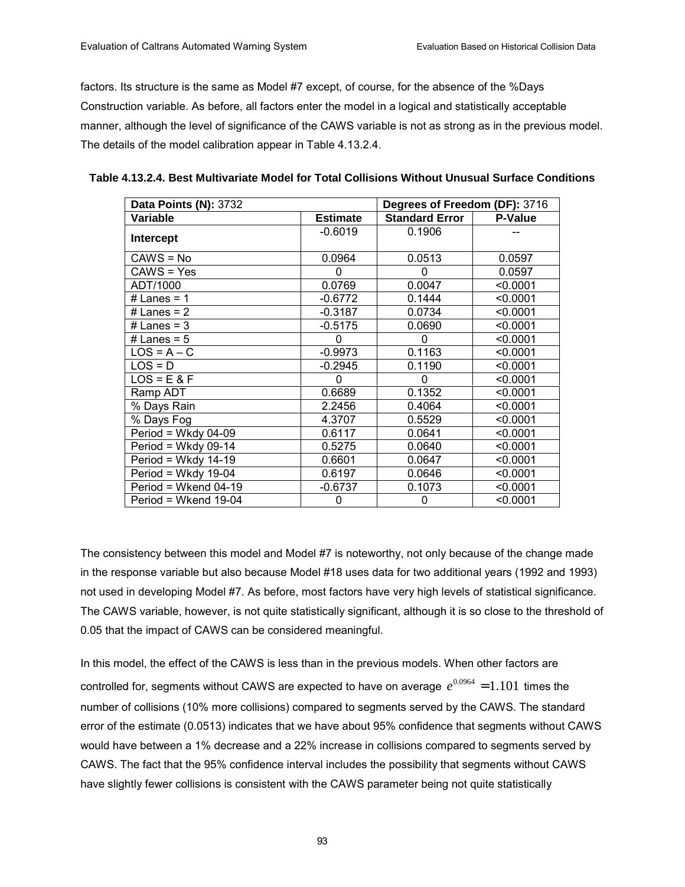factors. Its structure is the same as Model #7 except, of course, for the absence of the %Days Construction variable. As before, all factors enter the model in a logical and statistically acceptable manner, although the level of significance of the CAWS variable is not as strong as in the previous model. The details of the model calibration appear in Table 4.13.2.4.

**Table 4.13.2.4. Best Multivariate Model for Total Collisions Without Unusual Surface Conditions**

| **Data Points (N):** 3732 | | **Degrees of Freedom (DF):** 3716 | |
|---|---|---|---|
| **Variable** | **Estimate** | **Standard Error** | **P-Value** |
| **Intercept** | -0.6019 | 0.1906 | -- |
| CAWS = No | 0.0964 | 0.0513 | 0.0597 |
| CAWS = Yes | 0 | 0 | 0.0597 |
| ADT/1000 | 0.0769 | 0.0047 | <0.0001 |
| # Lanes = 1 | -0.6772 | 0.1444 | <0.0001 |
| # Lanes = 2 | -0.3187 | 0.0734 | <0.0001 |
| # Lanes = 3 | -0.5175 | 0.0690 | <0.0001 |
| # Lanes = 5 | 0 | 0 | <0.0001 |
| LOS = A – C | -0.9973 | 0.1163 | <0.0001 |
| LOS = D | -0.2945 | 0.1190 | <0.0001 |
| LOS = E & F | 0 | 0 | <0.0001 |
| Ramp ADT | 0.6689 | 0.1352 | <0.0001 |
| % Days Rain | 2.2456 | 0.4064 | <0.0001 |
| % Days Fog | 4.3707 | 0.5529 | <0.0001 |
| Period = Wkdy 04-09 | 0.6117 | 0.0641 | <0.0001 |
| Period = Wkdy 09-14 | 0.5275 | 0.0640 | <0.0001 |
| Period = Wkdy 14-19 | 0.6601 | 0.0647 | <0.0001 |
| Period = Wkdy 19-04 | 0.6197 | 0.0646 | <0.0001 |
| Period = Wkend 04-19 | -0.6737 | 0.1073 | <0.0001 |
| Period = Wkend 19-04 | 0 | 0 | <0.0001 |

The consistency between this model and Model #7 is noteworthy, not only because of the change made in the response variable but also because Model #18 uses data for two additional years (1992 and 1993) not used in developing Model #7. As before, most factors have very high levels of statistical significance. The CAWS variable, however, is not quite statistically significant, although it is so close to the threshold of 0.05 that the impact of CAWS can be considered meaningful.

In this model, the effect of the CAWS is less than in the previous models. When other factors are controlled for, segments without CAWS are expected to have on average $e^{0.0964} = 1.101$ times the number of collisions (10% more collisions) compared to segments served by the CAWS. The standard error of the estimate (0.0513) indicates that we have about 95% confidence that segments without CAWS would have between a 1% decrease and a 22% increase in collisions compared to segments served by CAWS. The fact that the 95% confidence interval includes the possibility that segments without CAWS have slightly fewer collisions is consistent with the CAWS parameter being not quite statistically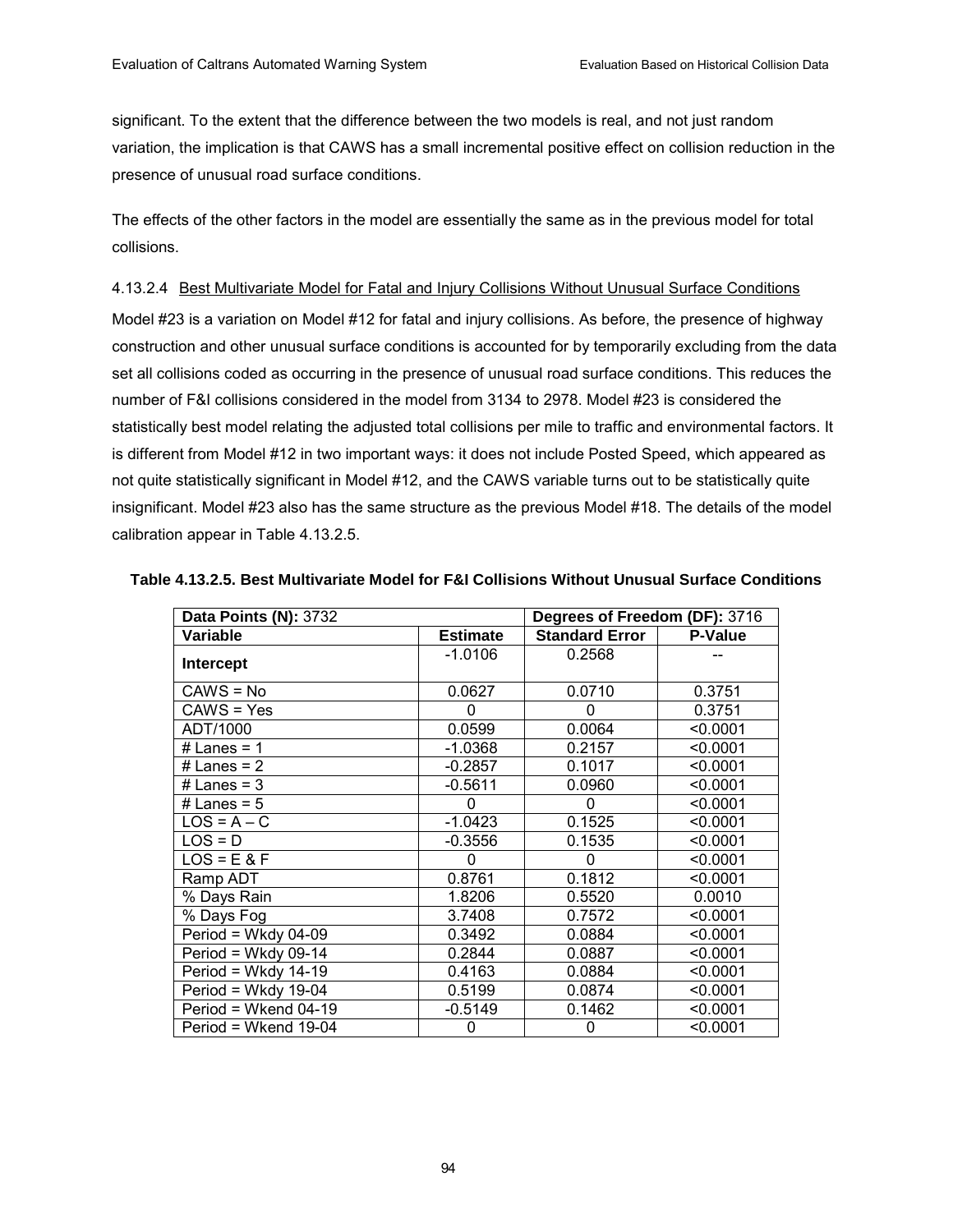significant. To the extent that the difference between the two models is real, and not just random variation, the implication is that CAWS has a small incremental positive effect on collision reduction in the presence of unusual road surface conditions.

The effects of the other factors in the model are essentially the same as in the previous model for total collisions.

#### 4.13.2.4 Best Multivariate Model for Fatal and Injury Collisions Without Unusual Surface Conditions

Model #23 is a variation on Model #12 for fatal and injury collisions. As before, the presence of highway construction and other unusual surface conditions is accounted for by temporarily excluding from the data set all collisions coded as occurring in the presence of unusual road surface conditions. This reduces the number of F&I collisions considered in the model from 3134 to 2978. Model #23 is considered the statistically best model relating the adjusted total collisions per mile to traffic and environmental factors. It is different from Model #12 in two important ways: it does not include Posted Speed, which appeared as not quite statistically significant in Model #12, and the CAWS variable turns out to be statistically quite insignificant. Model #23 also has the same structure as the previous Model #18. The details of the model calibration appear in Table 4.13.2.5.

**Table 4.13.2.5. Best Multivariate Model for F&I Collisions Without Unusual Surface Conditions**

| **Data Points (N):** 3732 | | **Degrees of Freedom (DF):** 3716 | |
|---|---|---|---|
| **Variable** | **Estimate** | **Standard Error** | **P-Value** |
| **Intercept** | -1.0106 | 0.2568 | -- |
| CAWS = No | 0.0627 | 0.0710 | 0.3751 |
| CAWS = Yes | 0 | 0 | 0.3751 |
| ADT/1000 | 0.0599 | 0.0064 | <0.0001 |
| # Lanes = 1 | -1.0368 | 0.2157 | <0.0001 |
| # Lanes = 2 | -0.2857 | 0.1017 | <0.0001 |
| # Lanes = 3 | -0.5611 | 0.0960 | <0.0001 |
| # Lanes = 5 | 0 | 0 | <0.0001 |
| LOS = A – C | -1.0423 | 0.1525 | <0.0001 |
| LOS = D | -0.3556 | 0.1535 | <0.0001 |
| LOS = E & F | 0 | 0 | <0.0001 |
| Ramp ADT | 0.8761 | 0.1812 | <0.0001 |
| % Days Rain | 1.8206 | 0.5520 | 0.0010 |
| % Days Fog | 3.7408 | 0.7572 | <0.0001 |
| Period = Wkdy 04-09 | 0.3492 | 0.0884 | <0.0001 |
| Period = Wkdy 09-14 | 0.2844 | 0.0887 | <0.0001 |
| Period = Wkdy 14-19 | 0.4163 | 0.0884 | <0.0001 |
| Period = Wkdy 19-04 | 0.5199 | 0.0874 | <0.0001 |
| Period = Wkend 04-19 | -0.5149 | 0.1462 | <0.0001 |
| Period = Wkend 19-04 | 0 | 0 | <0.0001 |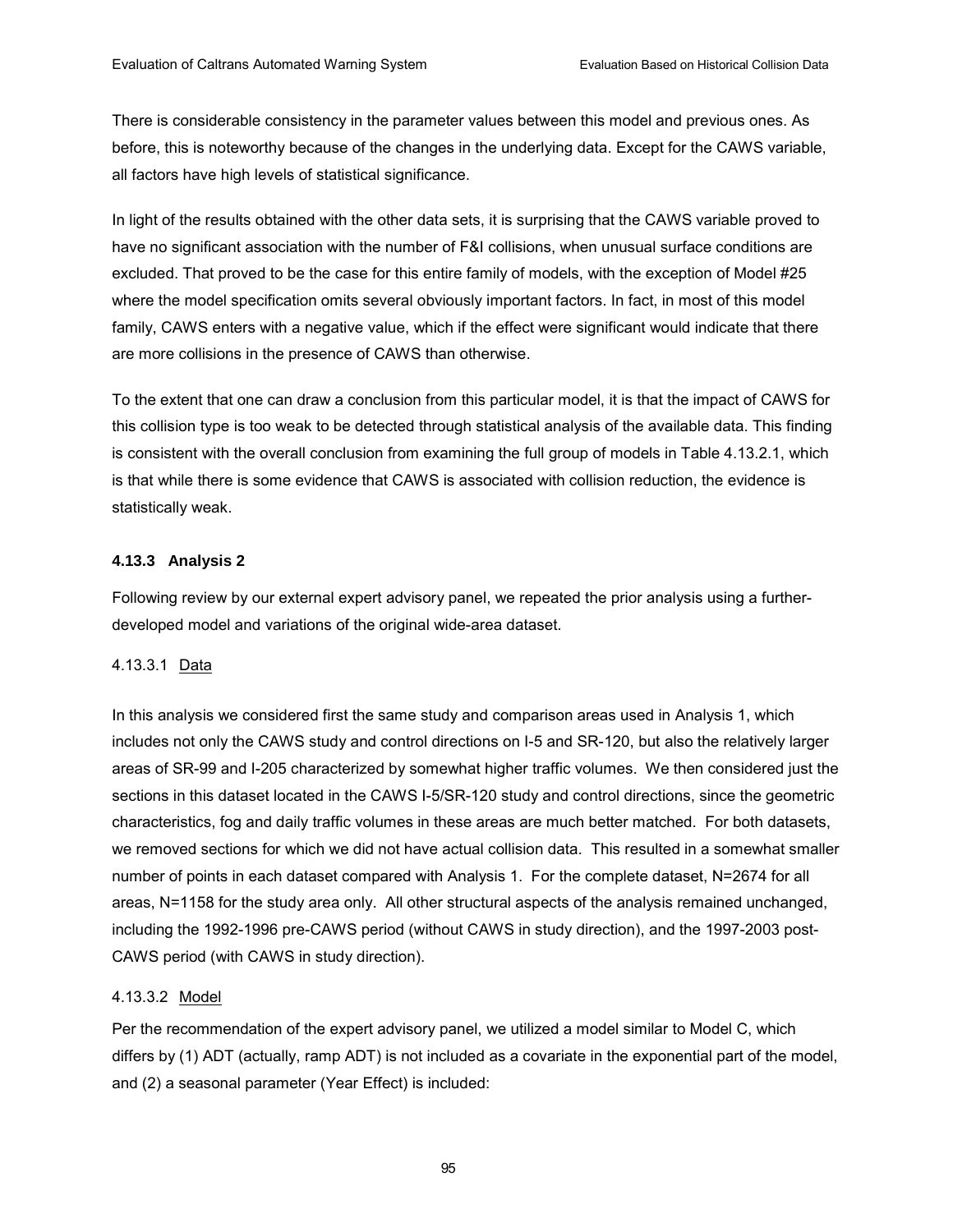There is considerable consistency in the parameter values between this model and previous ones. As before, this is noteworthy because of the changes in the underlying data. Except for the CAWS variable, all factors have high levels of statistical significance.

In light of the results obtained with the other data sets, it is surprising that the CAWS variable proved to have no significant association with the number of F&I collisions, when unusual surface conditions are excluded. That proved to be the case for this entire family of models, with the exception of Model #25 where the model specification omits several obviously important factors. In fact, in most of this model family, CAWS enters with a negative value, which if the effect were significant would indicate that there are more collisions in the presence of CAWS than otherwise.

To the extent that one can draw a conclusion from this particular model, it is that the impact of CAWS for this collision type is too weak to be detected through statistical analysis of the available data. This finding is consistent with the overall conclusion from examining the full group of models in Table 4.13.2.1, which is that while there is some evidence that CAWS is associated with collision reduction, the evidence is statistically weak.

### 4.13.3 Analysis 2

Following review by our external expert advisory panel, we repeated the prior analysis using a further-developed model and variations of the original wide-area dataset.

#### 4.13.3.1 Data

In this analysis we considered first the same study and comparison areas used in Analysis 1, which includes not only the CAWS study and control directions on I-5 and SR-120, but also the relatively larger areas of SR-99 and I-205 characterized by somewhat higher traffic volumes. We then considered just the sections in this dataset located in the CAWS I-5/SR-120 study and control directions, since the geometric characteristics, fog and daily traffic volumes in these areas are much better matched. For both datasets, we removed sections for which we did not have actual collision data. This resulted in a somewhat smaller number of points in each dataset compared with Analysis 1. For the complete dataset, N=2674 for all areas, N=1158 for the study area only. All other structural aspects of the analysis remained unchanged, including the 1992-1996 pre-CAWS period (without CAWS in study direction), and the 1997-2003 post-CAWS period (with CAWS in study direction).

#### 4.13.3.2 Model

Per the recommendation of the expert advisory panel, we utilized a model similar to Model C, which differs by (1) ADT (actually, ramp ADT) is not included as a covariate in the exponential part of the model, and (2) a seasonal parameter (Year Effect) is included: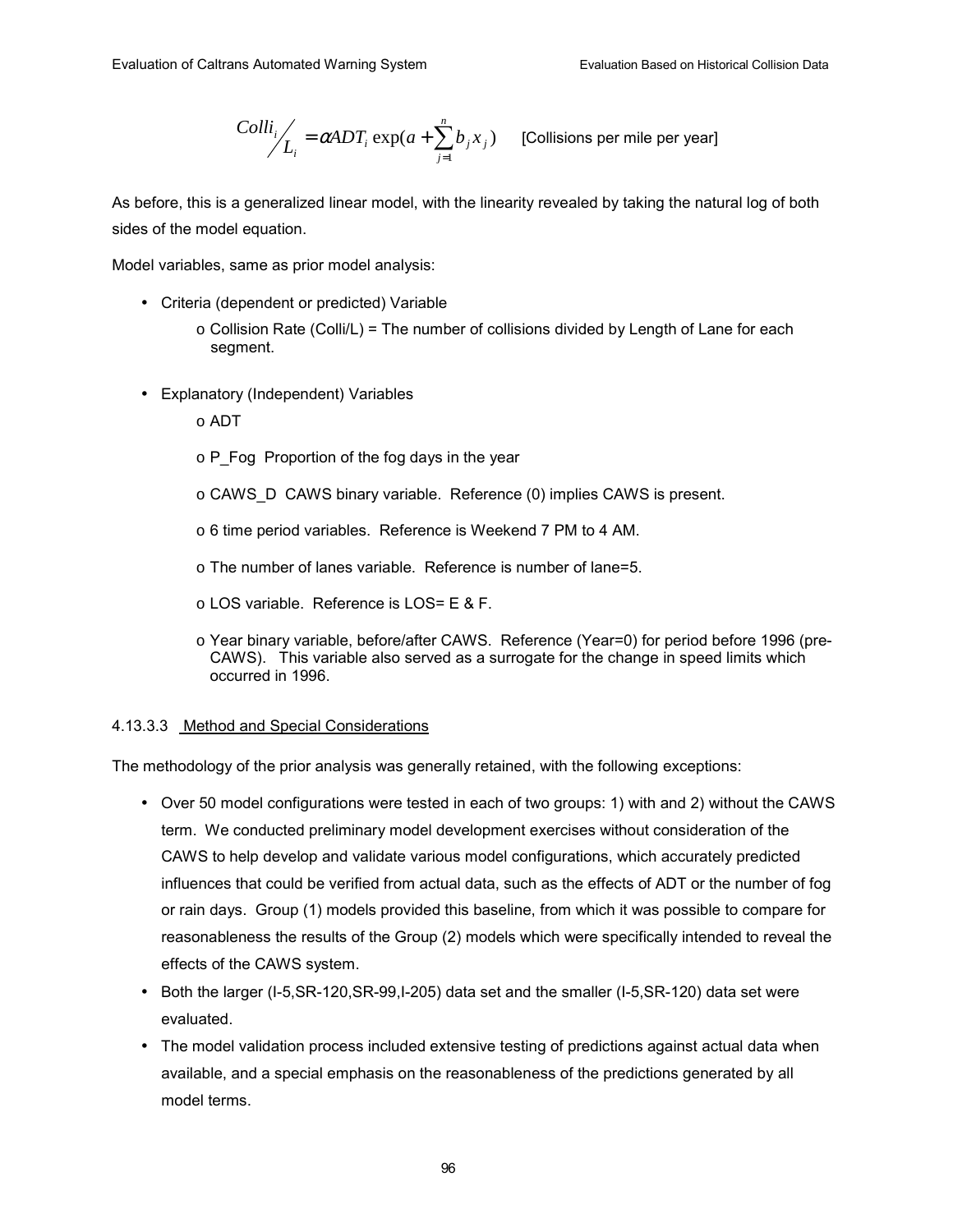$$\frac{Colli_i}{L_i} = \alpha ADT_i \exp(a + \sum_{j=1}^{n} b_j x_j) \quad \text{[Collisions per mile per year]}$$

As before, this is a generalized linear model, with the linearity revealed by taking the natural log of both sides of the model equation.

Model variables, same as prior model analysis:

- Criteria (dependent or predicted) Variable
  - Collision Rate (Colli/L) = The number of collisions divided by Length of Lane for each segment.
- Explanatory (Independent) Variables
  - ADT
  - P_Fog Proportion of the fog days in the year
  - CAWS_D CAWS binary variable. Reference (0) implies CAWS is present.
  - 6 time period variables. Reference is Weekend 7 PM to 4 AM.
  - The number of lanes variable. Reference is number of lane=5.
  - LOS variable. Reference is LOS= E & F.
  - Year binary variable, before/after CAWS. Reference (Year=0) for period before 1996 (pre-CAWS). This variable also served as a surrogate for the change in speed limits which occurred in 1996.

#### 4.13.3.3 Method and Special Considerations

The methodology of the prior analysis was generally retained, with the following exceptions:

- Over 50 model configurations were tested in each of two groups: 1) with and 2) without the CAWS term. We conducted preliminary model development exercises without consideration of the CAWS to help develop and validate various model configurations, which accurately predicted influences that could be verified from actual data, such as the effects of ADT or the number of fog or rain days. Group (1) models provided this baseline, from which it was possible to compare for reasonableness the results of the Group (2) models which were specifically intended to reveal the effects of the CAWS system.
- Both the larger (I-5,SR-120,SR-99,I-205) data set and the smaller (I-5,SR-120) data set were evaluated.
- The model validation process included extensive testing of predictions against actual data when available, and a special emphasis on the reasonableness of the predictions generated by all model terms.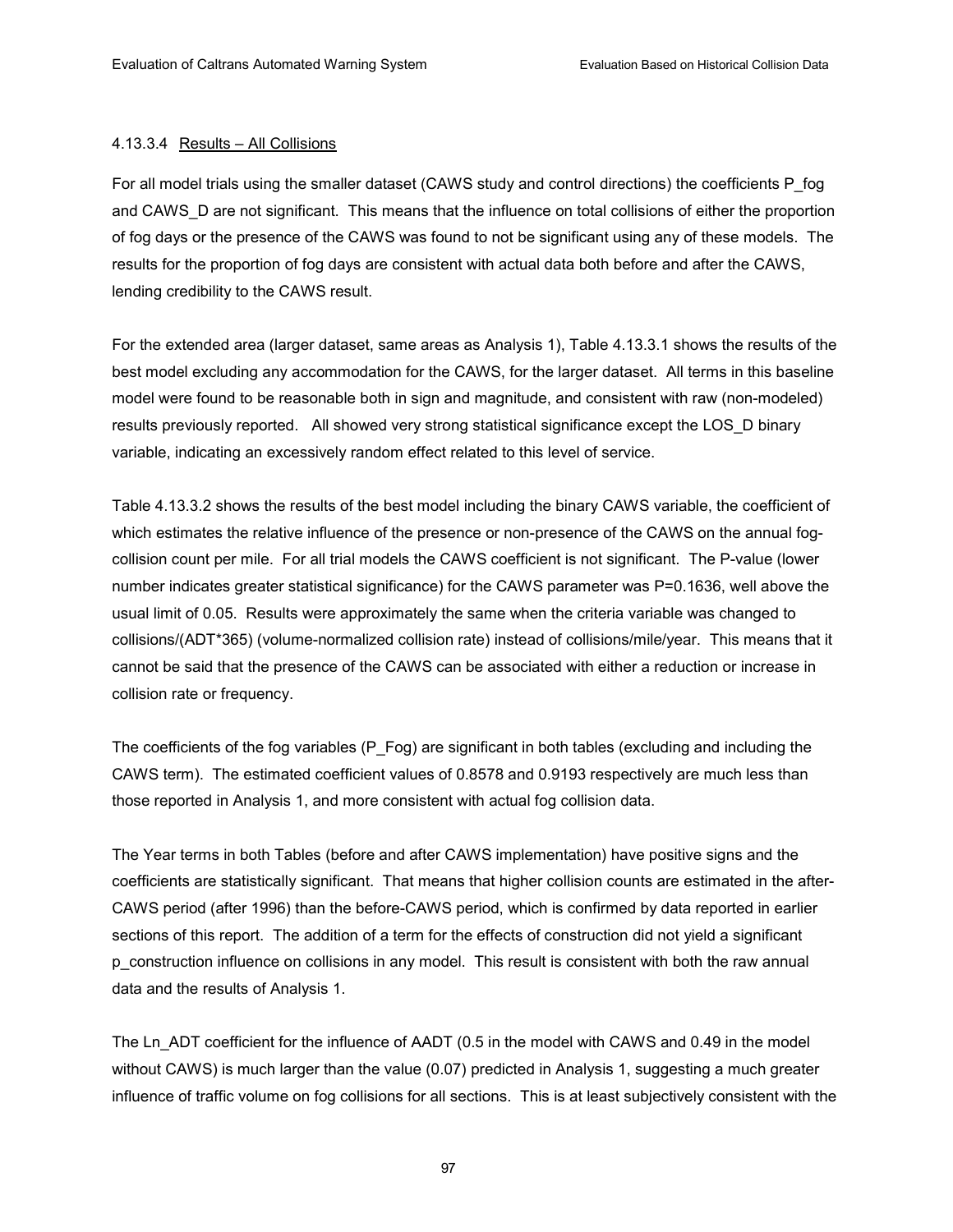#### 4.13.3.4 Results – All Collisions

For all model trials using the smaller dataset (CAWS study and control directions) the coefficients P_fog and CAWS_D are not significant. This means that the influence on total collisions of either the proportion of fog days or the presence of the CAWS was found to not be significant using any of these models. The results for the proportion of fog days are consistent with actual data both before and after the CAWS, lending credibility to the CAWS result.

For the extended area (larger dataset, same areas as Analysis 1), Table 4.13.3.1 shows the results of the best model excluding any accommodation for the CAWS, for the larger dataset. All terms in this baseline model were found to be reasonable both in sign and magnitude, and consistent with raw (non-modeled) results previously reported. All showed very strong statistical significance except the LOS_D binary variable, indicating an excessively random effect related to this level of service.

Table 4.13.3.2 shows the results of the best model including the binary CAWS variable, the coefficient of which estimates the relative influence of the presence or non-presence of the CAWS on the annual fog-collision count per mile. For all trial models the CAWS coefficient is not significant. The P-value (lower number indicates greater statistical significance) for the CAWS parameter was $P=0.1636$, well above the usual limit of 0.05. Results were approximately the same when the criteria variable was changed to collisions/(ADT*365) (volume-normalized collision rate) instead of collisions/mile/year. This means that it cannot be said that the presence of the CAWS can be associated with either a reduction or increase in collision rate or frequency.

The coefficients of the fog variables (P_Fog) are significant in both tables (excluding and including the CAWS term). The estimated coefficient values of 0.8578 and 0.9193 respectively are much less than those reported in Analysis 1, and more consistent with actual fog collision data.

The Year terms in both Tables (before and after CAWS implementation) have positive signs and the coefficients are statistically significant. That means that higher collision counts are estimated in the after-CAWS period (after 1996) than the before-CAWS period, which is confirmed by data reported in earlier sections of this report. The addition of a term for the effects of construction did not yield a significant p_construction influence on collisions in any model. This result is consistent with both the raw annual data and the results of Analysis 1.

The Ln_ADT coefficient for the influence of AADT (0.5 in the model with CAWS and 0.49 in the model without CAWS) is much larger than the value (0.07) predicted in Analysis 1, suggesting a much greater influence of traffic volume on fog collisions for all sections. This is at least subjectively consistent with the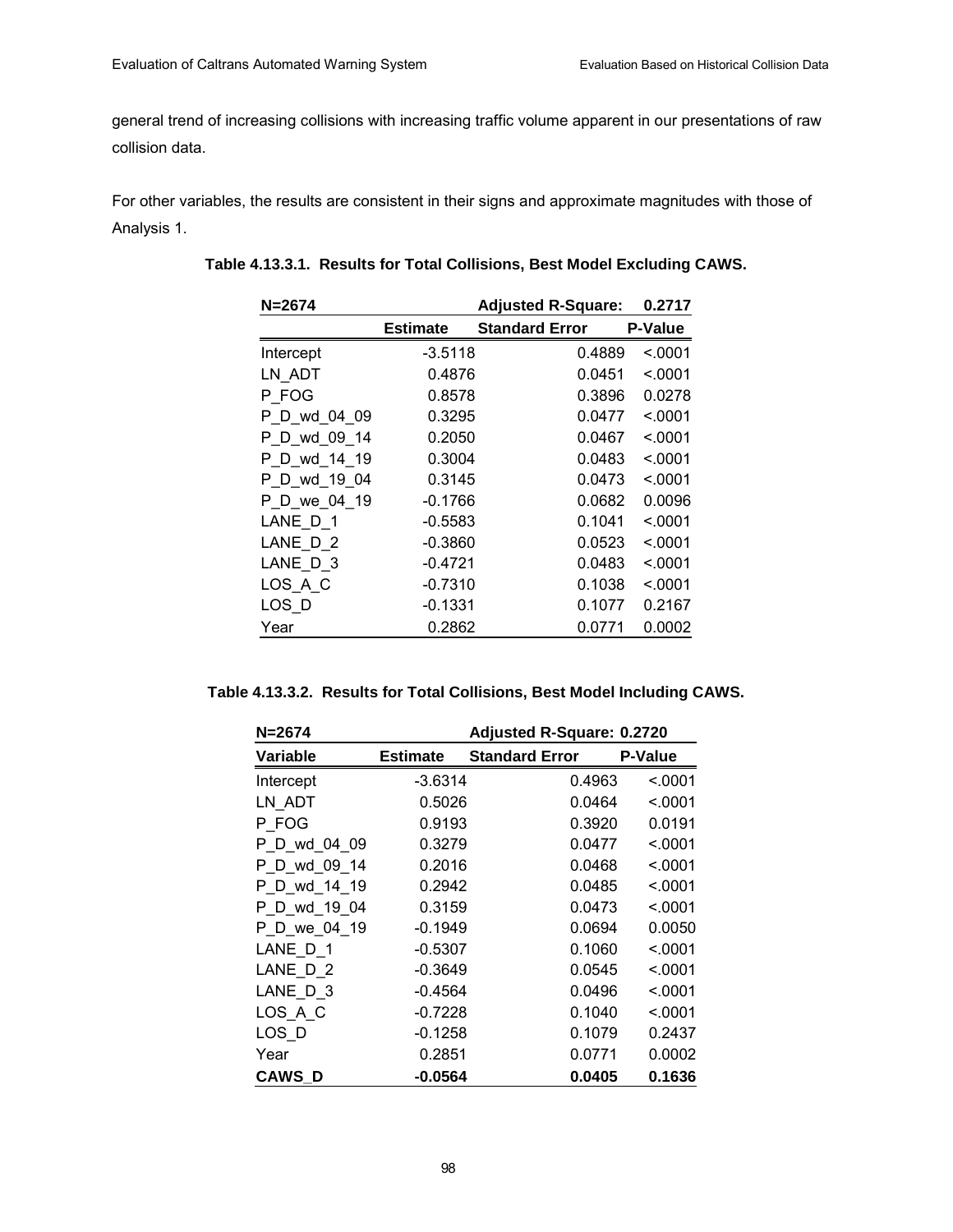general trend of increasing collisions with increasing traffic volume apparent in our presentations of raw collision data.

For other variables, the results are consistent in their signs and approximate magnitudes with those of Analysis 1.

**Table 4.13.3.1. Results for Total Collisions, Best Model Excluding CAWS.**

| N=2674 | | Adjusted R-Square: | 0.2717 |
|---|---|---|---|
| | **Estimate** | **Standard Error** | **P-Value** |
| Intercept | -3.5118 | 0.4889 | <.0001 |
| LN_ADT | 0.4876 | 0.0451 | <.0001 |
| P_FOG | 0.8578 | 0.3896 | 0.0278 |
| P_D_wd_04_09 | 0.3295 | 0.0477 | <.0001 |
| P_D_wd_09_14 | 0.2050 | 0.0467 | <.0001 |
| P_D_wd_14_19 | 0.3004 | 0.0483 | <.0001 |
| P_D_wd_19_04 | 0.3145 | 0.0473 | <.0001 |
| P_D_we_04_19 | -0.1766 | 0.0682 | 0.0096 |
| LANE_D_1 | -0.5583 | 0.1041 | <.0001 |
| LANE_D_2 | -0.3860 | 0.0523 | <.0001 |
| LANE_D_3 | -0.4721 | 0.0483 | <.0001 |
| LOS_A_C | -0.7310 | 0.1038 | <.0001 |
| LOS_D | -0.1331 | 0.1077 | 0.2167 |
| Year | 0.2862 | 0.0771 | 0.0002 |

**Table 4.13.3.2. Results for Total Collisions, Best Model Including CAWS.**

| N=2674 | | Adjusted R-Square: 0.2720 | |
|---|---|---|---|
| **Variable** | **Estimate** | **Standard Error** | **P-Value** |
| Intercept | -3.6314 | 0.4963 | <.0001 |
| LN_ADT | 0.5026 | 0.0464 | <.0001 |
| P_FOG | 0.9193 | 0.3920 | 0.0191 |
| P_D_wd_04_09 | 0.3279 | 0.0477 | <.0001 |
| P_D_wd_09_14 | 0.2016 | 0.0468 | <.0001 |
| P_D_wd_14_19 | 0.2942 | 0.0485 | <.0001 |
| P_D_wd_19_04 | 0.3159 | 0.0473 | <.0001 |
| P_D_we_04_19 | -0.1949 | 0.0694 | 0.0050 |
| LANE_D_1 | -0.5307 | 0.1060 | <.0001 |
| LANE_D_2 | -0.3649 | 0.0545 | <.0001 |
| LANE_D_3 | -0.4564 | 0.0496 | <.0001 |
| LOS_A_C | -0.7228 | 0.1040 | <.0001 |
| LOS_D | -0.1258 | 0.1079 | 0.2437 |
| Year | 0.2851 | 0.0771 | 0.0002 |
| **CAWS_D** | **-0.0564** | **0.0405** | **0.1636** |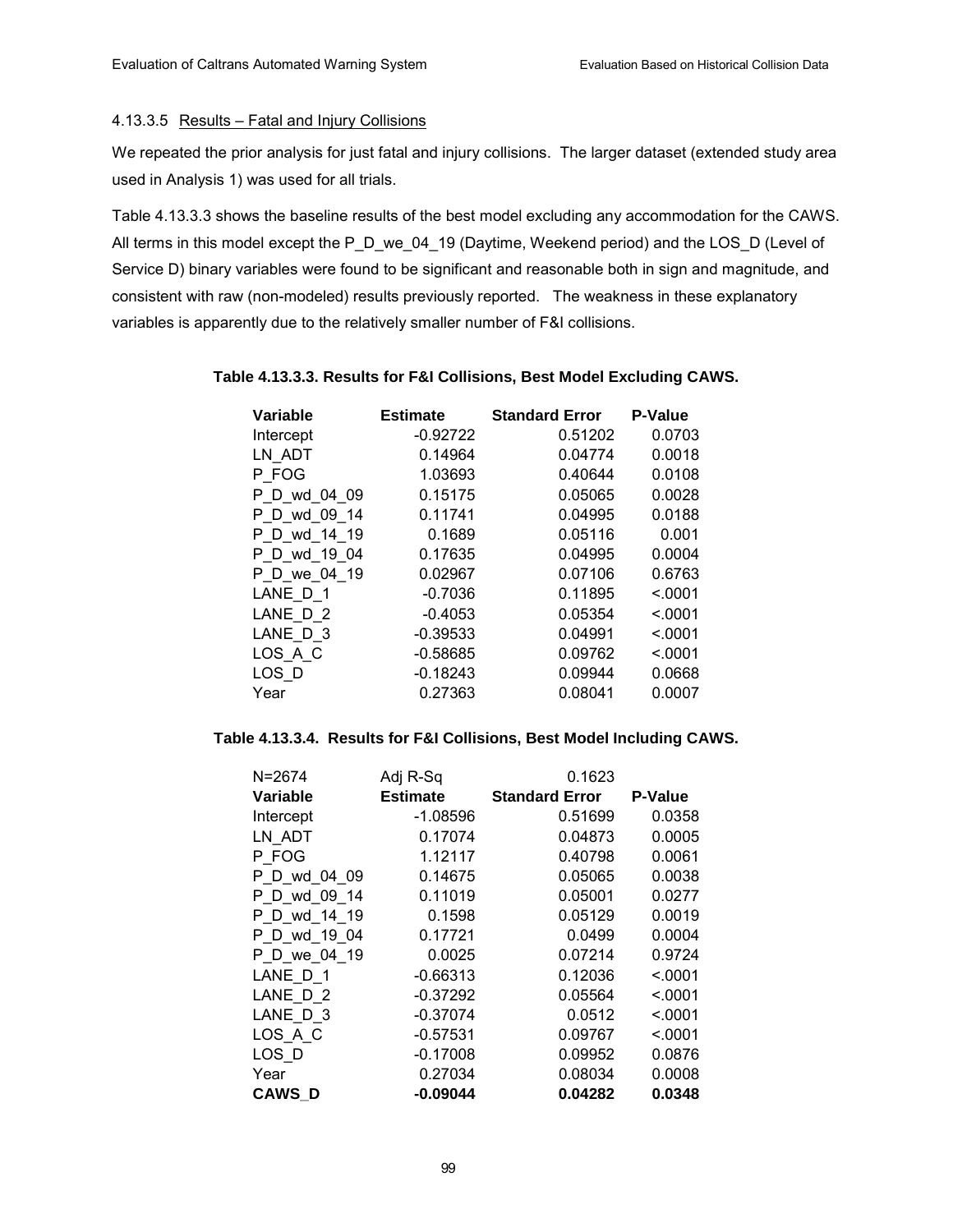#### 4.13.3.5 Results – Fatal and Injury Collisions

We repeated the prior analysis for just fatal and injury collisions. The larger dataset (extended study area used in Analysis 1) was used for all trials.

Table 4.13.3.3 shows the baseline results of the best model excluding any accommodation for the CAWS. All terms in this model except the P_D_we_04_19 (Daytime, Weekend period) and the LOS_D (Level of Service D) binary variables were found to be significant and reasonable both in sign and magnitude, and consistent with raw (non-modeled) results previously reported. The weakness in these explanatory variables is apparently due to the relatively smaller number of F&I collisions.

**Table 4.13.3.3. Results for F&I Collisions, Best Model Excluding CAWS.**

| Variable | Estimate | Standard Error | P-Value |
|---|---|---|---|
| Intercept | -0.92722 | 0.51202 | 0.0703 |
| LN_ADT | 0.14964 | 0.04774 | 0.0018 |
| P_FOG | 1.03693 | 0.40644 | 0.0108 |
| P_D_wd_04_09 | 0.15175 | 0.05065 | 0.0028 |
| P_D_wd_09_14 | 0.11741 | 0.04995 | 0.0188 |
| P_D_wd_14_19 | 0.1689 | 0.05116 | 0.001 |
| P_D_wd_19_04 | 0.17635 | 0.04995 | 0.0004 |
| P_D_we_04_19 | 0.02967 | 0.07106 | 0.6763 |
| LANE_D_1 | -0.7036 | 0.11895 | <.0001 |
| LANE_D_2 | -0.4053 | 0.05354 | <.0001 |
| LANE_D_3 | -0.39533 | 0.04991 | <.0001 |
| LOS_A_C | -0.58685 | 0.09762 | <.0001 |
| LOS_D | -0.18243 | 0.09944 | 0.0668 |
| Year | 0.27363 | 0.08041 | 0.0007 |

**Table 4.13.3.4. Results for F&I Collisions, Best Model Including CAWS.**

| N=2674 | Adj R-Sq | 0.1623 | |
|---|---|---|---|
| **Variable** | **Estimate** | **Standard Error** | **P-Value** |
| Intercept | -1.08596 | 0.51699 | 0.0358 |
| LN_ADT | 0.17074 | 0.04873 | 0.0005 |
| P_FOG | 1.12117 | 0.40798 | 0.0061 |
| P_D_wd_04_09 | 0.14675 | 0.05065 | 0.0038 |
| P_D_wd_09_14 | 0.11019 | 0.05001 | 0.0277 |
| P_D_wd_14_19 | 0.1598 | 0.05129 | 0.0019 |
| P_D_wd_19_04 | 0.17721 | 0.0499 | 0.0004 |
| P_D_we_04_19 | 0.0025 | 0.07214 | 0.9724 |
| LANE_D_1 | -0.66313 | 0.12036 | <.0001 |
| LANE_D_2 | -0.37292 | 0.05564 | <.0001 |
| LANE_D_3 | -0.37074 | 0.0512 | <.0001 |
| LOS_A_C | -0.57531 | 0.09767 | <.0001 |
| LOS_D | -0.17008 | 0.09952 | 0.0876 |
| Year | 0.27034 | 0.08034 | 0.0008 |
| **CAWS_D** | **-0.09044** | **0.04282** | **0.0348** |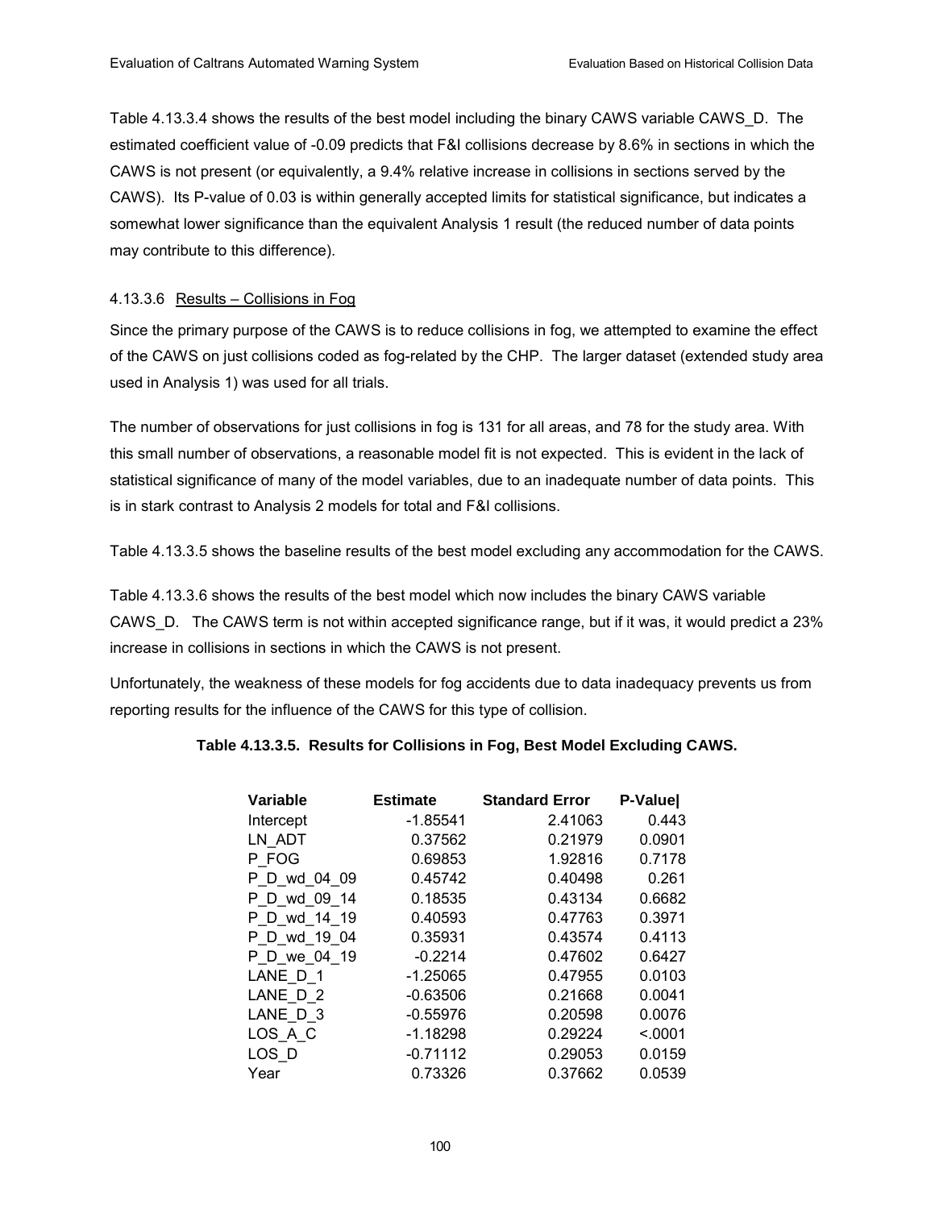Table 4.13.3.4 shows the results of the best model including the binary CAWS variable CAWS_D. The estimated coefficient value of -0.09 predicts that F&I collisions decrease by 8.6% in sections in which the CAWS is not present (or equivalently, a 9.4% relative increase in collisions in sections served by the CAWS). Its P-value of 0.03 is within generally accepted limits for statistical significance, but indicates a somewhat lower significance than the equivalent Analysis 1 result (the reduced number of data points may contribute to this difference).

#### 4.13.3.6 Results – Collisions in Fog

Since the primary purpose of the CAWS is to reduce collisions in fog, we attempted to examine the effect of the CAWS on just collisions coded as fog-related by the CHP. The larger dataset (extended study area used in Analysis 1) was used for all trials.

The number of observations for just collisions in fog is 131 for all areas, and 78 for the study area. With this small number of observations, a reasonable model fit is not expected. This is evident in the lack of statistical significance of many of the model variables, due to an inadequate number of data points. This is in stark contrast to Analysis 2 models for total and F&I collisions.

Table 4.13.3.5 shows the baseline results of the best model excluding any accommodation for the CAWS.

Table 4.13.3.6 shows the results of the best model which now includes the binary CAWS variable CAWS_D. The CAWS term is not within accepted significance range, but if it was, it would predict a 23% increase in collisions in sections in which the CAWS is not present.

Unfortunately, the weakness of these models for fog accidents due to data inadequacy prevents us from reporting results for the influence of the CAWS for this type of collision.

**Table 4.13.3.5. Results for Collisions in Fog, Best Model Excluding CAWS.**

| Variable | Estimate | Standard Error | P-Value |
|---|---|---|---|
| Intercept | -1.85541 | 2.41063 | 0.443 |
| LN_ADT | 0.37562 | 0.21979 | 0.0901 |
| P_FOG | 0.69853 | 1.92816 | 0.7178 |
| P_D_wd_04_09 | 0.45742 | 0.40498 | 0.261 |
| P_D_wd_09_14 | 0.18535 | 0.43134 | 0.6682 |
| P_D_wd_14_19 | 0.40593 | 0.47763 | 0.3971 |
| P_D_wd_19_04 | 0.35931 | 0.43574 | 0.4113 |
| P_D_we_04_19 | -0.2214 | 0.47602 | 0.6427 |
| LANE_D_1 | -1.25065 | 0.47955 | 0.0103 |
| LANE_D_2 | -0.63506 | 0.21668 | 0.0041 |
| LANE_D_3 | -0.55976 | 0.20598 | 0.0076 |
| LOS_A_C | -1.18298 | 0.29224 | <.0001 |
| LOS_D | -0.71112 | 0.29053 | 0.0159 |
| Year | 0.73326 | 0.37662 | 0.0539 |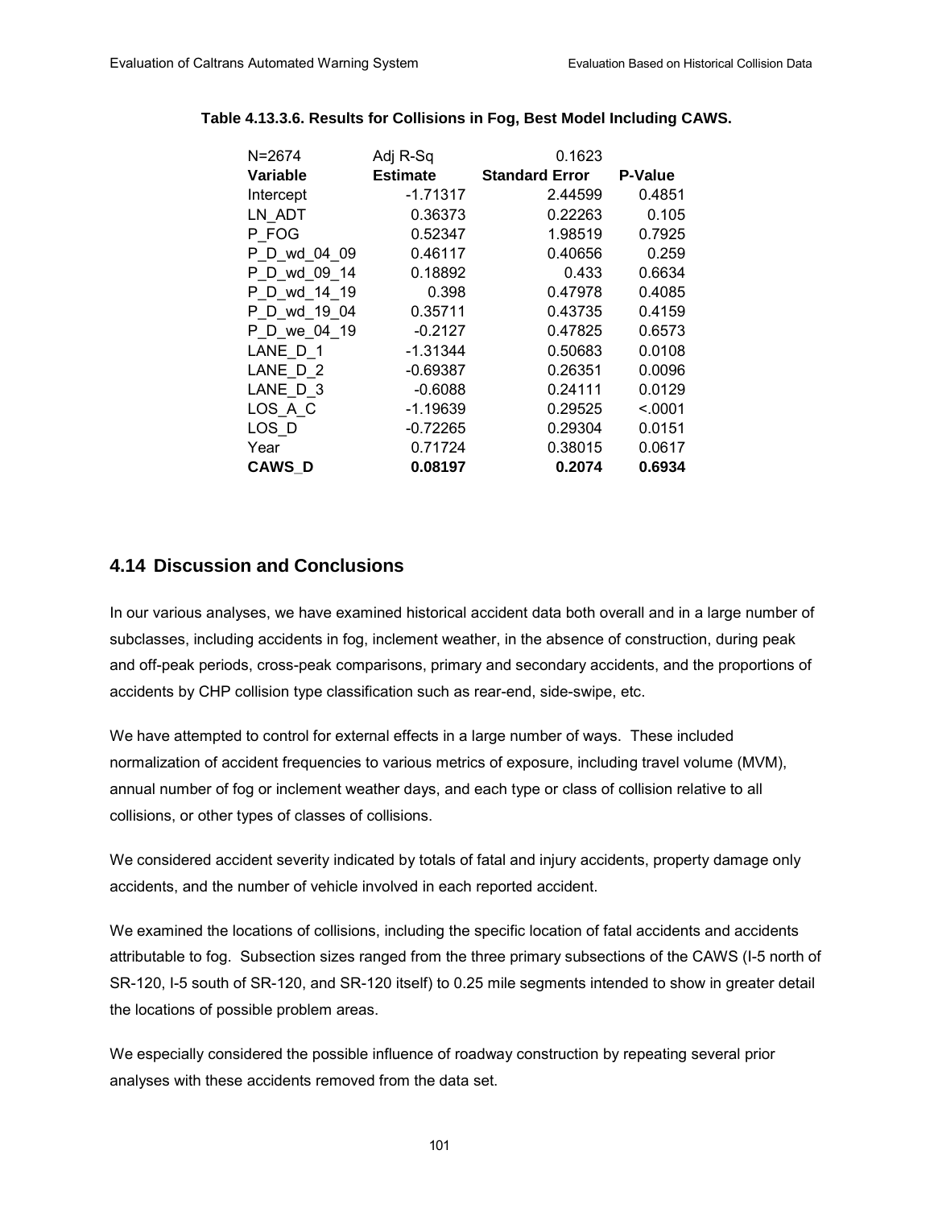**Table 4.13.3.6. Results for Collisions in Fog, Best Model Including CAWS.**

| N=2674 | Adj R-Sq | 0.1623 | |
|---|---|---|---|
| **Variable** | **Estimate** | **Standard Error** | **P-Value** |
| Intercept | -1.71317 | 2.44599 | 0.4851 |
| LN_ADT | 0.36373 | 0.22263 | 0.105 |
| P_FOG | 0.52347 | 1.98519 | 0.7925 |
| P_D_wd_04_09 | 0.46117 | 0.40656 | 0.259 |
| P_D_wd_09_14 | 0.18892 | 0.433 | 0.6634 |
| P_D_wd_14_19 | 0.398 | 0.47978 | 0.4085 |
| P_D_wd_19_04 | 0.35711 | 0.43735 | 0.4159 |
| P_D_we_04_19 | -0.2127 | 0.47825 | 0.6573 |
| LANE_D_1 | -1.31344 | 0.50683 | 0.0108 |
| LANE_D_2 | -0.69387 | 0.26351 | 0.0096 |
| LANE_D_3 | -0.6088 | 0.24111 | 0.0129 |
| LOS_A_C | -1.19639 | 0.29525 | <.0001 |
| LOS_D | -0.72265 | 0.29304 | 0.0151 |
| Year | 0.71724 | 0.38015 | 0.0617 |
| **CAWS_D** | **0.08197** | **0.2074** | **0.6934** |

## 4.14 Discussion and Conclusions

In our various analyses, we have examined historical accident data both overall and in a large number of subclasses, including accidents in fog, inclement weather, in the absence of construction, during peak and off-peak periods, cross-peak comparisons, primary and secondary accidents, and the proportions of accidents by CHP collision type classification such as rear-end, side-swipe, etc.

We have attempted to control for external effects in a large number of ways. These included normalization of accident frequencies to various metrics of exposure, including travel volume (MVM), annual number of fog or inclement weather days, and each type or class of collision relative to all collisions, or other types of classes of collisions.

We considered accident severity indicated by totals of fatal and injury accidents, property damage only accidents, and the number of vehicle involved in each reported accident.

We examined the locations of collisions, including the specific location of fatal accidents and accidents attributable to fog. Subsection sizes ranged from the three primary subsections of the CAWS (I-5 north of SR-120, I-5 south of SR-120, and SR-120 itself) to 0.25 mile segments intended to show in greater detail the locations of possible problem areas.

We especially considered the possible influence of roadway construction by repeating several prior analyses with these accidents removed from the data set.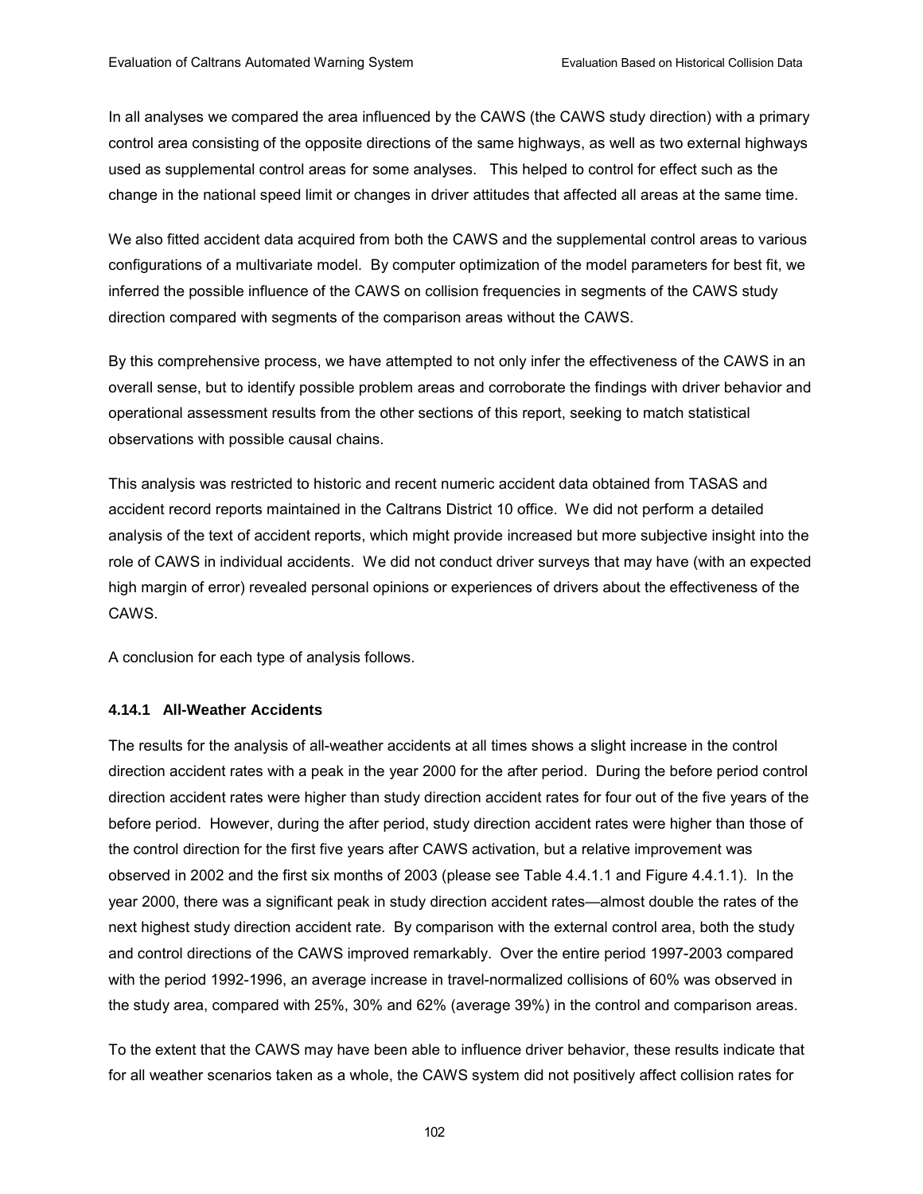In all analyses we compared the area influenced by the CAWS (the CAWS study direction) with a primary control area consisting of the opposite directions of the same highways, as well as two external highways used as supplemental control areas for some analyses. This helped to control for effect such as the change in the national speed limit or changes in driver attitudes that affected all areas at the same time.

We also fitted accident data acquired from both the CAWS and the supplemental control areas to various configurations of a multivariate model. By computer optimization of the model parameters for best fit, we inferred the possible influence of the CAWS on collision frequencies in segments of the CAWS study direction compared with segments of the comparison areas without the CAWS.

By this comprehensive process, we have attempted to not only infer the effectiveness of the CAWS in an overall sense, but to identify possible problem areas and corroborate the findings with driver behavior and operational assessment results from the other sections of this report, seeking to match statistical observations with possible causal chains.

This analysis was restricted to historic and recent numeric accident data obtained from TASAS and accident record reports maintained in the Caltrans District 10 office. We did not perform a detailed analysis of the text of accident reports, which might provide increased but more subjective insight into the role of CAWS in individual accidents. We did not conduct driver surveys that may have (with an expected high margin of error) revealed personal opinions or experiences of drivers about the effectiveness of the CAWS.

A conclusion for each type of analysis follows.

### 4.14.1 All-Weather Accidents

The results for the analysis of all-weather accidents at all times shows a slight increase in the control direction accident rates with a peak in the year 2000 for the after period. During the before period control direction accident rates were higher than study direction accident rates for four out of the five years of the before period. However, during the after period, study direction accident rates were higher than those of the control direction for the first five years after CAWS activation, but a relative improvement was observed in 2002 and the first six months of 2003 (please see Table 4.4.1.1 and Figure 4.4.1.1). In the year 2000, there was a significant peak in study direction accident rates—almost double the rates of the next highest study direction accident rate. By comparison with the external control area, both the study and control directions of the CAWS improved remarkably. Over the entire period 1997-2003 compared with the period 1992-1996, an average increase in travel-normalized collisions of 60% was observed in the study area, compared with 25%, 30% and 62% (average 39%) in the control and comparison areas.

To the extent that the CAWS may have been able to influence driver behavior, these results indicate that for all weather scenarios taken as a whole, the CAWS system did not positively affect collision rates for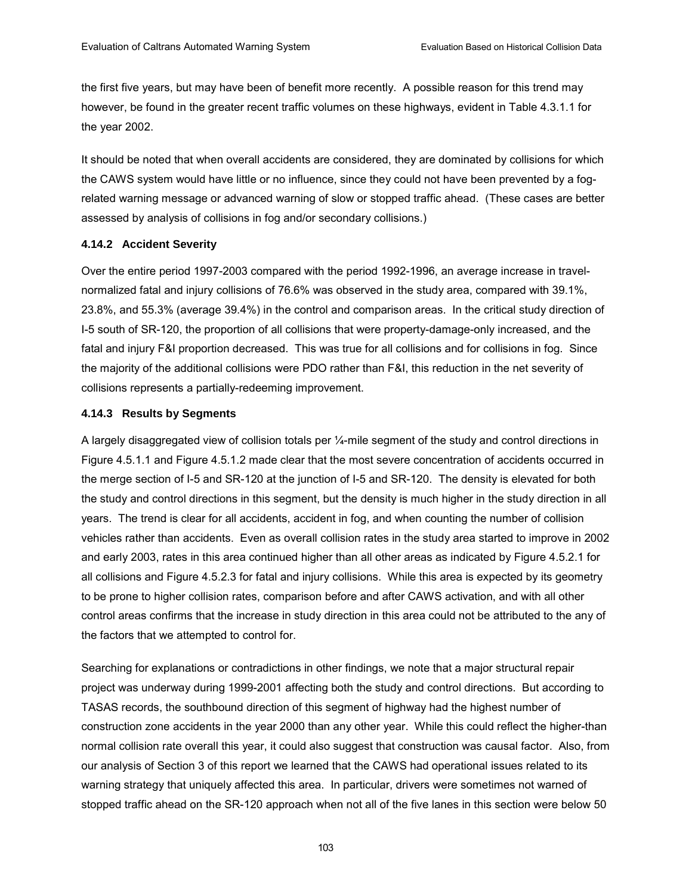the first five years, but may have been of benefit more recently. A possible reason for this trend may however, be found in the greater recent traffic volumes on these highways, evident in Table 4.3.1.1 for the year 2002.

It should be noted that when overall accidents are considered, they are dominated by collisions for which the CAWS system would have little or no influence, since they could not have been prevented by a fog-related warning message or advanced warning of slow or stopped traffic ahead. (These cases are better assessed by analysis of collisions in fog and/or secondary collisions.)

### 4.14.2 Accident Severity

Over the entire period 1997-2003 compared with the period 1992-1996, an average increase in travel-normalized fatal and injury collisions of 76.6% was observed in the study area, compared with 39.1%, 23.8%, and 55.3% (average 39.4%) in the control and comparison areas. In the critical study direction of I-5 south of SR-120, the proportion of all collisions that were property-damage-only increased, and the fatal and injury F&I proportion decreased. This was true for all collisions and for collisions in fog. Since the majority of the additional collisions were PDO rather than F&I, this reduction in the net severity of collisions represents a partially-redeeming improvement.

### 4.14.3 Results by Segments

A largely disaggregated view of collision totals per ¼-mile segment of the study and control directions in Figure 4.5.1.1 and Figure 4.5.1.2 made clear that the most severe concentration of accidents occurred in the merge section of I-5 and SR-120 at the junction of I-5 and SR-120. The density is elevated for both the study and control directions in this segment, but the density is much higher in the study direction in all years. The trend is clear for all accidents, accident in fog, and when counting the number of collision vehicles rather than accidents. Even as overall collision rates in the study area started to improve in 2002 and early 2003, rates in this area continued higher than all other areas as indicated by Figure 4.5.2.1 for all collisions and Figure 4.5.2.3 for fatal and injury collisions. While this area is expected by its geometry to be prone to higher collision rates, comparison before and after CAWS activation, and with all other control areas confirms that the increase in study direction in this area could not be attributed to the any of the factors that we attempted to control for.

Searching for explanations or contradictions in other findings, we note that a major structural repair project was underway during 1999-2001 affecting both the study and control directions. But according to TASAS records, the southbound direction of this segment of highway had the highest number of construction zone accidents in the year 2000 than any other year. While this could reflect the higher-than normal collision rate overall this year, it could also suggest that construction was causal factor. Also, from our analysis of Section 3 of this report we learned that the CAWS had operational issues related to its warning strategy that uniquely affected this area. In particular, drivers were sometimes not warned of stopped traffic ahead on the SR-120 approach when not all of the five lanes in this section were below 50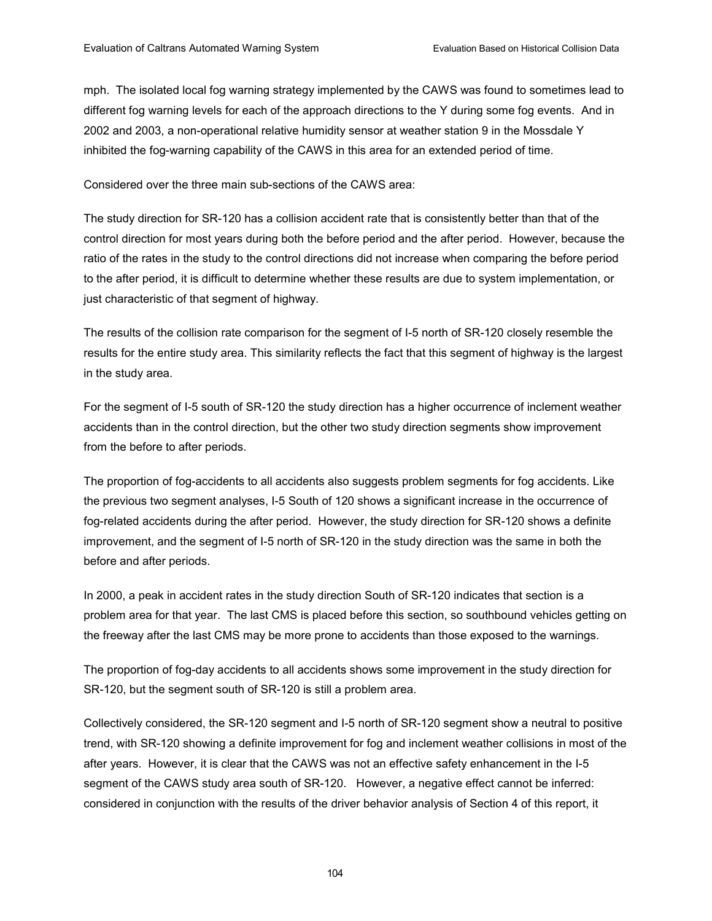mph. The isolated local fog warning strategy implemented by the CAWS was found to sometimes lead to different fog warning levels for each of the approach directions to the Y during some fog events. And in 2002 and 2003, a non-operational relative humidity sensor at weather station 9 in the Mossdale Y inhibited the fog-warning capability of the CAWS in this area for an extended period of time.

Considered over the three main sub-sections of the CAWS area:

The study direction for SR-120 has a collision accident rate that is consistently better than that of the control direction for most years during both the before period and the after period. However, because the ratio of the rates in the study to the control directions did not increase when comparing the before period to the after period, it is difficult to determine whether these results are due to system implementation, or just characteristic of that segment of highway.

The results of the collision rate comparison for the segment of I-5 north of SR-120 closely resemble the results for the entire study area. This similarity reflects the fact that this segment of highway is the largest in the study area.

For the segment of I-5 south of SR-120 the study direction has a higher occurrence of inclement weather accidents than in the control direction, but the other two study direction segments show improvement from the before to after periods.

The proportion of fog-accidents to all accidents also suggests problem segments for fog accidents. Like the previous two segment analyses, I-5 South of 120 shows a significant increase in the occurrence of fog-related accidents during the after period. However, the study direction for SR-120 shows a definite improvement, and the segment of I-5 north of SR-120 in the study direction was the same in both the before and after periods.

In 2000, a peak in accident rates in the study direction South of SR-120 indicates that section is a problem area for that year. The last CMS is placed before this section, so southbound vehicles getting on the freeway after the last CMS may be more prone to accidents than those exposed to the warnings.

The proportion of fog-day accidents to all accidents shows some improvement in the study direction for SR-120, but the segment south of SR-120 is still a problem area.

Collectively considered, the SR-120 segment and I-5 north of SR-120 segment show a neutral to positive trend, with SR-120 showing a definite improvement for fog and inclement weather collisions in most of the after years. However, it is clear that the CAWS was not an effective safety enhancement in the I-5 segment of the CAWS study area south of SR-120. However, a negative effect cannot be inferred: considered in conjunction with the results of the driver behavior analysis of Section 4 of this report, it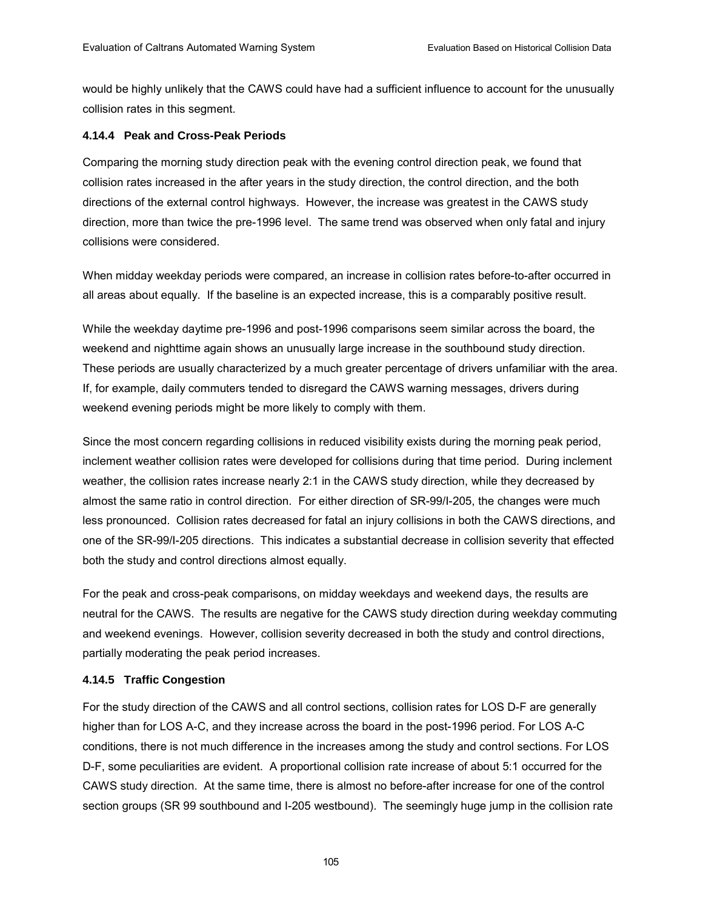would be highly unlikely that the CAWS could have had a sufficient influence to account for the unusually collision rates in this segment.

#### 4.14.4 Peak and Cross-Peak Periods

Comparing the morning study direction peak with the evening control direction peak, we found that collision rates increased in the after years in the study direction, the control direction, and the both directions of the external control highways. However, the increase was greatest in the CAWS study direction, more than twice the pre-1996 level. The same trend was observed when only fatal and injury collisions were considered.

When midday weekday periods were compared, an increase in collision rates before-to-after occurred in all areas about equally. If the baseline is an expected increase, this is a comparably positive result.

While the weekday daytime pre-1996 and post-1996 comparisons seem similar across the board, the weekend and nighttime again shows an unusually large increase in the southbound study direction. These periods are usually characterized by a much greater percentage of drivers unfamiliar with the area. If, for example, daily commuters tended to disregard the CAWS warning messages, drivers during weekend evening periods might be more likely to comply with them.

Since the most concern regarding collisions in reduced visibility exists during the morning peak period, inclement weather collision rates were developed for collisions during that time period. During inclement weather, the collision rates increase nearly 2:1 in the CAWS study direction, while they decreased by almost the same ratio in control direction. For either direction of SR-99/I-205, the changes were much less pronounced. Collision rates decreased for fatal an injury collisions in both the CAWS directions, and one of the SR-99/I-205 directions. This indicates a substantial decrease in collision severity that effected both the study and control directions almost equally.

For the peak and cross-peak comparisons, on midday weekdays and weekend days, the results are neutral for the CAWS. The results are negative for the CAWS study direction during weekday commuting and weekend evenings. However, collision severity decreased in both the study and control directions, partially moderating the peak period increases.

#### 4.14.5 Traffic Congestion

For the study direction of the CAWS and all control sections, collision rates for LOS D-F are generally higher than for LOS A-C, and they increase across the board in the post-1996 period. For LOS A-C conditions, there is not much difference in the increases among the study and control sections. For LOS D-F, some peculiarities are evident. A proportional collision rate increase of about 5:1 occurred for the CAWS study direction. At the same time, there is almost no before-after increase for one of the control section groups (SR 99 southbound and I-205 westbound). The seemingly huge jump in the collision rate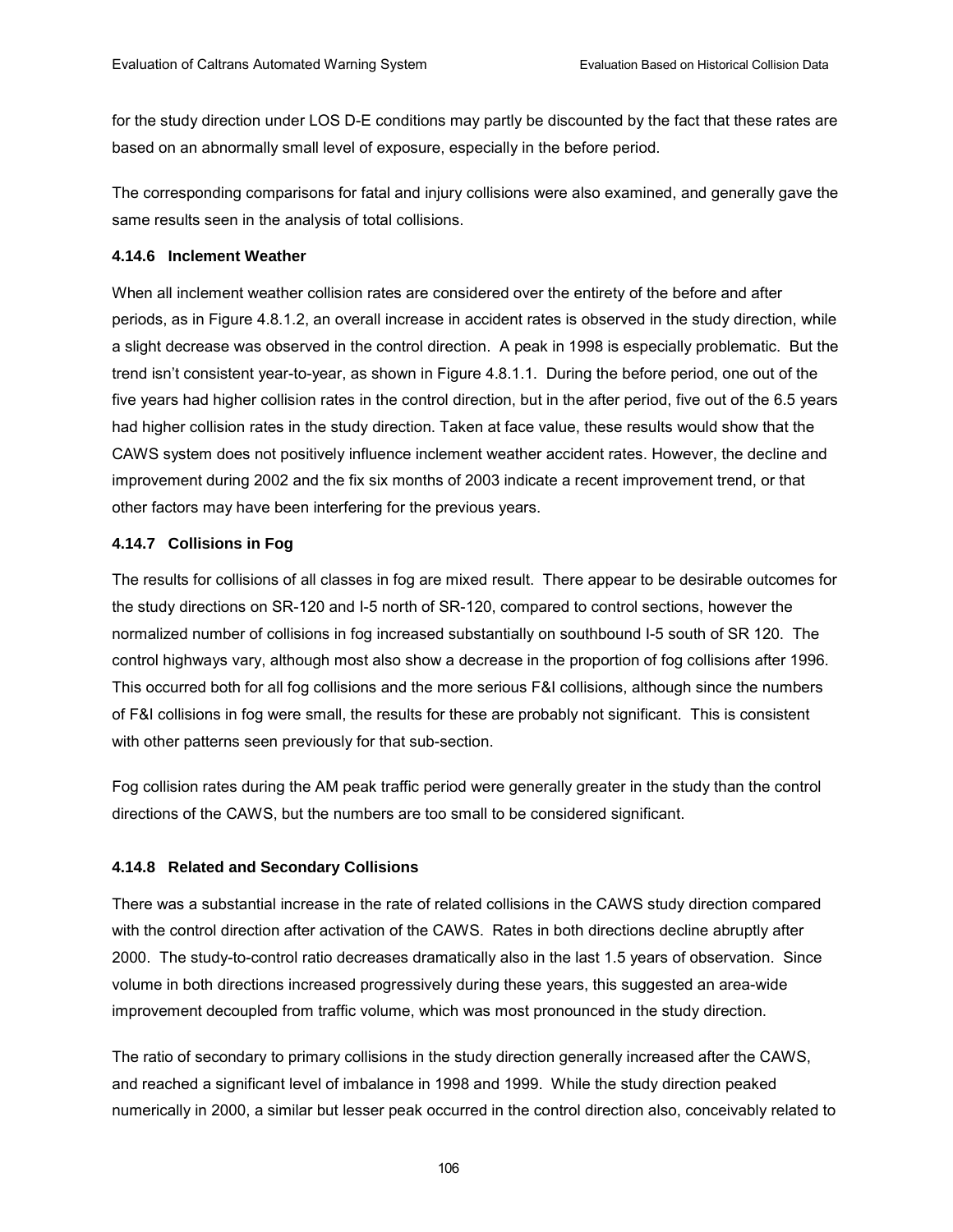for the study direction under LOS D-E conditions may partly be discounted by the fact that these rates are based on an abnormally small level of exposure, especially in the before period.

The corresponding comparisons for fatal and injury collisions were also examined, and generally gave the same results seen in the analysis of total collisions.

### 4.14.6 Inclement Weather

When all inclement weather collision rates are considered over the entirety of the before and after periods, as in Figure 4.8.1.2, an overall increase in accident rates is observed in the study direction, while a slight decrease was observed in the control direction. A peak in 1998 is especially problematic. But the trend isn't consistent year-to-year, as shown in Figure 4.8.1.1. During the before period, one out of the five years had higher collision rates in the control direction, but in the after period, five out of the 6.5 years had higher collision rates in the study direction. Taken at face value, these results would show that the CAWS system does not positively influence inclement weather accident rates. However, the decline and improvement during 2002 and the fix six months of 2003 indicate a recent improvement trend, or that other factors may have been interfering for the previous years.

### 4.14.7 Collisions in Fog

The results for collisions of all classes in fog are mixed result. There appear to be desirable outcomes for the study directions on SR-120 and I-5 north of SR-120, compared to control sections, however the normalized number of collisions in fog increased substantially on southbound I-5 south of SR 120. The control highways vary, although most also show a decrease in the proportion of fog collisions after 1996. This occurred both for all fog collisions and the more serious F&I collisions, although since the numbers of F&I collisions in fog were small, the results for these are probably not significant. This is consistent with other patterns seen previously for that sub-section.

Fog collision rates during the AM peak traffic period were generally greater in the study than the control directions of the CAWS, but the numbers are too small to be considered significant.

### 4.14.8 Related and Secondary Collisions

There was a substantial increase in the rate of related collisions in the CAWS study direction compared with the control direction after activation of the CAWS. Rates in both directions decline abruptly after 2000. The study-to-control ratio decreases dramatically also in the last 1.5 years of observation. Since volume in both directions increased progressively during these years, this suggested an area-wide improvement decoupled from traffic volume, which was most pronounced in the study direction.

The ratio of secondary to primary collisions in the study direction generally increased after the CAWS, and reached a significant level of imbalance in 1998 and 1999. While the study direction peaked numerically in 2000, a similar but lesser peak occurred in the control direction also, conceivably related to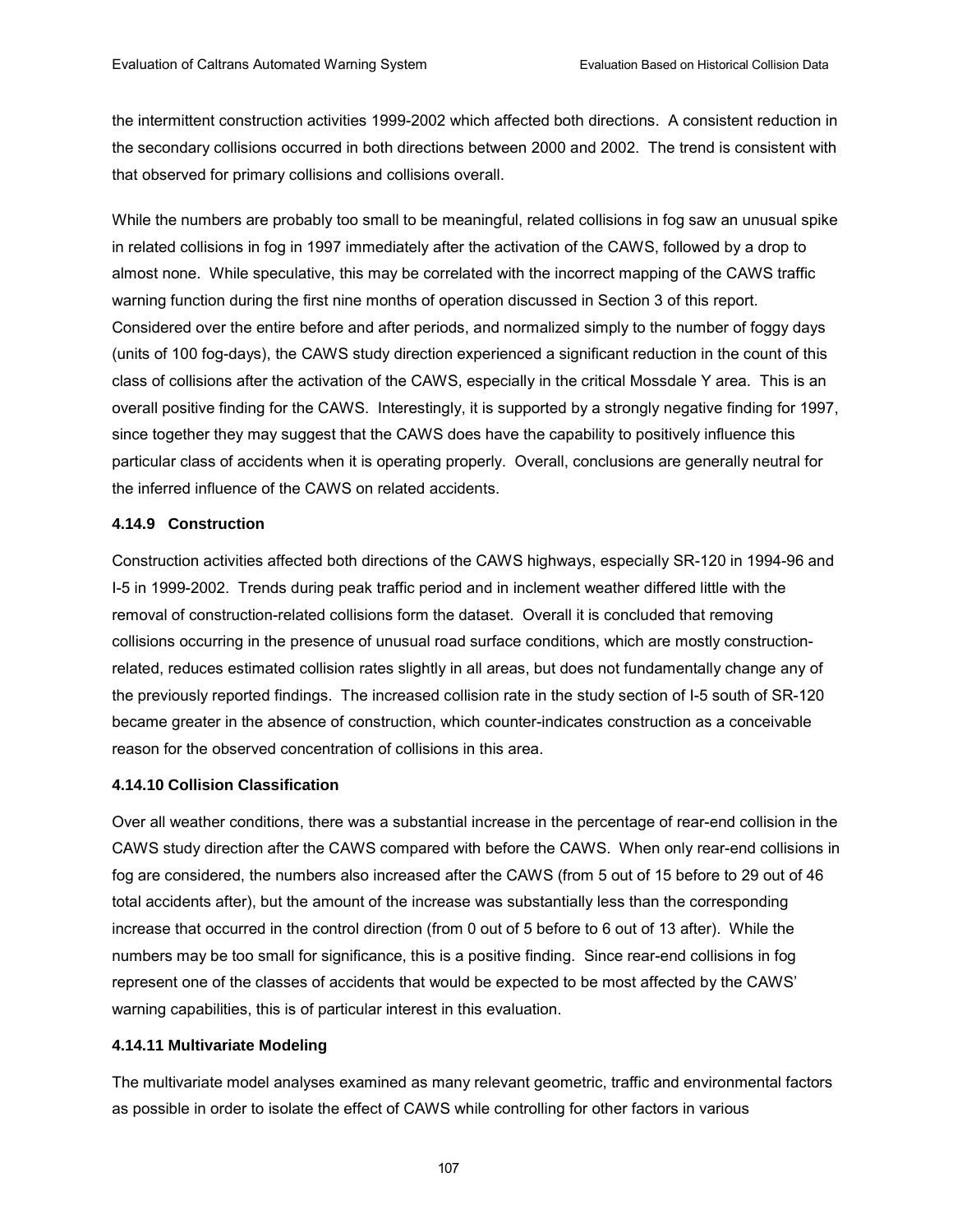the intermittent construction activities 1999-2002 which affected both directions. A consistent reduction in the secondary collisions occurred in both directions between 2000 and 2002. The trend is consistent with that observed for primary collisions and collisions overall.

While the numbers are probably too small to be meaningful, related collisions in fog saw an unusual spike in related collisions in fog in 1997 immediately after the activation of the CAWS, followed by a drop to almost none. While speculative, this may be correlated with the incorrect mapping of the CAWS traffic warning function during the first nine months of operation discussed in Section 3 of this report. Considered over the entire before and after periods, and normalized simply to the number of foggy days (units of 100 fog-days), the CAWS study direction experienced a significant reduction in the count of this class of collisions after the activation of the CAWS, especially in the critical Mossdale Y area. This is an overall positive finding for the CAWS. Interestingly, it is supported by a strongly negative finding for 1997, since together they may suggest that the CAWS does have the capability to positively influence this particular class of accidents when it is operating properly. Overall, conclusions are generally neutral for the inferred influence of the CAWS on related accidents.

#### 4.14.9 Construction

Construction activities affected both directions of the CAWS highways, especially SR-120 in 1994-96 and I-5 in 1999-2002. Trends during peak traffic period and in inclement weather differed little with the removal of construction-related collisions form the dataset. Overall it is concluded that removing collisions occurring in the presence of unusual road surface conditions, which are mostly construction-related, reduces estimated collision rates slightly in all areas, but does not fundamentally change any of the previously reported findings. The increased collision rate in the study section of I-5 south of SR-120 became greater in the absence of construction, which counter-indicates construction as a conceivable reason for the observed concentration of collisions in this area.

#### 4.14.10 Collision Classification

Over all weather conditions, there was a substantial increase in the percentage of rear-end collision in the CAWS study direction after the CAWS compared with before the CAWS. When only rear-end collisions in fog are considered, the numbers also increased after the CAWS (from 5 out of 15 before to 29 out of 46 total accidents after), but the amount of the increase was substantially less than the corresponding increase that occurred in the control direction (from 0 out of 5 before to 6 out of 13 after). While the numbers may be too small for significance, this is a positive finding. Since rear-end collisions in fog represent one of the classes of accidents that would be expected to be most affected by the CAWS' warning capabilities, this is of particular interest in this evaluation.

#### 4.14.11 Multivariate Modeling

The multivariate model analyses examined as many relevant geometric, traffic and environmental factors as possible in order to isolate the effect of CAWS while controlling for other factors in various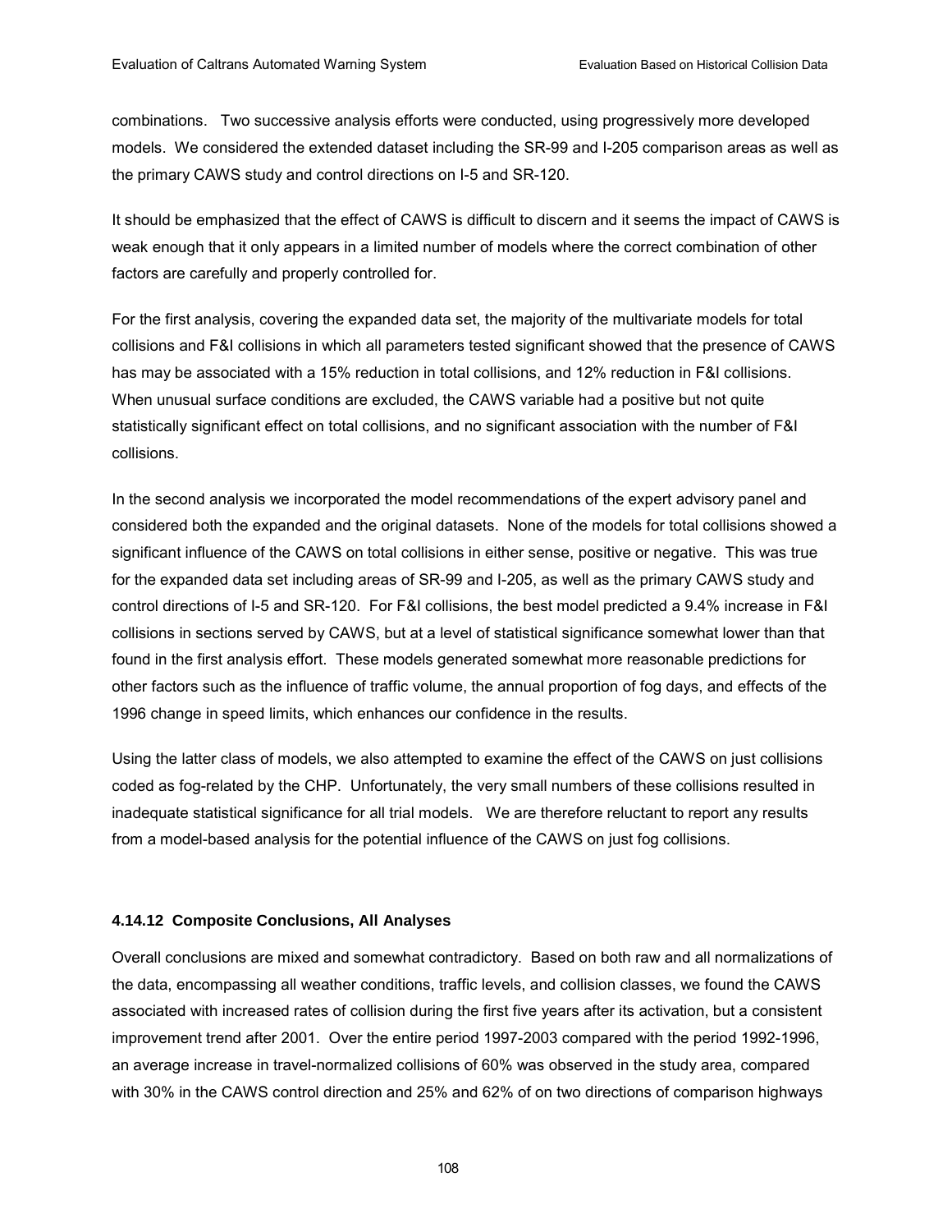combinations. Two successive analysis efforts were conducted, using progressively more developed models. We considered the extended dataset including the SR-99 and I-205 comparison areas as well as the primary CAWS study and control directions on I-5 and SR-120.

It should be emphasized that the effect of CAWS is difficult to discern and it seems the impact of CAWS is weak enough that it only appears in a limited number of models where the correct combination of other factors are carefully and properly controlled for.

For the first analysis, covering the expanded data set, the majority of the multivariate models for total collisions and F&I collisions in which all parameters tested significant showed that the presence of CAWS has may be associated with a 15% reduction in total collisions, and 12% reduction in F&I collisions. When unusual surface conditions are excluded, the CAWS variable had a positive but not quite statistically significant effect on total collisions, and no significant association with the number of F&I collisions.

In the second analysis we incorporated the model recommendations of the expert advisory panel and considered both the expanded and the original datasets. None of the models for total collisions showed a significant influence of the CAWS on total collisions in either sense, positive or negative. This was true for the expanded data set including areas of SR-99 and I-205, as well as the primary CAWS study and control directions of I-5 and SR-120. For F&I collisions, the best model predicted a 9.4% increase in F&I collisions in sections served by CAWS, but at a level of statistical significance somewhat lower than that found in the first analysis effort. These models generated somewhat more reasonable predictions for other factors such as the influence of traffic volume, the annual proportion of fog days, and effects of the 1996 change in speed limits, which enhances our confidence in the results.

Using the latter class of models, we also attempted to examine the effect of the CAWS on just collisions coded as fog-related by the CHP. Unfortunately, the very small numbers of these collisions resulted in inadequate statistical significance for all trial models. We are therefore reluctant to report any results from a model-based analysis for the potential influence of the CAWS on just fog collisions.

#### 4.14.12 Composite Conclusions, All Analyses

Overall conclusions are mixed and somewhat contradictory. Based on both raw and all normalizations of the data, encompassing all weather conditions, traffic levels, and collision classes, we found the CAWS associated with increased rates of collision during the first five years after its activation, but a consistent improvement trend after 2001. Over the entire period 1997-2003 compared with the period 1992-1996, an average increase in travel-normalized collisions of 60% was observed in the study area, compared with 30% in the CAWS control direction and 25% and 62% of on two directions of comparison highways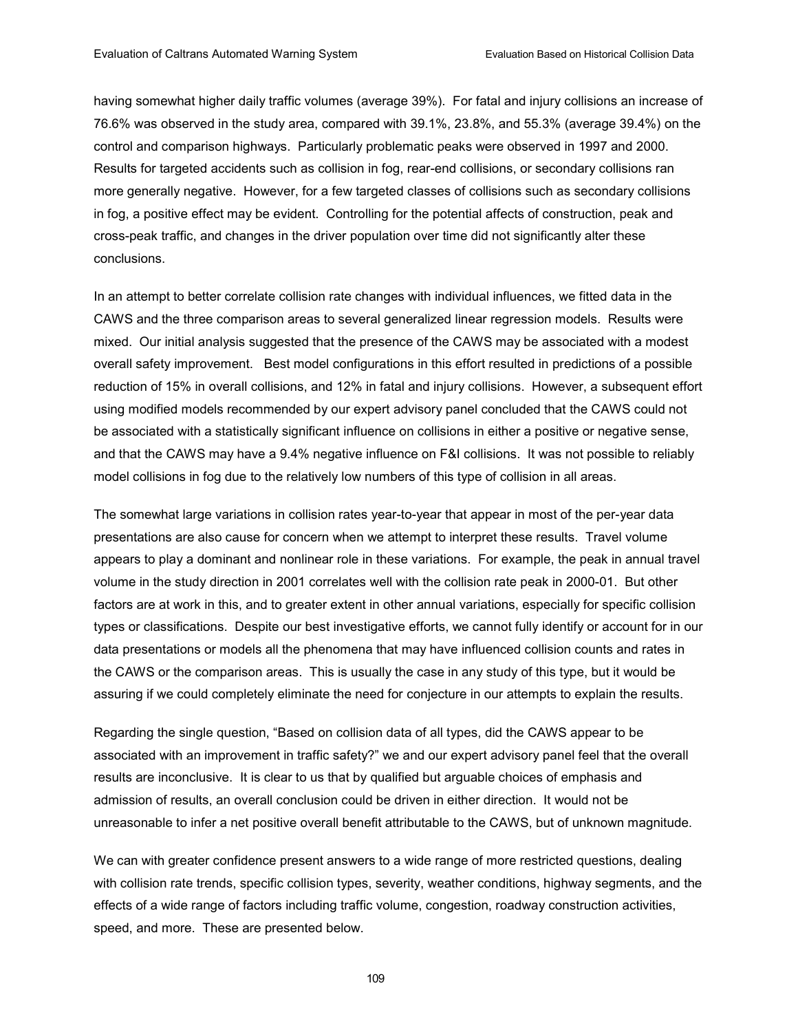having somewhat higher daily traffic volumes (average 39%). For fatal and injury collisions an increase of 76.6% was observed in the study area, compared with 39.1%, 23.8%, and 55.3% (average 39.4%) on the control and comparison highways. Particularly problematic peaks were observed in 1997 and 2000. Results for targeted accidents such as collision in fog, rear-end collisions, or secondary collisions ran more generally negative. However, for a few targeted classes of collisions such as secondary collisions in fog, a positive effect may be evident. Controlling for the potential affects of construction, peak and cross-peak traffic, and changes in the driver population over time did not significantly alter these conclusions.

In an attempt to better correlate collision rate changes with individual influences, we fitted data in the CAWS and the three comparison areas to several generalized linear regression models. Results were mixed. Our initial analysis suggested that the presence of the CAWS may be associated with a modest overall safety improvement. Best model configurations in this effort resulted in predictions of a possible reduction of 15% in overall collisions, and 12% in fatal and injury collisions. However, a subsequent effort using modified models recommended by our expert advisory panel concluded that the CAWS could not be associated with a statistically significant influence on collisions in either a positive or negative sense, and that the CAWS may have a 9.4% negative influence on F&I collisions. It was not possible to reliably model collisions in fog due to the relatively low numbers of this type of collision in all areas.

The somewhat large variations in collision rates year-to-year that appear in most of the per-year data presentations are also cause for concern when we attempt to interpret these results. Travel volume appears to play a dominant and nonlinear role in these variations. For example, the peak in annual travel volume in the study direction in 2001 correlates well with the collision rate peak in 2000-01. But other factors are at work in this, and to greater extent in other annual variations, especially for specific collision types or classifications. Despite our best investigative efforts, we cannot fully identify or account for in our data presentations or models all the phenomena that may have influenced collision counts and rates in the CAWS or the comparison areas. This is usually the case in any study of this type, but it would be assuring if we could completely eliminate the need for conjecture in our attempts to explain the results.

Regarding the single question, "Based on collision data of all types, did the CAWS appear to be associated with an improvement in traffic safety?" we and our expert advisory panel feel that the overall results are inconclusive. It is clear to us that by qualified but arguable choices of emphasis and admission of results, an overall conclusion could be driven in either direction. It would not be unreasonable to infer a net positive overall benefit attributable to the CAWS, but of unknown magnitude.

We can with greater confidence present answers to a wide range of more restricted questions, dealing with collision rate trends, specific collision types, severity, weather conditions, highway segments, and the effects of a wide range of factors including traffic volume, congestion, roadway construction activities, speed, and more. These are presented below.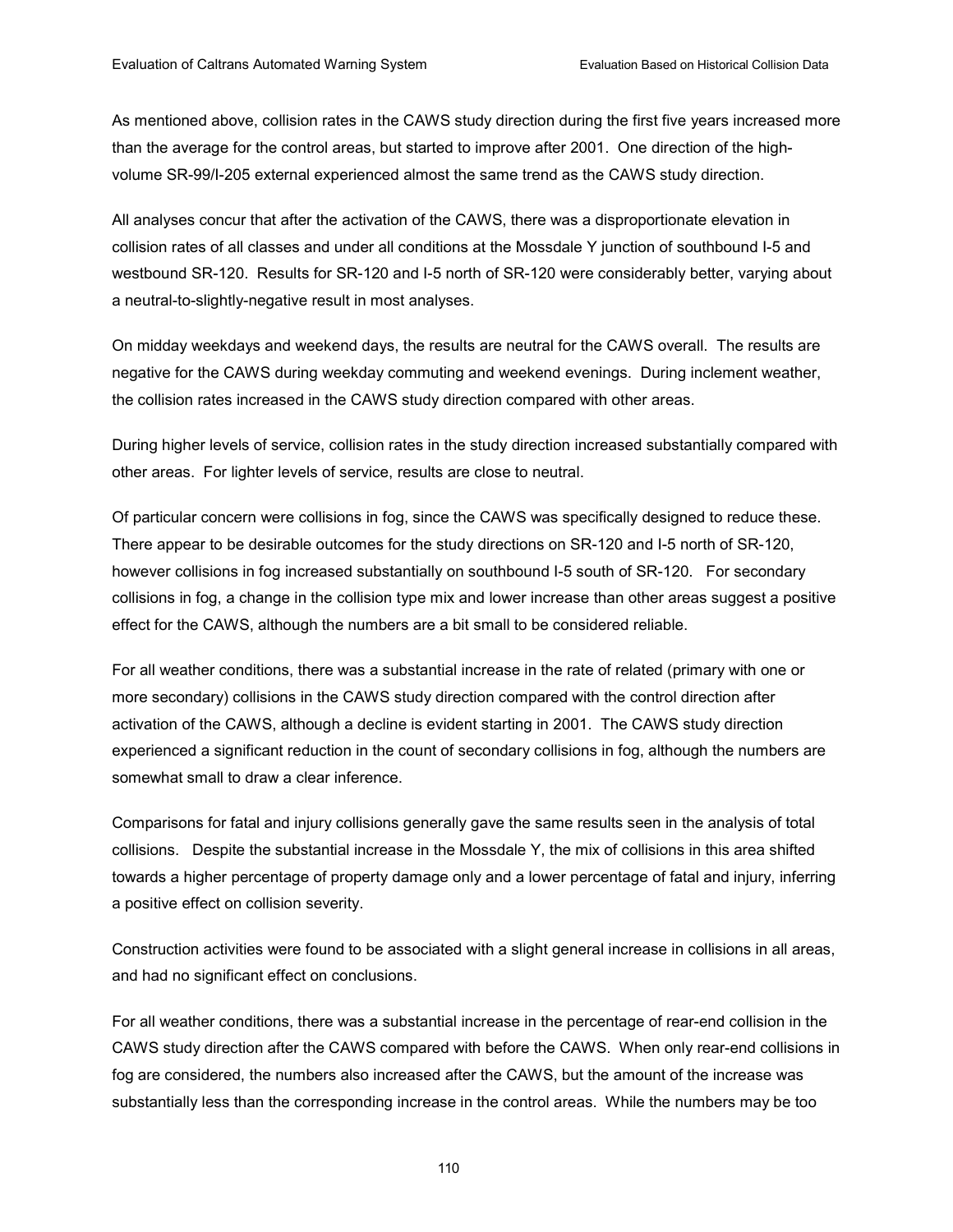As mentioned above, collision rates in the CAWS study direction during the first five years increased more than the average for the control areas, but started to improve after 2001. One direction of the high-volume SR-99/I-205 external experienced almost the same trend as the CAWS study direction.

All analyses concur that after the activation of the CAWS, there was a disproportionate elevation in collision rates of all classes and under all conditions at the Mossdale Y junction of southbound I-5 and westbound SR-120. Results for SR-120 and I-5 north of SR-120 were considerably better, varying about a neutral-to-slightly-negative result in most analyses.

On midday weekdays and weekend days, the results are neutral for the CAWS overall. The results are negative for the CAWS during weekday commuting and weekend evenings. During inclement weather, the collision rates increased in the CAWS study direction compared with other areas.

During higher levels of service, collision rates in the study direction increased substantially compared with other areas. For lighter levels of service, results are close to neutral.

Of particular concern were collisions in fog, since the CAWS was specifically designed to reduce these. There appear to be desirable outcomes for the study directions on SR-120 and I-5 north of SR-120, however collisions in fog increased substantially on southbound I-5 south of SR-120. For secondary collisions in fog, a change in the collision type mix and lower increase than other areas suggest a positive effect for the CAWS, although the numbers are a bit small to be considered reliable.

For all weather conditions, there was a substantial increase in the rate of related (primary with one or more secondary) collisions in the CAWS study direction compared with the control direction after activation of the CAWS, although a decline is evident starting in 2001. The CAWS study direction experienced a significant reduction in the count of secondary collisions in fog, although the numbers are somewhat small to draw a clear inference.

Comparisons for fatal and injury collisions generally gave the same results seen in the analysis of total collisions. Despite the substantial increase in the Mossdale Y, the mix of collisions in this area shifted towards a higher percentage of property damage only and a lower percentage of fatal and injury, inferring a positive effect on collision severity.

Construction activities were found to be associated with a slight general increase in collisions in all areas, and had no significant effect on conclusions.

For all weather conditions, there was a substantial increase in the percentage of rear-end collision in the CAWS study direction after the CAWS compared with before the CAWS. When only rear-end collisions in fog are considered, the numbers also increased after the CAWS, but the amount of the increase was substantially less than the corresponding increase in the control areas. While the numbers may be too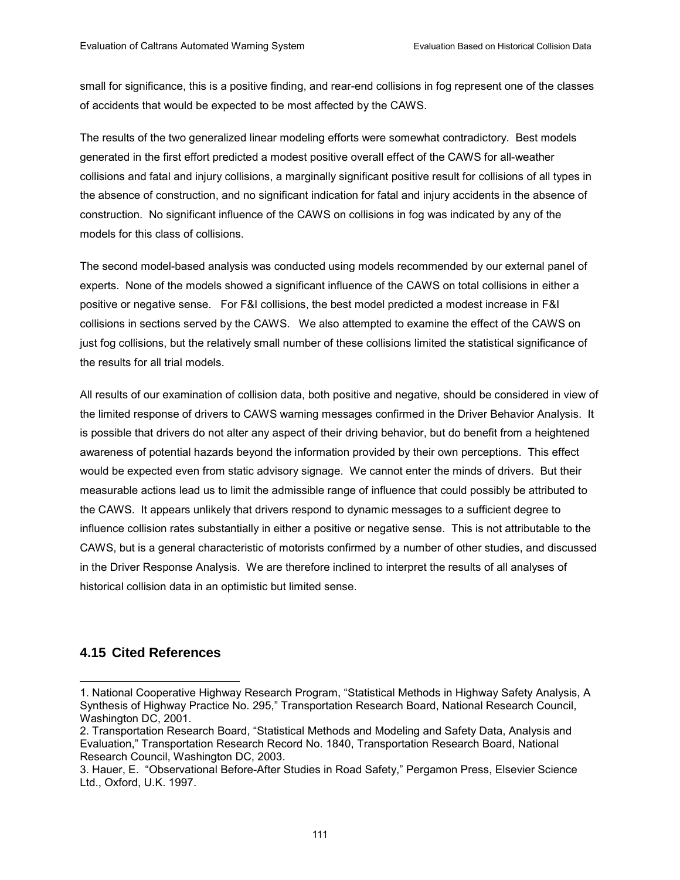small for significance, this is a positive finding, and rear-end collisions in fog represent one of the classes of accidents that would be expected to be most affected by the CAWS.

The results of the two generalized linear modeling efforts were somewhat contradictory. Best models generated in the first effort predicted a modest positive overall effect of the CAWS for all-weather collisions and fatal and injury collisions, a marginally significant positive result for collisions of all types in the absence of construction, and no significant indication for fatal and injury accidents in the absence of construction. No significant influence of the CAWS on collisions in fog was indicated by any of the models for this class of collisions.

The second model-based analysis was conducted using models recommended by our external panel of experts. None of the models showed a significant influence of the CAWS on total collisions in either a positive or negative sense. For F&I collisions, the best model predicted a modest increase in F&I collisions in sections served by the CAWS. We also attempted to examine the effect of the CAWS on just fog collisions, but the relatively small number of these collisions limited the statistical significance of the results for all trial models.

All results of our examination of collision data, both positive and negative, should be considered in view of the limited response of drivers to CAWS warning messages confirmed in the Driver Behavior Analysis. It is possible that drivers do not alter any aspect of their driving behavior, but do benefit from a heightened awareness of potential hazards beyond the information provided by their own perceptions. This effect would be expected even from static advisory signage. We cannot enter the minds of drivers. But their measurable actions lead us to limit the admissible range of influence that could possibly be attributed to the CAWS. It appears unlikely that drivers respond to dynamic messages to a sufficient degree to influence collision rates substantially in either a positive or negative sense. This is not attributable to the CAWS, but is a general characteristic of motorists confirmed by a number of other studies, and discussed in the Driver Response Analysis. We are therefore inclined to interpret the results of all analyses of historical collision data in an optimistic but limited sense.

## 4.15 Cited References

1. National Cooperative Highway Research Program, "Statistical Methods in Highway Safety Analysis, A Synthesis of Highway Practice No. 295," Transportation Research Board, National Research Council, Washington DC, 2001.
2. Transportation Research Board, "Statistical Methods and Modeling and Safety Data, Analysis and Evaluation," Transportation Research Record No. 1840, Transportation Research Board, National Research Council, Washington DC, 2003.
3. Hauer, E. "Observational Before-After Studies in Road Safety," Pergamon Press, Elsevier Science Ltd., Oxford, U.K. 1997.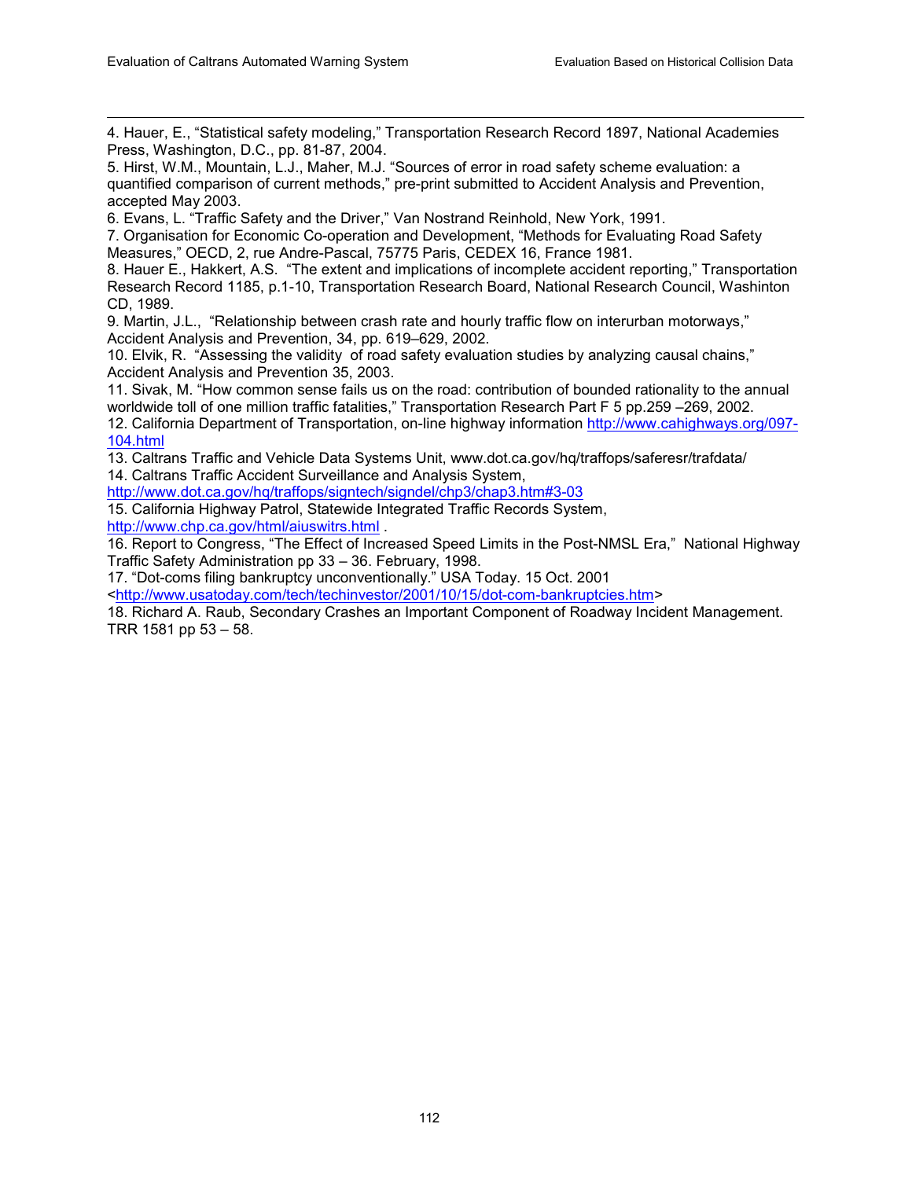4. Hauer, E., "Statistical safety modeling," Transportation Research Record 1897, National Academies Press, Washington, D.C., pp. 81-87, 2004.

5. Hirst, W.M., Mountain, L.J., Maher, M.J. "Sources of error in road safety scheme evaluation: a quantified comparison of current methods," pre-print submitted to Accident Analysis and Prevention, accepted May 2003.

6. Evans, L. "Traffic Safety and the Driver," Van Nostrand Reinhold, New York, 1991.

7. Organisation for Economic Co-operation and Development, "Methods for Evaluating Road Safety Measures," OECD, 2, rue Andre-Pascal, 75775 Paris, CEDEX 16, France 1981.

8. Hauer E., Hakkert, A.S. "The extent and implications of incomplete accident reporting," Transportation Research Record 1185, p.1-10, Transportation Research Board, National Research Council, Washinton CD, 1989.

9. Martin, J.L., "Relationship between crash rate and hourly traffic flow on interurban motorways," Accident Analysis and Prevention, 34, pp. 619–629, 2002.

10. Elvik, R. "Assessing the validity of road safety evaluation studies by analyzing causal chains," Accident Analysis and Prevention 35, 2003.

11. Sivak, M. "How common sense fails us on the road: contribution of bounded rationality to the annual worldwide toll of one million traffic fatalities," Transportation Research Part F 5 pp.259 –269, 2002.

12. California Department of Transportation, on-line highway information http://www.cahighways.org/097-104.html

13. Caltrans Traffic and Vehicle Data Systems Unit, www.dot.ca.gov/hq/traffops/saferesr/trafdata/

14. Caltrans Traffic Accident Surveillance and Analysis System, http://www.dot.ca.gov/hq/traffops/signtech/signdel/chp3/chap3.htm#3-03

15. California Highway Patrol, Statewide Integrated Traffic Records System, http://www.chp.ca.gov/html/aiuswitrs.html .

16. Report to Congress, "The Effect of Increased Speed Limits in the Post-NMSL Era," National Highway Traffic Safety Administration pp 33 – 36. February, 1998.

17. "Dot-coms filing bankruptcy unconventionally." USA Today. 15 Oct. 2001 <http://www.usatoday.com/tech/techinvestor/2001/10/15/dot-com-bankruptcies.htm>

18. Richard A. Raub, Secondary Crashes an Important Component of Roadway Incident Management. TRR 1581 pp 53 – 58.